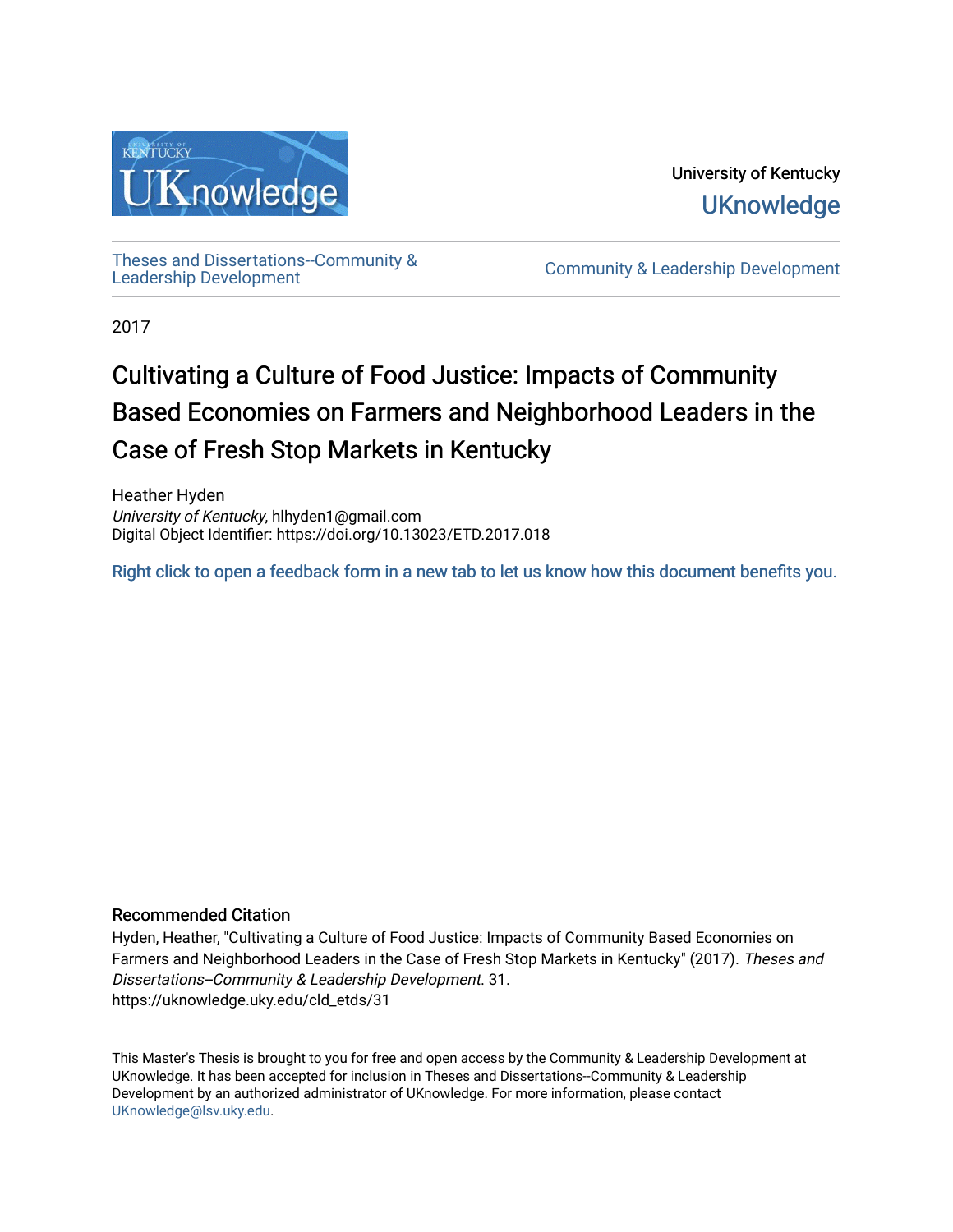University of Kentucky

UKnowledge

Theses and Dissertations--Community & Leadership Development

Community & Leadership Development

2017

# Cultivating a Culture of Food Justice: Impacts of Community Based Economies on Farmers and Neighborhood Leaders in the Case of Fresh Stop Markets in Kentucky

Heather Hyden
*University of Kentucky*, hlhyden1@gmail.com
Digital Object Identifier: https://doi.org/10.13023/ETD.2017.018

Right click to open a feedback form in a new tab to let us know how this document benefits you.

### Recommended Citation

Hyden, Heather, "Cultivating a Culture of Food Justice: Impacts of Community Based Economies on Farmers and Neighborhood Leaders in the Case of Fresh Stop Markets in Kentucky" (2017). *Theses and Dissertations--Community & Leadership Development*. 31.
https://uknowledge.uky.edu/cld_etds/31

This Master's Thesis is brought to you for free and open access by the Community & Leadership Development at UKnowledge. It has been accepted for inclusion in Theses and Dissertations--Community & Leadership Development by an authorized administrator of UKnowledge. For more information, please contact UKnowledge@lsv.uky.edu.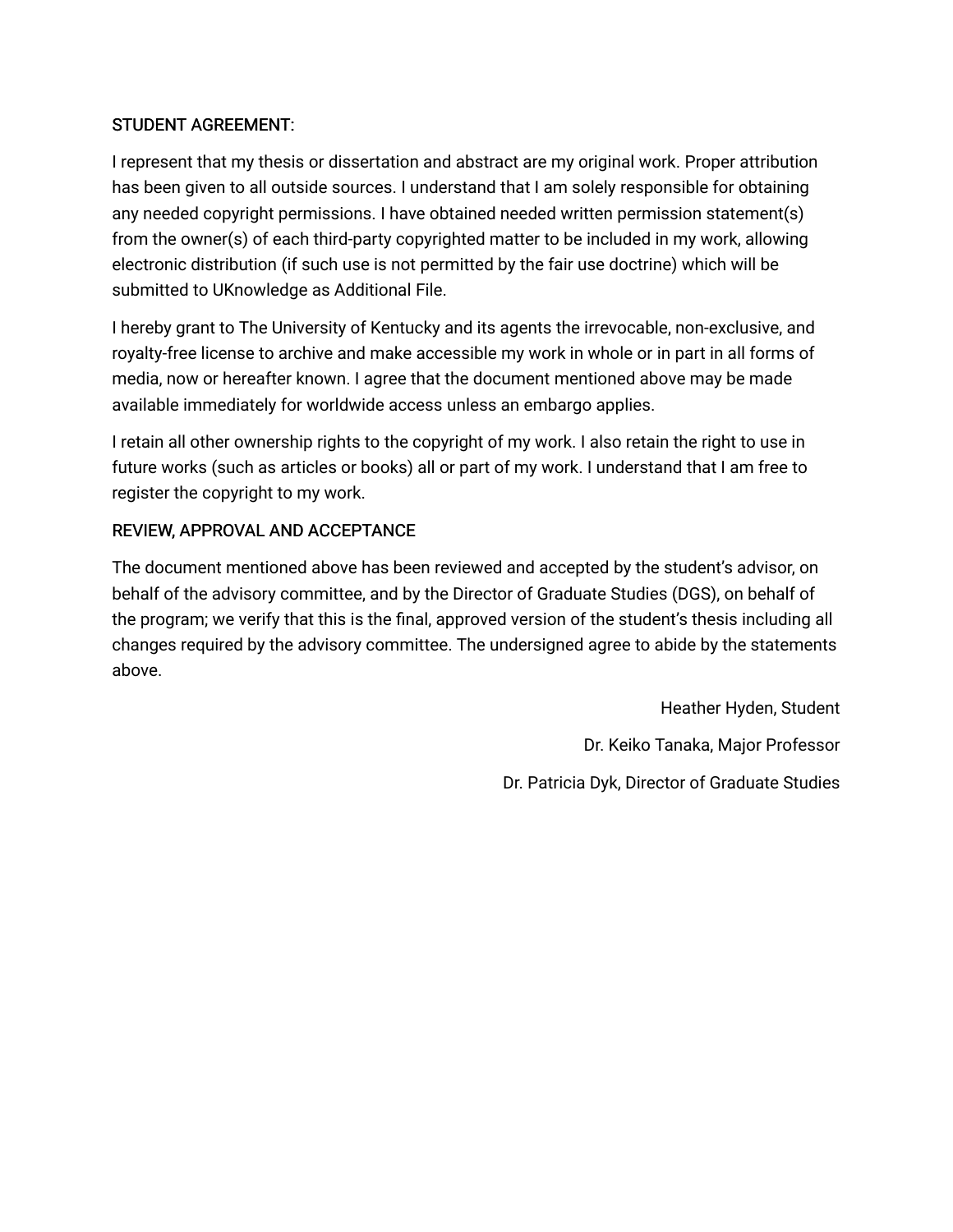## STUDENT AGREEMENT:

I represent that my thesis or dissertation and abstract are my original work. Proper attribution has been given to all outside sources. I understand that I am solely responsible for obtaining any needed copyright permissions. I have obtained needed written permission statement(s) from the owner(s) of each third-party copyrighted matter to be included in my work, allowing electronic distribution (if such use is not permitted by the fair use doctrine) which will be submitted to UKnowledge as Additional File.

I hereby grant to The University of Kentucky and its agents the irrevocable, non-exclusive, and royalty-free license to archive and make accessible my work in whole or in part in all forms of media, now or hereafter known. I agree that the document mentioned above may be made available immediately for worldwide access unless an embargo applies.

I retain all other ownership rights to the copyright of my work. I also retain the right to use in future works (such as articles or books) all or part of my work. I understand that I am free to register the copyright to my work.

## REVIEW, APPROVAL AND ACCEPTANCE

The document mentioned above has been reviewed and accepted by the student's advisor, on behalf of the advisory committee, and by the Director of Graduate Studies (DGS), on behalf of the program; we verify that this is the final, approved version of the student's thesis including all changes required by the advisory committee. The undersigned agree to abide by the statements above.

Heather Hyden, Student

Dr. Keiko Tanaka, Major Professor

Dr. Patricia Dyk, Director of Graduate Studies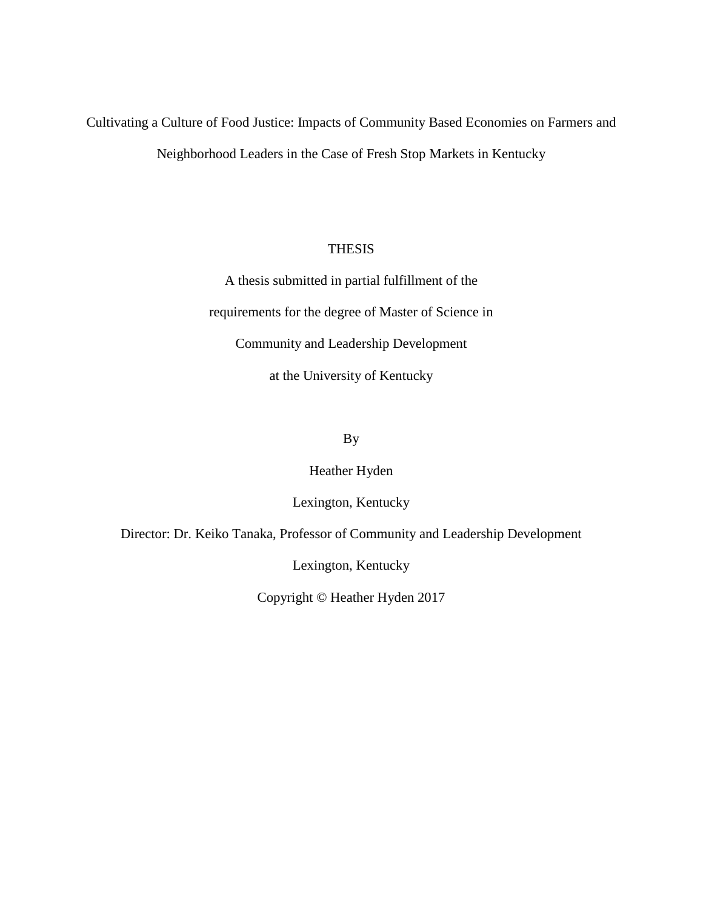Cultivating a Culture of Food Justice: Impacts of Community Based Economies on Farmers and Neighborhood Leaders in the Case of Fresh Stop Markets in Kentucky

THESIS

A thesis submitted in partial fulfillment of the

requirements for the degree of Master of Science in

Community and Leadership Development

at the University of Kentucky

By

Heather Hyden

Lexington, Kentucky

Director: Dr. Keiko Tanaka, Professor of Community and Leadership Development

Lexington, Kentucky

Copyright © Heather Hyden 2017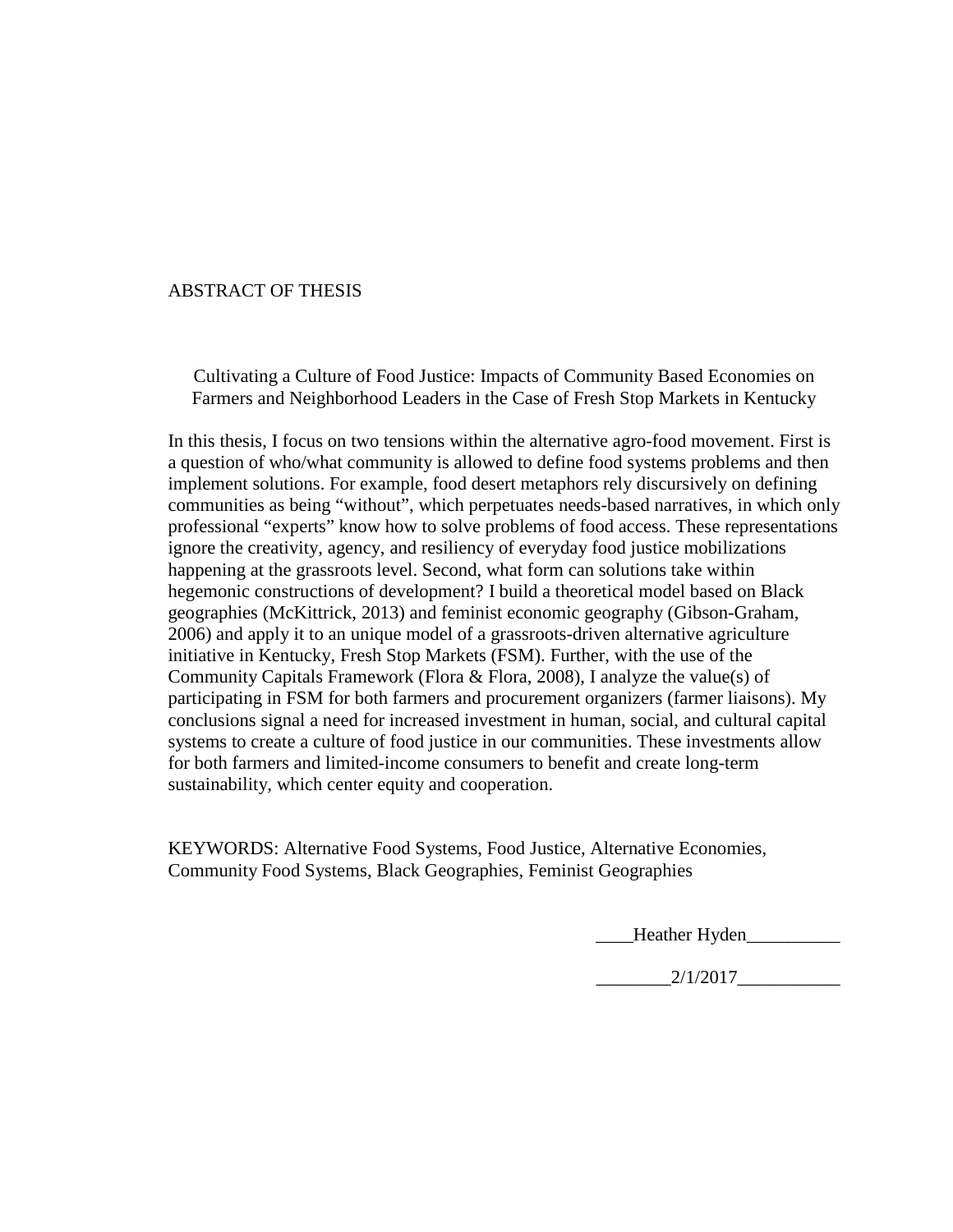# ABSTRACT OF THESIS

## Cultivating a Culture of Food Justice: Impacts of Community Based Economies on Farmers and Neighborhood Leaders in the Case of Fresh Stop Markets in Kentucky

In this thesis, I focus on two tensions within the alternative agro-food movement. First is a question of who/what community is allowed to define food systems problems and then implement solutions. For example, food desert metaphors rely discursively on defining communities as being "without", which perpetuates needs-based narratives, in which only professional "experts" know how to solve problems of food access. These representations ignore the creativity, agency, and resiliency of everyday food justice mobilizations happening at the grassroots level. Second, what form can solutions take within hegemonic constructions of development? I build a theoretical model based on Black geographies (McKittrick, 2013) and feminist economic geography (Gibson-Graham, 2006) and apply it to an unique model of a grassroots-driven alternative agriculture initiative in Kentucky, Fresh Stop Markets (FSM). Further, with the use of the Community Capitals Framework (Flora & Flora, 2008), I analyze the value(s) of participating in FSM for both farmers and procurement organizers (farmer liaisons). My conclusions signal a need for increased investment in human, social, and cultural capital systems to create a culture of food justice in our communities. These investments allow for both farmers and limited-income consumers to benefit and create long-term sustainability, which center equity and cooperation.

KEYWORDS: Alternative Food Systems, Food Justice, Alternative Economies, Community Food Systems, Black Geographies, Feminist Geographies

____Heather Hyden__________

________2/1/2017___________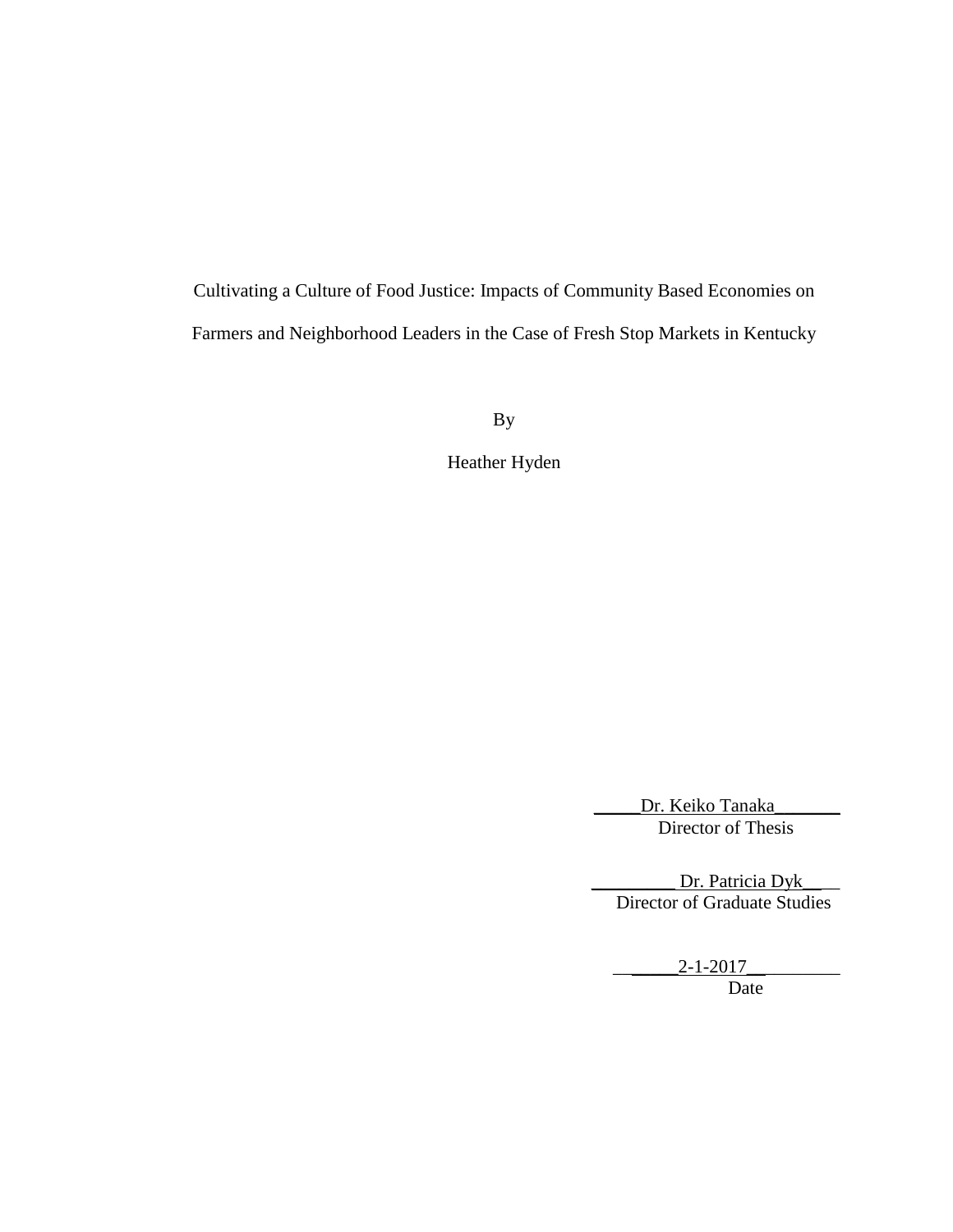Cultivating a Culture of Food Justice: Impacts of Community Based Economies on Farmers and Neighborhood Leaders in the Case of Fresh Stop Markets in Kentucky

By

Heather Hyden

Dr. Keiko Tanaka
Director of Thesis

Dr. Patricia Dyk
Director of Graduate Studies

2-1-2017
Date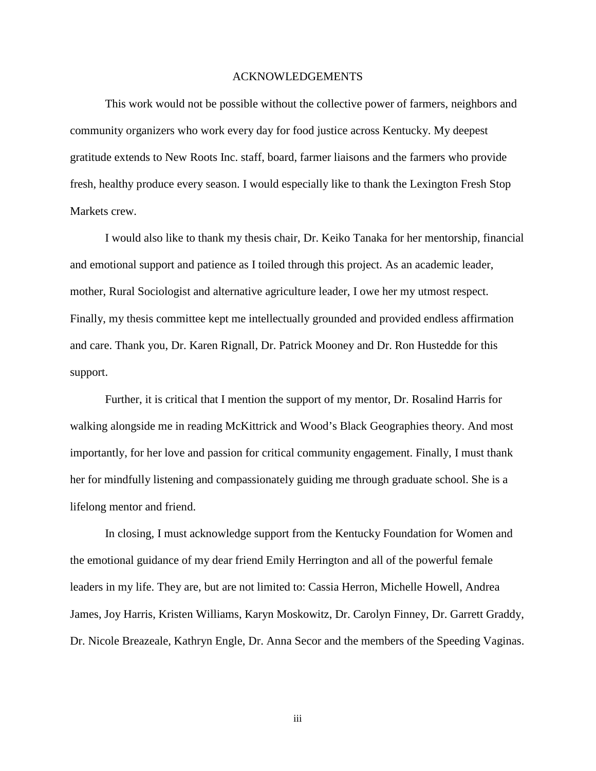# ACKNOWLEDGEMENTS

This work would not be possible without the collective power of farmers, neighbors and community organizers who work every day for food justice across Kentucky. My deepest gratitude extends to New Roots Inc. staff, board, farmer liaisons and the farmers who provide fresh, healthy produce every season. I would especially like to thank the Lexington Fresh Stop Markets crew.

I would also like to thank my thesis chair, Dr. Keiko Tanaka for her mentorship, financial and emotional support and patience as I toiled through this project. As an academic leader, mother, Rural Sociologist and alternative agriculture leader, I owe her my utmost respect. Finally, my thesis committee kept me intellectually grounded and provided endless affirmation and care. Thank you, Dr. Karen Rignall, Dr. Patrick Mooney and Dr. Ron Hustedde for this support.

Further, it is critical that I mention the support of my mentor, Dr. Rosalind Harris for walking alongside me in reading McKittrick and Wood's Black Geographies theory. And most importantly, for her love and passion for critical community engagement. Finally, I must thank her for mindfully listening and compassionately guiding me through graduate school. She is a lifelong mentor and friend.

In closing, I must acknowledge support from the Kentucky Foundation for Women and the emotional guidance of my dear friend Emily Herrington and all of the powerful female leaders in my life. They are, but are not limited to: Cassia Herron, Michelle Howell, Andrea James, Joy Harris, Kristen Williams, Karyn Moskowitz, Dr. Carolyn Finney, Dr. Garrett Graddy, Dr. Nicole Breazeale, Kathryn Engle, Dr. Anna Secor and the members of the Speeding Vaginas.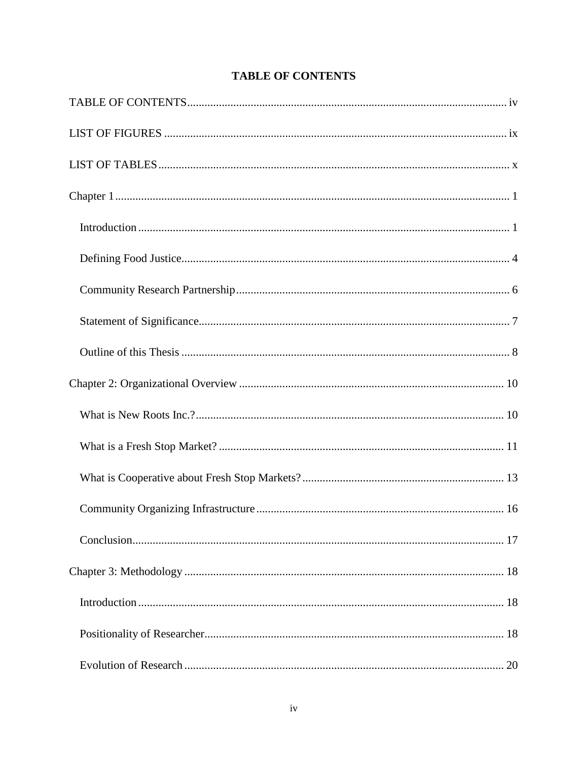# TABLE OF CONTENTS

TABLE OF CONTENTS .................................................. iv

LIST OF FIGURES .................................................. ix

LIST OF TABLES .................................................. x

Chapter 1 .................................................. 1

- Introduction .................................................. 1
- Defining Food Justice .................................................. 4
- Community Research Partnership .................................................. 6
- Statement of Significance .................................................. 7
- Outline of this Thesis .................................................. 8

Chapter 2: Organizational Overview .................................................. 10

- What is New Roots Inc.? .................................................. 10
- What is a Fresh Stop Market? .................................................. 11
- What is Cooperative about Fresh Stop Markets? .................................................. 13
- Community Organizing Infrastructure .................................................. 16
- Conclusion .................................................. 17

Chapter 3: Methodology .................................................. 18

- Introduction .................................................. 18
- Positionality of Researcher .................................................. 18
- Evolution of Research .................................................. 20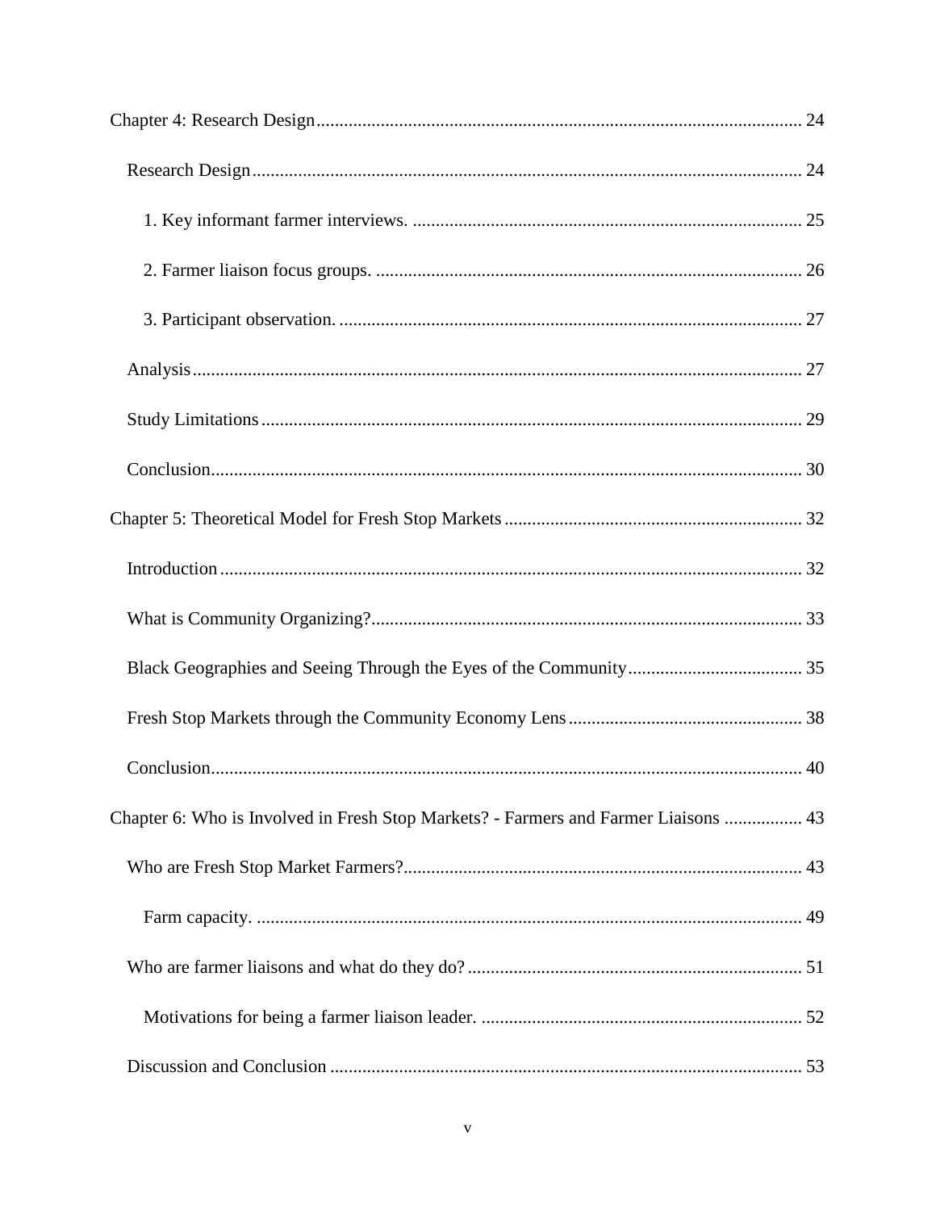Chapter 4: Research Design ........................................................................................................ 24

Research Design ..................................................................................................................... 24

1. Key informant farmer interviews. .................................................................................... 25

2. Farmer liaison focus groups. ............................................................................................ 26

3. Participant observation. .................................................................................................... 27

Analysis .................................................................................................................................. 27

Study Limitations ................................................................................................................... 29

Conclusion .............................................................................................................................. 30

Chapter 5: Theoretical Model for Fresh Stop Markets ................................................................ 32

Introduction ............................................................................................................................ 32

What is Community Organizing? ........................................................................................... 33

Black Geographies and Seeing Through the Eyes of the Community ...................................... 35

Fresh Stop Markets through the Community Economy Lens ................................................... 38

Conclusion .............................................................................................................................. 40

Chapter 6: Who is Involved in Fresh Stop Markets? - Farmers and Farmer Liaisons ................. 43

Who are Fresh Stop Market Farmers? ..................................................................................... 43

Farm capacity. ..................................................................................................................... 49

Who are farmer liaisons and what do they do? ........................................................................ 51

Motivations for being a farmer liaison leader. ..................................................................... 52

Discussion and Conclusion ..................................................................................................... 53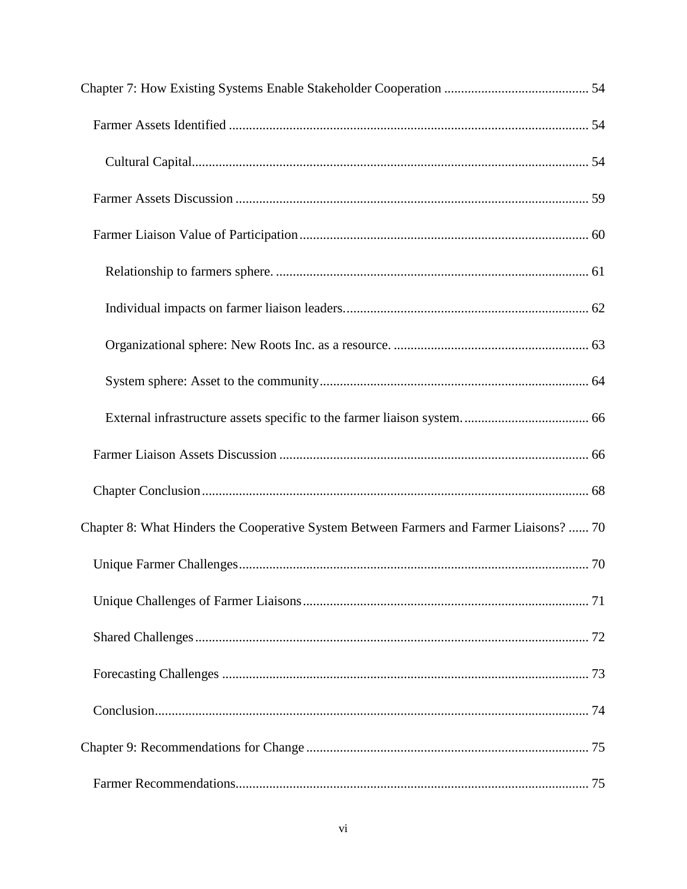Chapter 7: How Existing Systems Enable Stakeholder Cooperation ........................................... 54

Farmer Assets Identified ........................................................................................................... 54

Cultural Capital..................................................................................................................... 54

Farmer Assets Discussion ......................................................................................................... 59

Farmer Liaison Value of Participation..................................................................................... 60

Relationship to farmers sphere. ............................................................................................ 61

Individual impacts on farmer liaison leaders........................................................................ 62

Organizational sphere: New Roots Inc. as a resource. .......................................................... 63

System sphere: Asset to the community................................................................................ 64

External infrastructure assets specific to the farmer liaison system. ..................................... 66

Farmer Liaison Assets Discussion ........................................................................................... 66

Chapter Conclusion.................................................................................................................. 68

Chapter 8: What Hinders the Cooperative System Between Farmers and Farmer Liaisons? ...... 70

Unique Farmer Challenges....................................................................................................... 70

Unique Challenges of Farmer Liaisons.................................................................................... 71

Shared Challenges.................................................................................................................... 72

Forecasting Challenges ............................................................................................................ 73

Conclusion................................................................................................................................ 74

Chapter 9: Recommendations for Change .................................................................................... 75

Farmer Recommendations........................................................................................................ 75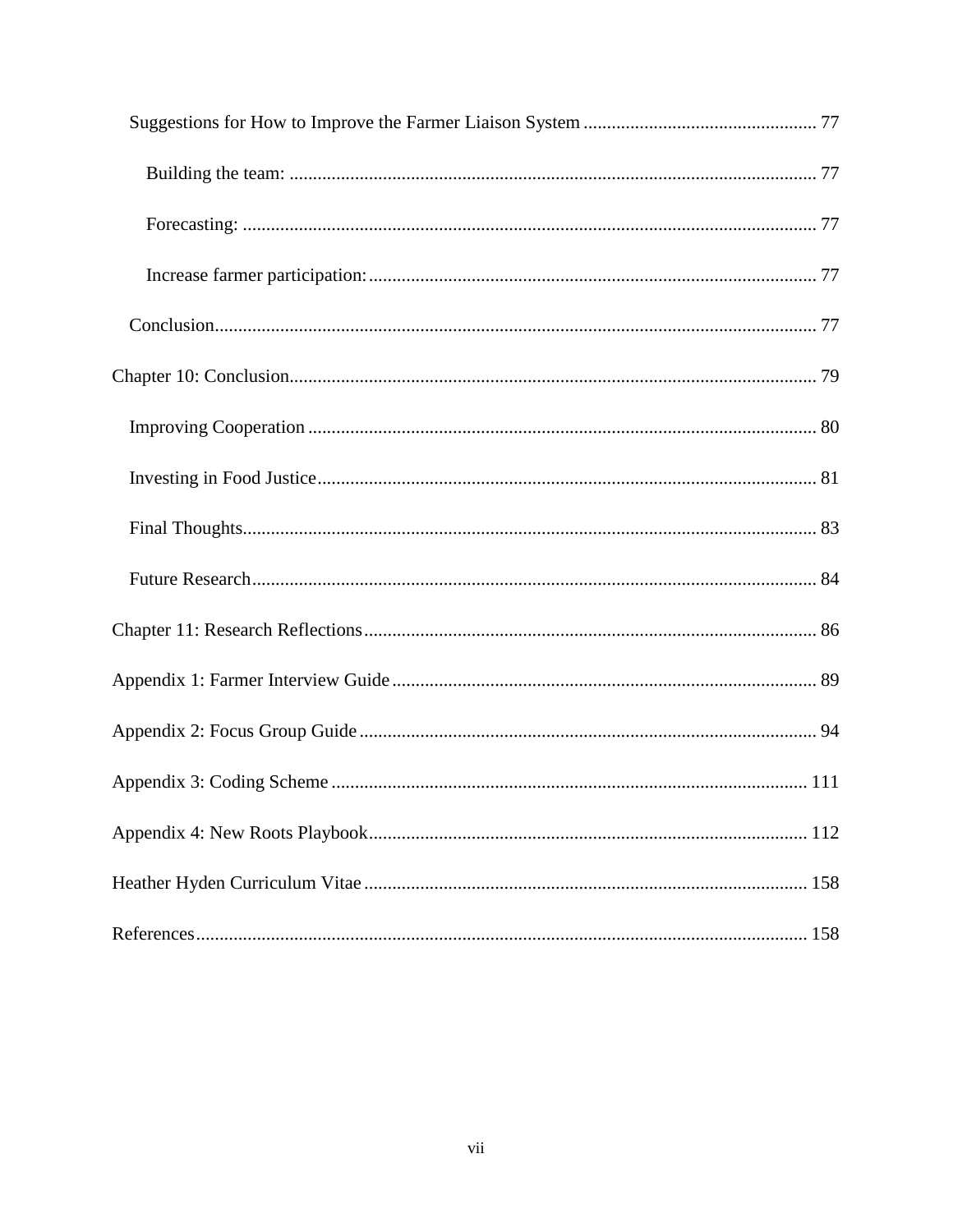Suggestions for How to Improve the Farmer Liaison System ..... 77

Building the team: ..... 77

Forecasting: ..... 77

Increase farmer participation: ..... 77

Conclusion ..... 77

Chapter 10: Conclusion ..... 79

Improving Cooperation ..... 80

Investing in Food Justice ..... 81

Final Thoughts ..... 83

Future Research ..... 84

Chapter 11: Research Reflections ..... 86

Appendix 1: Farmer Interview Guide ..... 89

Appendix 2: Focus Group Guide ..... 94

Appendix 3: Coding Scheme ..... 111

Appendix 4: New Roots Playbook ..... 112

Heather Hyden Curriculum Vitae ..... 158

References ..... 158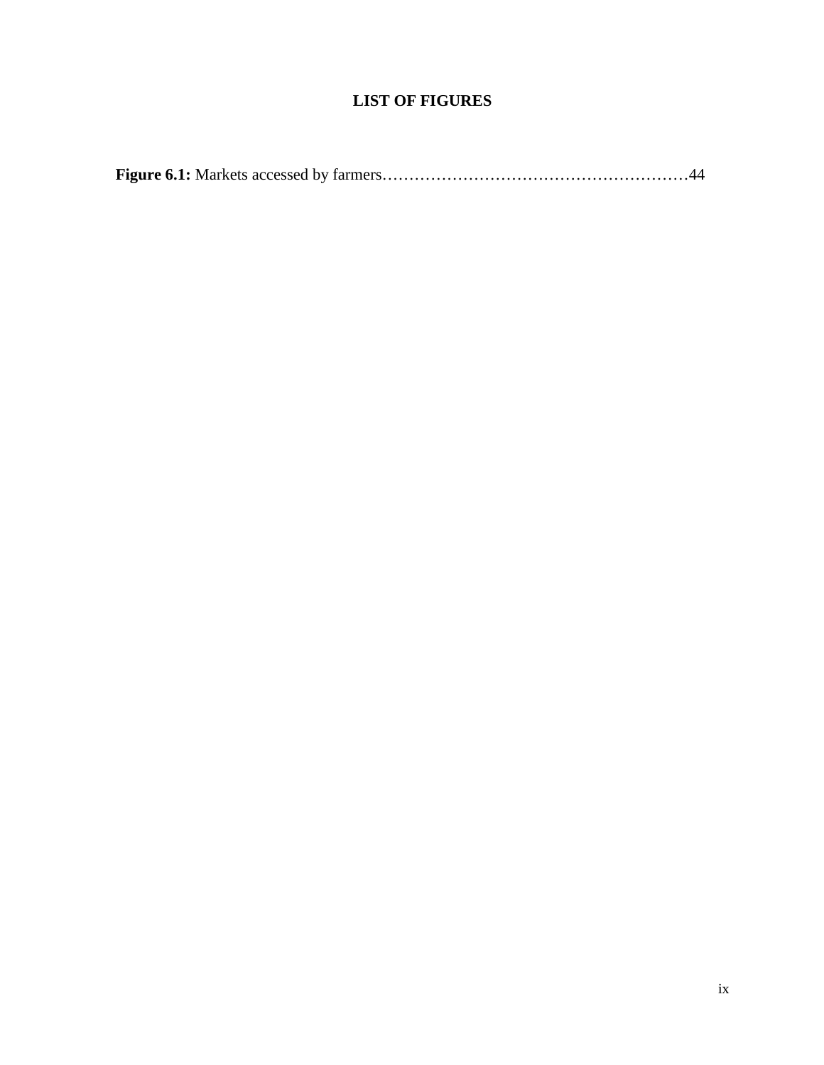# LIST OF FIGURES

**Figure 6.1:** Markets accessed by farmers…………………………………………………44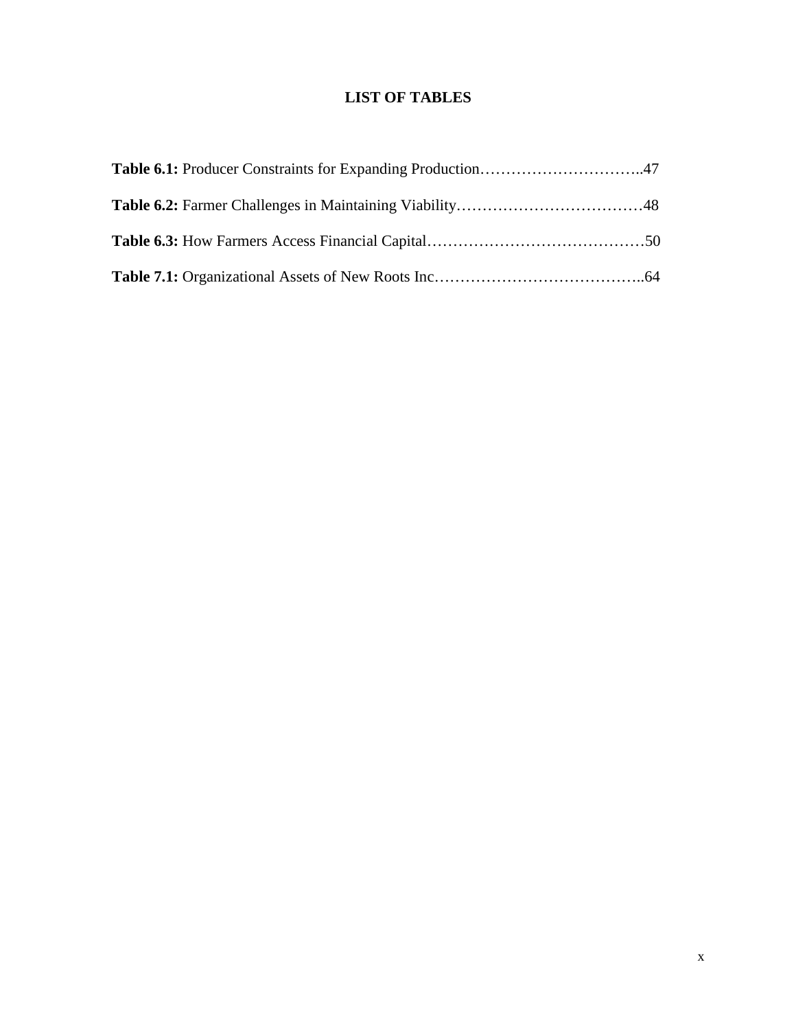# LIST OF TABLES

**Table 6.1:** Producer Constraints for Expanding Production…………………………..47

**Table 6.2:** Farmer Challenges in Maintaining Viability………………………………48

**Table 6.3:** How Farmers Access Financial Capital……………………………………50

**Table 7.1:** Organizational Assets of New Roots Inc…………………………………..64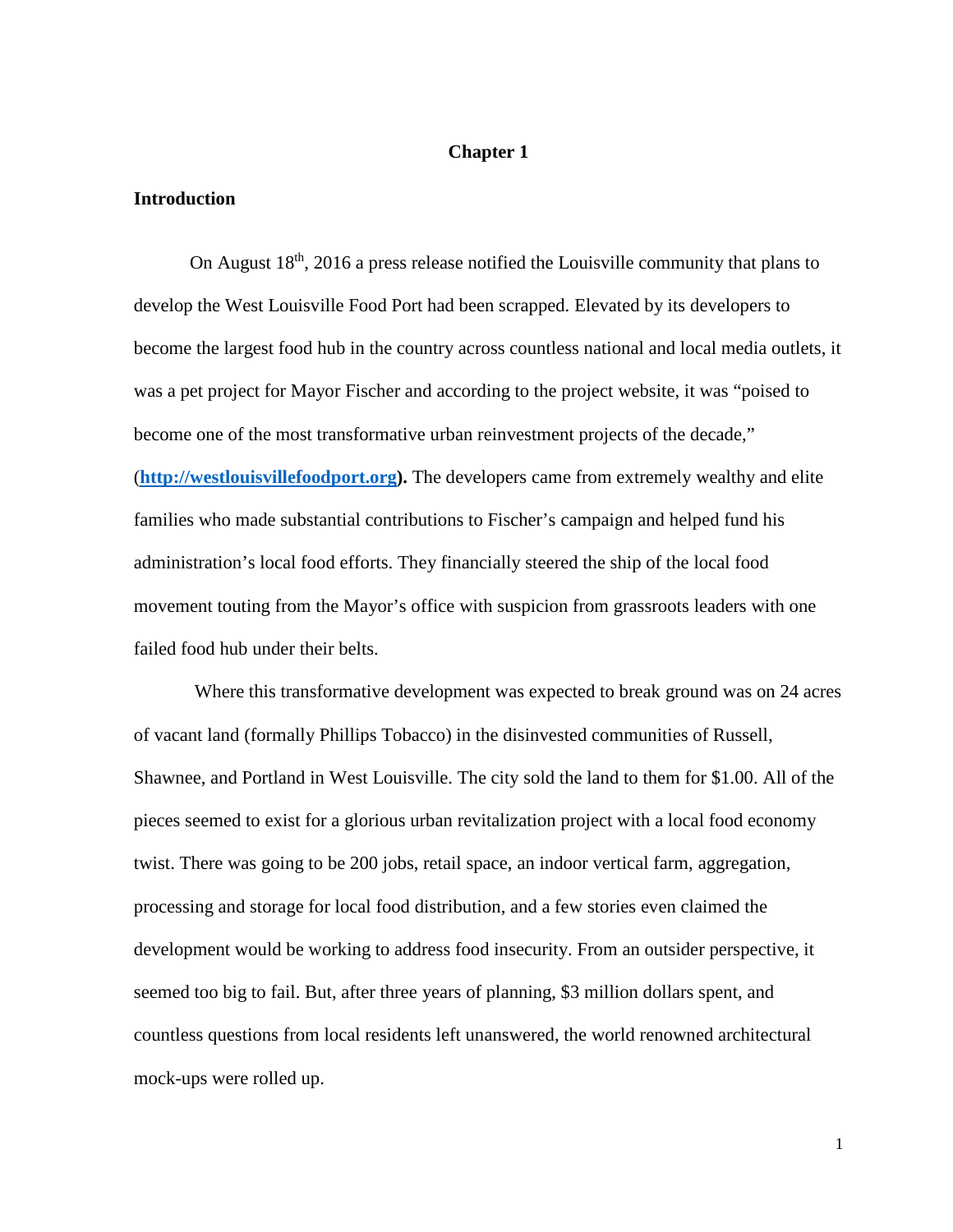# Chapter 1

## Introduction

On August 18th, 2016 a press release notified the Louisville community that plans to develop the West Louisville Food Port had been scrapped. Elevated by its developers to become the largest food hub in the country across countless national and local media outlets, it was a pet project for Mayor Fischer and according to the project website, it was "poised to become one of the most transformative urban reinvestment projects of the decade," (**http://westlouisvillefoodport.org**). The developers came from extremely wealthy and elite families who made substantial contributions to Fischer's campaign and helped fund his administration's local food efforts. They financially steered the ship of the local food movement touting from the Mayor's office with suspicion from grassroots leaders with one failed food hub under their belts.

Where this transformative development was expected to break ground was on 24 acres of vacant land (formally Phillips Tobacco) in the disinvested communities of Russell, Shawnee, and Portland in West Louisville. The city sold the land to them for $1.00. All of the pieces seemed to exist for a glorious urban revitalization project with a local food economy twist. There was going to be 200 jobs, retail space, an indoor vertical farm, aggregation, processing and storage for local food distribution, and a few stories even claimed the development would be working to address food insecurity. From an outsider perspective, it seemed too big to fail. But, after three years of planning, $3 million dollars spent, and countless questions from local residents left unanswered, the world renowned architectural mock-ups were rolled up.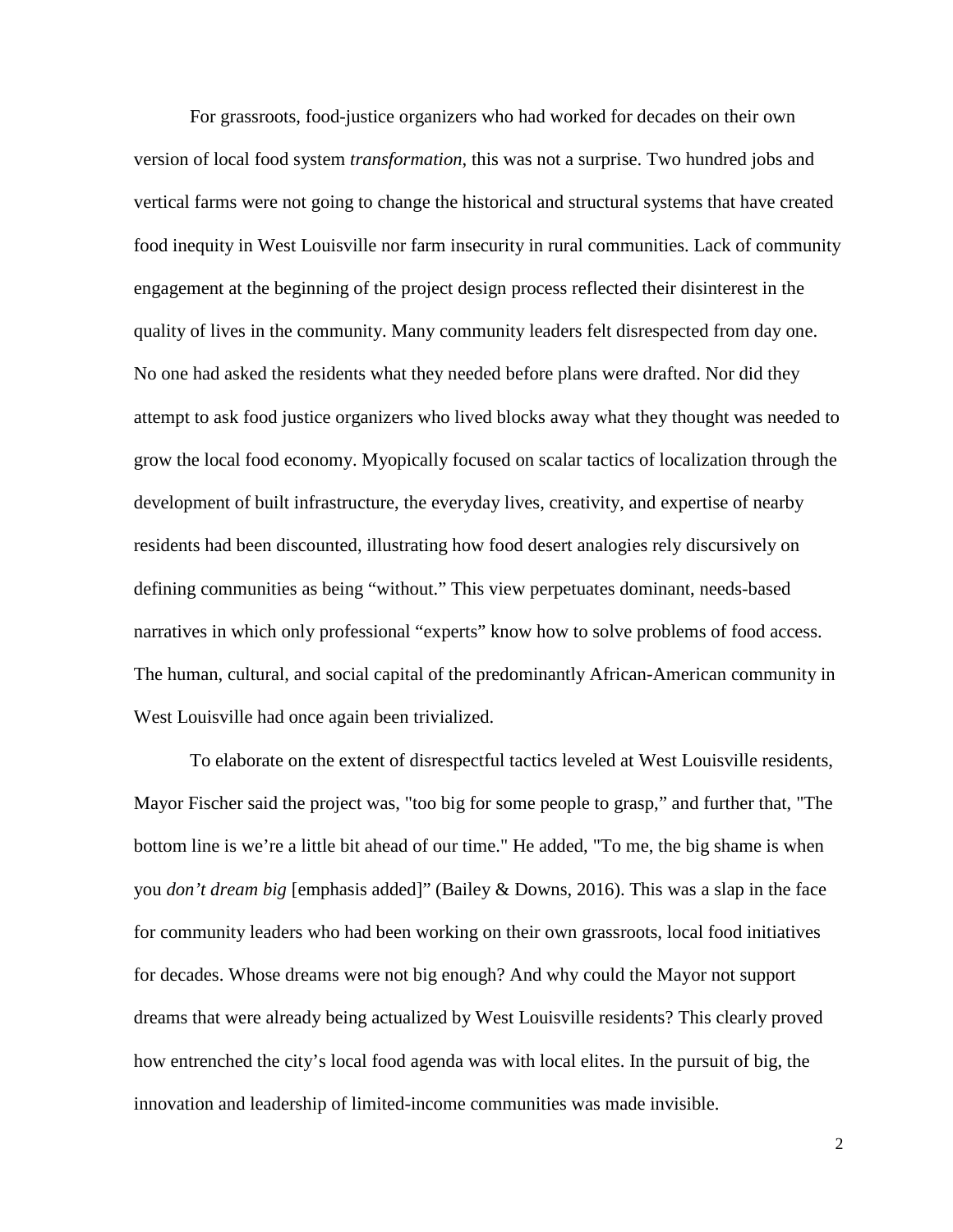For grassroots, food-justice organizers who had worked for decades on their own version of local food system *transformation*, this was not a surprise. Two hundred jobs and vertical farms were not going to change the historical and structural systems that have created food inequity in West Louisville nor farm insecurity in rural communities. Lack of community engagement at the beginning of the project design process reflected their disinterest in the quality of lives in the community. Many community leaders felt disrespected from day one. No one had asked the residents what they needed before plans were drafted. Nor did they attempt to ask food justice organizers who lived blocks away what they thought was needed to grow the local food economy. Myopically focused on scalar tactics of localization through the development of built infrastructure, the everyday lives, creativity, and expertise of nearby residents had been discounted, illustrating how food desert analogies rely discursively on defining communities as being "without." This view perpetuates dominant, needs-based narratives in which only professional "experts" know how to solve problems of food access. The human, cultural, and social capital of the predominantly African-American community in West Louisville had once again been trivialized.

To elaborate on the extent of disrespectful tactics leveled at West Louisville residents, Mayor Fischer said the project was, "too big for some people to grasp," and further that, "The bottom line is we're a little bit ahead of our time." He added, "To me, the big shame is when you *don't dream big* [emphasis added]" (Bailey & Downs, 2016). This was a slap in the face for community leaders who had been working on their own grassroots, local food initiatives for decades. Whose dreams were not big enough? And why could the Mayor not support dreams that were already being actualized by West Louisville residents? This clearly proved how entrenched the city's local food agenda was with local elites. In the pursuit of big, the innovation and leadership of limited-income communities was made invisible.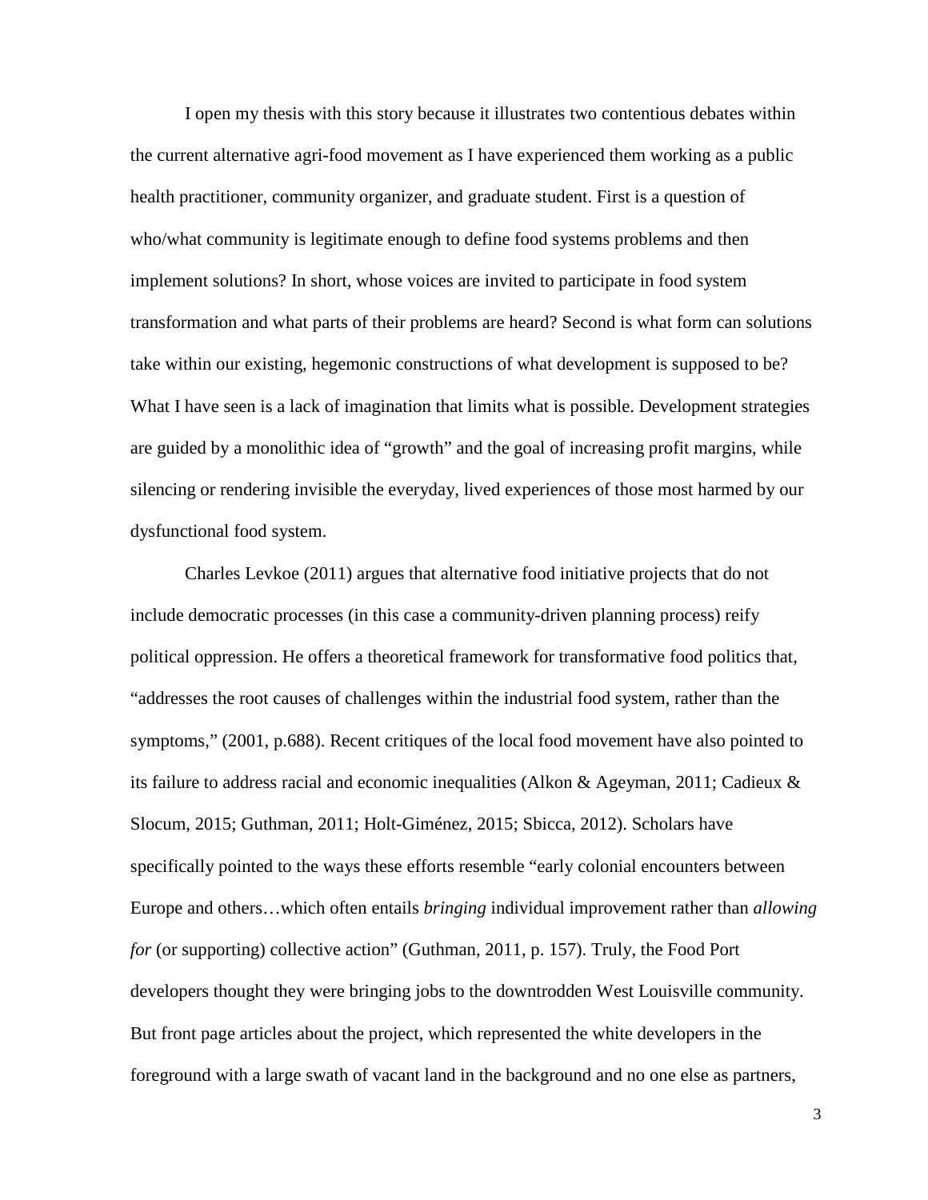I open my thesis with this story because it illustrates two contentious debates within the current alternative agri-food movement as I have experienced them working as a public health practitioner, community organizer, and graduate student. First is a question of who/what community is legitimate enough to define food systems problems and then implement solutions? In short, whose voices are invited to participate in food system transformation and what parts of their problems are heard? Second is what form can solutions take within our existing, hegemonic constructions of what development is supposed to be? What I have seen is a lack of imagination that limits what is possible. Development strategies are guided by a monolithic idea of "growth" and the goal of increasing profit margins, while silencing or rendering invisible the everyday, lived experiences of those most harmed by our dysfunctional food system.

Charles Levkoe (2011) argues that alternative food initiative projects that do not include democratic processes (in this case a community-driven planning process) reify political oppression. He offers a theoretical framework for transformative food politics that, "addresses the root causes of challenges within the industrial food system, rather than the symptoms," (2001, p.688). Recent critiques of the local food movement have also pointed to its failure to address racial and economic inequalities (Alkon & Ageyman, 2011; Cadieux & Slocum, 2015; Guthman, 2011; Holt-Giménez, 2015; Sbicca, 2012). Scholars have specifically pointed to the ways these efforts resemble "early colonial encounters between Europe and others…which often entails *bringing* individual improvement rather than *allowing for* (or supporting) collective action" (Guthman, 2011, p. 157). Truly, the Food Port developers thought they were bringing jobs to the downtrodden West Louisville community. But front page articles about the project, which represented the white developers in the foreground with a large swath of vacant land in the background and no one else as partners,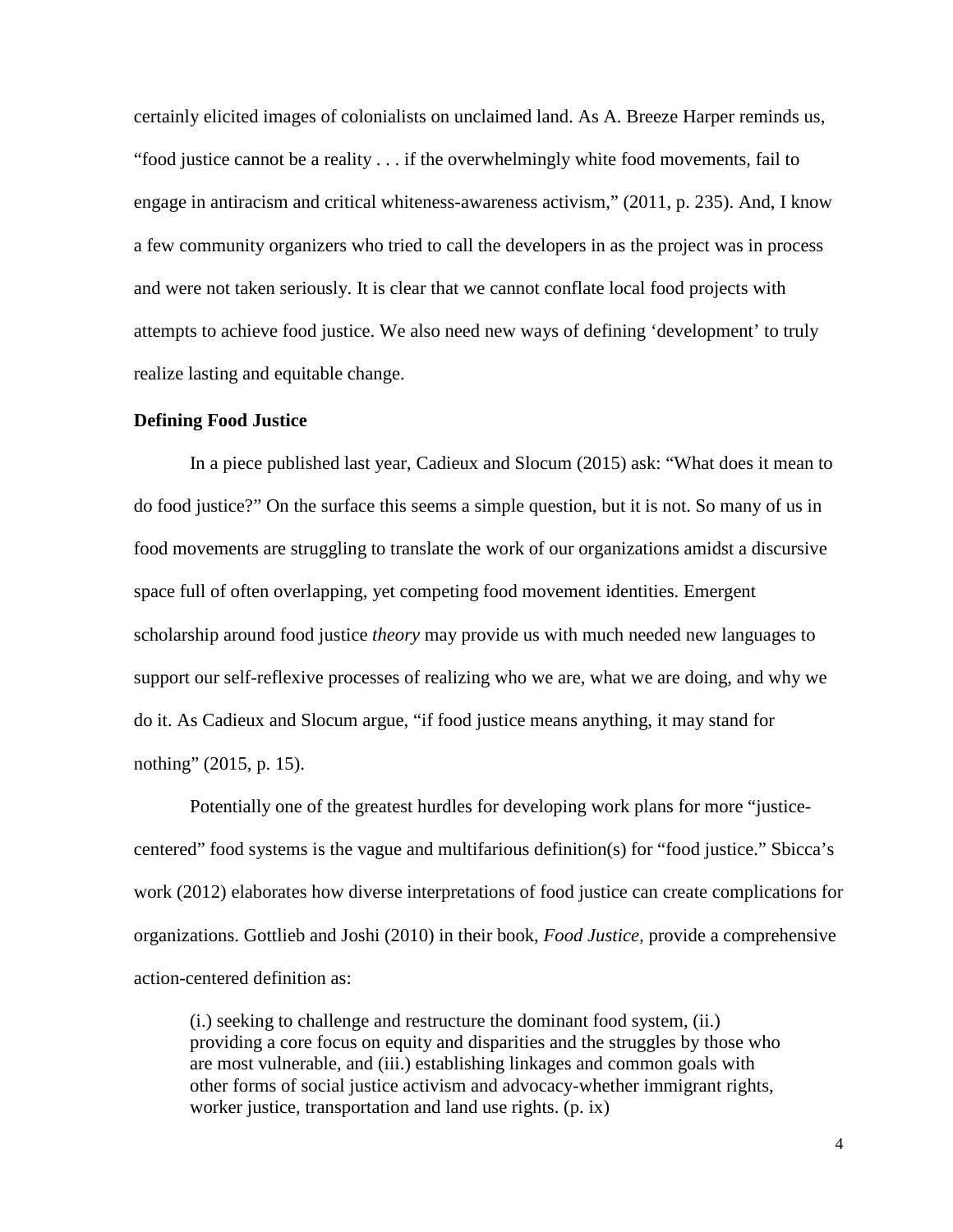certainly elicited images of colonialists on unclaimed land. As A. Breeze Harper reminds us, "food justice cannot be a reality . . . if the overwhelmingly white food movements, fail to engage in antiracism and critical whiteness-awareness activism," (2011, p. 235). And, I know a few community organizers who tried to call the developers in as the project was in process and were not taken seriously. It is clear that we cannot conflate local food projects with attempts to achieve food justice. We also need new ways of defining 'development' to truly realize lasting and equitable change.

**Defining Food Justice**

In a piece published last year, Cadieux and Slocum (2015) ask: "What does it mean to do food justice?" On the surface this seems a simple question, but it is not. So many of us in food movements are struggling to translate the work of our organizations amidst a discursive space full of often overlapping, yet competing food movement identities. Emergent scholarship around food justice *theory* may provide us with much needed new languages to support our self-reflexive processes of realizing who we are, what we are doing, and why we do it. As Cadieux and Slocum argue, "if food justice means anything, it may stand for nothing" (2015, p. 15).

Potentially one of the greatest hurdles for developing work plans for more "justice-centered" food systems is the vague and multifarious definition(s) for "food justice." Sbicca's work (2012) elaborates how diverse interpretations of food justice can create complications for organizations. Gottlieb and Joshi (2010) in their book, *Food Justice*, provide a comprehensive action-centered definition as:

> (i.) seeking to challenge and restructure the dominant food system, (ii.) providing a core focus on equity and disparities and the struggles by those who are most vulnerable, and (iii.) establishing linkages and common goals with other forms of social justice activism and advocacy-whether immigrant rights, worker justice, transportation and land use rights. (p. ix)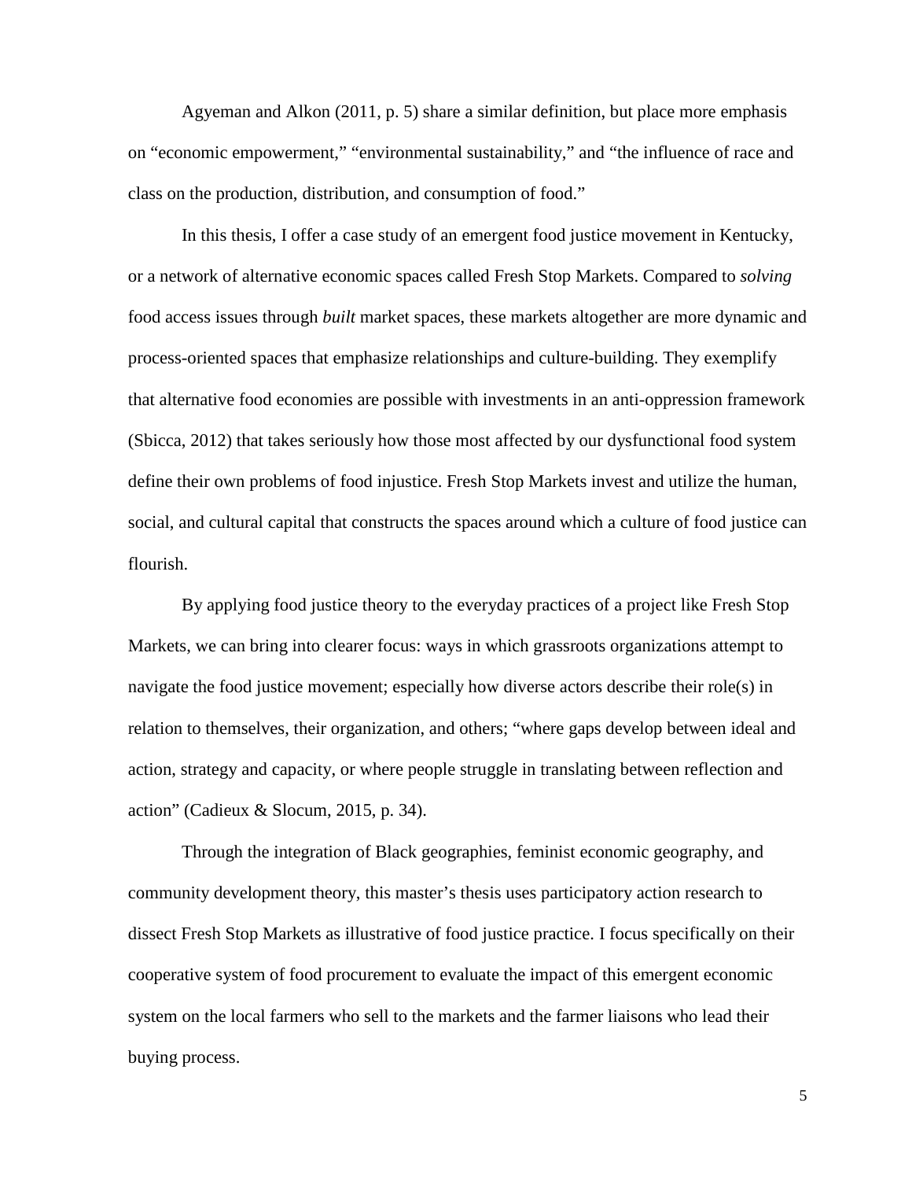Agyeman and Alkon (2011, p. 5) share a similar definition, but place more emphasis on "economic empowerment," "environmental sustainability," and "the influence of race and class on the production, distribution, and consumption of food."

In this thesis, I offer a case study of an emergent food justice movement in Kentucky, or a network of alternative economic spaces called Fresh Stop Markets. Compared to *solving* food access issues through *built* market spaces, these markets altogether are more dynamic and process-oriented spaces that emphasize relationships and culture-building. They exemplify that alternative food economies are possible with investments in an anti-oppression framework (Sbicca, 2012) that takes seriously how those most affected by our dysfunctional food system define their own problems of food injustice. Fresh Stop Markets invest and utilize the human, social, and cultural capital that constructs the spaces around which a culture of food justice can flourish.

By applying food justice theory to the everyday practices of a project like Fresh Stop Markets, we can bring into clearer focus: ways in which grassroots organizations attempt to navigate the food justice movement; especially how diverse actors describe their role(s) in relation to themselves, their organization, and others; "where gaps develop between ideal and action, strategy and capacity, or where people struggle in translating between reflection and action" (Cadieux & Slocum, 2015, p. 34).

Through the integration of Black geographies, feminist economic geography, and community development theory, this master's thesis uses participatory action research to dissect Fresh Stop Markets as illustrative of food justice practice. I focus specifically on their cooperative system of food procurement to evaluate the impact of this emergent economic system on the local farmers who sell to the markets and the farmer liaisons who lead their buying process.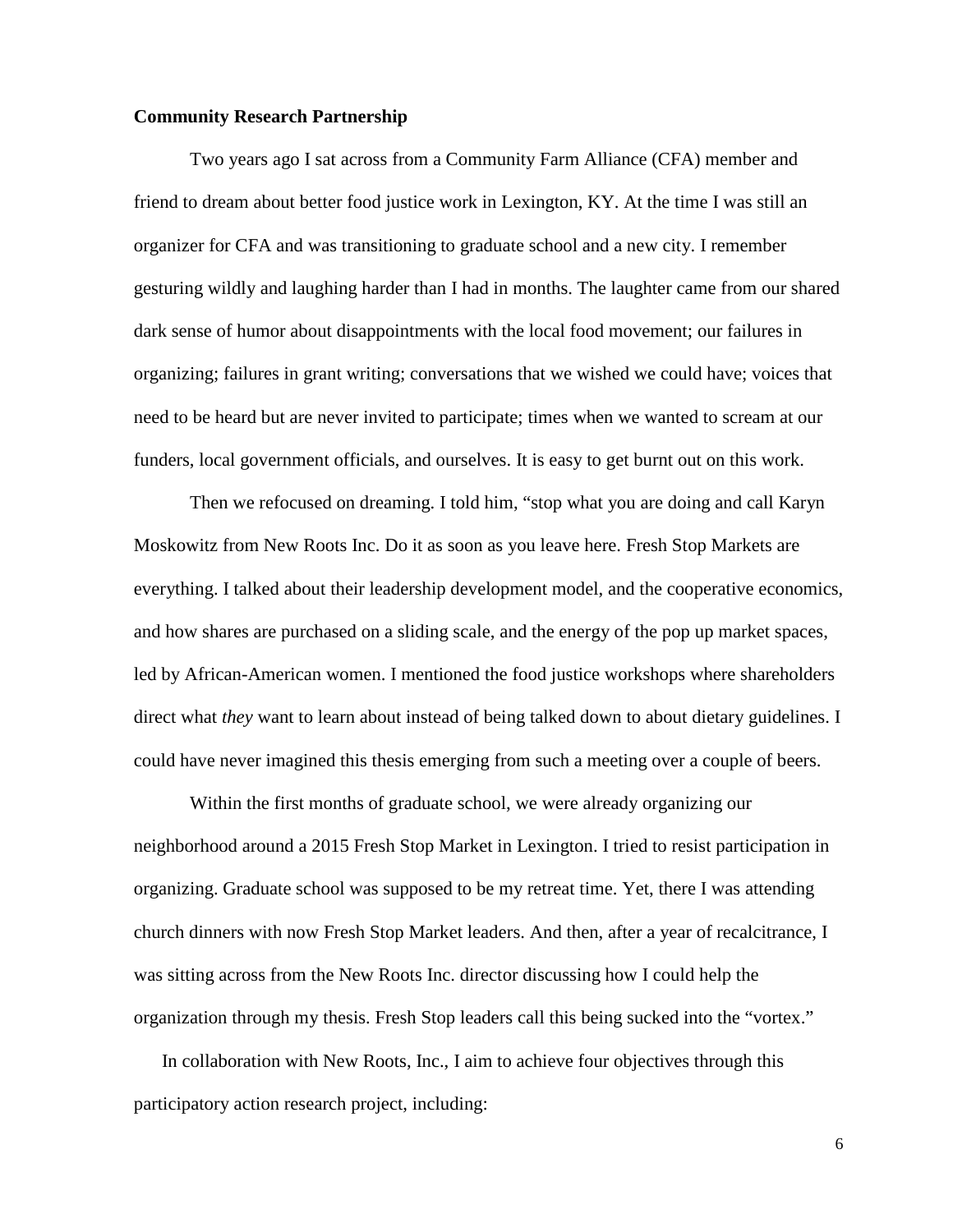**Community Research Partnership**

Two years ago I sat across from a Community Farm Alliance (CFA) member and friend to dream about better food justice work in Lexington, KY. At the time I was still an organizer for CFA and was transitioning to graduate school and a new city. I remember gesturing wildly and laughing harder than I had in months. The laughter came from our shared dark sense of humor about disappointments with the local food movement; our failures in organizing; failures in grant writing; conversations that we wished we could have; voices that need to be heard but are never invited to participate; times when we wanted to scream at our funders, local government officials, and ourselves. It is easy to get burnt out on this work.

Then we refocused on dreaming. I told him, "stop what you are doing and call Karyn Moskowitz from New Roots Inc. Do it as soon as you leave here. Fresh Stop Markets are everything. I talked about their leadership development model, and the cooperative economics, and how shares are purchased on a sliding scale, and the energy of the pop up market spaces, led by African-American women. I mentioned the food justice workshops where shareholders direct what *they* want to learn about instead of being talked down to about dietary guidelines. I could have never imagined this thesis emerging from such a meeting over a couple of beers.

Within the first months of graduate school, we were already organizing our neighborhood around a 2015 Fresh Stop Market in Lexington. I tried to resist participation in organizing. Graduate school was supposed to be my retreat time. Yet, there I was attending church dinners with now Fresh Stop Market leaders. And then, after a year of recalcitrance, I was sitting across from the New Roots Inc. director discussing how I could help the organization through my thesis. Fresh Stop leaders call this being sucked into the "vortex."

In collaboration with New Roots, Inc., I aim to achieve four objectives through this participatory action research project, including: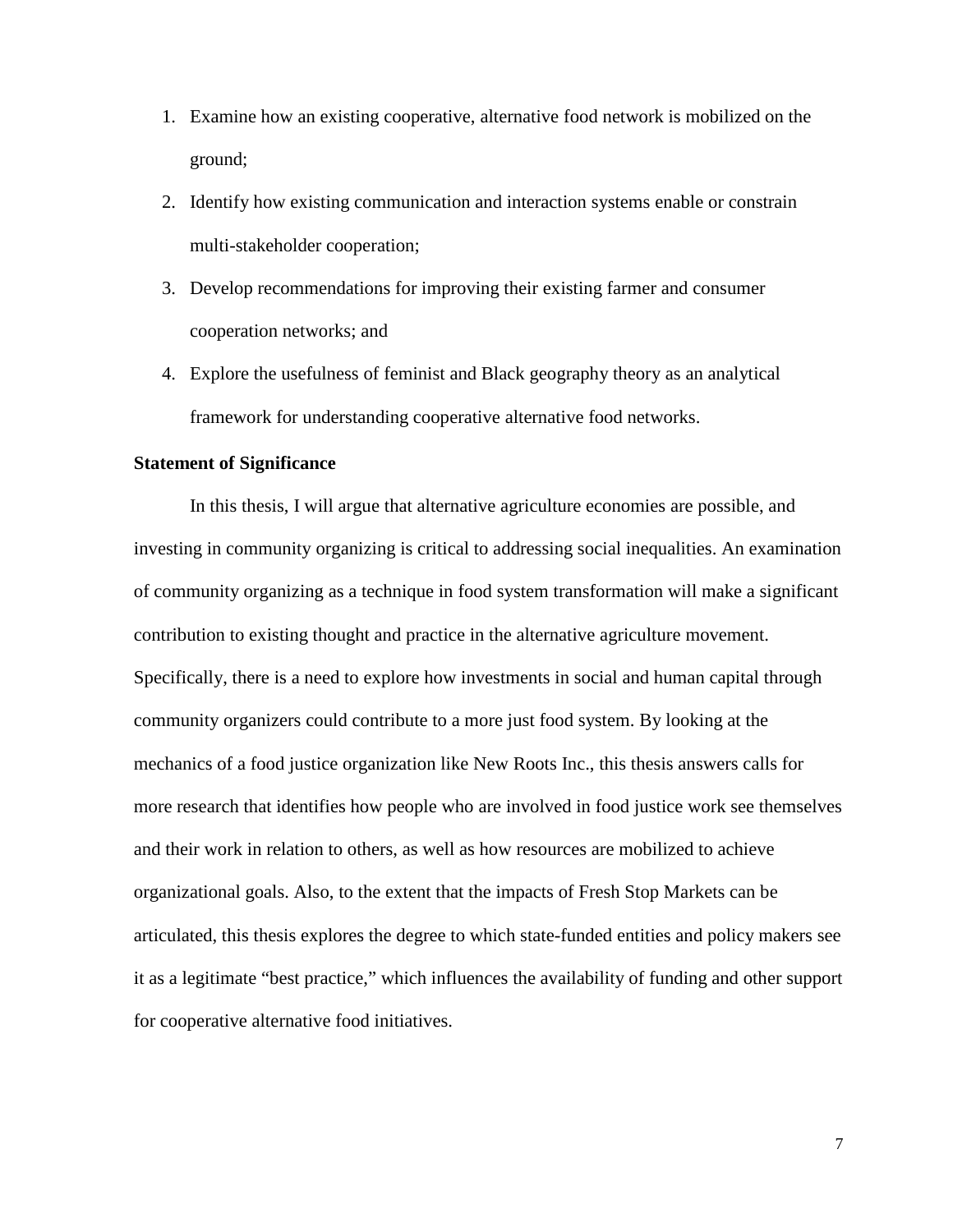1. Examine how an existing cooperative, alternative food network is mobilized on the ground;
2. Identify how existing communication and interaction systems enable or constrain multi-stakeholder cooperation;
3. Develop recommendations for improving their existing farmer and consumer cooperation networks; and
4. Explore the usefulness of feminist and Black geography theory as an analytical framework for understanding cooperative alternative food networks.

**Statement of Significance**

In this thesis, I will argue that alternative agriculture economies are possible, and investing in community organizing is critical to addressing social inequalities. An examination of community organizing as a technique in food system transformation will make a significant contribution to existing thought and practice in the alternative agriculture movement. Specifically, there is a need to explore how investments in social and human capital through community organizers could contribute to a more just food system. By looking at the mechanics of a food justice organization like New Roots Inc., this thesis answers calls for more research that identifies how people who are involved in food justice work see themselves and their work in relation to others, as well as how resources are mobilized to achieve organizational goals. Also, to the extent that the impacts of Fresh Stop Markets can be articulated, this thesis explores the degree to which state-funded entities and policy makers see it as a legitimate "best practice," which influences the availability of funding and other support for cooperative alternative food initiatives.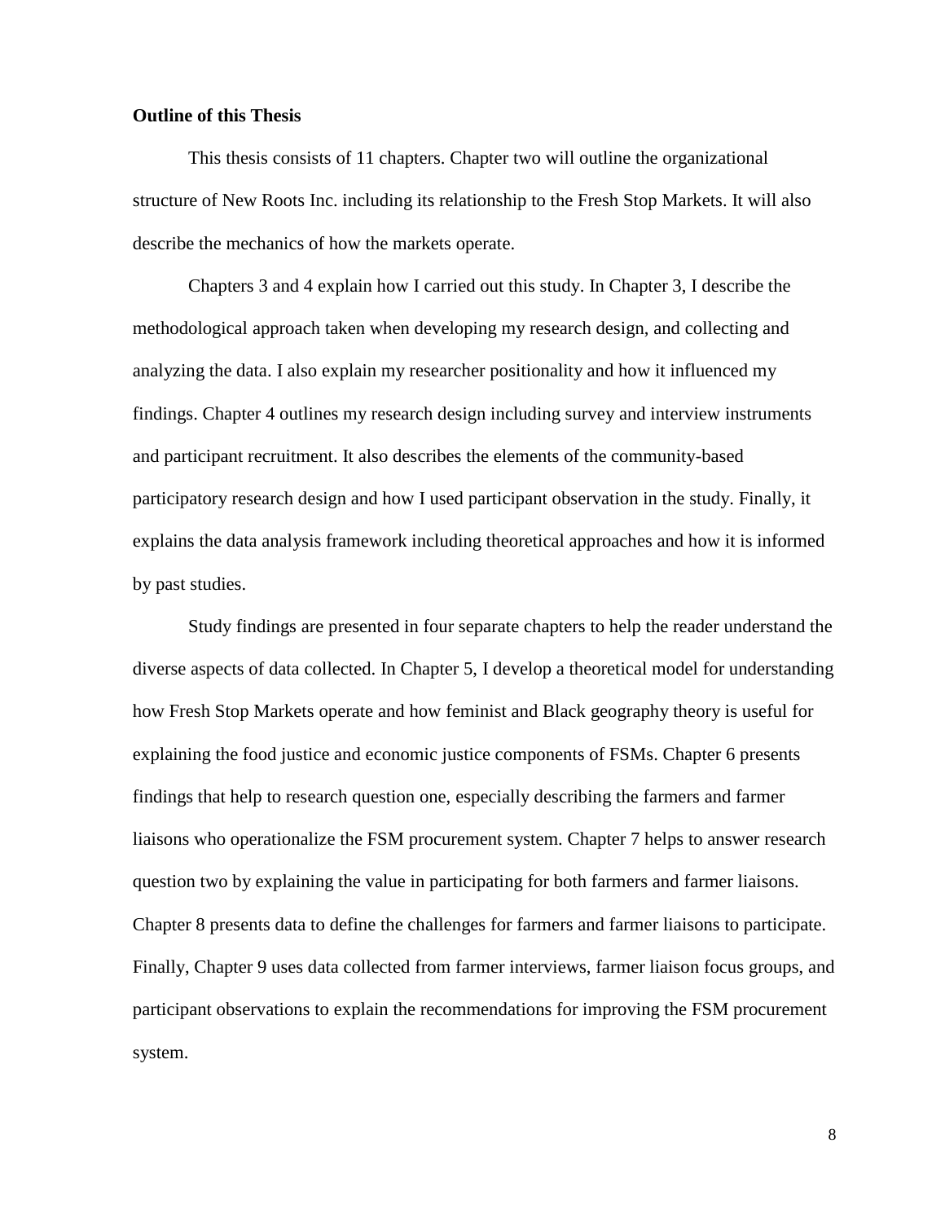**Outline of this Thesis**

This thesis consists of 11 chapters. Chapter two will outline the organizational structure of New Roots Inc. including its relationship to the Fresh Stop Markets. It will also describe the mechanics of how the markets operate.

Chapters 3 and 4 explain how I carried out this study. In Chapter 3, I describe the methodological approach taken when developing my research design, and collecting and analyzing the data. I also explain my researcher positionality and how it influenced my findings. Chapter 4 outlines my research design including survey and interview instruments and participant recruitment. It also describes the elements of the community-based participatory research design and how I used participant observation in the study. Finally, it explains the data analysis framework including theoretical approaches and how it is informed by past studies.

Study findings are presented in four separate chapters to help the reader understand the diverse aspects of data collected. In Chapter 5, I develop a theoretical model for understanding how Fresh Stop Markets operate and how feminist and Black geography theory is useful for explaining the food justice and economic justice components of FSMs. Chapter 6 presents findings that help to research question one, especially describing the farmers and farmer liaisons who operationalize the FSM procurement system. Chapter 7 helps to answer research question two by explaining the value in participating for both farmers and farmer liaisons. Chapter 8 presents data to define the challenges for farmers and farmer liaisons to participate. Finally, Chapter 9 uses data collected from farmer interviews, farmer liaison focus groups, and participant observations to explain the recommendations for improving the FSM procurement system.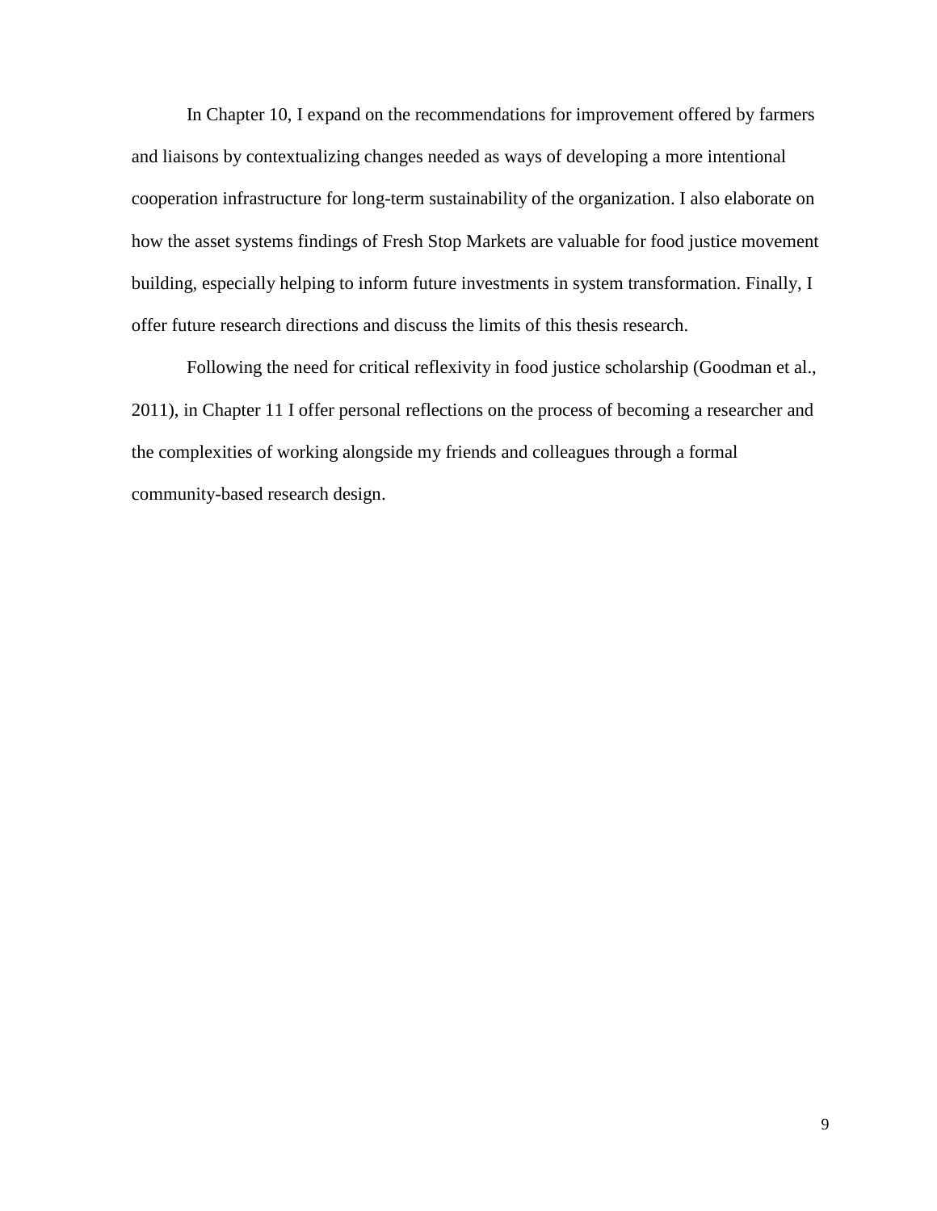In Chapter 10, I expand on the recommendations for improvement offered by farmers and liaisons by contextualizing changes needed as ways of developing a more intentional cooperation infrastructure for long-term sustainability of the organization. I also elaborate on how the asset systems findings of Fresh Stop Markets are valuable for food justice movement building, especially helping to inform future investments in system transformation. Finally, I offer future research directions and discuss the limits of this thesis research.

Following the need for critical reflexivity in food justice scholarship (Goodman et al., 2011), in Chapter 11 I offer personal reflections on the process of becoming a researcher and the complexities of working alongside my friends and colleagues through a formal community-based research design.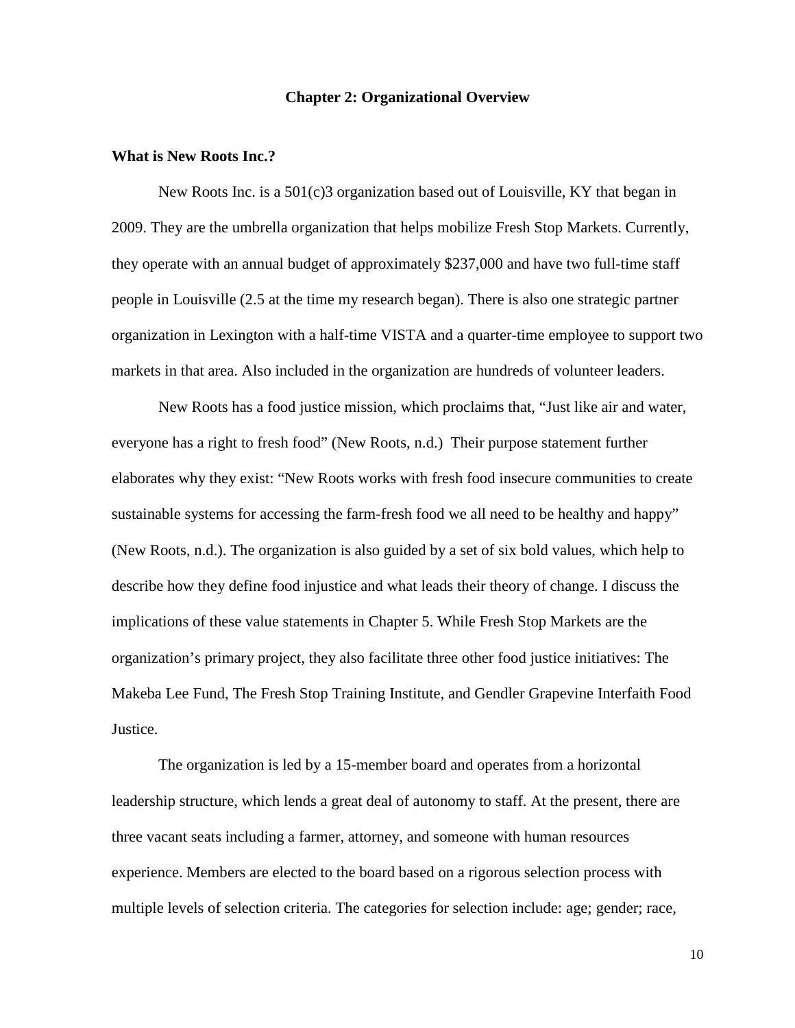# Chapter 2: Organizational Overview

**What is New Roots Inc.?**

New Roots Inc. is a 501(c)3 organization based out of Louisville, KY that began in 2009. They are the umbrella organization that helps mobilize Fresh Stop Markets. Currently, they operate with an annual budget of approximately $237,000 and have two full-time staff people in Louisville (2.5 at the time my research began). There is also one strategic partner organization in Lexington with a half-time VISTA and a quarter-time employee to support two markets in that area. Also included in the organization are hundreds of volunteer leaders.

New Roots has a food justice mission, which proclaims that, "Just like air and water, everyone has a right to fresh food" (New Roots, n.d.) Their purpose statement further elaborates why they exist: "New Roots works with fresh food insecure communities to create sustainable systems for accessing the farm-fresh food we all need to be healthy and happy" (New Roots, n.d.). The organization is also guided by a set of six bold values, which help to describe how they define food injustice and what leads their theory of change. I discuss the implications of these value statements in Chapter 5. While Fresh Stop Markets are the organization's primary project, they also facilitate three other food justice initiatives: The Makeba Lee Fund, The Fresh Stop Training Institute, and Gendler Grapevine Interfaith Food Justice.

The organization is led by a 15-member board and operates from a horizontal leadership structure, which lends a great deal of autonomy to staff. At the present, there are three vacant seats including a farmer, attorney, and someone with human resources experience. Members are elected to the board based on a rigorous selection process with multiple levels of selection criteria. The categories for selection include: age; gender; race,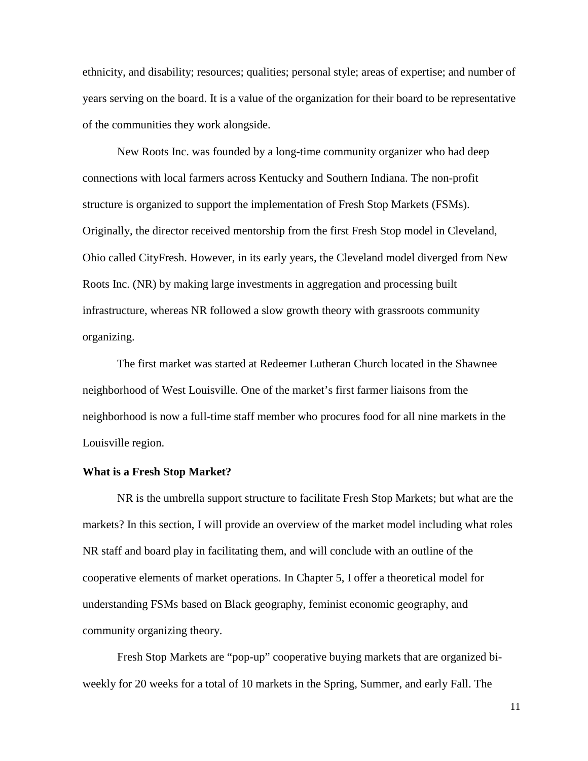ethnicity, and disability; resources; qualities; personal style; areas of expertise; and number of years serving on the board. It is a value of the organization for their board to be representative of the communities they work alongside.

New Roots Inc. was founded by a long-time community organizer who had deep connections with local farmers across Kentucky and Southern Indiana. The non-profit structure is organized to support the implementation of Fresh Stop Markets (FSMs). Originally, the director received mentorship from the first Fresh Stop model in Cleveland, Ohio called CityFresh. However, in its early years, the Cleveland model diverged from New Roots Inc. (NR) by making large investments in aggregation and processing built infrastructure, whereas NR followed a slow growth theory with grassroots community organizing.

The first market was started at Redeemer Lutheran Church located in the Shawnee neighborhood of West Louisville. One of the market's first farmer liaisons from the neighborhood is now a full-time staff member who procures food for all nine markets in the Louisville region.

**What is a Fresh Stop Market?**

NR is the umbrella support structure to facilitate Fresh Stop Markets; but what are the markets? In this section, I will provide an overview of the market model including what roles NR staff and board play in facilitating them, and will conclude with an outline of the cooperative elements of market operations. In Chapter 5, I offer a theoretical model for understanding FSMs based on Black geography, feminist economic geography, and community organizing theory.

Fresh Stop Markets are "pop-up" cooperative buying markets that are organized bi-weekly for 20 weeks for a total of 10 markets in the Spring, Summer, and early Fall. The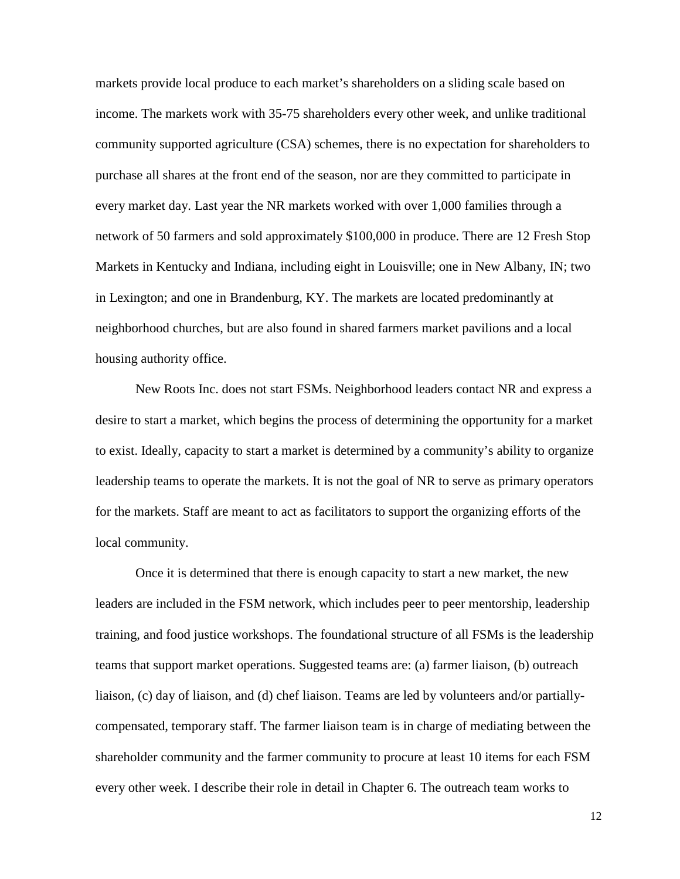markets provide local produce to each market's shareholders on a sliding scale based on income. The markets work with 35-75 shareholders every other week, and unlike traditional community supported agriculture (CSA) schemes, there is no expectation for shareholders to purchase all shares at the front end of the season, nor are they committed to participate in every market day. Last year the NR markets worked with over 1,000 families through a network of 50 farmers and sold approximately $100,000 in produce. There are 12 Fresh Stop Markets in Kentucky and Indiana, including eight in Louisville; one in New Albany, IN; two in Lexington; and one in Brandenburg, KY. The markets are located predominantly at neighborhood churches, but are also found in shared farmers market pavilions and a local housing authority office.

New Roots Inc. does not start FSMs. Neighborhood leaders contact NR and express a desire to start a market, which begins the process of determining the opportunity for a market to exist. Ideally, capacity to start a market is determined by a community's ability to organize leadership teams to operate the markets. It is not the goal of NR to serve as primary operators for the markets. Staff are meant to act as facilitators to support the organizing efforts of the local community.

Once it is determined that there is enough capacity to start a new market, the new leaders are included in the FSM network, which includes peer to peer mentorship, leadership training, and food justice workshops. The foundational structure of all FSMs is the leadership teams that support market operations. Suggested teams are: (a) farmer liaison, (b) outreach liaison, (c) day of liaison, and (d) chef liaison. Teams are led by volunteers and/or partially-compensated, temporary staff. The farmer liaison team is in charge of mediating between the shareholder community and the farmer community to procure at least 10 items for each FSM every other week. I describe their role in detail in Chapter 6. The outreach team works to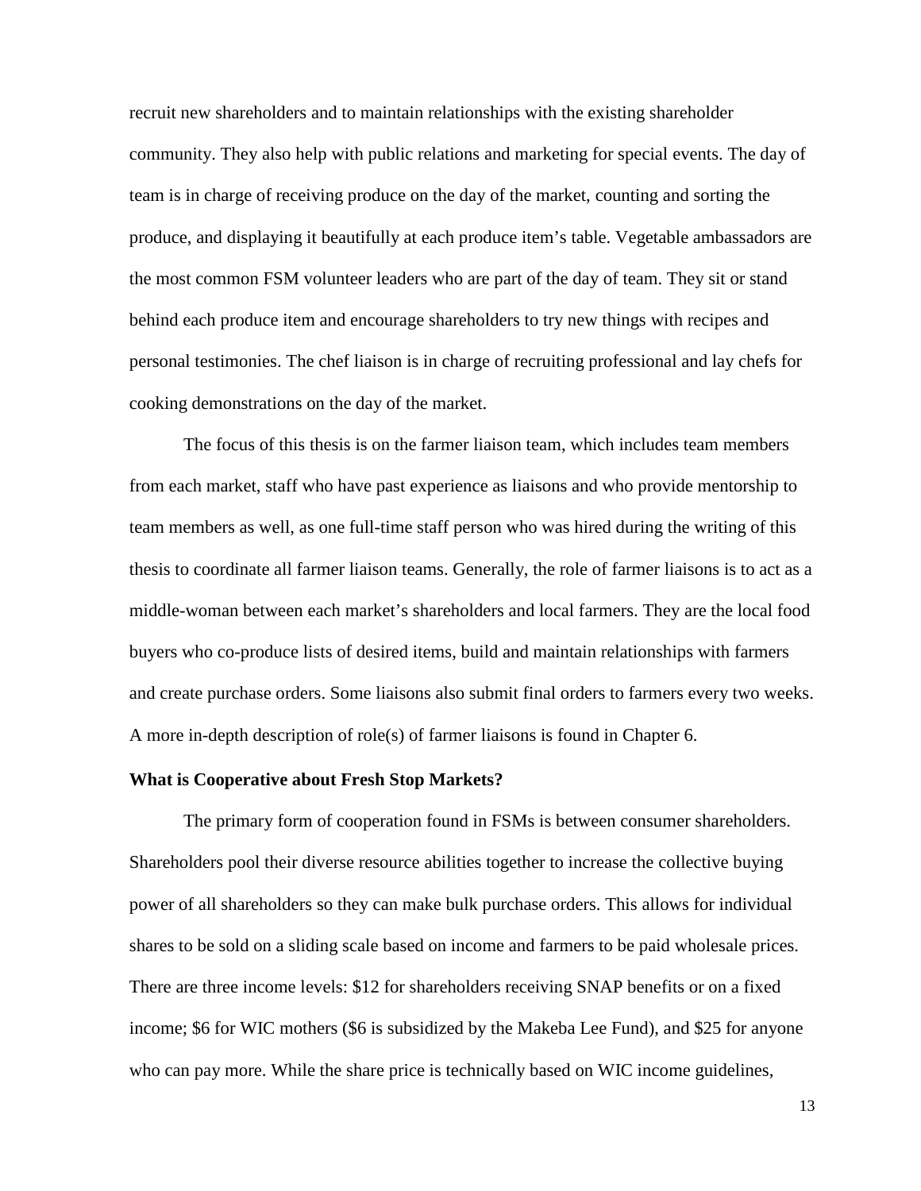recruit new shareholders and to maintain relationships with the existing shareholder community. They also help with public relations and marketing for special events. The day of team is in charge of receiving produce on the day of the market, counting and sorting the produce, and displaying it beautifully at each produce item's table. Vegetable ambassadors are the most common FSM volunteer leaders who are part of the day of team. They sit or stand behind each produce item and encourage shareholders to try new things with recipes and personal testimonies. The chef liaison is in charge of recruiting professional and lay chefs for cooking demonstrations on the day of the market.

The focus of this thesis is on the farmer liaison team, which includes team members from each market, staff who have past experience as liaisons and who provide mentorship to team members as well, as one full-time staff person who was hired during the writing of this thesis to coordinate all farmer liaison teams. Generally, the role of farmer liaisons is to act as a middle-woman between each market's shareholders and local farmers. They are the local food buyers who co-produce lists of desired items, build and maintain relationships with farmers and create purchase orders. Some liaisons also submit final orders to farmers every two weeks. A more in-depth description of role(s) of farmer liaisons is found in Chapter 6.

**What is Cooperative about Fresh Stop Markets?**

The primary form of cooperation found in FSMs is between consumer shareholders. Shareholders pool their diverse resource abilities together to increase the collective buying power of all shareholders so they can make bulk purchase orders. This allows for individual shares to be sold on a sliding scale based on income and farmers to be paid wholesale prices. There are three income levels: $12 for shareholders receiving SNAP benefits or on a fixed income; $6 for WIC mothers ($6 is subsidized by the Makeba Lee Fund), and $25 for anyone who can pay more. While the share price is technically based on WIC income guidelines,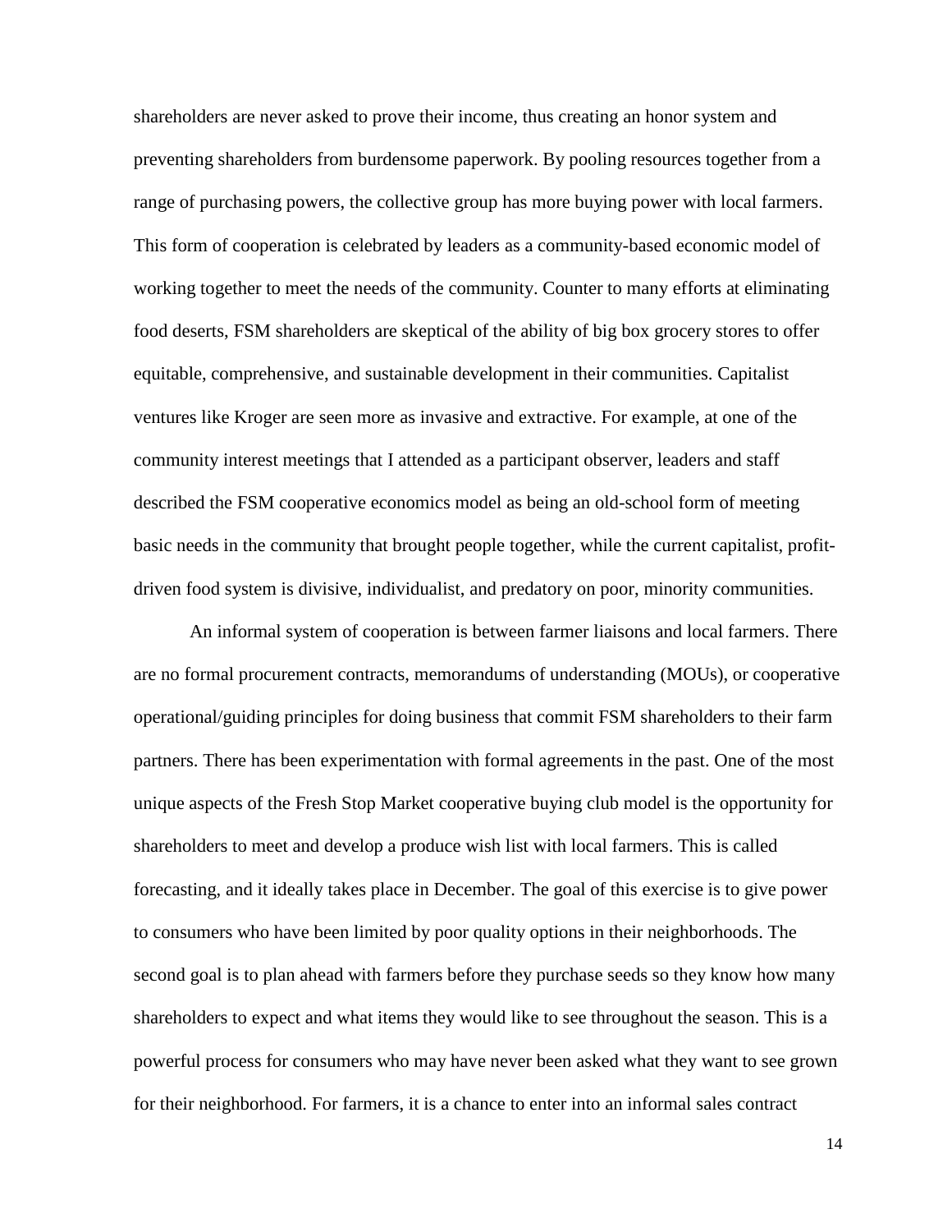shareholders are never asked to prove their income, thus creating an honor system and preventing shareholders from burdensome paperwork. By pooling resources together from a range of purchasing powers, the collective group has more buying power with local farmers. This form of cooperation is celebrated by leaders as a community-based economic model of working together to meet the needs of the community. Counter to many efforts at eliminating food deserts, FSM shareholders are skeptical of the ability of big box grocery stores to offer equitable, comprehensive, and sustainable development in their communities. Capitalist ventures like Kroger are seen more as invasive and extractive. For example, at one of the community interest meetings that I attended as a participant observer, leaders and staff described the FSM cooperative economics model as being an old-school form of meeting basic needs in the community that brought people together, while the current capitalist, profit-driven food system is divisive, individualist, and predatory on poor, minority communities.

An informal system of cooperation is between farmer liaisons and local farmers. There are no formal procurement contracts, memorandums of understanding (MOUs), or cooperative operational/guiding principles for doing business that commit FSM shareholders to their farm partners. There has been experimentation with formal agreements in the past. One of the most unique aspects of the Fresh Stop Market cooperative buying club model is the opportunity for shareholders to meet and develop a produce wish list with local farmers. This is called forecasting, and it ideally takes place in December. The goal of this exercise is to give power to consumers who have been limited by poor quality options in their neighborhoods. The second goal is to plan ahead with farmers before they purchase seeds so they know how many shareholders to expect and what items they would like to see throughout the season. This is a powerful process for consumers who may have never been asked what they want to see grown for their neighborhood. For farmers, it is a chance to enter into an informal sales contract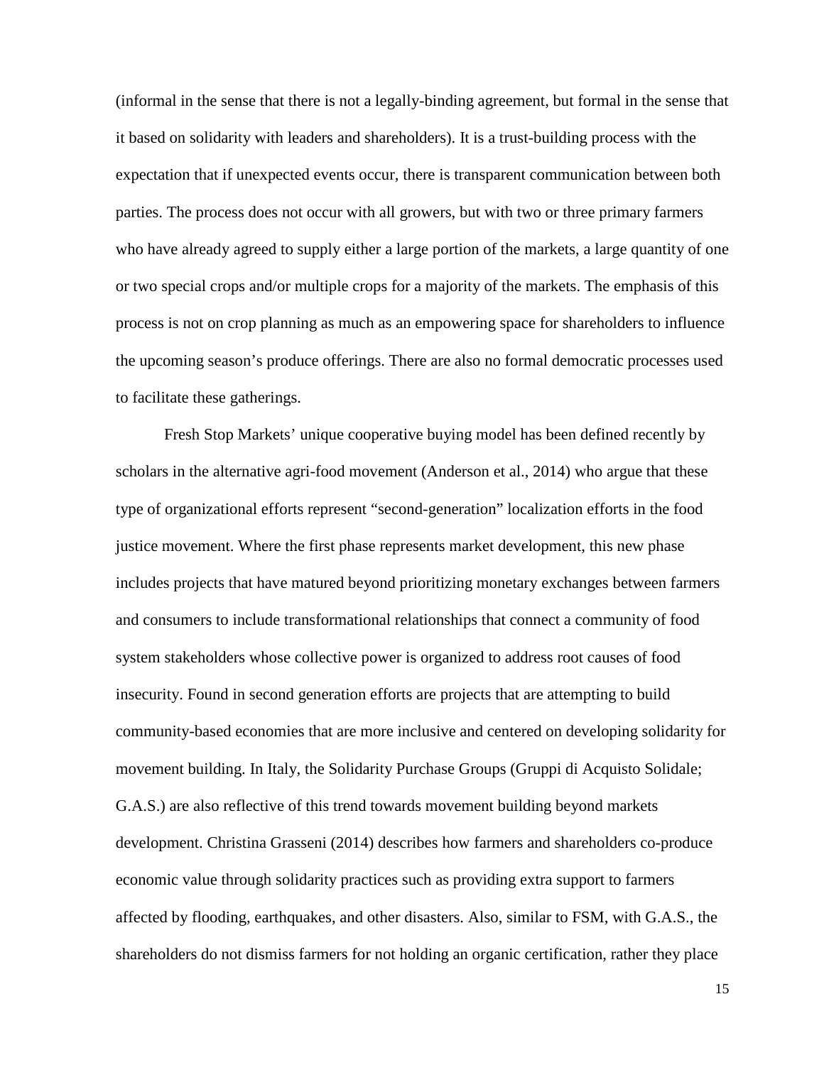(informal in the sense that there is not a legally-binding agreement, but formal in the sense that it based on solidarity with leaders and shareholders). It is a trust-building process with the expectation that if unexpected events occur, there is transparent communication between both parties. The process does not occur with all growers, but with two or three primary farmers who have already agreed to supply either a large portion of the markets, a large quantity of one or two special crops and/or multiple crops for a majority of the markets. The emphasis of this process is not on crop planning as much as an empowering space for shareholders to influence the upcoming season's produce offerings. There are also no formal democratic processes used to facilitate these gatherings.

Fresh Stop Markets' unique cooperative buying model has been defined recently by scholars in the alternative agri-food movement (Anderson et al., 2014) who argue that these type of organizational efforts represent "second-generation" localization efforts in the food justice movement. Where the first phase represents market development, this new phase includes projects that have matured beyond prioritizing monetary exchanges between farmers and consumers to include transformational relationships that connect a community of food system stakeholders whose collective power is organized to address root causes of food insecurity. Found in second generation efforts are projects that are attempting to build community-based economies that are more inclusive and centered on developing solidarity for movement building. In Italy, the Solidarity Purchase Groups (Gruppi di Acquisto Solidale; G.A.S.) are also reflective of this trend towards movement building beyond markets development. Christina Grasseni (2014) describes how farmers and shareholders co-produce economic value through solidarity practices such as providing extra support to farmers affected by flooding, earthquakes, and other disasters. Also, similar to FSM, with G.A.S., the shareholders do not dismiss farmers for not holding an organic certification, rather they place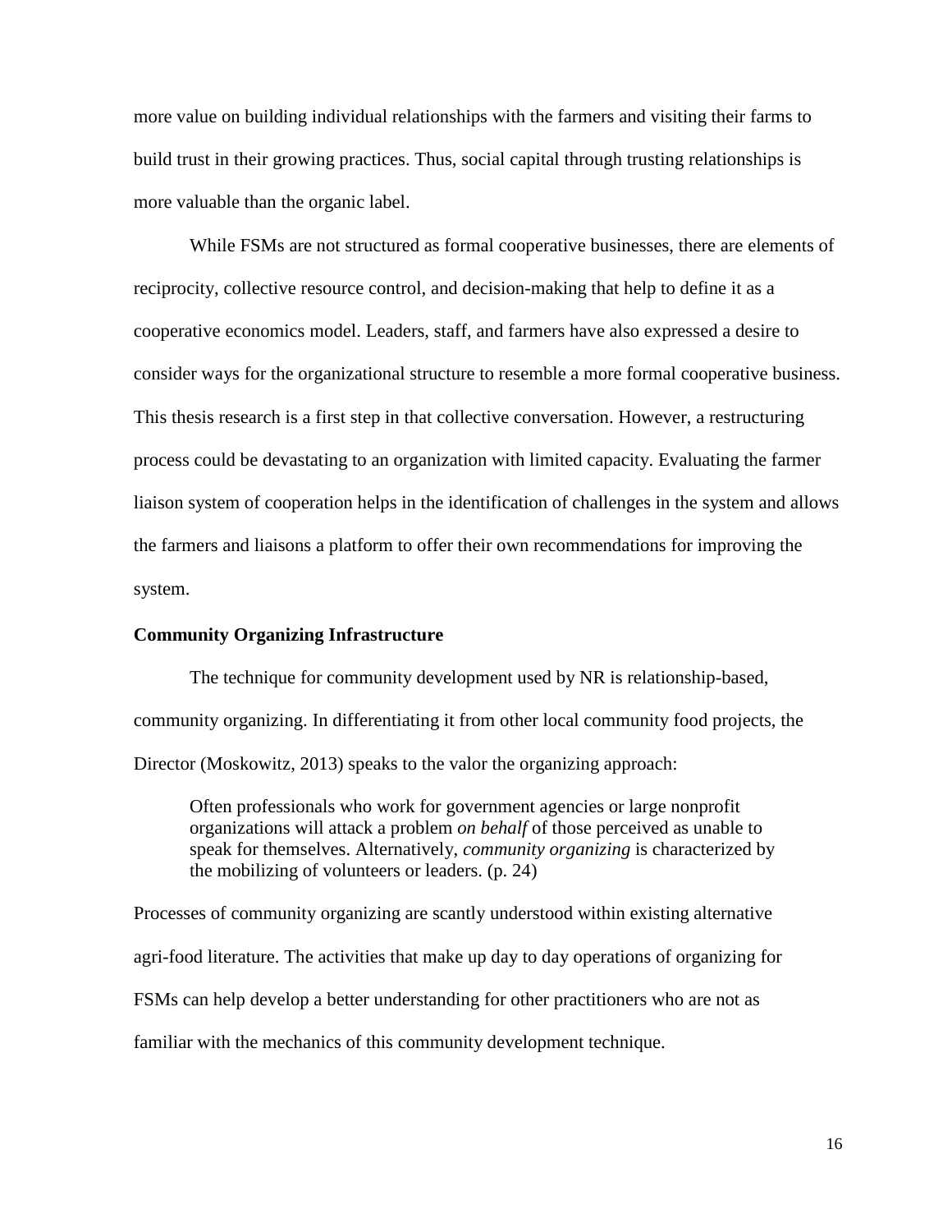more value on building individual relationships with the farmers and visiting their farms to build trust in their growing practices. Thus, social capital through trusting relationships is more valuable than the organic label.

While FSMs are not structured as formal cooperative businesses, there are elements of reciprocity, collective resource control, and decision-making that help to define it as a cooperative economics model. Leaders, staff, and farmers have also expressed a desire to consider ways for the organizational structure to resemble a more formal cooperative business. This thesis research is a first step in that collective conversation. However, a restructuring process could be devastating to an organization with limited capacity. Evaluating the farmer liaison system of cooperation helps in the identification of challenges in the system and allows the farmers and liaisons a platform to offer their own recommendations for improving the system.

**Community Organizing Infrastructure**

The technique for community development used by NR is relationship-based, community organizing. In differentiating it from other local community food projects, the Director (Moskowitz, 2013) speaks to the valor the organizing approach:

> Often professionals who work for government agencies or large nonprofit organizations will attack a problem *on behalf* of those perceived as unable to speak for themselves. Alternatively, *community organizing* is characterized by the mobilizing of volunteers or leaders. (p. 24)

Processes of community organizing are scantly understood within existing alternative agri-food literature. The activities that make up day to day operations of organizing for FSMs can help develop a better understanding for other practitioners who are not as familiar with the mechanics of this community development technique.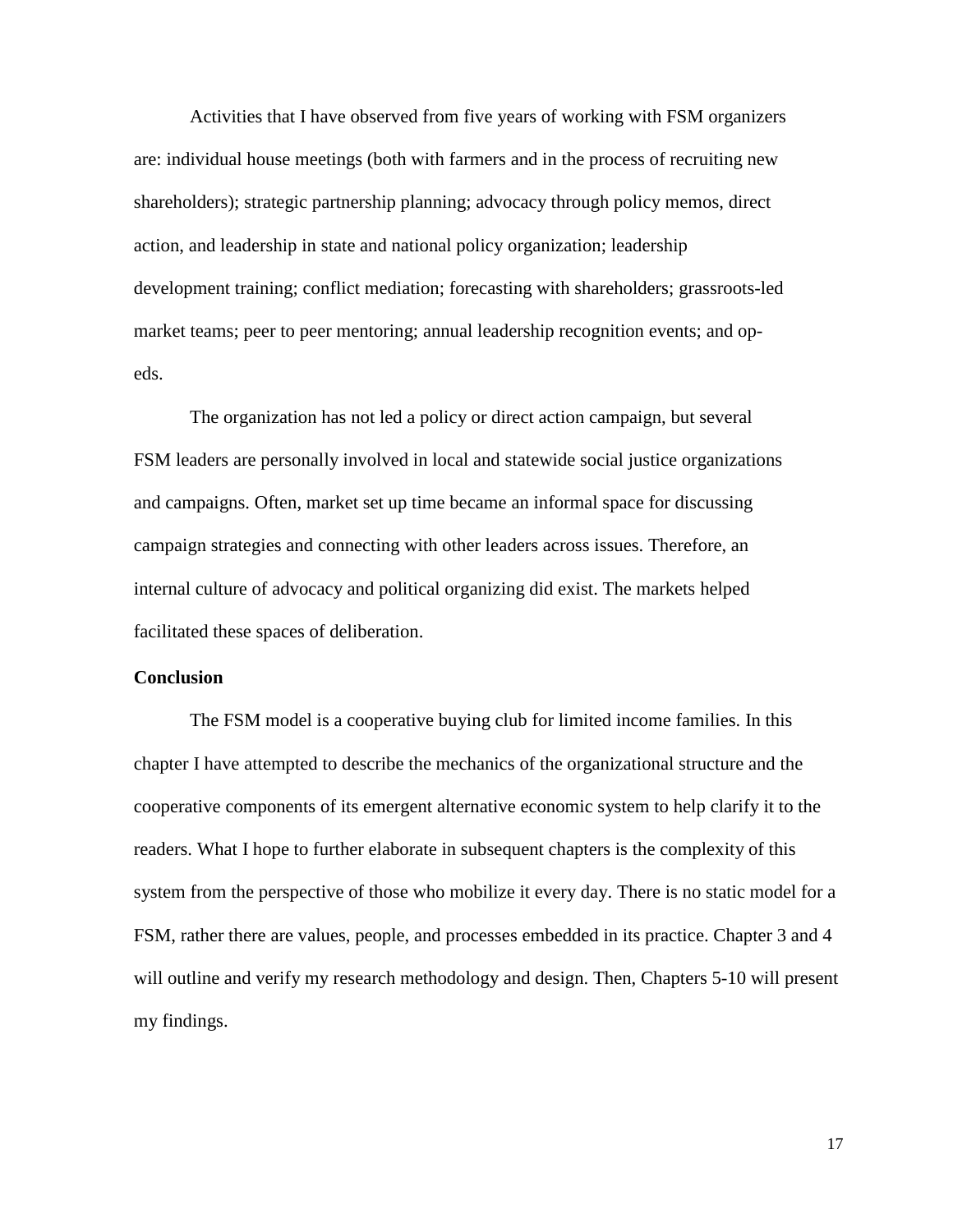Activities that I have observed from five years of working with FSM organizers are: individual house meetings (both with farmers and in the process of recruiting new shareholders); strategic partnership planning; advocacy through policy memos, direct action, and leadership in state and national policy organization; leadership development training; conflict mediation; forecasting with shareholders; grassroots-led market teams; peer to peer mentoring; annual leadership recognition events; and op-eds.

The organization has not led a policy or direct action campaign, but several FSM leaders are personally involved in local and statewide social justice organizations and campaigns. Often, market set up time became an informal space for discussing campaign strategies and connecting with other leaders across issues. Therefore, an internal culture of advocacy and political organizing did exist. The markets helped facilitated these spaces of deliberation.

**Conclusion**

The FSM model is a cooperative buying club for limited income families. In this chapter I have attempted to describe the mechanics of the organizational structure and the cooperative components of its emergent alternative economic system to help clarify it to the readers. What I hope to further elaborate in subsequent chapters is the complexity of this system from the perspective of those who mobilize it every day. There is no static model for a FSM, rather there are values, people, and processes embedded in its practice. Chapter 3 and 4 will outline and verify my research methodology and design. Then, Chapters 5-10 will present my findings.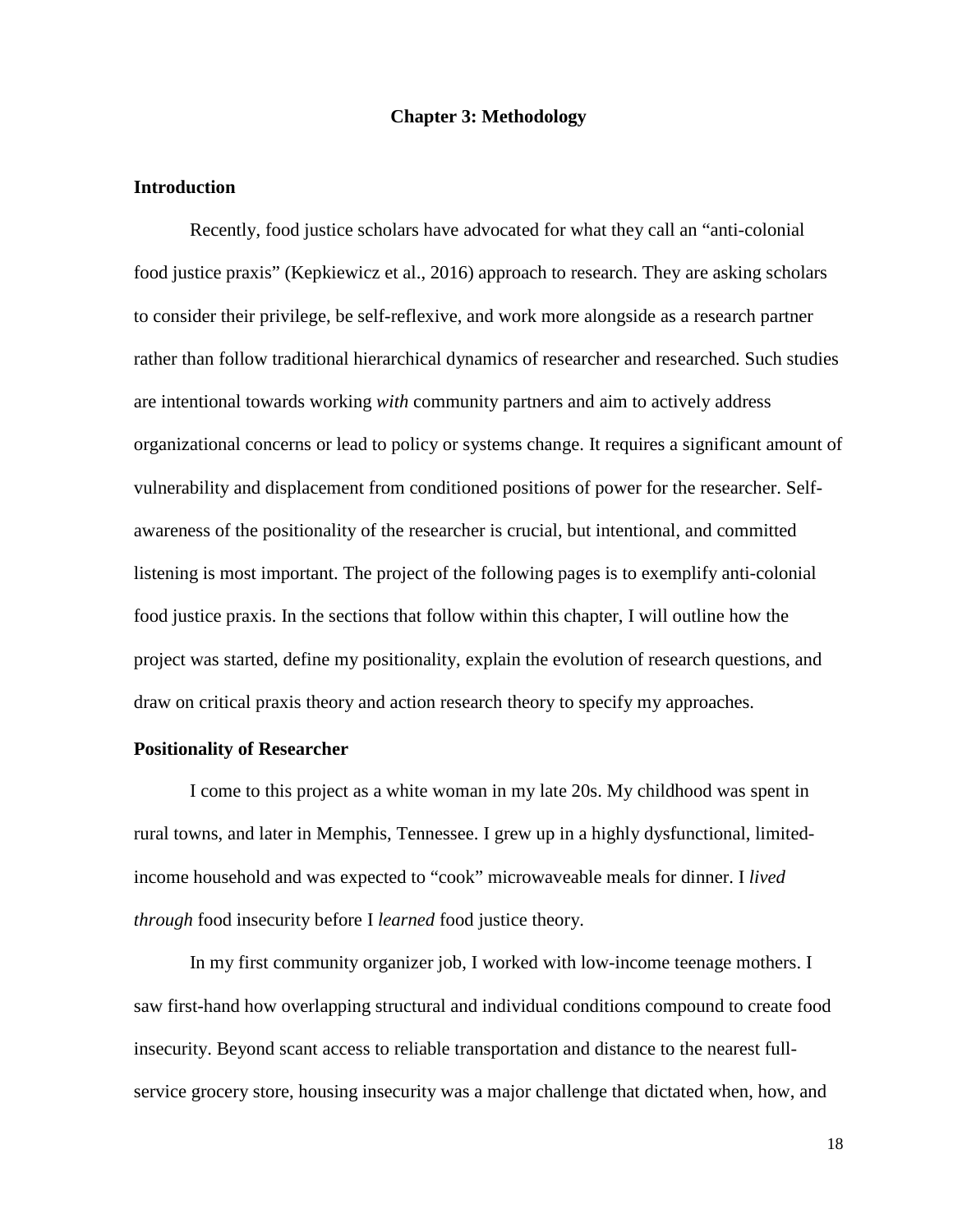# Chapter 3: Methodology

## Introduction

Recently, food justice scholars have advocated for what they call an "anti-colonial food justice praxis" (Kepkiewicz et al., 2016) approach to research. They are asking scholars to consider their privilege, be self-reflexive, and work more alongside as a research partner rather than follow traditional hierarchical dynamics of researcher and researched. Such studies are intentional towards working *with* community partners and aim to actively address organizational concerns or lead to policy or systems change. It requires a significant amount of vulnerability and displacement from conditioned positions of power for the researcher. Self-awareness of the positionality of the researcher is crucial, but intentional, and committed listening is most important. The project of the following pages is to exemplify anti-colonial food justice praxis. In the sections that follow within this chapter, I will outline how the project was started, define my positionality, explain the evolution of research questions, and draw on critical praxis theory and action research theory to specify my approaches.

## Positionality of Researcher

I come to this project as a white woman in my late 20s. My childhood was spent in rural towns, and later in Memphis, Tennessee. I grew up in a highly dysfunctional, limited-income household and was expected to "cook" microwaveable meals for dinner. I *lived through* food insecurity before I *learned* food justice theory.

In my first community organizer job, I worked with low-income teenage mothers. I saw first-hand how overlapping structural and individual conditions compound to create food insecurity. Beyond scant access to reliable transportation and distance to the nearest full-service grocery store, housing insecurity was a major challenge that dictated when, how, and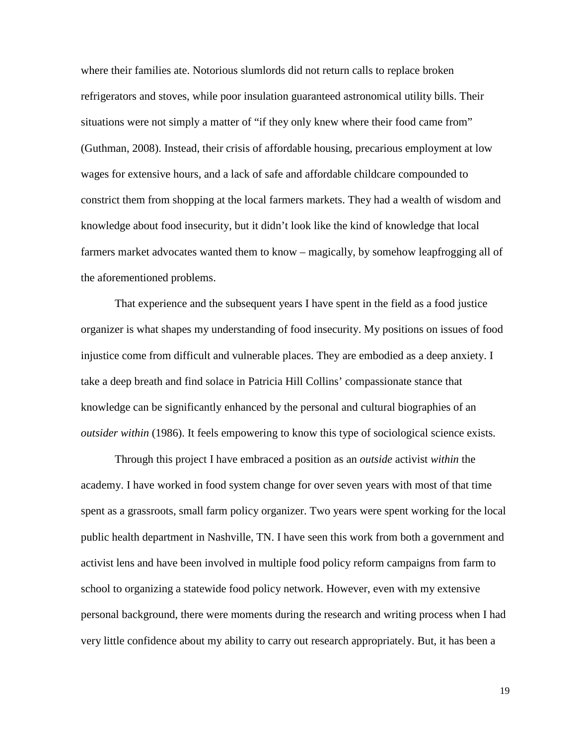where their families ate. Notorious slumlords did not return calls to replace broken refrigerators and stoves, while poor insulation guaranteed astronomical utility bills. Their situations were not simply a matter of "if they only knew where their food came from" (Guthman, 2008). Instead, their crisis of affordable housing, precarious employment at low wages for extensive hours, and a lack of safe and affordable childcare compounded to constrict them from shopping at the local farmers markets. They had a wealth of wisdom and knowledge about food insecurity, but it didn't look like the kind of knowledge that local farmers market advocates wanted them to know – magically, by somehow leapfrogging all of the aforementioned problems.

That experience and the subsequent years I have spent in the field as a food justice organizer is what shapes my understanding of food insecurity. My positions on issues of food injustice come from difficult and vulnerable places. They are embodied as a deep anxiety. I take a deep breath and find solace in Patricia Hill Collins' compassionate stance that knowledge can be significantly enhanced by the personal and cultural biographies of an *outsider within* (1986). It feels empowering to know this type of sociological science exists.

Through this project I have embraced a position as an *outside* activist *within* the academy. I have worked in food system change for over seven years with most of that time spent as a grassroots, small farm policy organizer. Two years were spent working for the local public health department in Nashville, TN. I have seen this work from both a government and activist lens and have been involved in multiple food policy reform campaigns from farm to school to organizing a statewide food policy network. However, even with my extensive personal background, there were moments during the research and writing process when I had very little confidence about my ability to carry out research appropriately. But, it has been a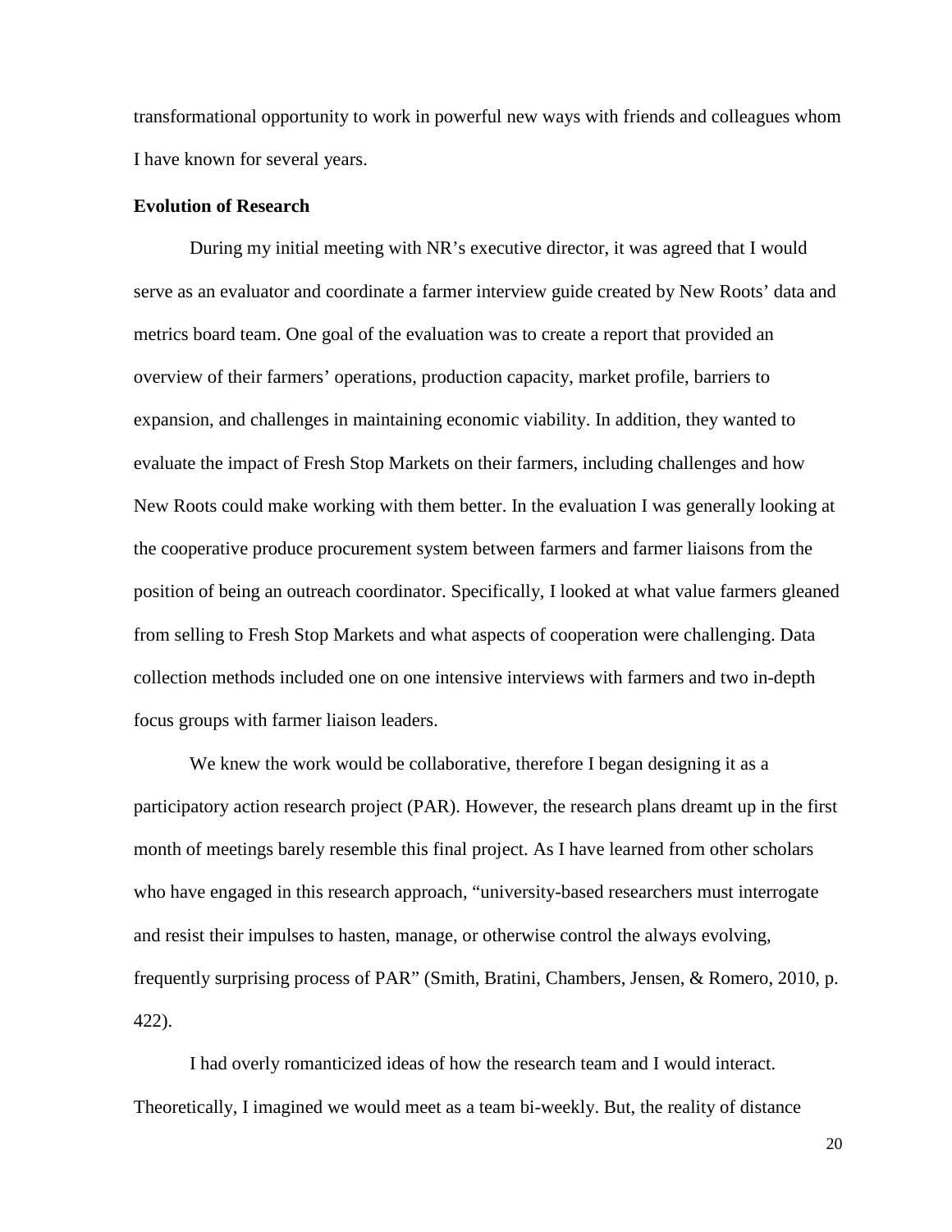transformational opportunity to work in powerful new ways with friends and colleagues whom I have known for several years.

**Evolution of Research**

During my initial meeting with NR's executive director, it was agreed that I would serve as an evaluator and coordinate a farmer interview guide created by New Roots' data and metrics board team. One goal of the evaluation was to create a report that provided an overview of their farmers' operations, production capacity, market profile, barriers to expansion, and challenges in maintaining economic viability. In addition, they wanted to evaluate the impact of Fresh Stop Markets on their farmers, including challenges and how New Roots could make working with them better. In the evaluation I was generally looking at the cooperative produce procurement system between farmers and farmer liaisons from the position of being an outreach coordinator. Specifically, I looked at what value farmers gleaned from selling to Fresh Stop Markets and what aspects of cooperation were challenging. Data collection methods included one on one intensive interviews with farmers and two in-depth focus groups with farmer liaison leaders.

We knew the work would be collaborative, therefore I began designing it as a participatory action research project (PAR). However, the research plans dreamt up in the first month of meetings barely resemble this final project. As I have learned from other scholars who have engaged in this research approach, "university-based researchers must interrogate and resist their impulses to hasten, manage, or otherwise control the always evolving, frequently surprising process of PAR" (Smith, Bratini, Chambers, Jensen, & Romero, 2010, p. 422).

I had overly romanticized ideas of how the research team and I would interact. Theoretically, I imagined we would meet as a team bi-weekly. But, the reality of distance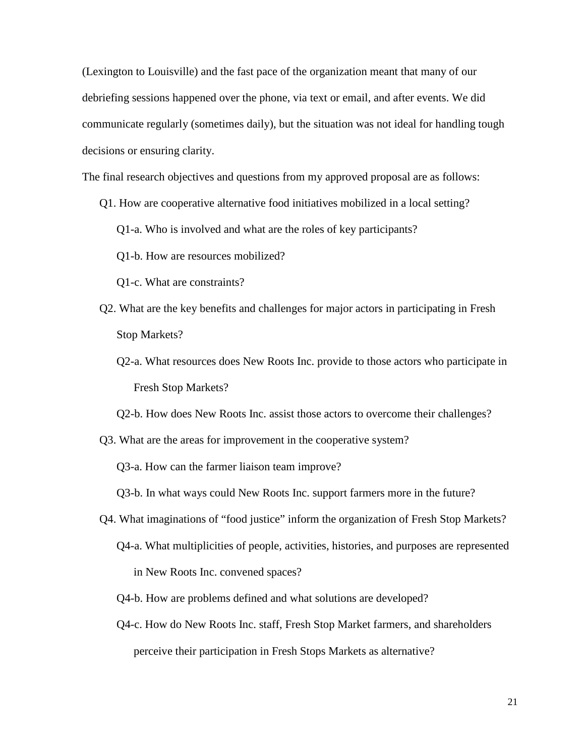(Lexington to Louisville) and the fast pace of the organization meant that many of our debriefing sessions happened over the phone, via text or email, and after events. We did communicate regularly (sometimes daily), but the situation was not ideal for handling tough decisions or ensuring clarity.

The final research objectives and questions from my approved proposal are as follows:

- Q1. How are cooperative alternative food initiatives mobilized in a local setting?
  - Q1-a. Who is involved and what are the roles of key participants?
  - Q1-b. How are resources mobilized?
  - Q1-c. What are constraints?
- Q2. What are the key benefits and challenges for major actors in participating in Fresh Stop Markets?
  - Q2-a. What resources does New Roots Inc. provide to those actors who participate in Fresh Stop Markets?
  - Q2-b. How does New Roots Inc. assist those actors to overcome their challenges?
- Q3. What are the areas for improvement in the cooperative system?
  - Q3-a. How can the farmer liaison team improve?
  - Q3-b. In what ways could New Roots Inc. support farmers more in the future?
- Q4. What imaginations of "food justice" inform the organization of Fresh Stop Markets?
  - Q4-a. What multiplicities of people, activities, histories, and purposes are represented in New Roots Inc. convened spaces?
  - Q4-b. How are problems defined and what solutions are developed?
  - Q4-c. How do New Roots Inc. staff, Fresh Stop Market farmers, and shareholders perceive their participation in Fresh Stops Markets as alternative?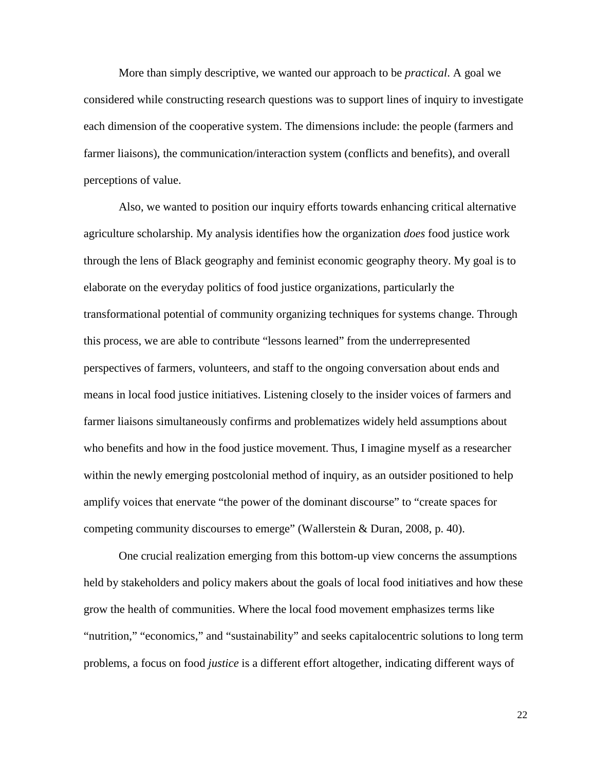More than simply descriptive, we wanted our approach to be *practical*. A goal we considered while constructing research questions was to support lines of inquiry to investigate each dimension of the cooperative system. The dimensions include: the people (farmers and farmer liaisons), the communication/interaction system (conflicts and benefits), and overall perceptions of value.

Also, we wanted to position our inquiry efforts towards enhancing critical alternative agriculture scholarship. My analysis identifies how the organization *does* food justice work through the lens of Black geography and feminist economic geography theory. My goal is to elaborate on the everyday politics of food justice organizations, particularly the transformational potential of community organizing techniques for systems change. Through this process, we are able to contribute "lessons learned" from the underrepresented perspectives of farmers, volunteers, and staff to the ongoing conversation about ends and means in local food justice initiatives. Listening closely to the insider voices of farmers and farmer liaisons simultaneously confirms and problematizes widely held assumptions about who benefits and how in the food justice movement. Thus, I imagine myself as a researcher within the newly emerging postcolonial method of inquiry, as an outsider positioned to help amplify voices that enervate "the power of the dominant discourse" to "create spaces for competing community discourses to emerge" (Wallerstein & Duran, 2008, p. 40).

One crucial realization emerging from this bottom-up view concerns the assumptions held by stakeholders and policy makers about the goals of local food initiatives and how these grow the health of communities. Where the local food movement emphasizes terms like "nutrition," "economics," and "sustainability" and seeks capitalocentric solutions to long term problems, a focus on food *justice* is a different effort altogether, indicating different ways of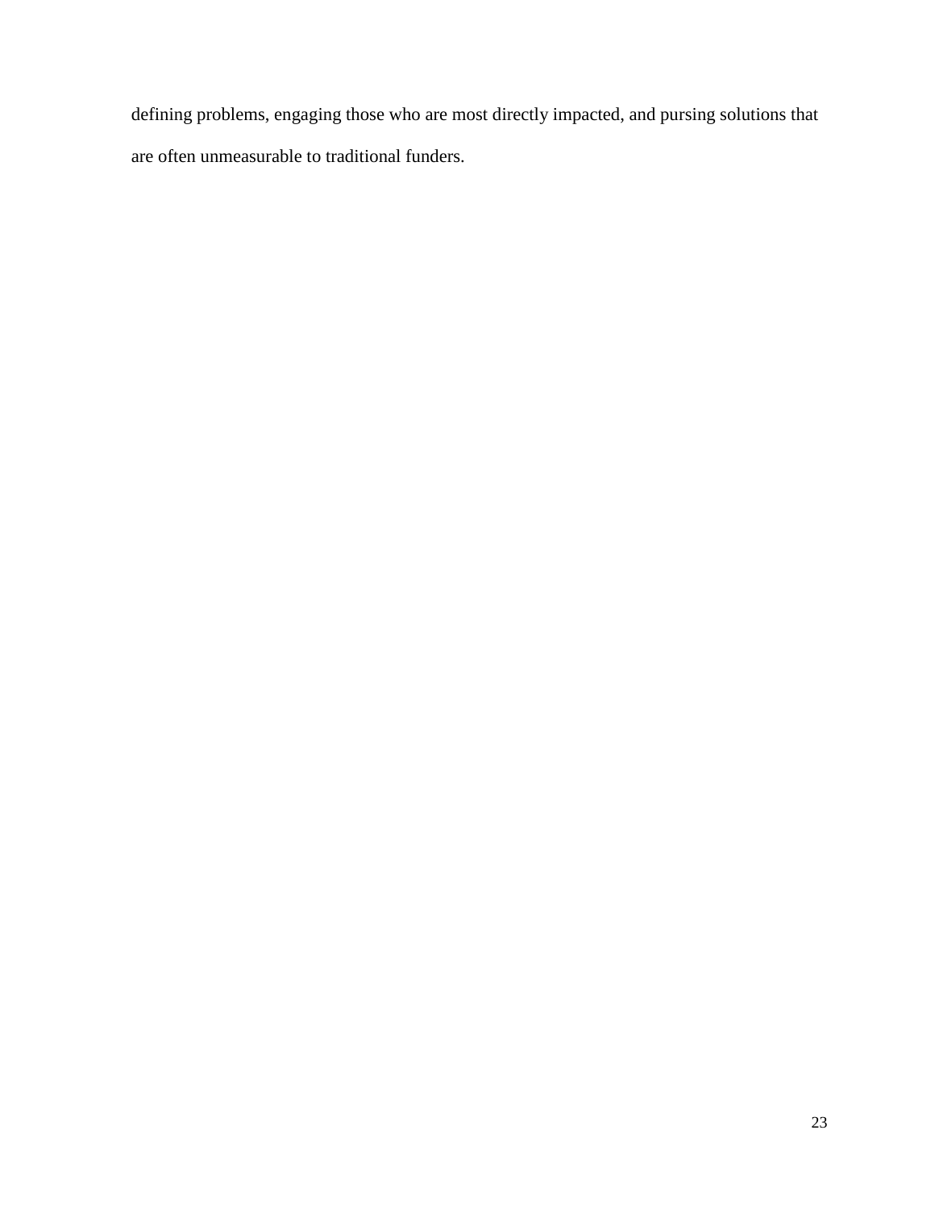defining problems, engaging those who are most directly impacted, and pursing solutions that are often unmeasurable to traditional funders.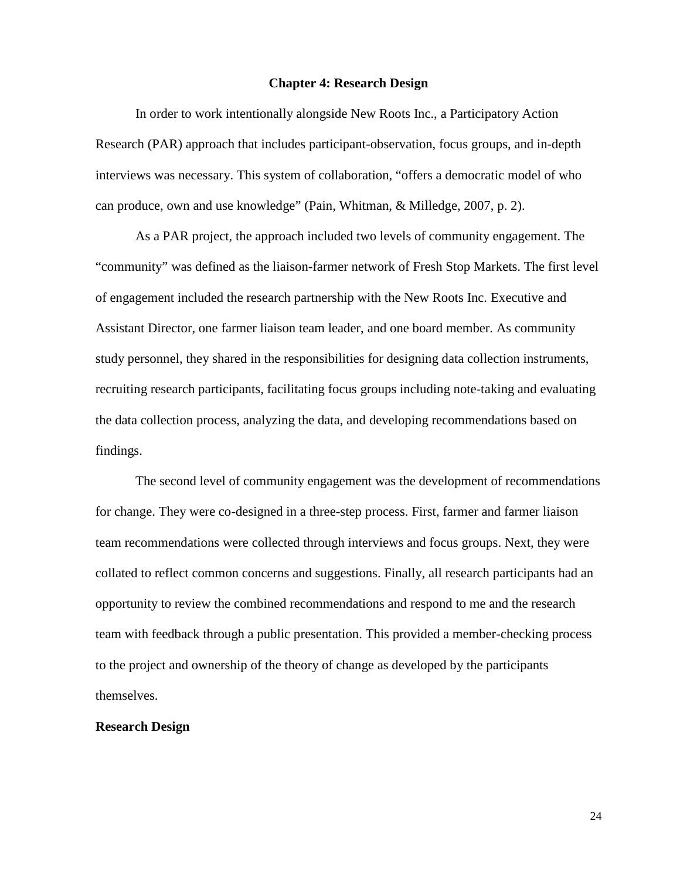# Chapter 4: Research Design

In order to work intentionally alongside New Roots Inc., a Participatory Action Research (PAR) approach that includes participant-observation, focus groups, and in-depth interviews was necessary. This system of collaboration, “offers a democratic model of who can produce, own and use knowledge” (Pain, Whitman, & Milledge, 2007, p. 2).

As a PAR project, the approach included two levels of community engagement. The “community” was defined as the liaison-farmer network of Fresh Stop Markets. The first level of engagement included the research partnership with the New Roots Inc. Executive and Assistant Director, one farmer liaison team leader, and one board member. As community study personnel, they shared in the responsibilities for designing data collection instruments, recruiting research participants, facilitating focus groups including note-taking and evaluating the data collection process, analyzing the data, and developing recommendations based on findings.

The second level of community engagement was the development of recommendations for change. They were co-designed in a three-step process. First, farmer and farmer liaison team recommendations were collected through interviews and focus groups. Next, they were collated to reflect common concerns and suggestions. Finally, all research participants had an opportunity to review the combined recommendations and respond to me and the research team with feedback through a public presentation. This provided a member-checking process to the project and ownership of the theory of change as developed by the participants themselves.

## Research Design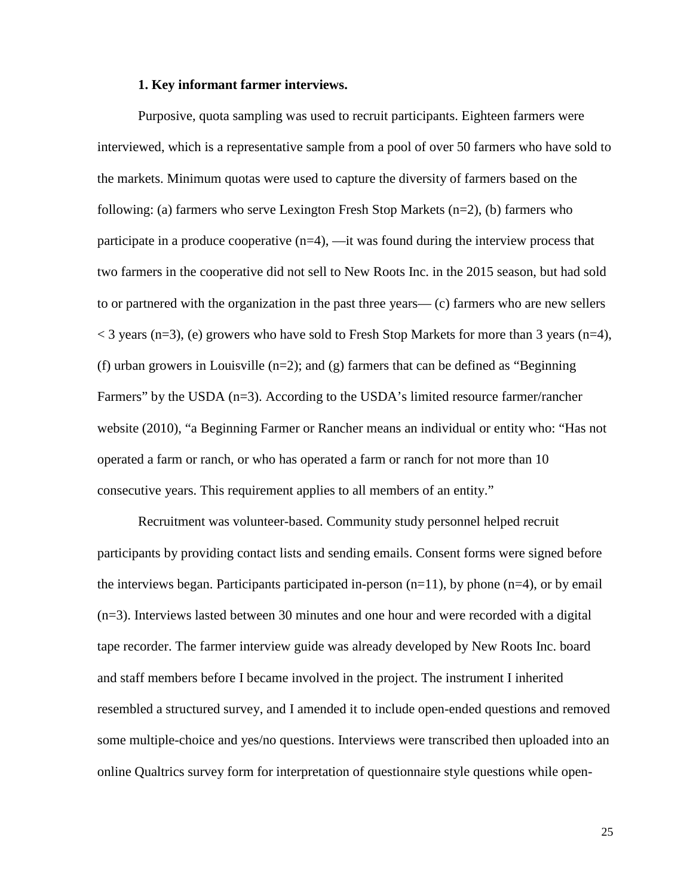**1. Key informant farmer interviews.**

Purposive, quota sampling was used to recruit participants. Eighteen farmers were interviewed, which is a representative sample from a pool of over 50 farmers who have sold to the markets. Minimum quotas were used to capture the diversity of farmers based on the following: (a) farmers who serve Lexington Fresh Stop Markets (n=2), (b) farmers who participate in a produce cooperative (n=4), —it was found during the interview process that two farmers in the cooperative did not sell to New Roots Inc. in the 2015 season, but had sold to or partnered with the organization in the past three years— (c) farmers who are new sellers < 3 years (n=3), (e) growers who have sold to Fresh Stop Markets for more than 3 years (n=4), (f) urban growers in Louisville (n=2); and (g) farmers that can be defined as "Beginning Farmers" by the USDA (n=3). According to the USDA's limited resource farmer/rancher website (2010), "a Beginning Farmer or Rancher means an individual or entity who: "Has not operated a farm or ranch, or who has operated a farm or ranch for not more than 10 consecutive years. This requirement applies to all members of an entity."

Recruitment was volunteer-based. Community study personnel helped recruit participants by providing contact lists and sending emails. Consent forms were signed before the interviews began. Participants participated in-person (n=11), by phone (n=4), or by email (n=3). Interviews lasted between 30 minutes and one hour and were recorded with a digital tape recorder. The farmer interview guide was already developed by New Roots Inc. board and staff members before I became involved in the project. The instrument I inherited resembled a structured survey, and I amended it to include open-ended questions and removed some multiple-choice and yes/no questions. Interviews were transcribed then uploaded into an online Qualtrics survey form for interpretation of questionnaire style questions while open-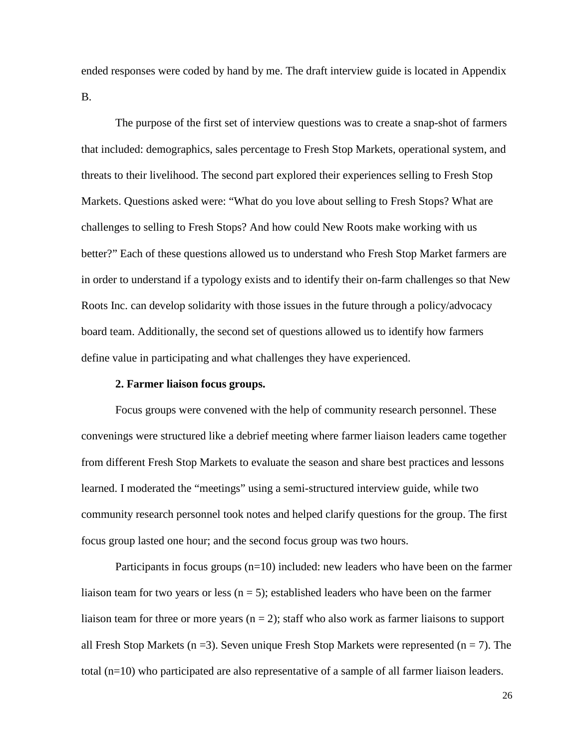ended responses were coded by hand by me. The draft interview guide is located in Appendix B.

The purpose of the first set of interview questions was to create a snap-shot of farmers that included: demographics, sales percentage to Fresh Stop Markets, operational system, and threats to their livelihood. The second part explored their experiences selling to Fresh Stop Markets. Questions asked were: "What do you love about selling to Fresh Stops? What are challenges to selling to Fresh Stops? And how could New Roots make working with us better?" Each of these questions allowed us to understand who Fresh Stop Market farmers are in order to understand if a typology exists and to identify their on-farm challenges so that New Roots Inc. can develop solidarity with those issues in the future through a policy/advocacy board team. Additionally, the second set of questions allowed us to identify how farmers define value in participating and what challenges they have experienced.

**2. Farmer liaison focus groups.**

Focus groups were convened with the help of community research personnel. These convenings were structured like a debrief meeting where farmer liaison leaders came together from different Fresh Stop Markets to evaluate the season and share best practices and lessons learned. I moderated the "meetings" using a semi-structured interview guide, while two community research personnel took notes and helped clarify questions for the group. The first focus group lasted one hour; and the second focus group was two hours.

Participants in focus groups (n=10) included: new leaders who have been on the farmer liaison team for two years or less (n = 5); established leaders who have been on the farmer liaison team for three or more years (n = 2); staff who also work as farmer liaisons to support all Fresh Stop Markets (n =3). Seven unique Fresh Stop Markets were represented (n = 7). The total (n=10) who participated are also representative of a sample of all farmer liaison leaders.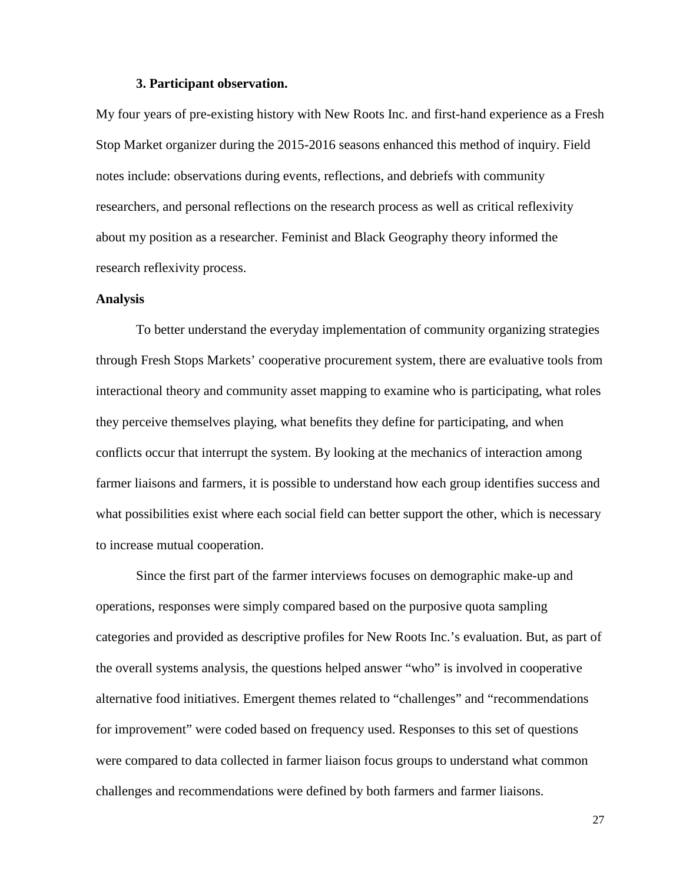**3. Participant observation.**

My four years of pre-existing history with New Roots Inc. and first-hand experience as a Fresh Stop Market organizer during the 2015-2016 seasons enhanced this method of inquiry. Field notes include: observations during events, reflections, and debriefs with community researchers, and personal reflections on the research process as well as critical reflexivity about my position as a researcher. Feminist and Black Geography theory informed the research reflexivity process.

**Analysis**

To better understand the everyday implementation of community organizing strategies through Fresh Stops Markets' cooperative procurement system, there are evaluative tools from interactional theory and community asset mapping to examine who is participating, what roles they perceive themselves playing, what benefits they define for participating, and when conflicts occur that interrupt the system. By looking at the mechanics of interaction among farmer liaisons and farmers, it is possible to understand how each group identifies success and what possibilities exist where each social field can better support the other, which is necessary to increase mutual cooperation.

Since the first part of the farmer interviews focuses on demographic make-up and operations, responses were simply compared based on the purposive quota sampling categories and provided as descriptive profiles for New Roots Inc.'s evaluation. But, as part of the overall systems analysis, the questions helped answer "who" is involved in cooperative alternative food initiatives. Emergent themes related to "challenges" and "recommendations for improvement" were coded based on frequency used. Responses to this set of questions were compared to data collected in farmer liaison focus groups to understand what common challenges and recommendations were defined by both farmers and farmer liaisons.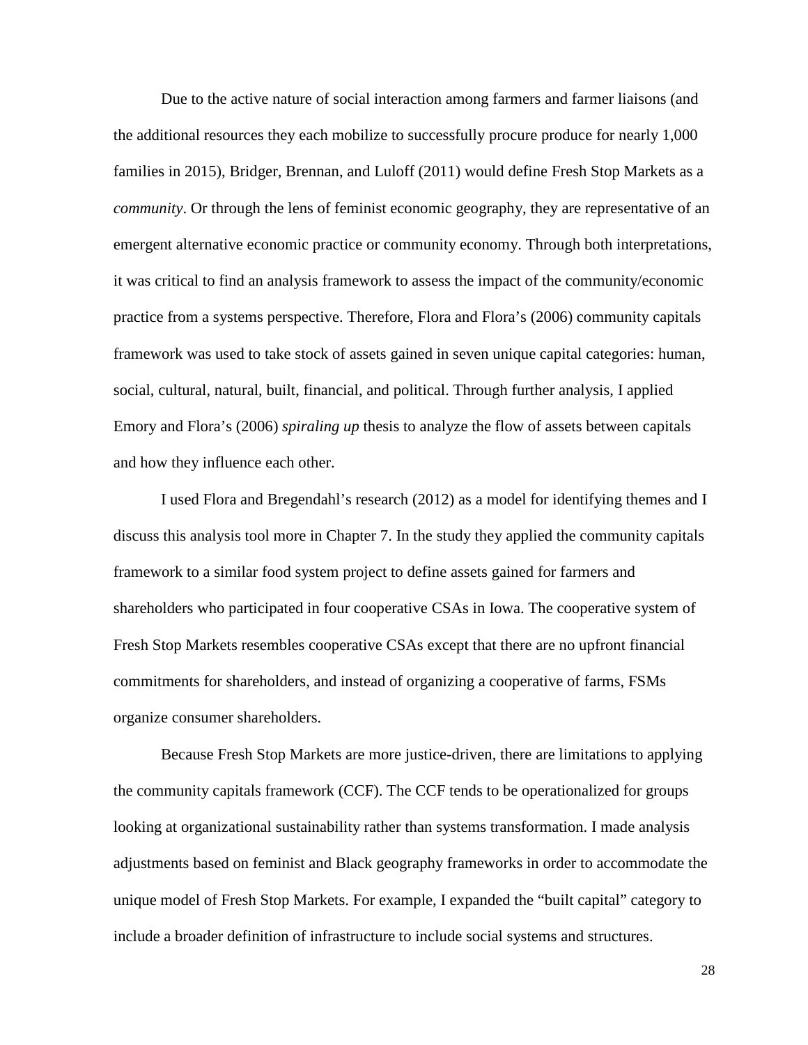Due to the active nature of social interaction among farmers and farmer liaisons (and the additional resources they each mobilize to successfully procure produce for nearly 1,000 families in 2015), Bridger, Brennan, and Luloff (2011) would define Fresh Stop Markets as a *community*. Or through the lens of feminist economic geography, they are representative of an emergent alternative economic practice or community economy. Through both interpretations, it was critical to find an analysis framework to assess the impact of the community/economic practice from a systems perspective. Therefore, Flora and Flora's (2006) community capitals framework was used to take stock of assets gained in seven unique capital categories: human, social, cultural, natural, built, financial, and political. Through further analysis, I applied Emory and Flora's (2006) *spiraling up* thesis to analyze the flow of assets between capitals and how they influence each other.

I used Flora and Bregendahl's research (2012) as a model for identifying themes and I discuss this analysis tool more in Chapter 7. In the study they applied the community capitals framework to a similar food system project to define assets gained for farmers and shareholders who participated in four cooperative CSAs in Iowa. The cooperative system of Fresh Stop Markets resembles cooperative CSAs except that there are no upfront financial commitments for shareholders, and instead of organizing a cooperative of farms, FSMs organize consumer shareholders.

Because Fresh Stop Markets are more justice-driven, there are limitations to applying the community capitals framework (CCF). The CCF tends to be operationalized for groups looking at organizational sustainability rather than systems transformation. I made analysis adjustments based on feminist and Black geography frameworks in order to accommodate the unique model of Fresh Stop Markets. For example, I expanded the "built capital" category to include a broader definition of infrastructure to include social systems and structures.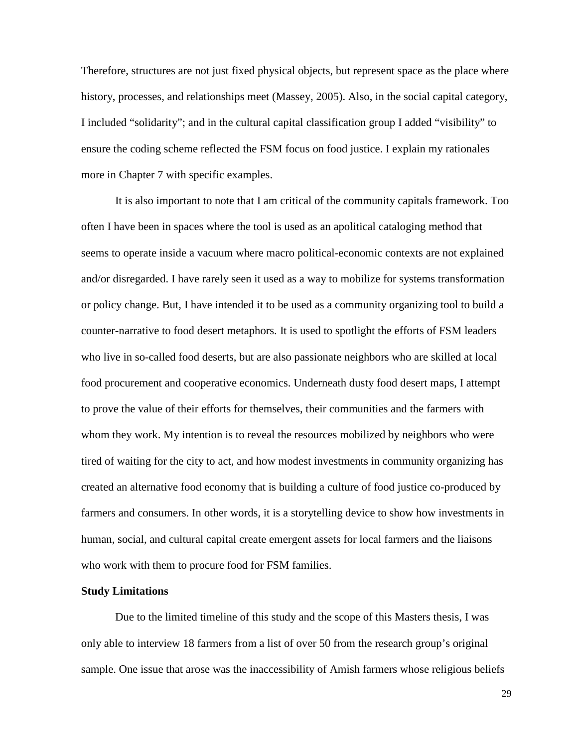Therefore, structures are not just fixed physical objects, but represent space as the place where history, processes, and relationships meet (Massey, 2005). Also, in the social capital category, I included "solidarity"; and in the cultural capital classification group I added "visibility" to ensure the coding scheme reflected the FSM focus on food justice. I explain my rationales more in Chapter 7 with specific examples.

It is also important to note that I am critical of the community capitals framework. Too often I have been in spaces where the tool is used as an apolitical cataloging method that seems to operate inside a vacuum where macro political-economic contexts are not explained and/or disregarded. I have rarely seen it used as a way to mobilize for systems transformation or policy change. But, I have intended it to be used as a community organizing tool to build a counter-narrative to food desert metaphors. It is used to spotlight the efforts of FSM leaders who live in so-called food deserts, but are also passionate neighbors who are skilled at local food procurement and cooperative economics. Underneath dusty food desert maps, I attempt to prove the value of their efforts for themselves, their communities and the farmers with whom they work. My intention is to reveal the resources mobilized by neighbors who were tired of waiting for the city to act, and how modest investments in community organizing has created an alternative food economy that is building a culture of food justice co-produced by farmers and consumers. In other words, it is a storytelling device to show how investments in human, social, and cultural capital create emergent assets for local farmers and the liaisons who work with them to procure food for FSM families.

**Study Limitations**

Due to the limited timeline of this study and the scope of this Masters thesis, I was only able to interview 18 farmers from a list of over 50 from the research group's original sample. One issue that arose was the inaccessibility of Amish farmers whose religious beliefs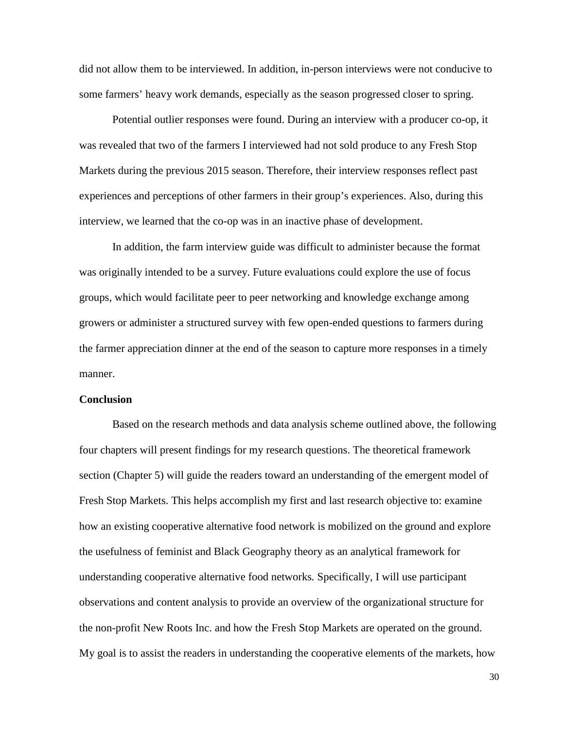did not allow them to be interviewed. In addition, in-person interviews were not conducive to some farmers' heavy work demands, especially as the season progressed closer to spring.

Potential outlier responses were found. During an interview with a producer co-op, it was revealed that two of the farmers I interviewed had not sold produce to any Fresh Stop Markets during the previous 2015 season. Therefore, their interview responses reflect past experiences and perceptions of other farmers in their group's experiences. Also, during this interview, we learned that the co-op was in an inactive phase of development.

In addition, the farm interview guide was difficult to administer because the format was originally intended to be a survey. Future evaluations could explore the use of focus groups, which would facilitate peer to peer networking and knowledge exchange among growers or administer a structured survey with few open-ended questions to farmers during the farmer appreciation dinner at the end of the season to capture more responses in a timely manner.

**Conclusion**

Based on the research methods and data analysis scheme outlined above, the following four chapters will present findings for my research questions. The theoretical framework section (Chapter 5) will guide the readers toward an understanding of the emergent model of Fresh Stop Markets. This helps accomplish my first and last research objective to: examine how an existing cooperative alternative food network is mobilized on the ground and explore the usefulness of feminist and Black Geography theory as an analytical framework for understanding cooperative alternative food networks. Specifically, I will use participant observations and content analysis to provide an overview of the organizational structure for the non-profit New Roots Inc. and how the Fresh Stop Markets are operated on the ground. My goal is to assist the readers in understanding the cooperative elements of the markets, how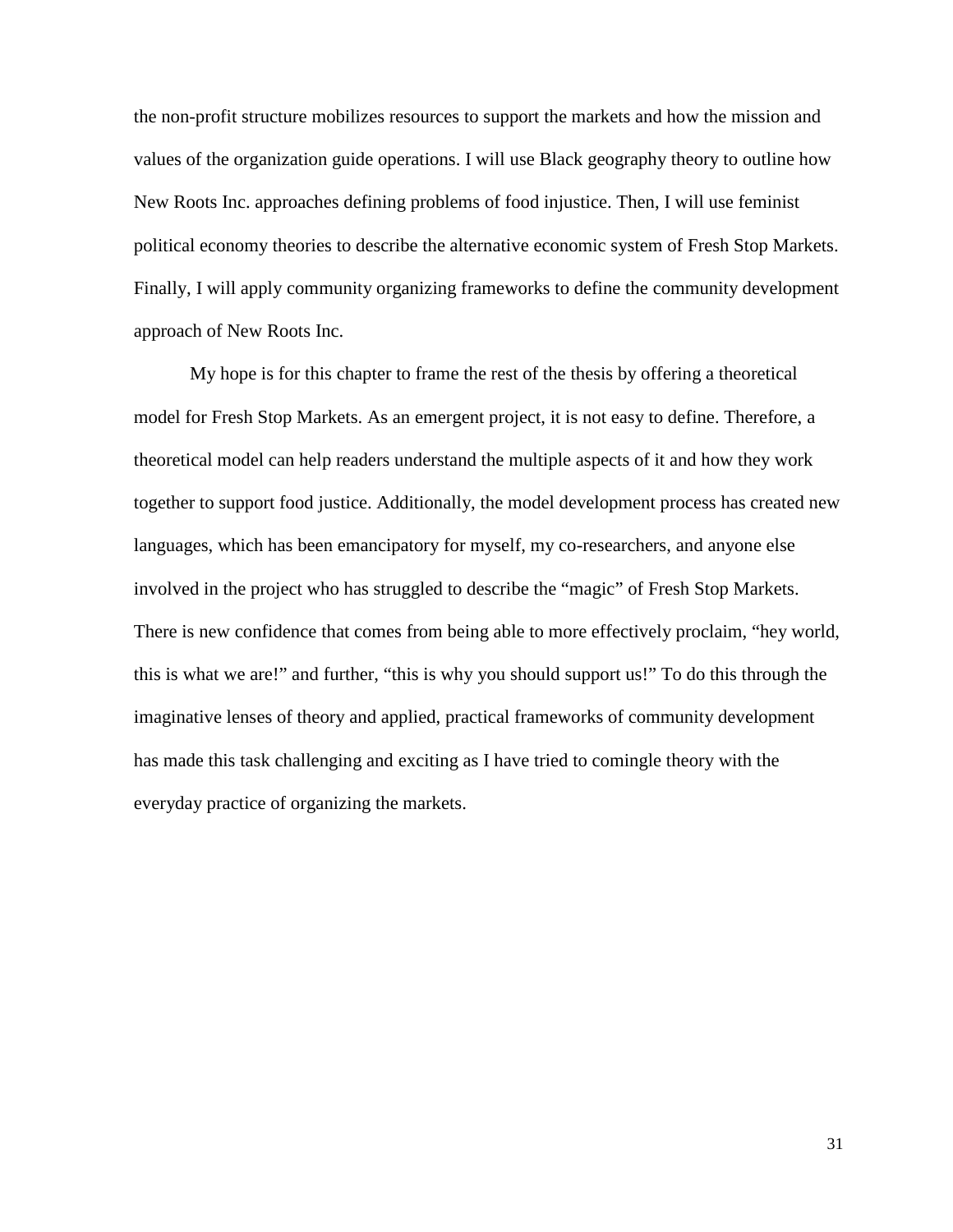the non-profit structure mobilizes resources to support the markets and how the mission and values of the organization guide operations. I will use Black geography theory to outline how New Roots Inc. approaches defining problems of food injustice. Then, I will use feminist political economy theories to describe the alternative economic system of Fresh Stop Markets. Finally, I will apply community organizing frameworks to define the community development approach of New Roots Inc.

My hope is for this chapter to frame the rest of the thesis by offering a theoretical model for Fresh Stop Markets. As an emergent project, it is not easy to define. Therefore, a theoretical model can help readers understand the multiple aspects of it and how they work together to support food justice. Additionally, the model development process has created new languages, which has been emancipatory for myself, my co-researchers, and anyone else involved in the project who has struggled to describe the "magic" of Fresh Stop Markets. There is new confidence that comes from being able to more effectively proclaim, "hey world, this is what we are!" and further, "this is why you should support us!" To do this through the imaginative lenses of theory and applied, practical frameworks of community development has made this task challenging and exciting as I have tried to comingle theory with the everyday practice of organizing the markets.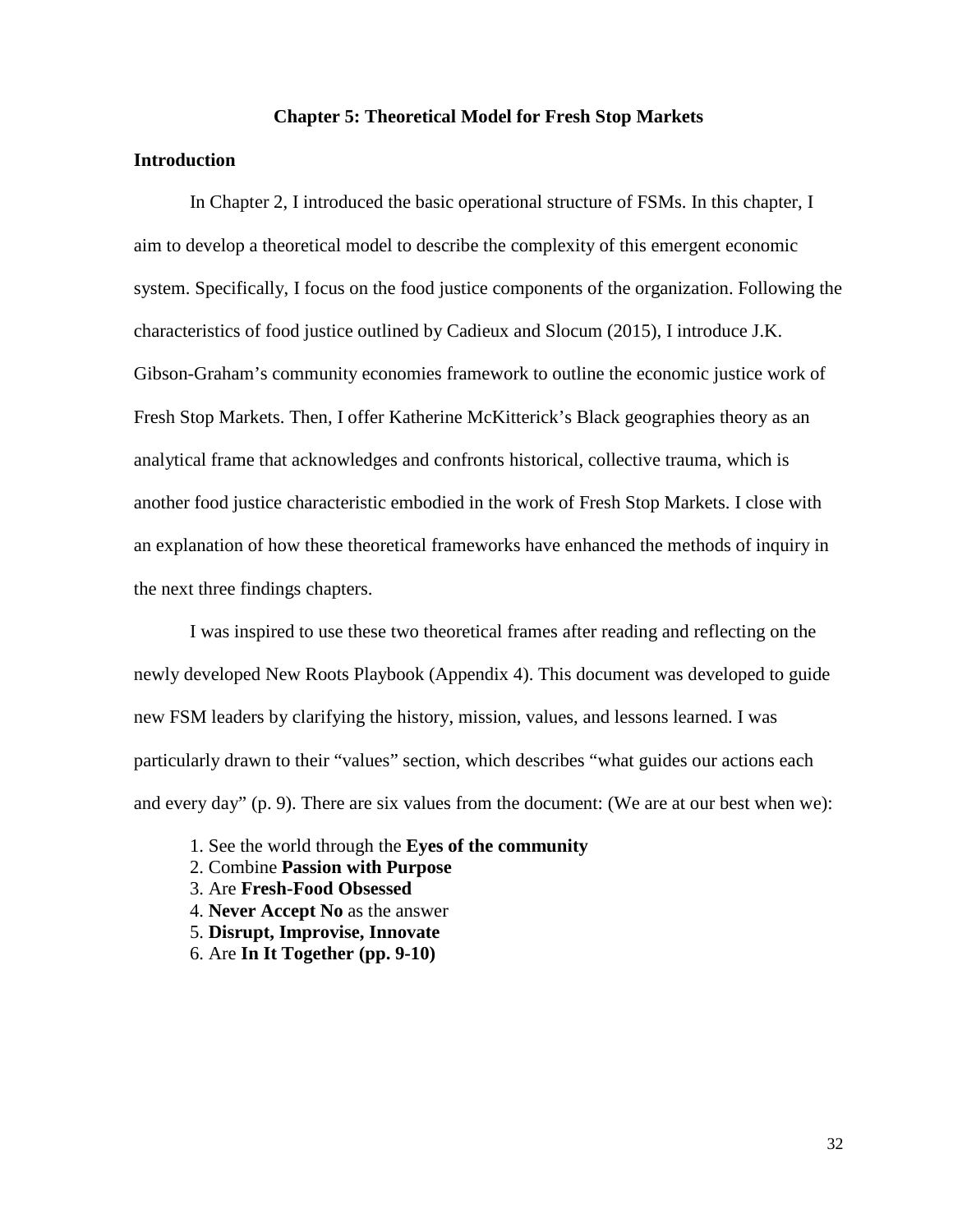# Chapter 5: Theoretical Model for Fresh Stop Markets

## Introduction

In Chapter 2, I introduced the basic operational structure of FSMs. In this chapter, I aim to develop a theoretical model to describe the complexity of this emergent economic system. Specifically, I focus on the food justice components of the organization. Following the characteristics of food justice outlined by Cadieux and Slocum (2015), I introduce J.K. Gibson-Graham's community economies framework to outline the economic justice work of Fresh Stop Markets. Then, I offer Katherine McKitterick's Black geographies theory as an analytical frame that acknowledges and confronts historical, collective trauma, which is another food justice characteristic embodied in the work of Fresh Stop Markets. I close with an explanation of how these theoretical frameworks have enhanced the methods of inquiry in the next three findings chapters.

I was inspired to use these two theoretical frames after reading and reflecting on the newly developed New Roots Playbook (Appendix 4). This document was developed to guide new FSM leaders by clarifying the history, mission, values, and lessons learned. I was particularly drawn to their "values" section, which describes "what guides our actions each and every day" (p. 9). There are six values from the document: (We are at our best when we):

1. See the world through the **Eyes of the community**
2. Combine **Passion with Purpose**
3. Are **Fresh-Food Obsessed**
4. **Never Accept No** as the answer
5. **Disrupt, Improvise, Innovate**
6. Are **In It Together (pp. 9-10)**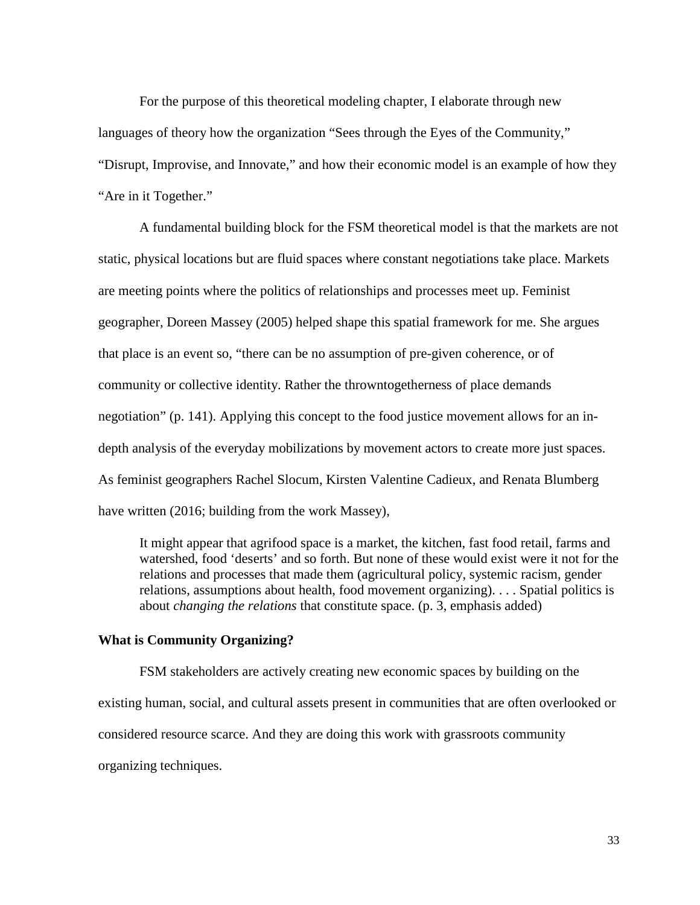For the purpose of this theoretical modeling chapter, I elaborate through new languages of theory how the organization "Sees through the Eyes of the Community," "Disrupt, Improvise, and Innovate," and how their economic model is an example of how they "Are in it Together."

A fundamental building block for the FSM theoretical model is that the markets are not static, physical locations but are fluid spaces where constant negotiations take place. Markets are meeting points where the politics of relationships and processes meet up. Feminist geographer, Doreen Massey (2005) helped shape this spatial framework for me. She argues that place is an event so, "there can be no assumption of pre-given coherence, or of community or collective identity. Rather the throwntogetherness of place demands negotiation" (p. 141). Applying this concept to the food justice movement allows for an in-depth analysis of the everyday mobilizations by movement actors to create more just spaces. As feminist geographers Rachel Slocum, Kirsten Valentine Cadieux, and Renata Blumberg have written (2016; building from the work Massey),

> It might appear that agrifood space is a market, the kitchen, fast food retail, farms and watershed, food 'deserts' and so forth. But none of these would exist were it not for the relations and processes that made them (agricultural policy, systemic racism, gender relations, assumptions about health, food movement organizing). . . . Spatial politics is about *changing the relations* that constitute space. (p. 3, emphasis added)

**What is Community Organizing?**

FSM stakeholders are actively creating new economic spaces by building on the existing human, social, and cultural assets present in communities that are often overlooked or considered resource scarce. And they are doing this work with grassroots community organizing techniques.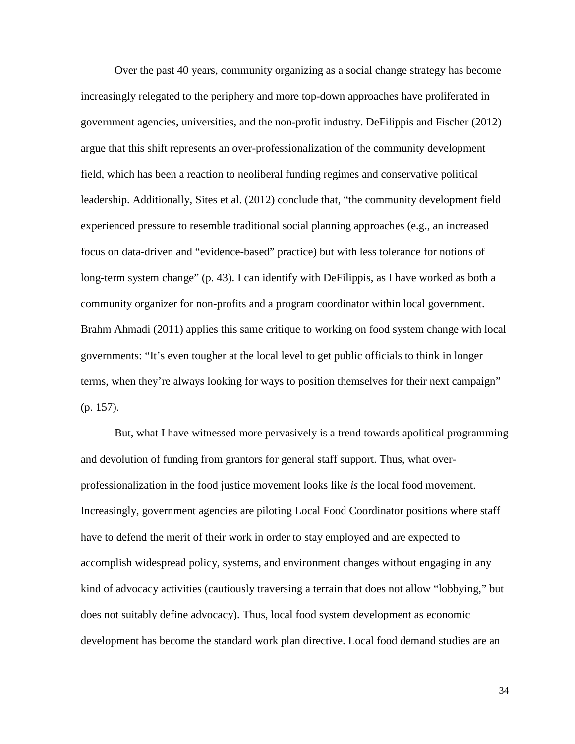Over the past 40 years, community organizing as a social change strategy has become increasingly relegated to the periphery and more top-down approaches have proliferated in government agencies, universities, and the non-profit industry. DeFilippis and Fischer (2012) argue that this shift represents an over-professionalization of the community development field, which has been a reaction to neoliberal funding regimes and conservative political leadership. Additionally, Sites et al. (2012) conclude that, "the community development field experienced pressure to resemble traditional social planning approaches (e.g., an increased focus on data-driven and "evidence-based" practice) but with less tolerance for notions of long-term system change" (p. 43). I can identify with DeFilippis, as I have worked as both a community organizer for non-profits and a program coordinator within local government. Brahm Ahmadi (2011) applies this same critique to working on food system change with local governments: "It's even tougher at the local level to get public officials to think in longer terms, when they're always looking for ways to position themselves for their next campaign" (p. 157).

But, what I have witnessed more pervasively is a trend towards apolitical programming and devolution of funding from grantors for general staff support. Thus, what over-professionalization in the food justice movement looks like *is* the local food movement. Increasingly, government agencies are piloting Local Food Coordinator positions where staff have to defend the merit of their work in order to stay employed and are expected to accomplish widespread policy, systems, and environment changes without engaging in any kind of advocacy activities (cautiously traversing a terrain that does not allow "lobbying," but does not suitably define advocacy). Thus, local food system development as economic development has become the standard work plan directive. Local food demand studies are an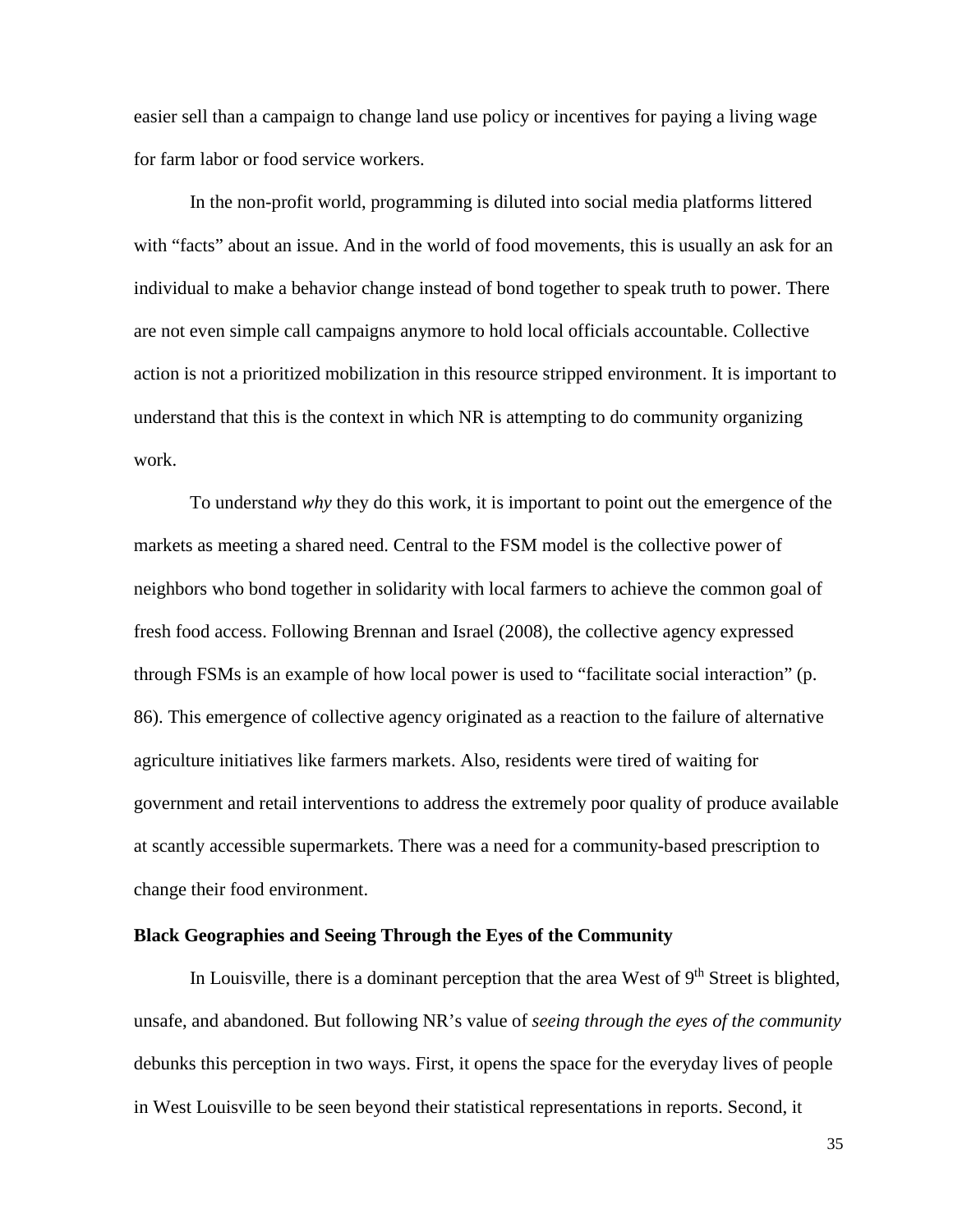easier sell than a campaign to change land use policy or incentives for paying a living wage for farm labor or food service workers.

In the non-profit world, programming is diluted into social media platforms littered with "facts" about an issue. And in the world of food movements, this is usually an ask for an individual to make a behavior change instead of bond together to speak truth to power. There are not even simple call campaigns anymore to hold local officials accountable. Collective action is not a prioritized mobilization in this resource stripped environment. It is important to understand that this is the context in which NR is attempting to do community organizing work.

To understand *why* they do this work, it is important to point out the emergence of the markets as meeting a shared need. Central to the FSM model is the collective power of neighbors who bond together in solidarity with local farmers to achieve the common goal of fresh food access. Following Brennan and Israel (2008), the collective agency expressed through FSMs is an example of how local power is used to "facilitate social interaction" (p. 86). This emergence of collective agency originated as a reaction to the failure of alternative agriculture initiatives like farmers markets. Also, residents were tired of waiting for government and retail interventions to address the extremely poor quality of produce available at scantly accessible supermarkets. There was a need for a community-based prescription to change their food environment.

**Black Geographies and Seeing Through the Eyes of the Community**

In Louisville, there is a dominant perception that the area West of 9th Street is blighted, unsafe, and abandoned. But following NR's value of *seeing through the eyes of the community* debunks this perception in two ways. First, it opens the space for the everyday lives of people in West Louisville to be seen beyond their statistical representations in reports. Second, it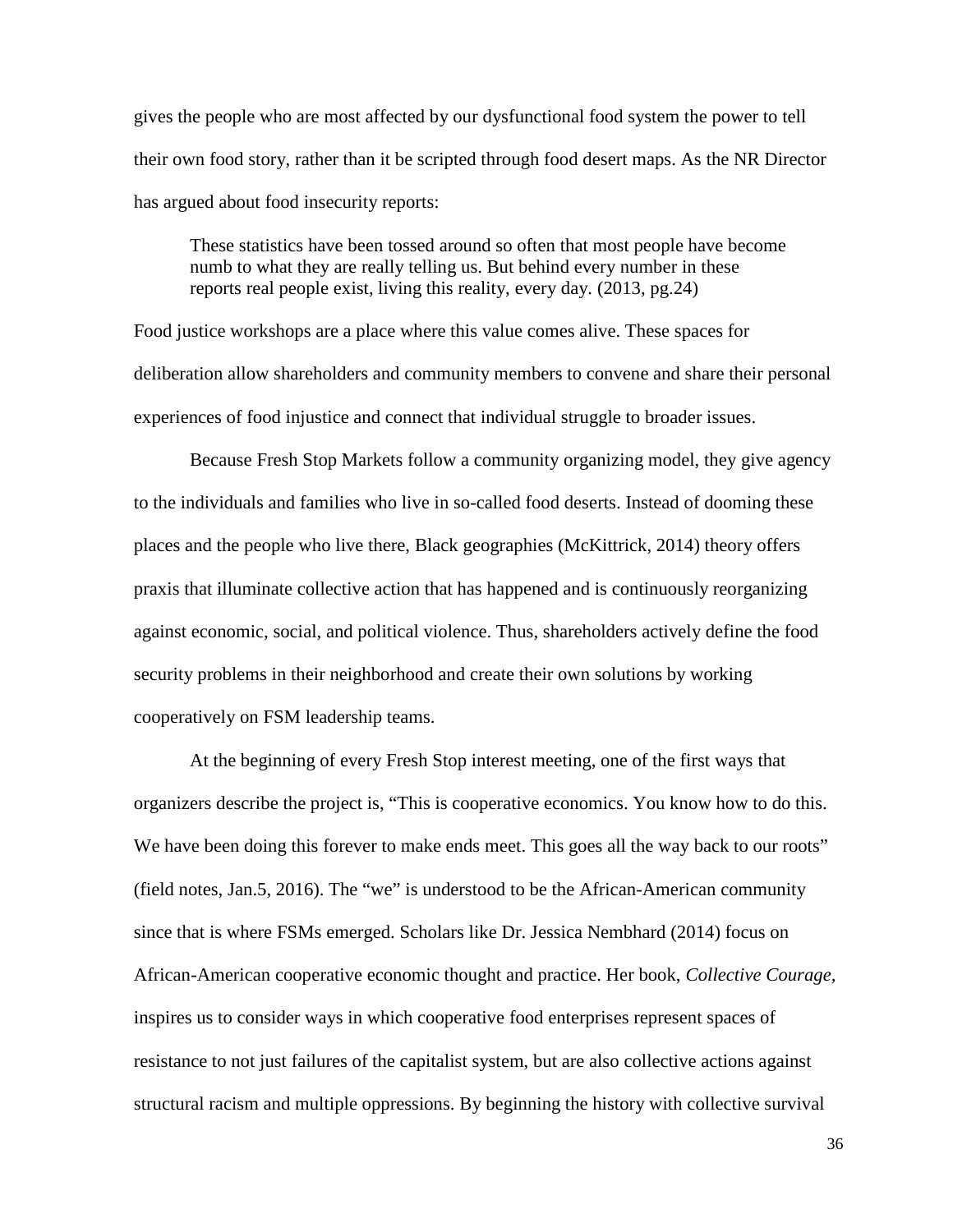gives the people who are most affected by our dysfunctional food system the power to tell their own food story, rather than it be scripted through food desert maps. As the NR Director has argued about food insecurity reports:

> These statistics have been tossed around so often that most people have become numb to what they are really telling us. But behind every number in these reports real people exist, living this reality, every day. (2013, pg.24)

Food justice workshops are a place where this value comes alive. These spaces for deliberation allow shareholders and community members to convene and share their personal experiences of food injustice and connect that individual struggle to broader issues.

Because Fresh Stop Markets follow a community organizing model, they give agency to the individuals and families who live in so-called food deserts. Instead of dooming these places and the people who live there, Black geographies (McKittrick, 2014) theory offers praxis that illuminate collective action that has happened and is continuously reorganizing against economic, social, and political violence. Thus, shareholders actively define the food security problems in their neighborhood and create their own solutions by working cooperatively on FSM leadership teams.

At the beginning of every Fresh Stop interest meeting, one of the first ways that organizers describe the project is, "This is cooperative economics. You know how to do this. We have been doing this forever to make ends meet. This goes all the way back to our roots" (field notes, Jan.5, 2016). The "we" is understood to be the African-American community since that is where FSMs emerged. Scholars like Dr. Jessica Nembhard (2014) focus on African-American cooperative economic thought and practice. Her book, *Collective Courage,* inspires us to consider ways in which cooperative food enterprises represent spaces of resistance to not just failures of the capitalist system, but are also collective actions against structural racism and multiple oppressions. By beginning the history with collective survival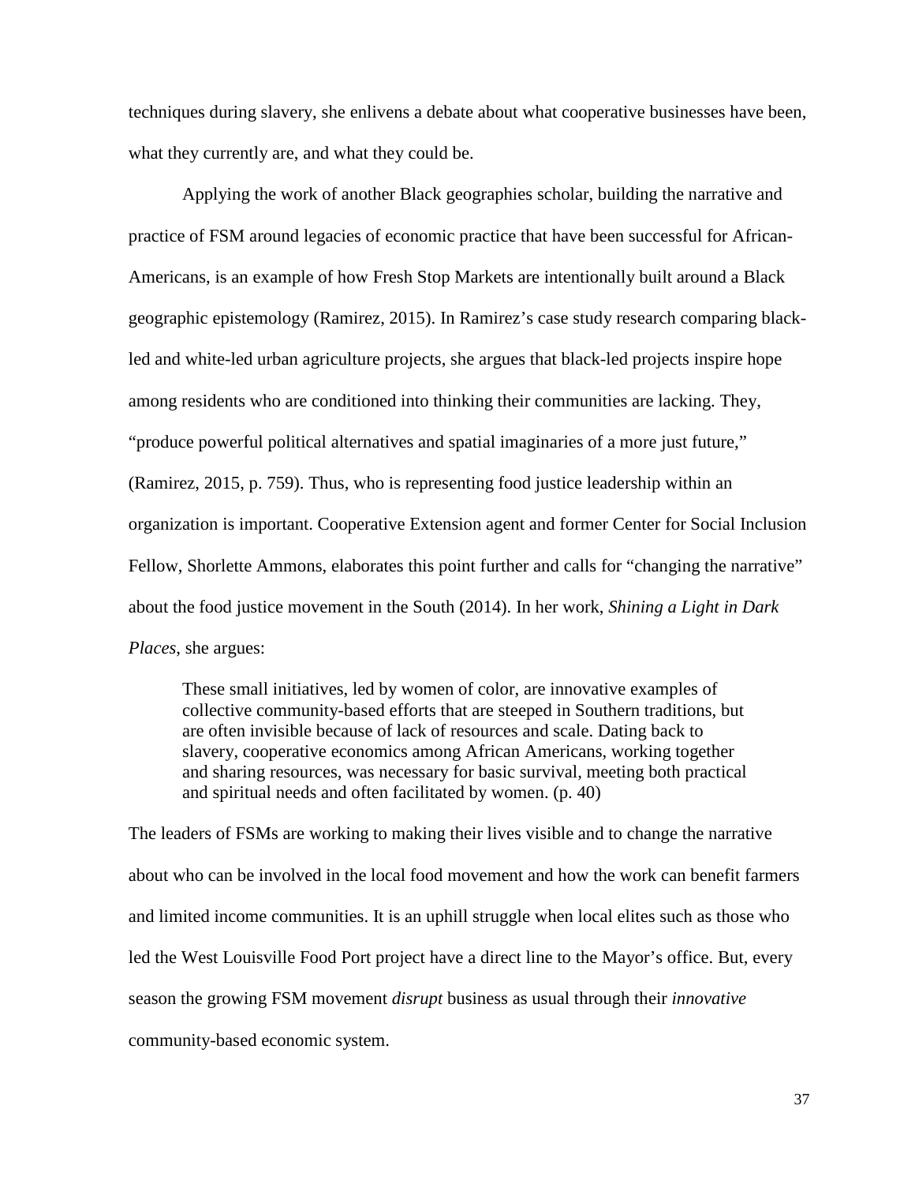techniques during slavery, she enlivens a debate about what cooperative businesses have been, what they currently are, and what they could be.

Applying the work of another Black geographies scholar, building the narrative and practice of FSM around legacies of economic practice that have been successful for African-Americans, is an example of how Fresh Stop Markets are intentionally built around a Black geographic epistemology (Ramirez, 2015). In Ramirez's case study research comparing black-led and white-led urban agriculture projects, she argues that black-led projects inspire hope among residents who are conditioned into thinking their communities are lacking. They, "produce powerful political alternatives and spatial imaginaries of a more just future," (Ramirez, 2015, p. 759). Thus, who is representing food justice leadership within an organization is important. Cooperative Extension agent and former Center for Social Inclusion Fellow, Shorlette Ammons, elaborates this point further and calls for "changing the narrative" about the food justice movement in the South (2014). In her work, *Shining a Light in Dark Places*, she argues:

> These small initiatives, led by women of color, are innovative examples of collective community-based efforts that are steeped in Southern traditions, but are often invisible because of lack of resources and scale. Dating back to slavery, cooperative economics among African Americans, working together and sharing resources, was necessary for basic survival, meeting both practical and spiritual needs and often facilitated by women. (p. 40)

The leaders of FSMs are working to making their lives visible and to change the narrative about who can be involved in the local food movement and how the work can benefit farmers and limited income communities. It is an uphill struggle when local elites such as those who led the West Louisville Food Port project have a direct line to the Mayor's office. But, every season the growing FSM movement *disrupt* business as usual through their *innovative* community-based economic system.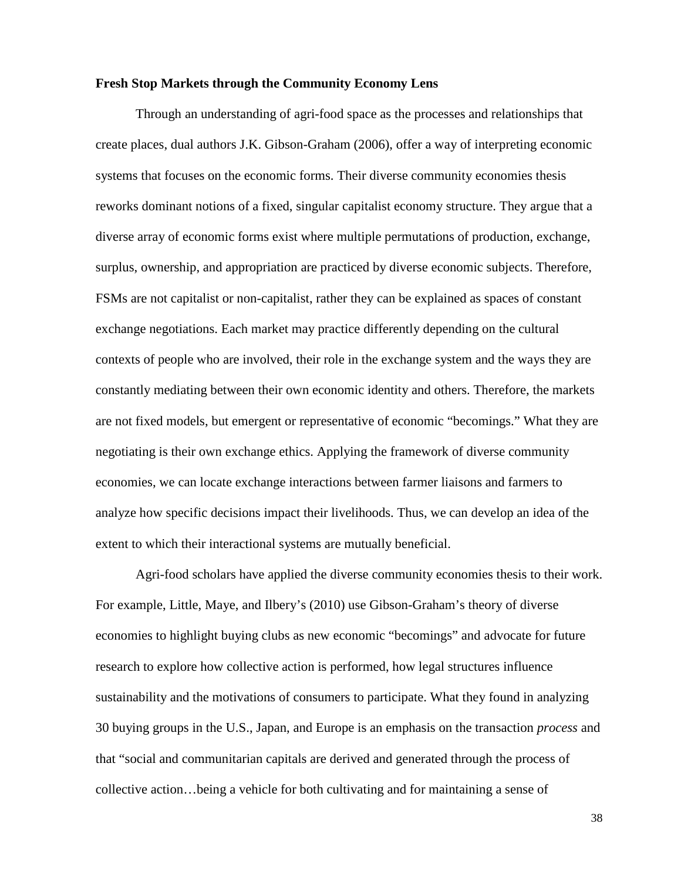**Fresh Stop Markets through the Community Economy Lens**

Through an understanding of agri-food space as the processes and relationships that create places, dual authors J.K. Gibson-Graham (2006), offer a way of interpreting economic systems that focuses on the economic forms. Their diverse community economies thesis reworks dominant notions of a fixed, singular capitalist economy structure. They argue that a diverse array of economic forms exist where multiple permutations of production, exchange, surplus, ownership, and appropriation are practiced by diverse economic subjects. Therefore, FSMs are not capitalist or non-capitalist, rather they can be explained as spaces of constant exchange negotiations. Each market may practice differently depending on the cultural contexts of people who are involved, their role in the exchange system and the ways they are constantly mediating between their own economic identity and others. Therefore, the markets are not fixed models, but emergent or representative of economic "becomings." What they are negotiating is their own exchange ethics. Applying the framework of diverse community economies, we can locate exchange interactions between farmer liaisons and farmers to analyze how specific decisions impact their livelihoods. Thus, we can develop an idea of the extent to which their interactional systems are mutually beneficial.

Agri-food scholars have applied the diverse community economies thesis to their work. For example, Little, Maye, and Ilbery's (2010) use Gibson-Graham's theory of diverse economies to highlight buying clubs as new economic "becomings" and advocate for future research to explore how collective action is performed, how legal structures influence sustainability and the motivations of consumers to participate. What they found in analyzing 30 buying groups in the U.S., Japan, and Europe is an emphasis on the transaction *process* and that "social and communitarian capitals are derived and generated through the process of collective action…being a vehicle for both cultivating and for maintaining a sense of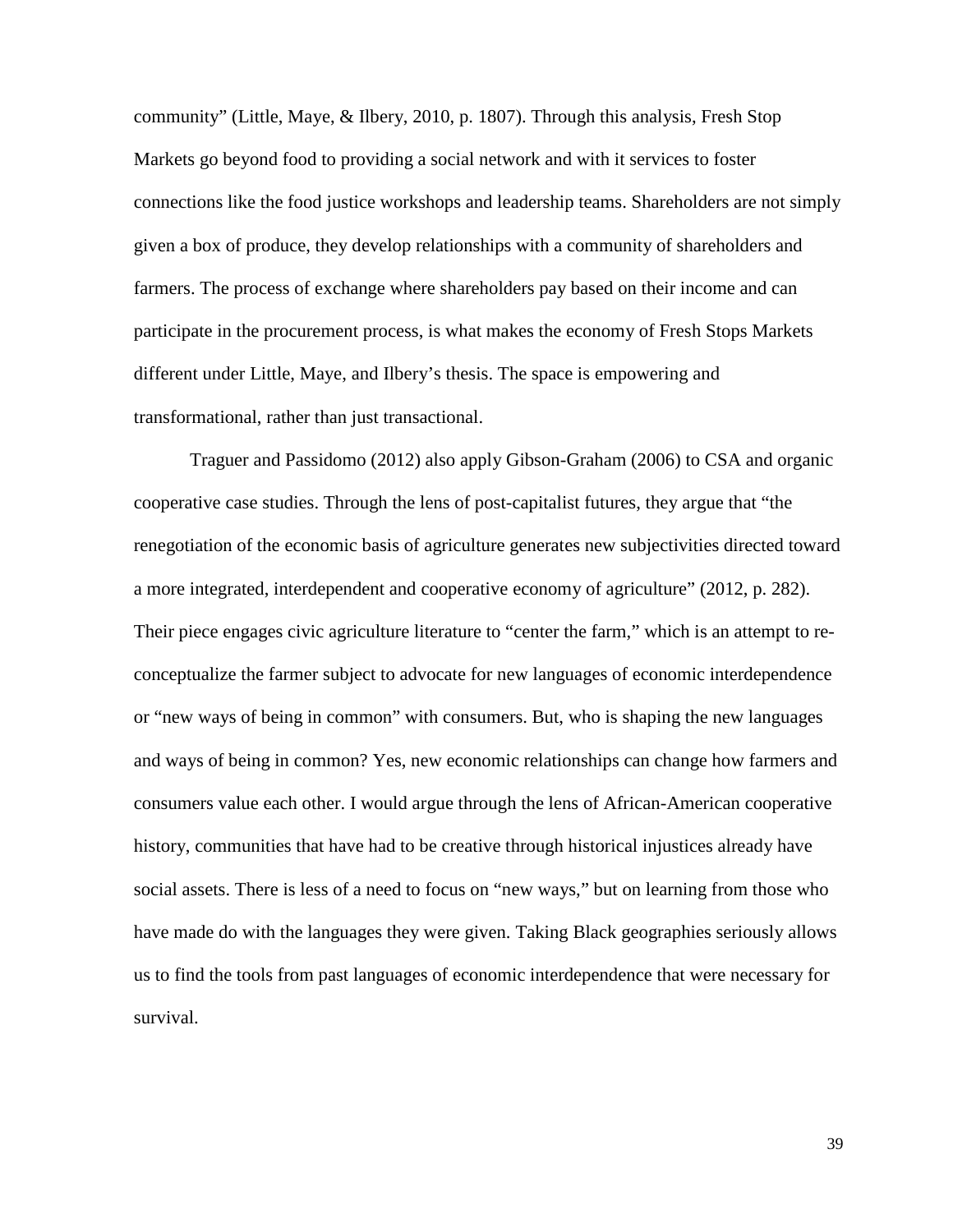community" (Little, Maye, & Ilbery, 2010, p. 1807). Through this analysis, Fresh Stop Markets go beyond food to providing a social network and with it services to foster connections like the food justice workshops and leadership teams. Shareholders are not simply given a box of produce, they develop relationships with a community of shareholders and farmers. The process of exchange where shareholders pay based on their income and can participate in the procurement process, is what makes the economy of Fresh Stops Markets different under Little, Maye, and Ilbery's thesis. The space is empowering and transformational, rather than just transactional.

Traguer and Passidomo (2012) also apply Gibson-Graham (2006) to CSA and organic cooperative case studies. Through the lens of post-capitalist futures, they argue that "the renegotiation of the economic basis of agriculture generates new subjectivities directed toward a more integrated, interdependent and cooperative economy of agriculture" (2012, p. 282). Their piece engages civic agriculture literature to "center the farm," which is an attempt to re-conceptualize the farmer subject to advocate for new languages of economic interdependence or "new ways of being in common" with consumers. But, who is shaping the new languages and ways of being in common? Yes, new economic relationships can change how farmers and consumers value each other. I would argue through the lens of African-American cooperative history, communities that have had to be creative through historical injustices already have social assets. There is less of a need to focus on "new ways," but on learning from those who have made do with the languages they were given. Taking Black geographies seriously allows us to find the tools from past languages of economic interdependence that were necessary for survival.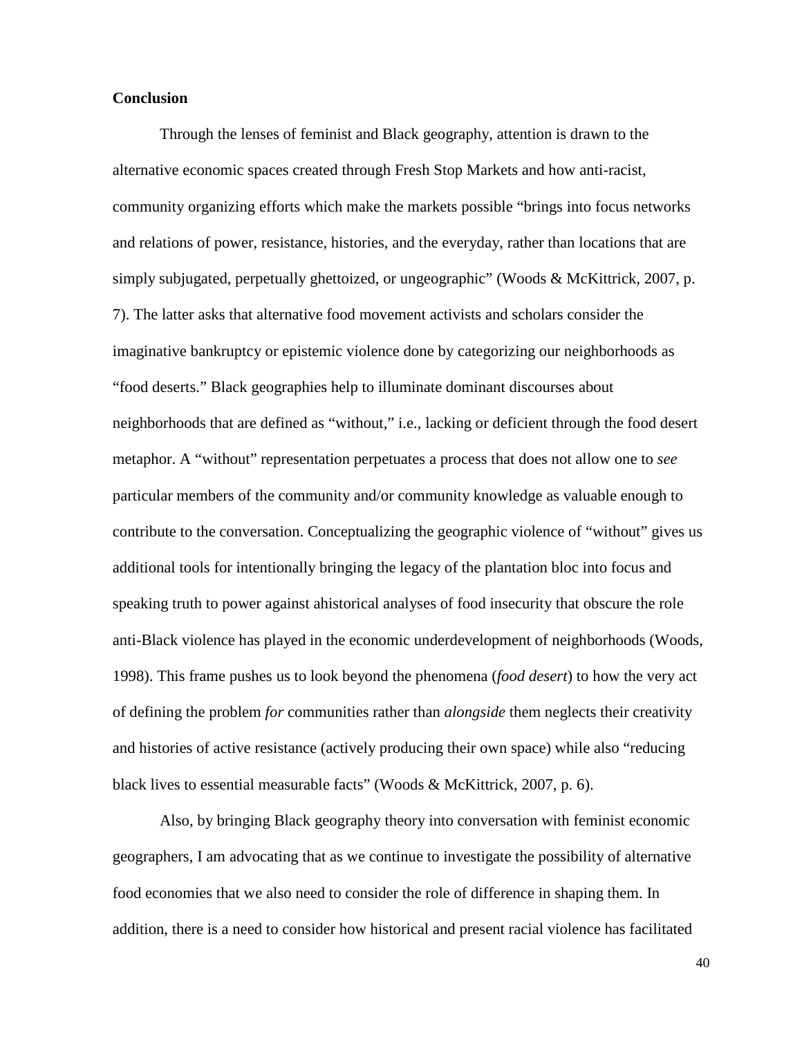**Conclusion**

Through the lenses of feminist and Black geography, attention is drawn to the alternative economic spaces created through Fresh Stop Markets and how anti-racist, community organizing efforts which make the markets possible "brings into focus networks and relations of power, resistance, histories, and the everyday, rather than locations that are simply subjugated, perpetually ghettoized, or ungeographic" (Woods & McKittrick, 2007, p. 7). The latter asks that alternative food movement activists and scholars consider the imaginative bankruptcy or epistemic violence done by categorizing our neighborhoods as "food deserts." Black geographies help to illuminate dominant discourses about neighborhoods that are defined as "without," i.e., lacking or deficient through the food desert metaphor. A "without" representation perpetuates a process that does not allow one to *see* particular members of the community and/or community knowledge as valuable enough to contribute to the conversation. Conceptualizing the geographic violence of "without" gives us additional tools for intentionally bringing the legacy of the plantation bloc into focus and speaking truth to power against ahistorical analyses of food insecurity that obscure the role anti-Black violence has played in the economic underdevelopment of neighborhoods (Woods, 1998). This frame pushes us to look beyond the phenomena (*food desert*) to how the very act of defining the problem *for* communities rather than *alongside* them neglects their creativity and histories of active resistance (actively producing their own space) while also "reducing black lives to essential measurable facts" (Woods & McKittrick, 2007, p. 6).

Also, by bringing Black geography theory into conversation with feminist economic geographers, I am advocating that as we continue to investigate the possibility of alternative food economies that we also need to consider the role of difference in shaping them. In addition, there is a need to consider how historical and present racial violence has facilitated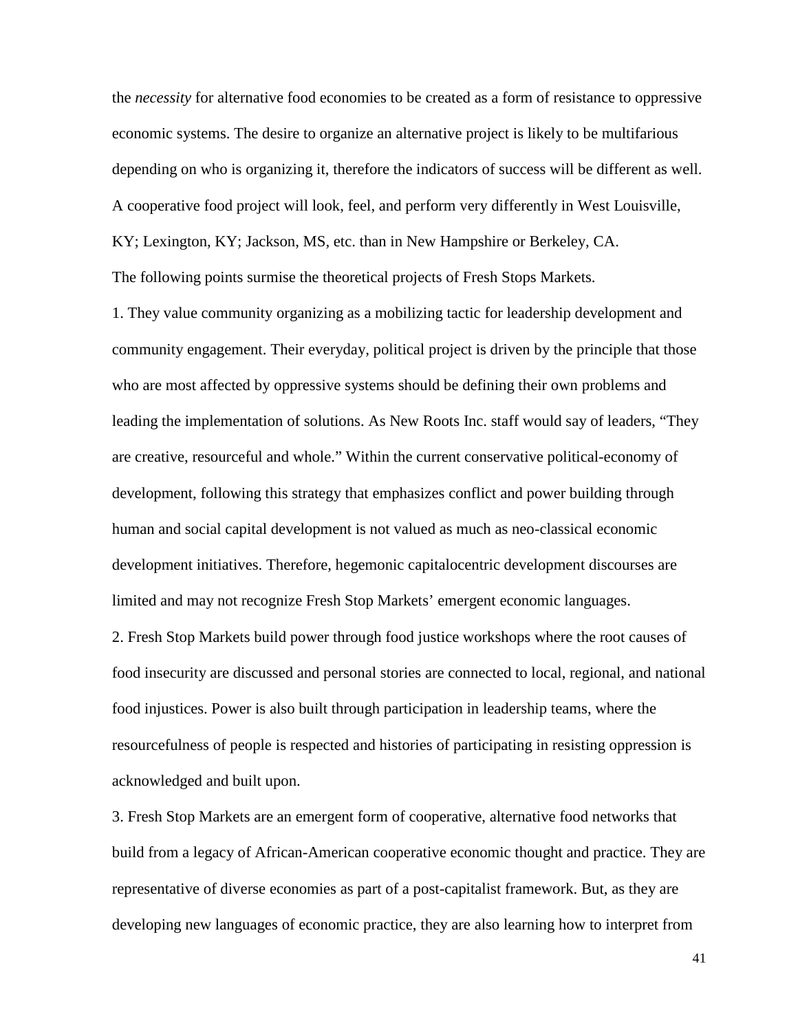the *necessity* for alternative food economies to be created as a form of resistance to oppressive economic systems. The desire to organize an alternative project is likely to be multifarious depending on who is organizing it, therefore the indicators of success will be different as well. A cooperative food project will look, feel, and perform very differently in West Louisville, KY; Lexington, KY; Jackson, MS, etc. than in New Hampshire or Berkeley, CA.

The following points surmise the theoretical projects of Fresh Stops Markets.

1. They value community organizing as a mobilizing tactic for leadership development and community engagement. Their everyday, political project is driven by the principle that those who are most affected by oppressive systems should be defining their own problems and leading the implementation of solutions. As New Roots Inc. staff would say of leaders, "They are creative, resourceful and whole." Within the current conservative political-economy of development, following this strategy that emphasizes conflict and power building through human and social capital development is not valued as much as neo-classical economic development initiatives. Therefore, hegemonic capitalocentric development discourses are limited and may not recognize Fresh Stop Markets' emergent economic languages.

2. Fresh Stop Markets build power through food justice workshops where the root causes of food insecurity are discussed and personal stories are connected to local, regional, and national food injustices. Power is also built through participation in leadership teams, where the resourcefulness of people is respected and histories of participating in resisting oppression is acknowledged and built upon.

3. Fresh Stop Markets are an emergent form of cooperative, alternative food networks that build from a legacy of African-American cooperative economic thought and practice. They are representative of diverse economies as part of a post-capitalist framework. But, as they are developing new languages of economic practice, they are also learning how to interpret from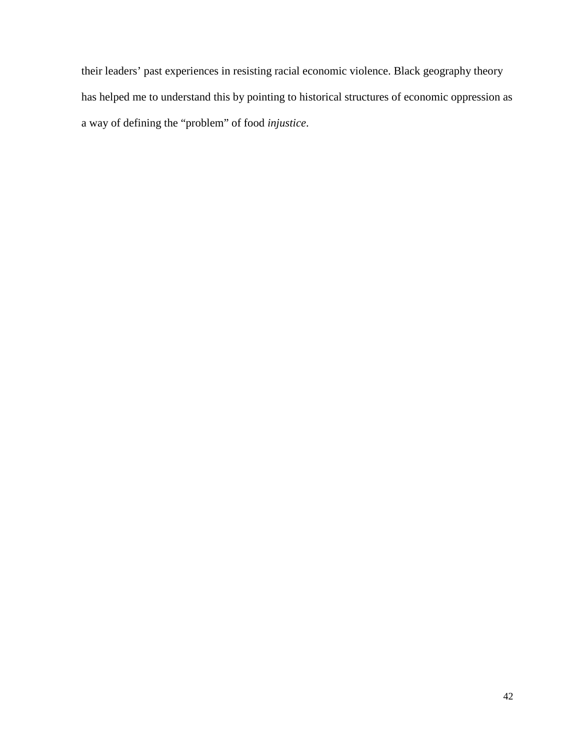their leaders’ past experiences in resisting racial economic violence. Black geography theory has helped me to understand this by pointing to historical structures of economic oppression as a way of defining the “problem” of food *injustice*.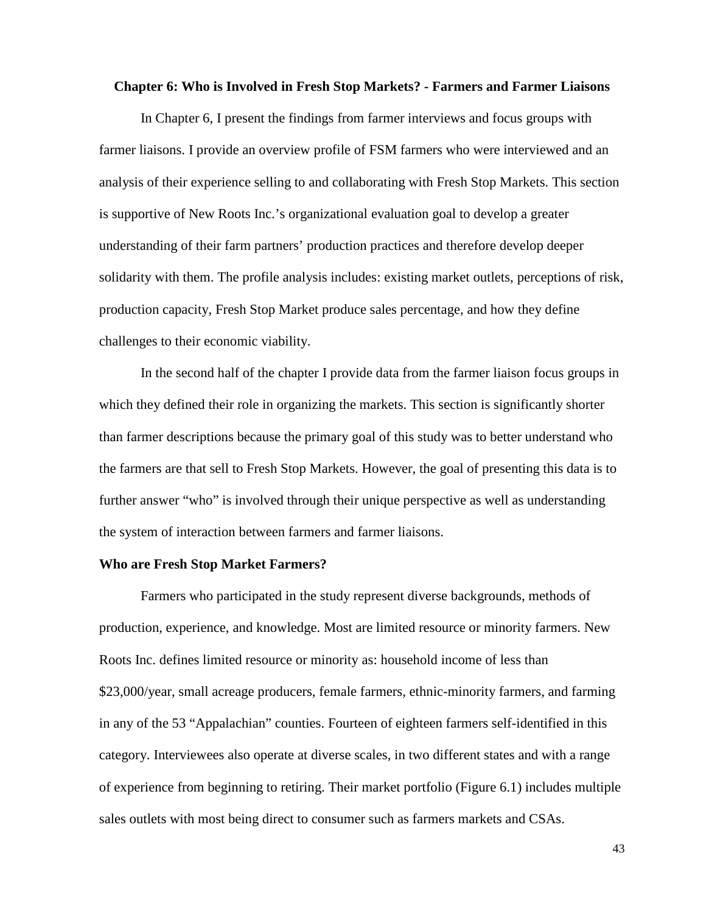## Chapter 6: Who is Involved in Fresh Stop Markets? - Farmers and Farmer Liaisons

In Chapter 6, I present the findings from farmer interviews and focus groups with farmer liaisons. I provide an overview profile of FSM farmers who were interviewed and an analysis of their experience selling to and collaborating with Fresh Stop Markets. This section is supportive of New Roots Inc.'s organizational evaluation goal to develop a greater understanding of their farm partners' production practices and therefore develop deeper solidarity with them. The profile analysis includes: existing market outlets, perceptions of risk, production capacity, Fresh Stop Market produce sales percentage, and how they define challenges to their economic viability.

In the second half of the chapter I provide data from the farmer liaison focus groups in which they defined their role in organizing the markets. This section is significantly shorter than farmer descriptions because the primary goal of this study was to better understand who the farmers are that sell to Fresh Stop Markets. However, the goal of presenting this data is to further answer "who" is involved through their unique perspective as well as understanding the system of interaction between farmers and farmer liaisons.

### Who are Fresh Stop Market Farmers?

Farmers who participated in the study represent diverse backgrounds, methods of production, experience, and knowledge. Most are limited resource or minority farmers. New Roots Inc. defines limited resource or minority as: household income of less than $23,000/year, small acreage producers, female farmers, ethnic-minority farmers, and farming in any of the 53 "Appalachian" counties. Fourteen of eighteen farmers self-identified in this category. Interviewees also operate at diverse scales, in two different states and with a range of experience from beginning to retiring. Their market portfolio (Figure 6.1) includes multiple sales outlets with most being direct to consumer such as farmers markets and CSAs.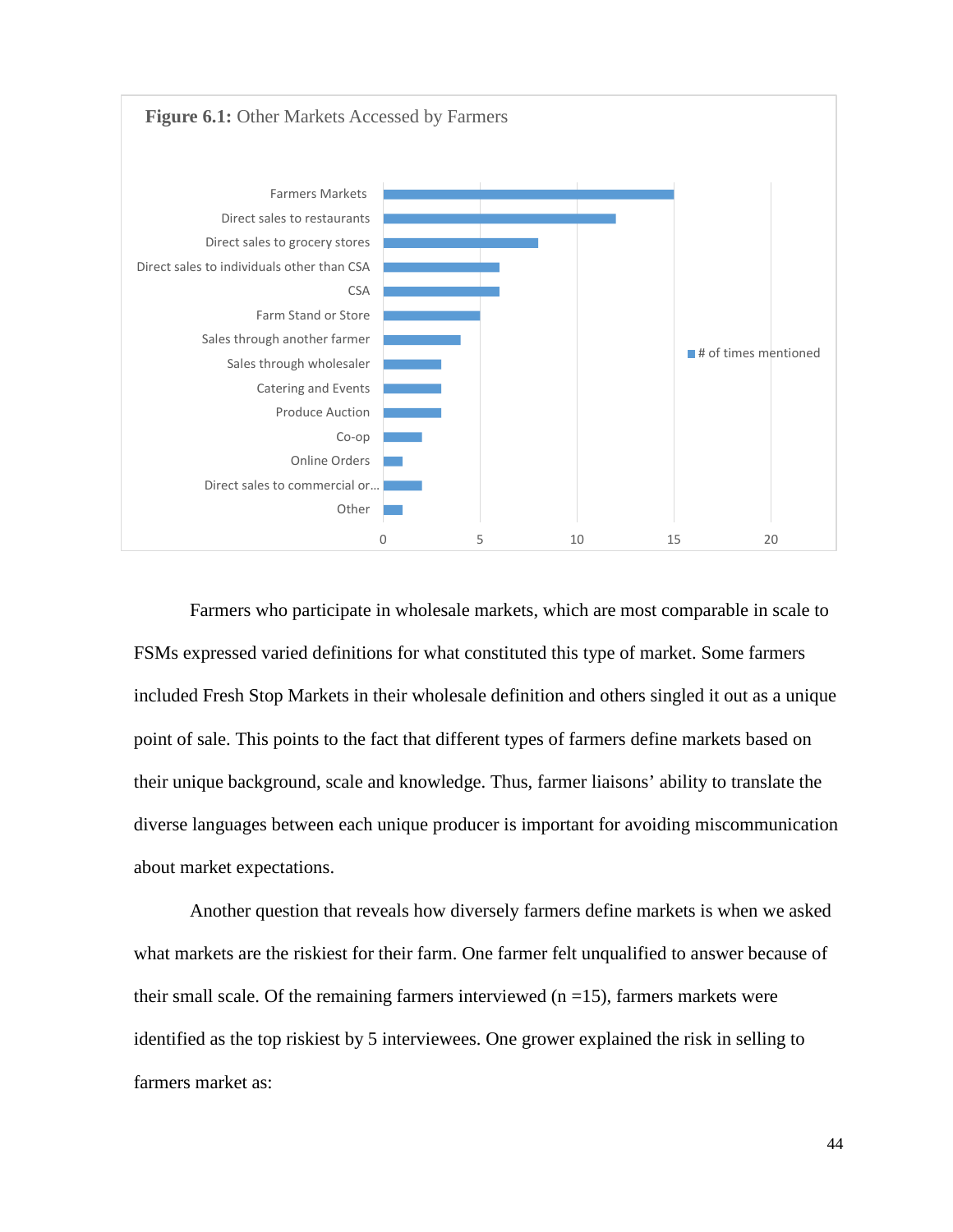**Figure 6.1:** Other Markets Accessed by Farmers

| Market | # of times mentioned |
|---|---|
| Farmers Markets | 15 |
| Direct sales to restaurants | 12 |
| Direct sales to grocery stores | 8 |
| Direct sales to individuals other than CSA | 6 |
| CSA | 6 |
| Farm Stand or Store | 5 |
| Sales through another farmer | 4 |
| Sales through wholesaler | 3 |
| Catering and Events | 3 |
| Produce Auction | 3 |
| Co-op | 2 |
| Online Orders | 1 |
| Direct sales to commercial or... | 2 |
| Other | 1 |

Farmers who participate in wholesale markets, which are most comparable in scale to FSMs expressed varied definitions for what constituted this type of market. Some farmers included Fresh Stop Markets in their wholesale definition and others singled it out as a unique point of sale. This points to the fact that different types of farmers define markets based on their unique background, scale and knowledge. Thus, farmer liaisons' ability to translate the diverse languages between each unique producer is important for avoiding miscommunication about market expectations.

Another question that reveals how diversely farmers define markets is when we asked what markets are the riskiest for their farm. One farmer felt unqualified to answer because of their small scale. Of the remaining farmers interviewed (n =15), farmers markets were identified as the top riskiest by 5 interviewees. One grower explained the risk in selling to farmers market as: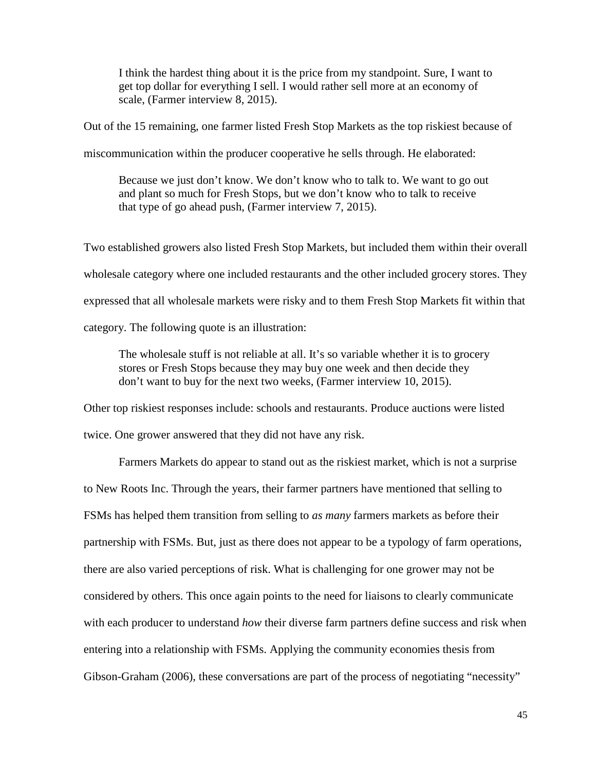> I think the hardest thing about it is the price from my standpoint. Sure, I want to get top dollar for everything I sell. I would rather sell more at an economy of scale, (Farmer interview 8, 2015).

Out of the 15 remaining, one farmer listed Fresh Stop Markets as the top riskiest because of miscommunication within the producer cooperative he sells through. He elaborated:

> Because we just don't know. We don't know who to talk to. We want to go out and plant so much for Fresh Stops, but we don't know who to talk to receive that type of go ahead push, (Farmer interview 7, 2015).

Two established growers also listed Fresh Stop Markets, but included them within their overall wholesale category where one included restaurants and the other included grocery stores. They expressed that all wholesale markets were risky and to them Fresh Stop Markets fit within that category. The following quote is an illustration:

> The wholesale stuff is not reliable at all. It's so variable whether it is to grocery stores or Fresh Stops because they may buy one week and then decide they don't want to buy for the next two weeks, (Farmer interview 10, 2015).

Other top riskiest responses include: schools and restaurants. Produce auctions were listed twice. One grower answered that they did not have any risk.

Farmers Markets do appear to stand out as the riskiest market, which is not a surprise to New Roots Inc. Through the years, their farmer partners have mentioned that selling to FSMs has helped them transition from selling to *as many* farmers markets as before their partnership with FSMs. But, just as there does not appear to be a typology of farm operations, there are also varied perceptions of risk. What is challenging for one grower may not be considered by others. This once again points to the need for liaisons to clearly communicate with each producer to understand *how* their diverse farm partners define success and risk when entering into a relationship with FSMs. Applying the community economies thesis from Gibson-Graham (2006), these conversations are part of the process of negotiating "necessity"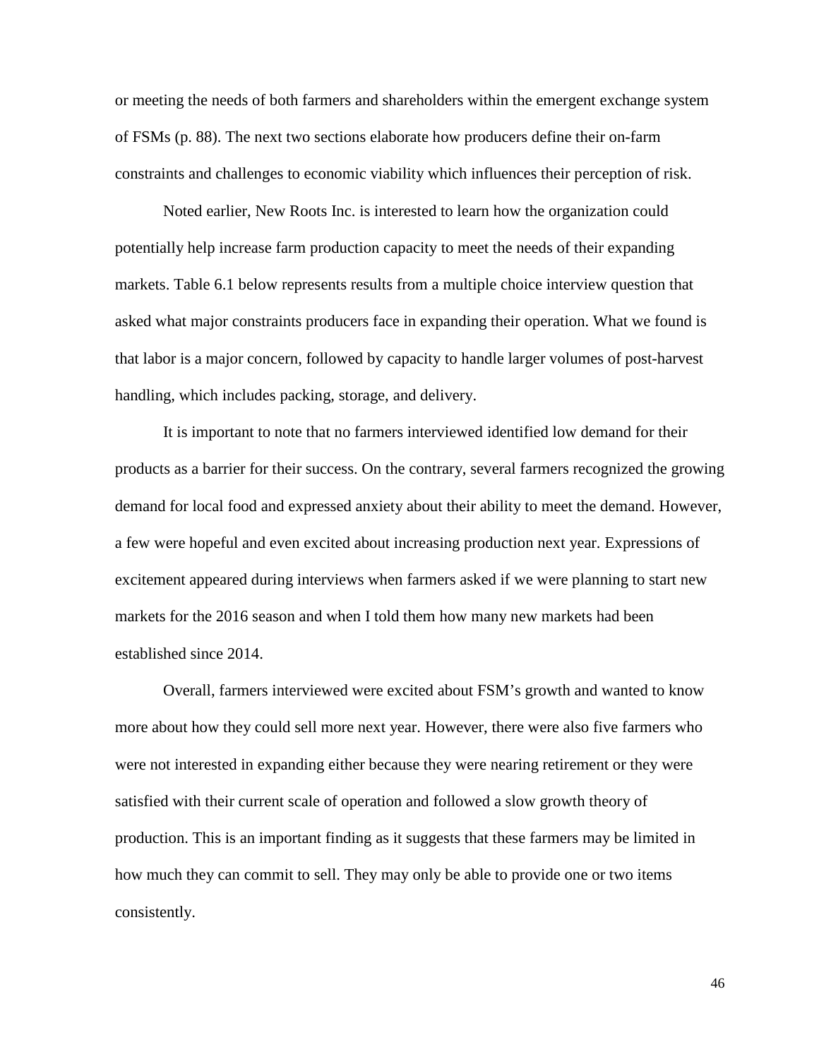or meeting the needs of both farmers and shareholders within the emergent exchange system of FSMs (p. 88). The next two sections elaborate how producers define their on-farm constraints and challenges to economic viability which influences their perception of risk.

Noted earlier, New Roots Inc. is interested to learn how the organization could potentially help increase farm production capacity to meet the needs of their expanding markets. Table 6.1 below represents results from a multiple choice interview question that asked what major constraints producers face in expanding their operation. What we found is that labor is a major concern, followed by capacity to handle larger volumes of post-harvest handling, which includes packing, storage, and delivery.

It is important to note that no farmers interviewed identified low demand for their products as a barrier for their success. On the contrary, several farmers recognized the growing demand for local food and expressed anxiety about their ability to meet the demand. However, a few were hopeful and even excited about increasing production next year. Expressions of excitement appeared during interviews when farmers asked if we were planning to start new markets for the 2016 season and when I told them how many new markets had been established since 2014.

Overall, farmers interviewed were excited about FSM's growth and wanted to know more about how they could sell more next year. However, there were also five farmers who were not interested in expanding either because they were nearing retirement or they were satisfied with their current scale of operation and followed a slow growth theory of production. This is an important finding as it suggests that these farmers may be limited in how much they can commit to sell. They may only be able to provide one or two items consistently.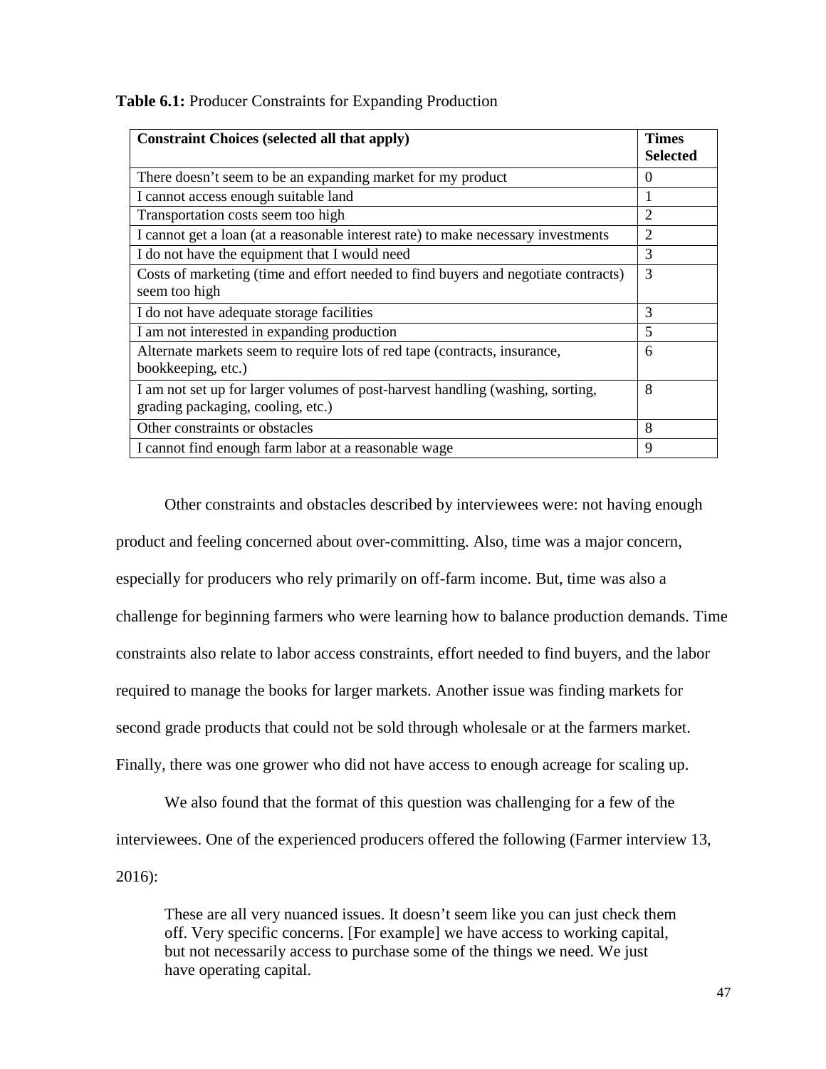**Table 6.1:** Producer Constraints for Expanding Production

| Constraint Choices (selected all that apply) | Times Selected |
|---|---|
| There doesn't seem to be an expanding market for my product | 0 |
| I cannot access enough suitable land | 1 |
| Transportation costs seem too high | 2 |
| I cannot get a loan (at a reasonable interest rate) to make necessary investments | 2 |
| I do not have the equipment that I would need | 3 |
| Costs of marketing (time and effort needed to find buyers and negotiate contracts) seem too high | 3 |
| I do not have adequate storage facilities | 3 |
| I am not interested in expanding production | 5 |
| Alternate markets seem to require lots of red tape (contracts, insurance, bookkeeping, etc.) | 6 |
| I am not set up for larger volumes of post-harvest handling (washing, sorting, grading packaging, cooling, etc.) | 8 |
| Other constraints or obstacles | 8 |
| I cannot find enough farm labor at a reasonable wage | 9 |

Other constraints and obstacles described by interviewees were: not having enough product and feeling concerned about over-committing. Also, time was a major concern, especially for producers who rely primarily on off-farm income. But, time was also a challenge for beginning farmers who were learning how to balance production demands. Time constraints also relate to labor access constraints, effort needed to find buyers, and the labor required to manage the books for larger markets. Another issue was finding markets for second grade products that could not be sold through wholesale or at the farmers market. Finally, there was one grower who did not have access to enough acreage for scaling up.

We also found that the format of this question was challenging for a few of the interviewees. One of the experienced producers offered the following (Farmer interview 13, 2016):

> These are all very nuanced issues. It doesn't seem like you can just check them off. Very specific concerns. [For example] we have access to working capital, but not necessarily access to purchase some of the things we need. We just have operating capital.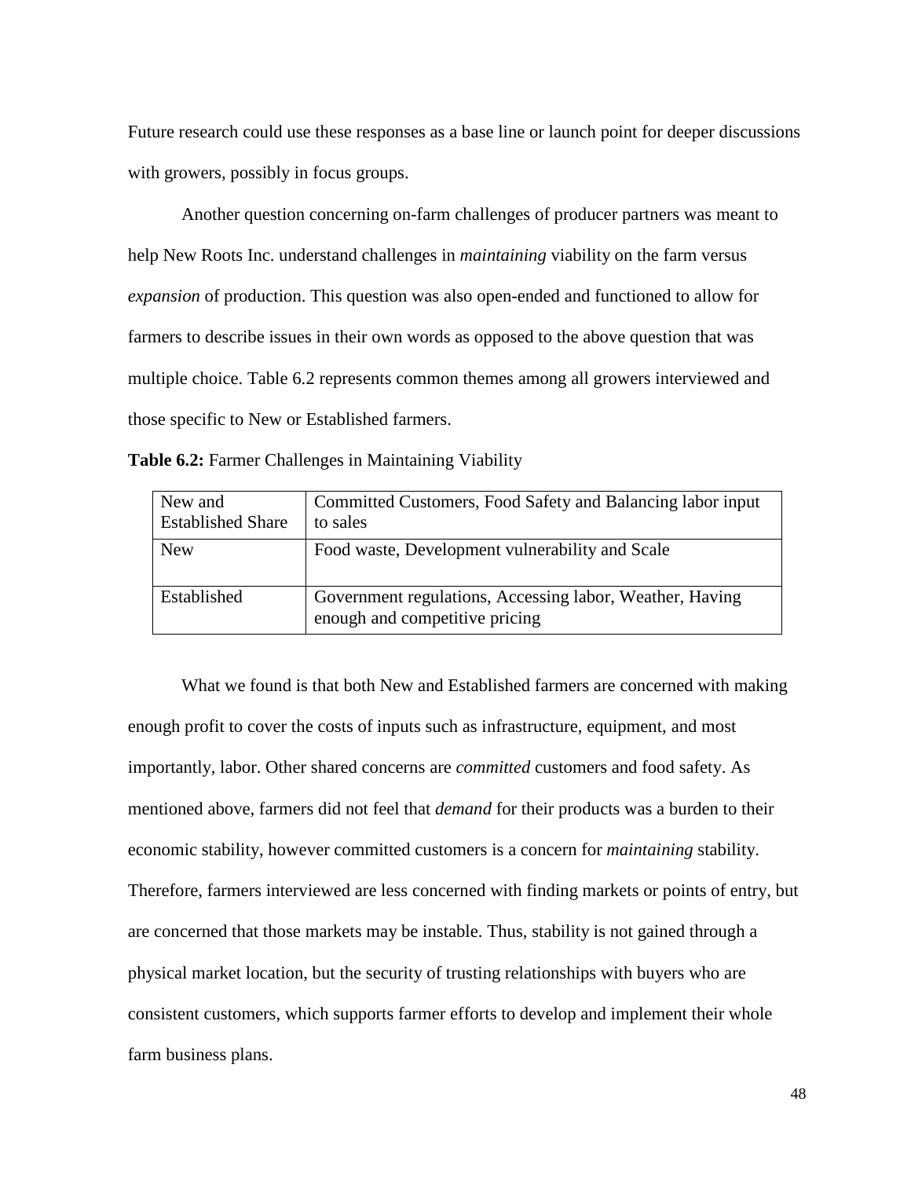Future research could use these responses as a base line or launch point for deeper discussions with growers, possibly in focus groups.

Another question concerning on-farm challenges of producer partners was meant to help New Roots Inc. understand challenges in *maintaining* viability on the farm versus *expansion* of production. This question was also open-ended and functioned to allow for farmers to describe issues in their own words as opposed to the above question that was multiple choice. Table 6.2 represents common themes among all growers interviewed and those specific to New or Established farmers.

**Table 6.2:** Farmer Challenges in Maintaining Viability

| | |
|---|---|
| New and Established Share | Committed Customers, Food Safety and Balancing labor input to sales |
| New | Food waste, Development vulnerability and Scale |
| Established | Government regulations, Accessing labor, Weather, Having enough and competitive pricing |

What we found is that both New and Established farmers are concerned with making enough profit to cover the costs of inputs such as infrastructure, equipment, and most importantly, labor. Other shared concerns are *committed* customers and food safety. As mentioned above, farmers did not feel that *demand* for their products was a burden to their economic stability, however committed customers is a concern for *maintaining* stability. Therefore, farmers interviewed are less concerned with finding markets or points of entry, but are concerned that those markets may be instable. Thus, stability is not gained through a physical market location, but the security of trusting relationships with buyers who are consistent customers, which supports farmer efforts to develop and implement their whole farm business plans.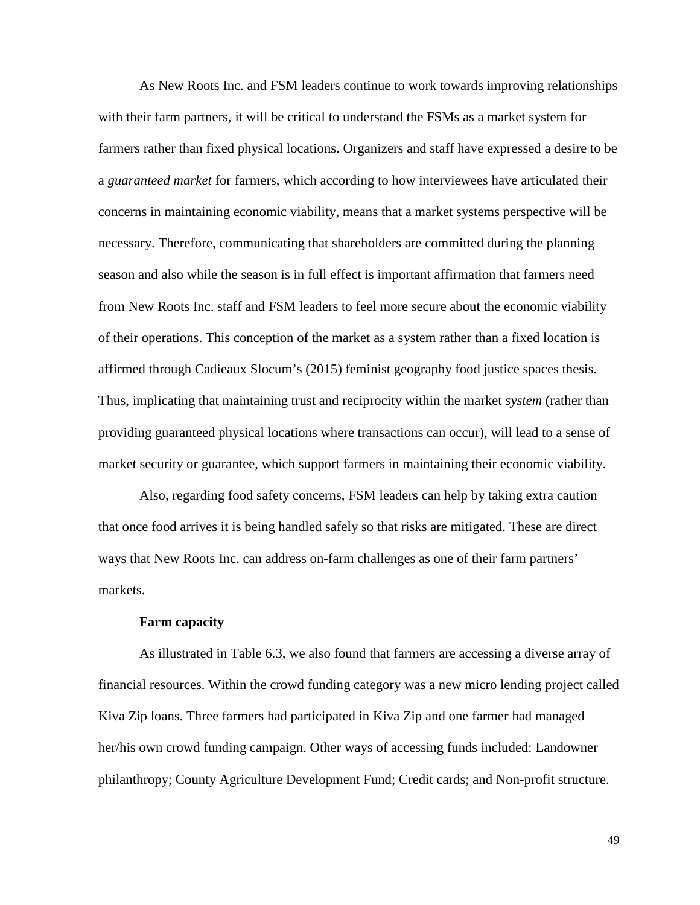As New Roots Inc. and FSM leaders continue to work towards improving relationships with their farm partners, it will be critical to understand the FSMs as a market system for farmers rather than fixed physical locations. Organizers and staff have expressed a desire to be a *guaranteed market* for farmers, which according to how interviewees have articulated their concerns in maintaining economic viability, means that a market systems perspective will be necessary. Therefore, communicating that shareholders are committed during the planning season and also while the season is in full effect is important affirmation that farmers need from New Roots Inc. staff and FSM leaders to feel more secure about the economic viability of their operations. This conception of the market as a system rather than a fixed location is affirmed through Cadieaux Slocum's (2015) feminist geography food justice spaces thesis. Thus, implicating that maintaining trust and reciprocity within the market *system* (rather than providing guaranteed physical locations where transactions can occur), will lead to a sense of market security or guarantee, which support farmers in maintaining their economic viability.

Also, regarding food safety concerns, FSM leaders can help by taking extra caution that once food arrives it is being handled safely so that risks are mitigated. These are direct ways that New Roots Inc. can address on-farm challenges as one of their farm partners' markets.

**Farm capacity**

As illustrated in Table 6.3, we also found that farmers are accessing a diverse array of financial resources. Within the crowd funding category was a new micro lending project called Kiva Zip loans. Three farmers had participated in Kiva Zip and one farmer had managed her/his own crowd funding campaign. Other ways of accessing funds included: Landowner philanthropy; County Agriculture Development Fund; Credit cards; and Non-profit structure.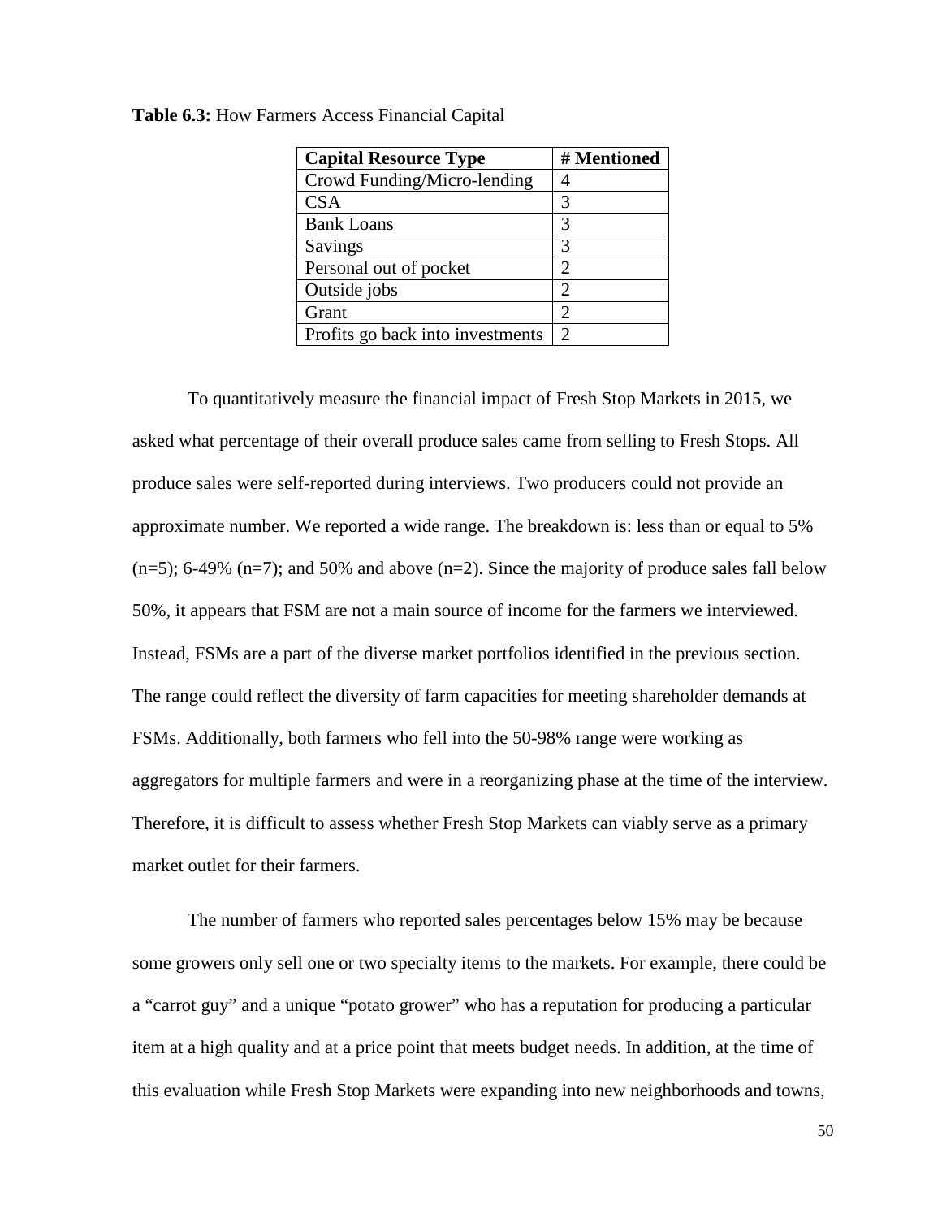**Table 6.3:** How Farmers Access Financial Capital

| Capital Resource Type | # Mentioned |
|---|---|
| Crowd Funding/Micro-lending | 4 |
| CSA | 3 |
| Bank Loans | 3 |
| Savings | 3 |
| Personal out of pocket | 2 |
| Outside jobs | 2 |
| Grant | 2 |
| Profits go back into investments | 2 |

To quantitatively measure the financial impact of Fresh Stop Markets in 2015, we asked what percentage of their overall produce sales came from selling to Fresh Stops. All produce sales were self-reported during interviews. Two producers could not provide an approximate number. We reported a wide range. The breakdown is: less than or equal to 5% (n=5); 6-49% (n=7); and 50% and above (n=2). Since the majority of produce sales fall below 50%, it appears that FSM are not a main source of income for the farmers we interviewed. Instead, FSMs are a part of the diverse market portfolios identified in the previous section. The range could reflect the diversity of farm capacities for meeting shareholder demands at FSMs. Additionally, both farmers who fell into the 50-98% range were working as aggregators for multiple farmers and were in a reorganizing phase at the time of the interview. Therefore, it is difficult to assess whether Fresh Stop Markets can viably serve as a primary market outlet for their farmers.

The number of farmers who reported sales percentages below 15% may be because some growers only sell one or two specialty items to the markets. For example, there could be a "carrot guy" and a unique "potato grower" who has a reputation for producing a particular item at a high quality and at a price point that meets budget needs. In addition, at the time of this evaluation while Fresh Stop Markets were expanding into new neighborhoods and towns,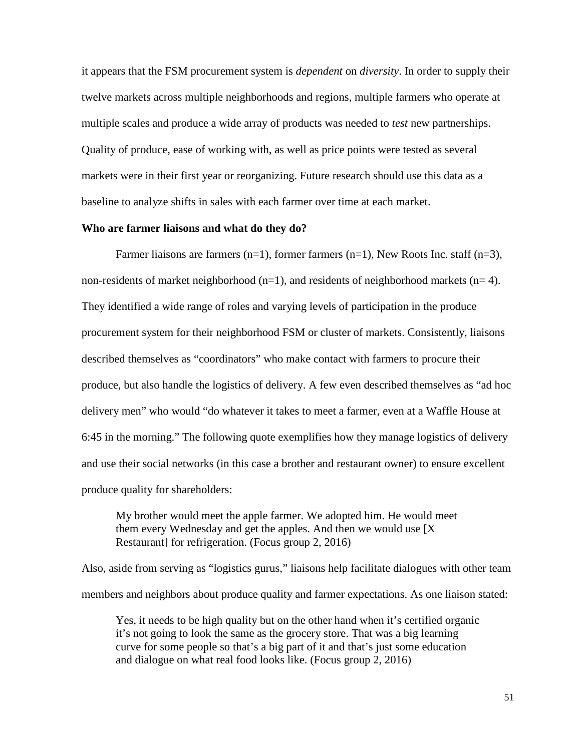it appears that the FSM procurement system is *dependent* on *diversity*. In order to supply their twelve markets across multiple neighborhoods and regions, multiple farmers who operate at multiple scales and produce a wide array of products was needed to *test* new partnerships. Quality of produce, ease of working with, as well as price points were tested as several markets were in their first year or reorganizing. Future research should use this data as a baseline to analyze shifts in sales with each farmer over time at each market.

**Who are farmer liaisons and what do they do?**

Farmer liaisons are farmers (n=1), former farmers (n=1), New Roots Inc. staff (n=3), non-residents of market neighborhood (n=1), and residents of neighborhood markets (n= 4). They identified a wide range of roles and varying levels of participation in the produce procurement system for their neighborhood FSM or cluster of markets. Consistently, liaisons described themselves as "coordinators" who make contact with farmers to procure their produce, but also handle the logistics of delivery. A few even described themselves as "ad hoc delivery men" who would "do whatever it takes to meet a farmer, even at a Waffle House at 6:45 in the morning." The following quote exemplifies how they manage logistics of delivery and use their social networks (in this case a brother and restaurant owner) to ensure excellent produce quality for shareholders:

> My brother would meet the apple farmer. We adopted him. He would meet them every Wednesday and get the apples. And then we would use [X Restaurant] for refrigeration. (Focus group 2, 2016)

Also, aside from serving as "logistics gurus," liaisons help facilitate dialogues with other team members and neighbors about produce quality and farmer expectations. As one liaison stated:

> Yes, it needs to be high quality but on the other hand when it's certified organic it's not going to look the same as the grocery store. That was a big learning curve for some people so that's a big part of it and that's just some education and dialogue on what real food looks like. (Focus group 2, 2016)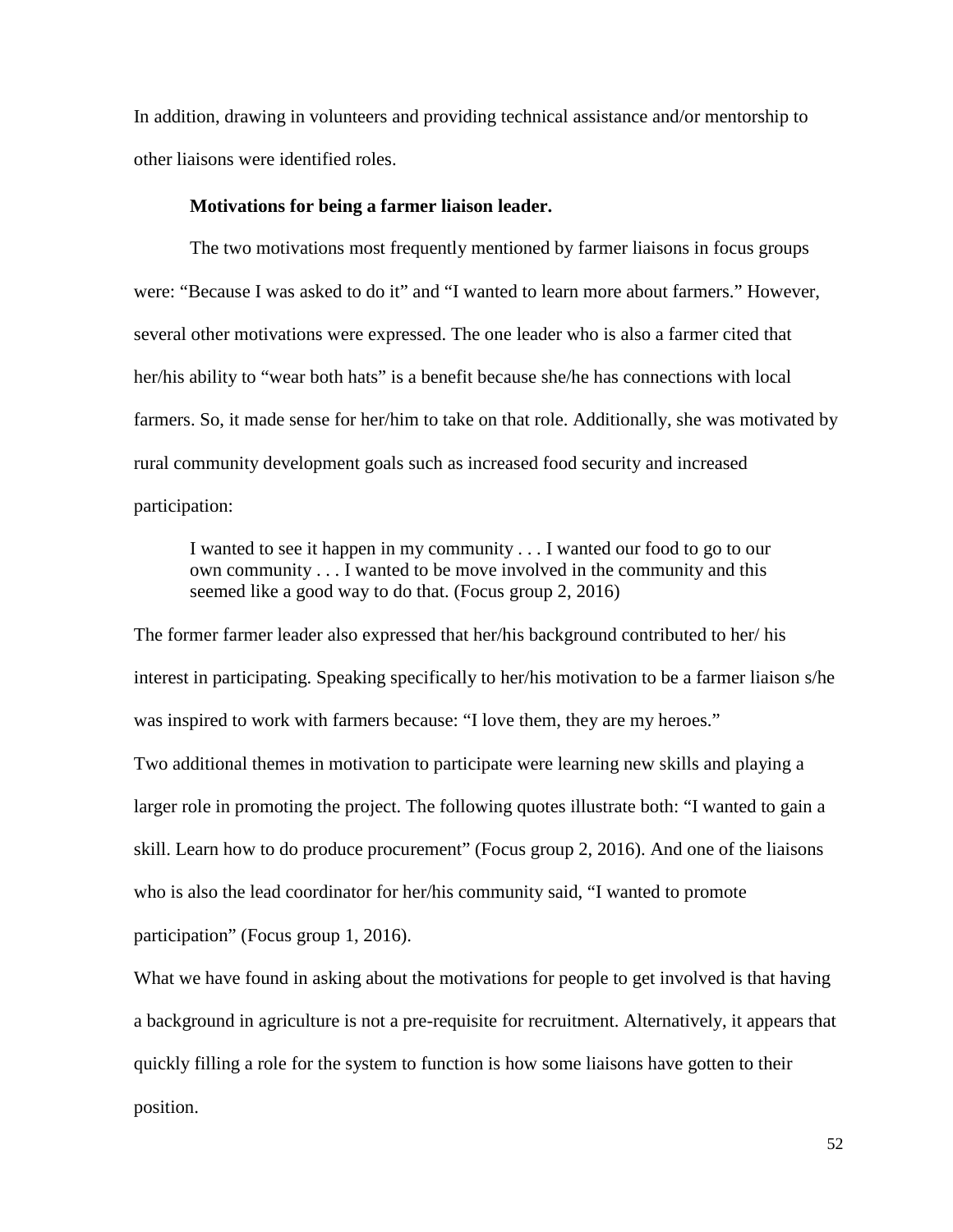In addition, drawing in volunteers and providing technical assistance and/or mentorship to other liaisons were identified roles.

**Motivations for being a farmer liaison leader.**

The two motivations most frequently mentioned by farmer liaisons in focus groups were: "Because I was asked to do it" and "I wanted to learn more about farmers." However, several other motivations were expressed. The one leader who is also a farmer cited that her/his ability to "wear both hats" is a benefit because she/he has connections with local farmers. So, it made sense for her/him to take on that role. Additionally, she was motivated by rural community development goals such as increased food security and increased participation:

> I wanted to see it happen in my community . . . I wanted our food to go to our own community . . . I wanted to be move involved in the community and this seemed like a good way to do that. (Focus group 2, 2016)

The former farmer leader also expressed that her/his background contributed to her/ his interest in participating. Speaking specifically to her/his motivation to be a farmer liaison s/he was inspired to work with farmers because: "I love them, they are my heroes."

Two additional themes in motivation to participate were learning new skills and playing a larger role in promoting the project. The following quotes illustrate both: "I wanted to gain a skill. Learn how to do produce procurement" (Focus group 2, 2016). And one of the liaisons who is also the lead coordinator for her/his community said, "I wanted to promote participation" (Focus group 1, 2016).

What we have found in asking about the motivations for people to get involved is that having a background in agriculture is not a pre-requisite for recruitment. Alternatively, it appears that quickly filling a role for the system to function is how some liaisons have gotten to their position.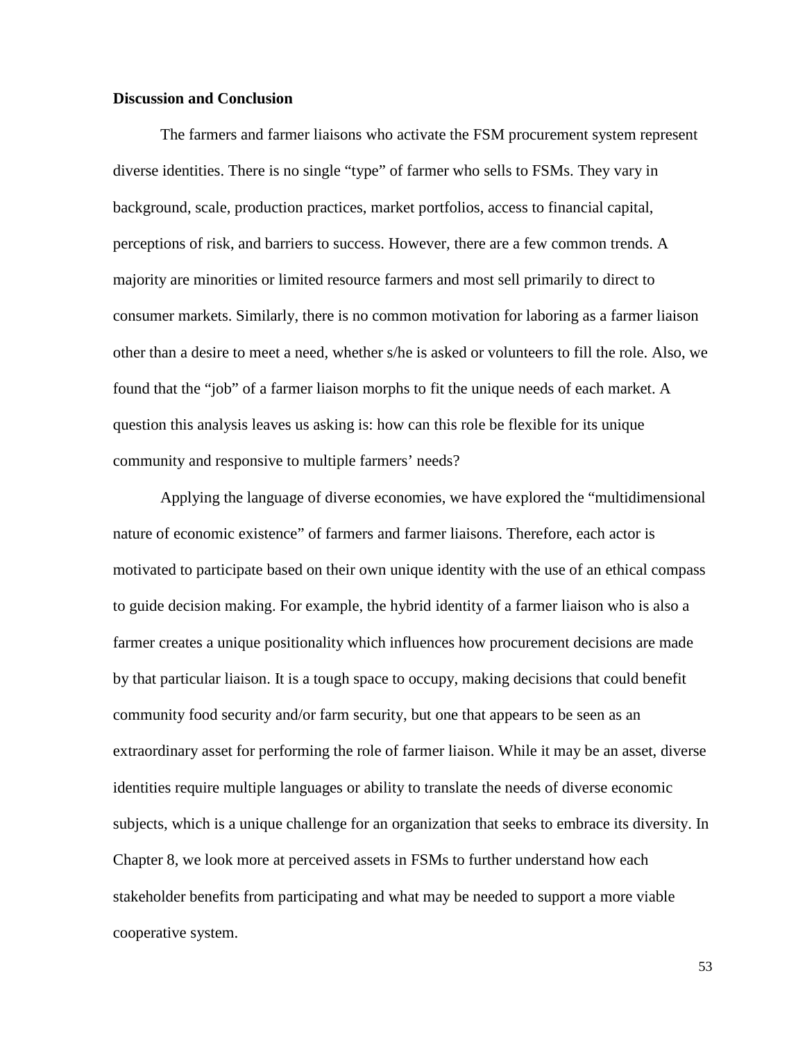## Discussion and Conclusion

The farmers and farmer liaisons who activate the FSM procurement system represent diverse identities. There is no single "type" of farmer who sells to FSMs. They vary in background, scale, production practices, market portfolios, access to financial capital, perceptions of risk, and barriers to success. However, there are a few common trends. A majority are minorities or limited resource farmers and most sell primarily to direct to consumer markets. Similarly, there is no common motivation for laboring as a farmer liaison other than a desire to meet a need, whether s/he is asked or volunteers to fill the role. Also, we found that the "job" of a farmer liaison morphs to fit the unique needs of each market. A question this analysis leaves us asking is: how can this role be flexible for its unique community and responsive to multiple farmers' needs?

Applying the language of diverse economies, we have explored the "multidimensional nature of economic existence" of farmers and farmer liaisons. Therefore, each actor is motivated to participate based on their own unique identity with the use of an ethical compass to guide decision making. For example, the hybrid identity of a farmer liaison who is also a farmer creates a unique positionality which influences how procurement decisions are made by that particular liaison. It is a tough space to occupy, making decisions that could benefit community food security and/or farm security, but one that appears to be seen as an extraordinary asset for performing the role of farmer liaison. While it may be an asset, diverse identities require multiple languages or ability to translate the needs of diverse economic subjects, which is a unique challenge for an organization that seeks to embrace its diversity. In Chapter 8, we look more at perceived assets in FSMs to further understand how each stakeholder benefits from participating and what may be needed to support a more viable cooperative system.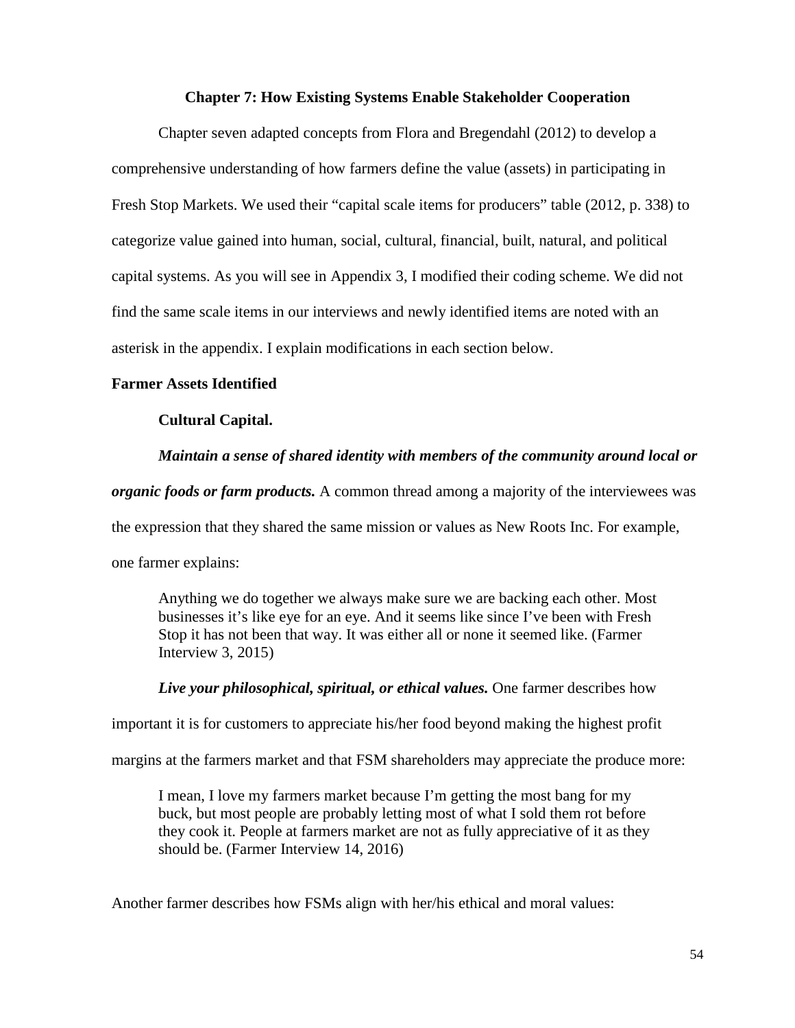# Chapter 7: How Existing Systems Enable Stakeholder Cooperation

Chapter seven adapted concepts from Flora and Bregendahl (2012) to develop a comprehensive understanding of how farmers define the value (assets) in participating in Fresh Stop Markets. We used their "capital scale items for producers" table (2012, p. 338) to categorize value gained into human, social, cultural, financial, built, natural, and political capital systems. As you will see in Appendix 3, I modified their coding scheme. We did not find the same scale items in our interviews and newly identified items are noted with an asterisk in the appendix. I explain modifications in each section below.

## Farmer Assets Identified

### Cultural Capital.

***Maintain a sense of shared identity with members of the community around local or organic foods or farm products.*** A common thread among a majority of the interviewees was the expression that they shared the same mission or values as New Roots Inc. For example, one farmer explains:

> Anything we do together we always make sure we are backing each other. Most businesses it's like eye for an eye. And it seems like since I've been with Fresh Stop it has not been that way. It was either all or none it seemed like. (Farmer Interview 3, 2015)

***Live your philosophical, spiritual, or ethical values.*** One farmer describes how important it is for customers to appreciate his/her food beyond making the highest profit margins at the farmers market and that FSM shareholders may appreciate the produce more:

> I mean, I love my farmers market because I'm getting the most bang for my buck, but most people are probably letting most of what I sold them rot before they cook it. People at farmers market are not as fully appreciative of it as they should be. (Farmer Interview 14, 2016)

Another farmer describes how FSMs align with her/his ethical and moral values: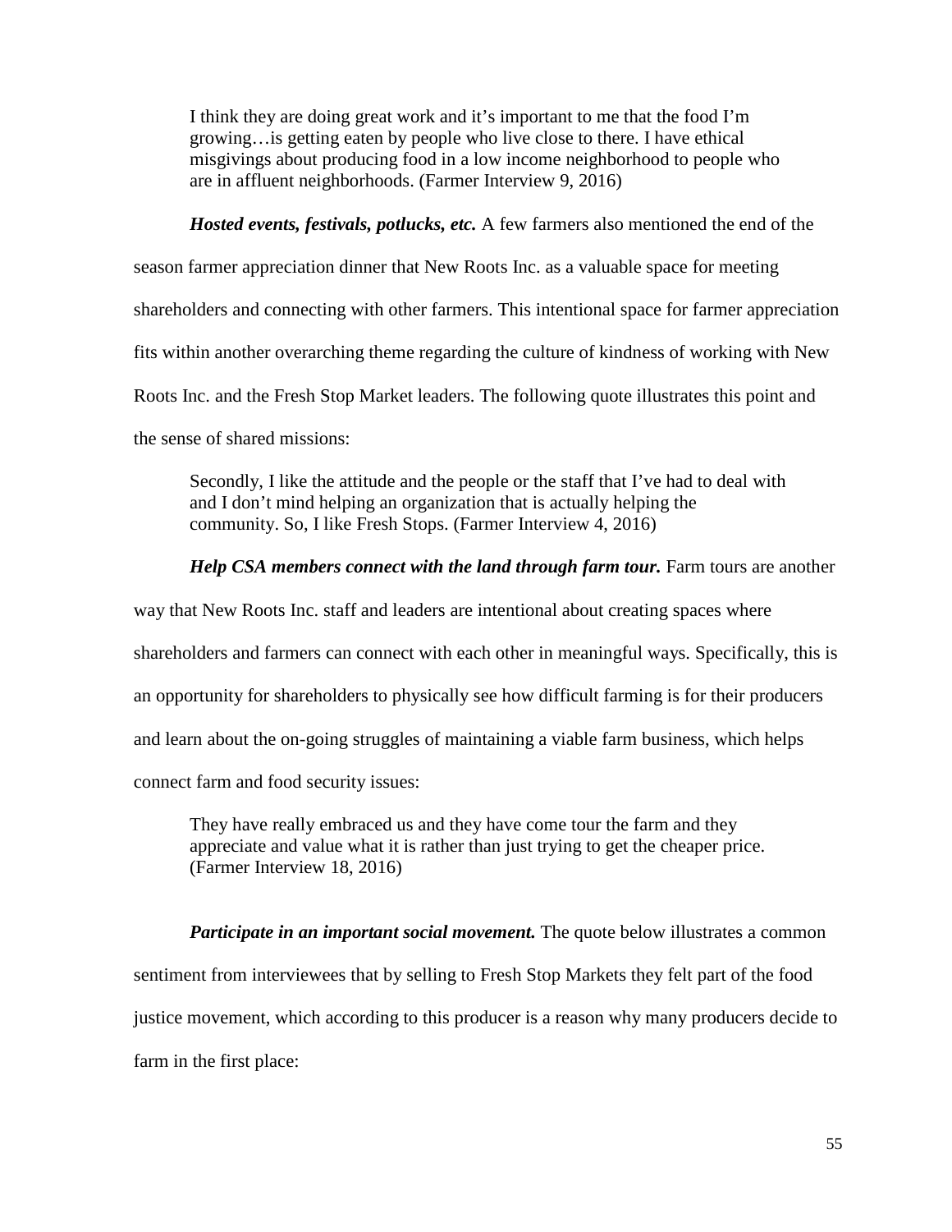> I think they are doing great work and it's important to me that the food I'm growing…is getting eaten by people who live close to there. I have ethical misgivings about producing food in a low income neighborhood to people who are in affluent neighborhoods. (Farmer Interview 9, 2016)

***Hosted events, festivals, potlucks, etc.*** A few farmers also mentioned the end of the season farmer appreciation dinner that New Roots Inc. as a valuable space for meeting shareholders and connecting with other farmers. This intentional space for farmer appreciation fits within another overarching theme regarding the culture of kindness of working with New Roots Inc. and the Fresh Stop Market leaders. The following quote illustrates this point and the sense of shared missions:

> Secondly, I like the attitude and the people or the staff that I've had to deal with and I don't mind helping an organization that is actually helping the community. So, I like Fresh Stops. (Farmer Interview 4, 2016)

***Help CSA members connect with the land through farm tour.*** Farm tours are another way that New Roots Inc. staff and leaders are intentional about creating spaces where shareholders and farmers can connect with each other in meaningful ways. Specifically, this is an opportunity for shareholders to physically see how difficult farming is for their producers and learn about the on-going struggles of maintaining a viable farm business, which helps connect farm and food security issues:

> They have really embraced us and they have come tour the farm and they appreciate and value what it is rather than just trying to get the cheaper price. (Farmer Interview 18, 2016)

***Participate in an important social movement.*** The quote below illustrates a common sentiment from interviewees that by selling to Fresh Stop Markets they felt part of the food justice movement, which according to this producer is a reason why many producers decide to farm in the first place: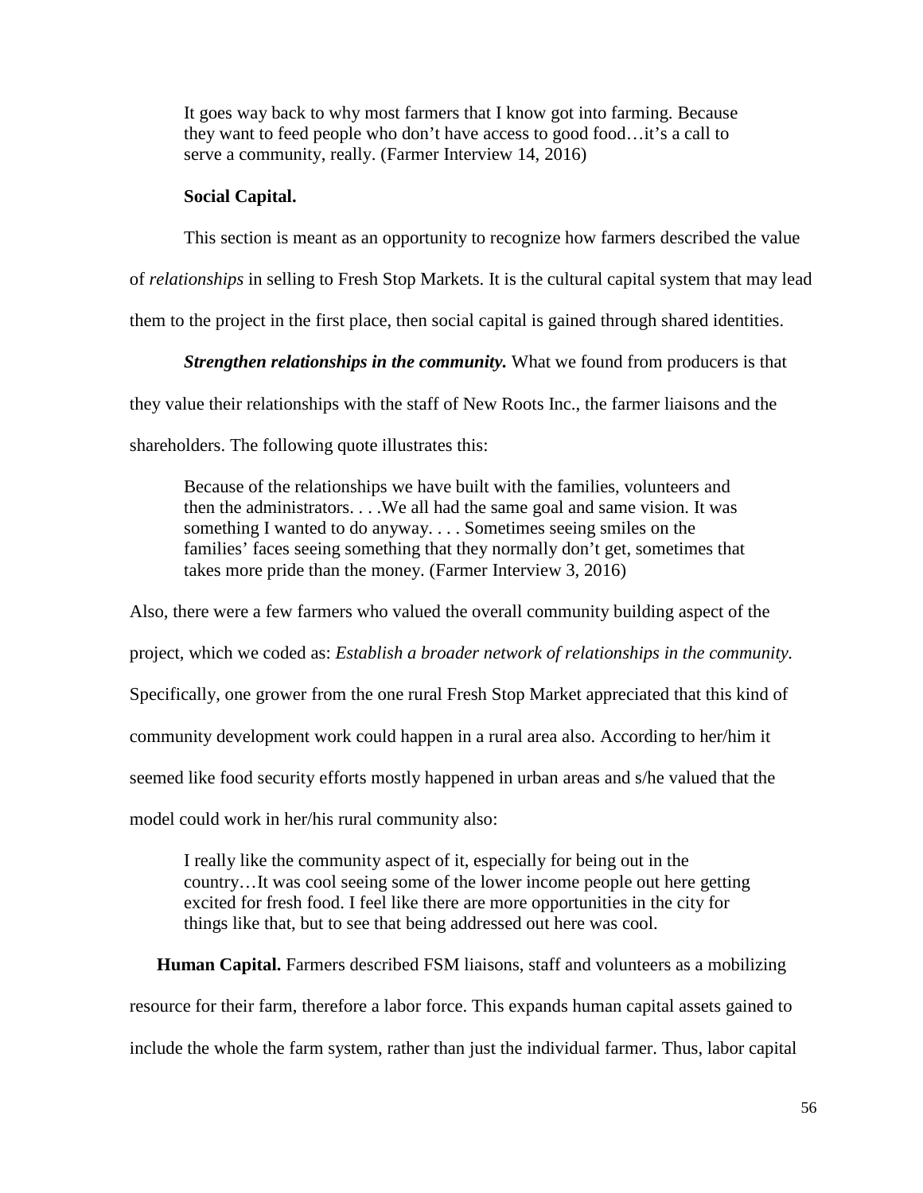> It goes way back to why most farmers that I know got into farming. Because they want to feed people who don't have access to good food…it's a call to serve a community, really. (Farmer Interview 14, 2016)

**Social Capital.**

This section is meant as an opportunity to recognize how farmers described the value of *relationships* in selling to Fresh Stop Markets. It is the cultural capital system that may lead them to the project in the first place, then social capital is gained through shared identities.

***Strengthen relationships in the community.*** What we found from producers is that they value their relationships with the staff of New Roots Inc., the farmer liaisons and the shareholders. The following quote illustrates this:

> Because of the relationships we have built with the families, volunteers and then the administrators. . . .We all had the same goal and same vision. It was something I wanted to do anyway. . . . Sometimes seeing smiles on the families' faces seeing something that they normally don't get, sometimes that takes more pride than the money. (Farmer Interview 3, 2016)

Also, there were a few farmers who valued the overall community building aspect of the project, which we coded as: *Establish a broader network of relationships in the community.* Specifically, one grower from the one rural Fresh Stop Market appreciated that this kind of community development work could happen in a rural area also. According to her/him it seemed like food security efforts mostly happened in urban areas and s/he valued that the model could work in her/his rural community also:

> I really like the community aspect of it, especially for being out in the country…It was cool seeing some of the lower income people out here getting excited for fresh food. I feel like there are more opportunities in the city for things like that, but to see that being addressed out here was cool.

**Human Capital.** Farmers described FSM liaisons, staff and volunteers as a mobilizing resource for their farm, therefore a labor force. This expands human capital assets gained to include the whole the farm system, rather than just the individual farmer. Thus, labor capital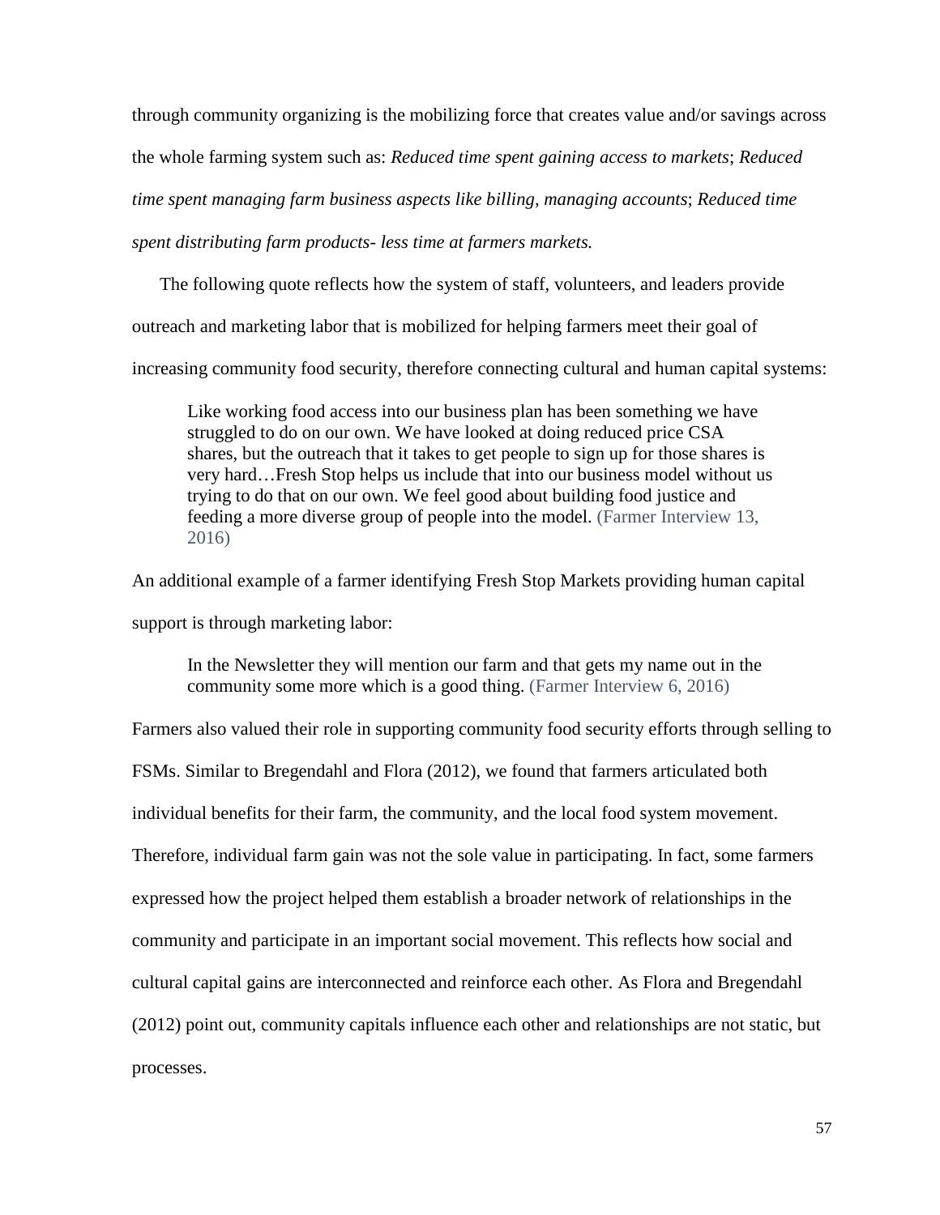through community organizing is the mobilizing force that creates value and/or savings across the whole farming system such as: *Reduced time spent gaining access to markets*; *Reduced time spent managing farm business aspects like billing, managing accounts*; *Reduced time spent distributing farm products- less time at farmers markets.*

The following quote reflects how the system of staff, volunteers, and leaders provide outreach and marketing labor that is mobilized for helping farmers meet their goal of increasing community food security, therefore connecting cultural and human capital systems:

> Like working food access into our business plan has been something we have struggled to do on our own. We have looked at doing reduced price CSA shares, but the outreach that it takes to get people to sign up for those shares is very hard…Fresh Stop helps us include that into our business model without us trying to do that on our own. We feel good about building food justice and feeding a more diverse group of people into the model. (Farmer Interview 13, 2016)

An additional example of a farmer identifying Fresh Stop Markets providing human capital support is through marketing labor:

> In the Newsletter they will mention our farm and that gets my name out in the community some more which is a good thing. (Farmer Interview 6, 2016)

Farmers also valued their role in supporting community food security efforts through selling to FSMs. Similar to Bregendahl and Flora (2012), we found that farmers articulated both individual benefits for their farm, the community, and the local food system movement. Therefore, individual farm gain was not the sole value in participating. In fact, some farmers expressed how the project helped them establish a broader network of relationships in the community and participate in an important social movement. This reflects how social and cultural capital gains are interconnected and reinforce each other. As Flora and Bregendahl (2012) point out, community capitals influence each other and relationships are not static, but processes.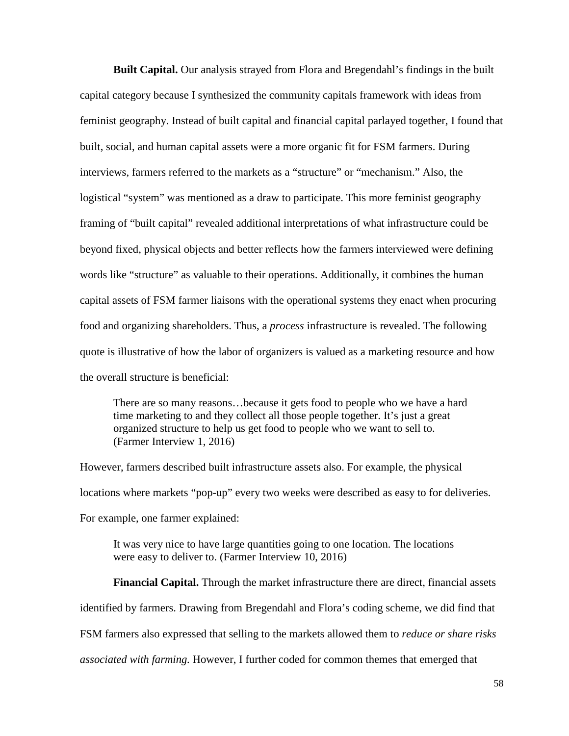**Built Capital.** Our analysis strayed from Flora and Bregendahl's findings in the built capital category because I synthesized the community capitals framework with ideas from feminist geography. Instead of built capital and financial capital parlayed together, I found that built, social, and human capital assets were a more organic fit for FSM farmers. During interviews, farmers referred to the markets as a "structure" or "mechanism." Also, the logistical "system" was mentioned as a draw to participate. This more feminist geography framing of "built capital" revealed additional interpretations of what infrastructure could be beyond fixed, physical objects and better reflects how the farmers interviewed were defining words like "structure" as valuable to their operations. Additionally, it combines the human capital assets of FSM farmer liaisons with the operational systems they enact when procuring food and organizing shareholders. Thus, a *process* infrastructure is revealed. The following quote is illustrative of how the labor of organizers is valued as a marketing resource and how the overall structure is beneficial:

> There are so many reasons…because it gets food to people who we have a hard time marketing to and they collect all those people together. It's just a great organized structure to help us get food to people who we want to sell to. (Farmer Interview 1, 2016)

However, farmers described built infrastructure assets also. For example, the physical locations where markets "pop-up" every two weeks were described as easy to for deliveries. For example, one farmer explained:

> It was very nice to have large quantities going to one location. The locations were easy to deliver to. (Farmer Interview 10, 2016)

**Financial Capital.** Through the market infrastructure there are direct, financial assets identified by farmers. Drawing from Bregendahl and Flora's coding scheme, we did find that FSM farmers also expressed that selling to the markets allowed them to *reduce or share risks associated with farming.* However, I further coded for common themes that emerged that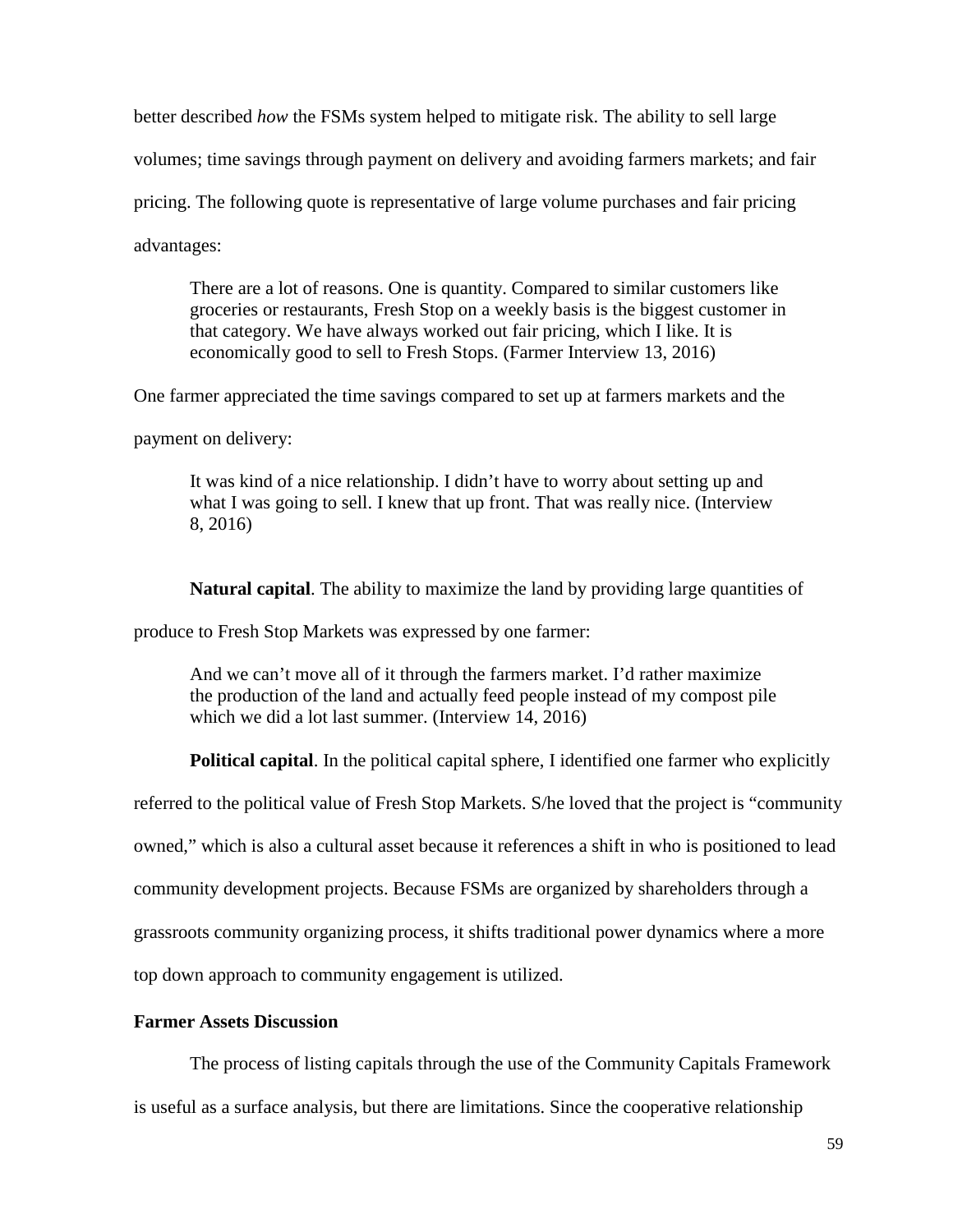better described *how* the FSMs system helped to mitigate risk. The ability to sell large volumes; time savings through payment on delivery and avoiding farmers markets; and fair pricing. The following quote is representative of large volume purchases and fair pricing advantages:

> There are a lot of reasons. One is quantity. Compared to similar customers like groceries or restaurants, Fresh Stop on a weekly basis is the biggest customer in that category. We have always worked out fair pricing, which I like. It is economically good to sell to Fresh Stops. (Farmer Interview 13, 2016)

One farmer appreciated the time savings compared to set up at farmers markets and the payment on delivery:

> It was kind of a nice relationship. I didn't have to worry about setting up and what I was going to sell. I knew that up front. That was really nice. (Interview 8, 2016)

**Natural capital**. The ability to maximize the land by providing large quantities of produce to Fresh Stop Markets was expressed by one farmer:

> And we can't move all of it through the farmers market. I'd rather maximize the production of the land and actually feed people instead of my compost pile which we did a lot last summer. (Interview 14, 2016)

**Political capital**. In the political capital sphere, I identified one farmer who explicitly referred to the political value of Fresh Stop Markets. S/he loved that the project is "community owned," which is also a cultural asset because it references a shift in who is positioned to lead community development projects. Because FSMs are organized by shareholders through a grassroots community organizing process, it shifts traditional power dynamics where a more top down approach to community engagement is utilized.

### Farmer Assets Discussion

The process of listing capitals through the use of the Community Capitals Framework is useful as a surface analysis, but there are limitations. Since the cooperative relationship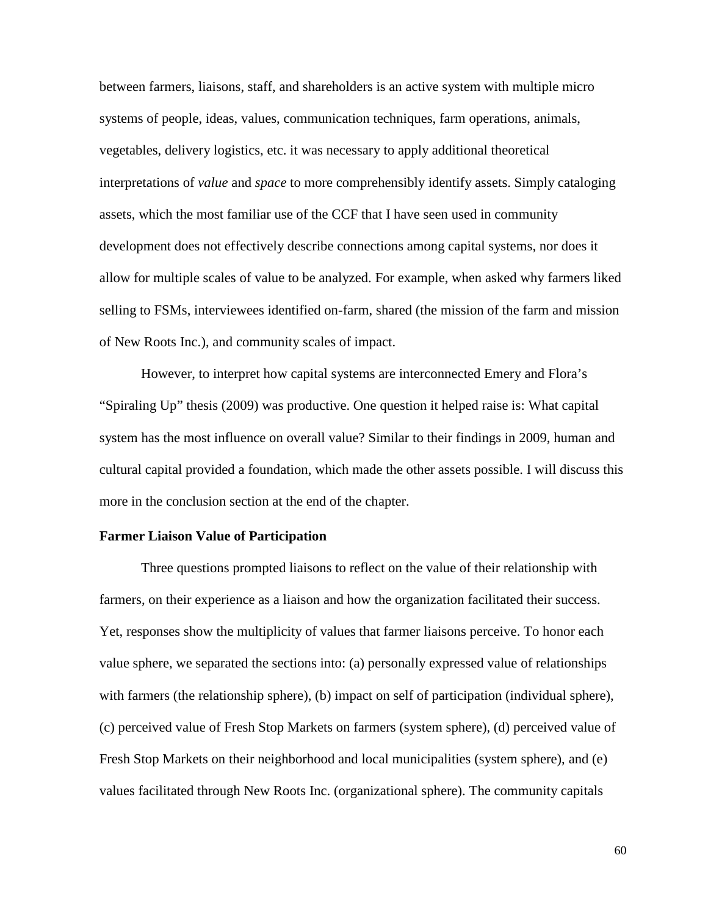between farmers, liaisons, staff, and shareholders is an active system with multiple micro systems of people, ideas, values, communication techniques, farm operations, animals, vegetables, delivery logistics, etc. it was necessary to apply additional theoretical interpretations of *value* and *space* to more comprehensibly identify assets. Simply cataloging assets, which the most familiar use of the CCF that I have seen used in community development does not effectively describe connections among capital systems, nor does it allow for multiple scales of value to be analyzed. For example, when asked why farmers liked selling to FSMs, interviewees identified on-farm, shared (the mission of the farm and mission of New Roots Inc.), and community scales of impact.

However, to interpret how capital systems are interconnected Emery and Flora's "Spiraling Up" thesis (2009) was productive. One question it helped raise is: What capital system has the most influence on overall value? Similar to their findings in 2009, human and cultural capital provided a foundation, which made the other assets possible. I will discuss this more in the conclusion section at the end of the chapter.

**Farmer Liaison Value of Participation**

Three questions prompted liaisons to reflect on the value of their relationship with farmers, on their experience as a liaison and how the organization facilitated their success. Yet, responses show the multiplicity of values that farmer liaisons perceive. To honor each value sphere, we separated the sections into: (a) personally expressed value of relationships with farmers (the relationship sphere), (b) impact on self of participation (individual sphere), (c) perceived value of Fresh Stop Markets on farmers (system sphere), (d) perceived value of Fresh Stop Markets on their neighborhood and local municipalities (system sphere), and (e) values facilitated through New Roots Inc. (organizational sphere). The community capitals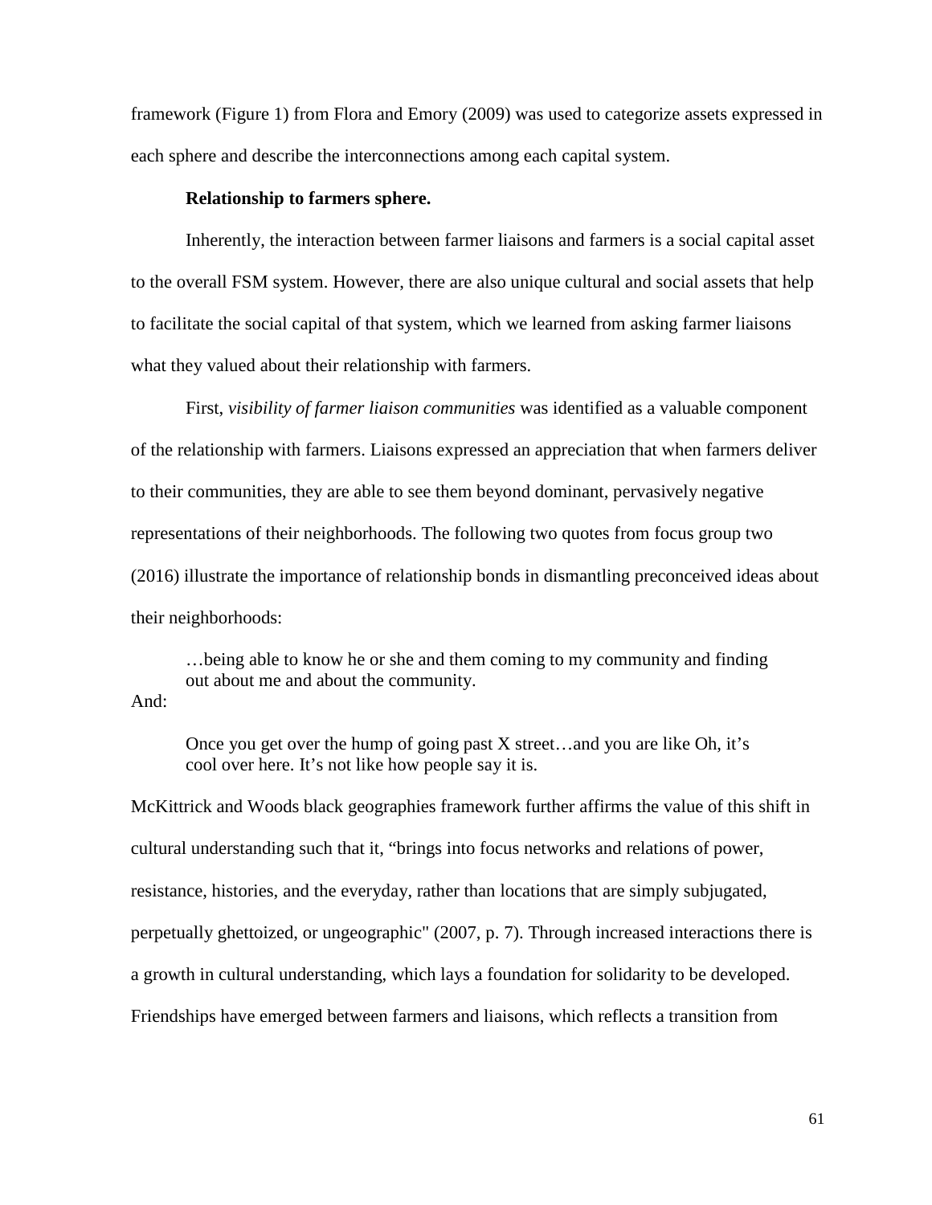framework (Figure 1) from Flora and Emory (2009) was used to categorize assets expressed in each sphere and describe the interconnections among each capital system.

**Relationship to farmers sphere.**

Inherently, the interaction between farmer liaisons and farmers is a social capital asset to the overall FSM system. However, there are also unique cultural and social assets that help to facilitate the social capital of that system, which we learned from asking farmer liaisons what they valued about their relationship with farmers.

First, *visibility of farmer liaison communities* was identified as a valuable component of the relationship with farmers. Liaisons expressed an appreciation that when farmers deliver to their communities, they are able to see them beyond dominant, pervasively negative representations of their neighborhoods. The following two quotes from focus group two (2016) illustrate the importance of relationship bonds in dismantling preconceived ideas about their neighborhoods:

> …being able to know he or she and them coming to my community and finding out about me and about the community.

And:

> Once you get over the hump of going past X street…and you are like Oh, it's cool over here. It's not like how people say it is.

McKittrick and Woods black geographies framework further affirms the value of this shift in cultural understanding such that it, "brings into focus networks and relations of power, resistance, histories, and the everyday, rather than locations that are simply subjugated, perpetually ghettoized, or ungeographic" (2007, p. 7). Through increased interactions there is a growth in cultural understanding, which lays a foundation for solidarity to be developed. Friendships have emerged between farmers and liaisons, which reflects a transition from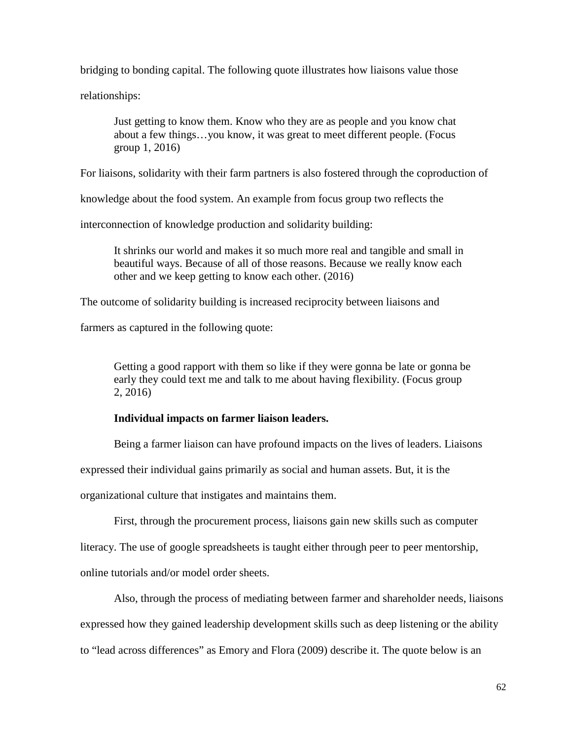bridging to bonding capital. The following quote illustrates how liaisons value those relationships:

> Just getting to know them. Know who they are as people and you know chat about a few things…you know, it was great to meet different people. (Focus group 1, 2016)

For liaisons, solidarity with their farm partners is also fostered through the coproduction of knowledge about the food system. An example from focus group two reflects the interconnection of knowledge production and solidarity building:

> It shrinks our world and makes it so much more real and tangible and small in beautiful ways. Because of all of those reasons. Because we really know each other and we keep getting to know each other. (2016)

The outcome of solidarity building is increased reciprocity between liaisons and farmers as captured in the following quote:

> Getting a good rapport with them so like if they were gonna be late or gonna be early they could text me and talk to me about having flexibility. (Focus group 2, 2016)

**Individual impacts on farmer liaison leaders.**

Being a farmer liaison can have profound impacts on the lives of leaders. Liaisons expressed their individual gains primarily as social and human assets. But, it is the organizational culture that instigates and maintains them.

First, through the procurement process, liaisons gain new skills such as computer literacy. The use of google spreadsheets is taught either through peer to peer mentorship, online tutorials and/or model order sheets.

Also, through the process of mediating between farmer and shareholder needs, liaisons expressed how they gained leadership development skills such as deep listening or the ability to "lead across differences" as Emory and Flora (2009) describe it. The quote below is an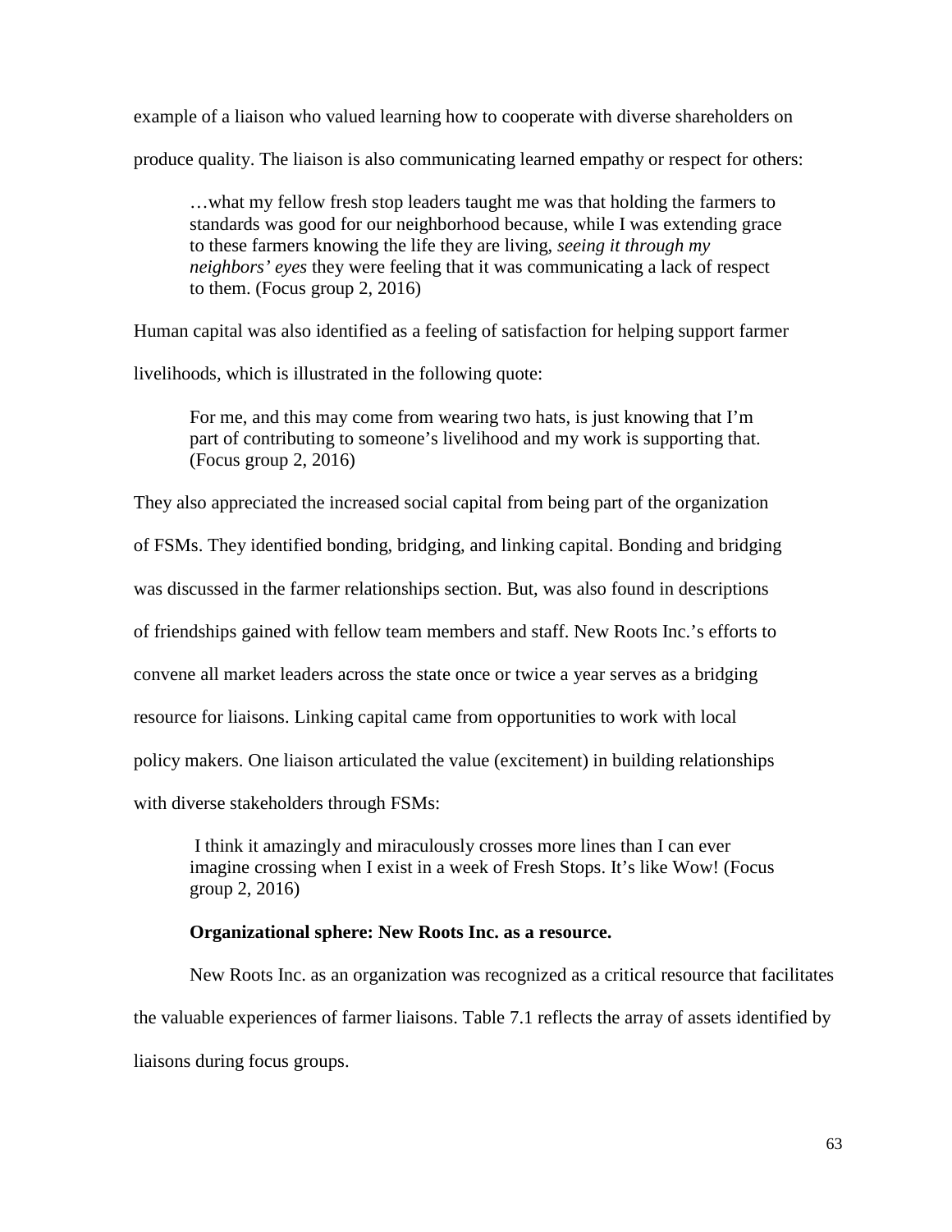example of a liaison who valued learning how to cooperate with diverse shareholders on produce quality. The liaison is also communicating learned empathy or respect for others:

> …what my fellow fresh stop leaders taught me was that holding the farmers to standards was good for our neighborhood because, while I was extending grace to these farmers knowing the life they are living, *seeing it through my neighbors' eyes* they were feeling that it was communicating a lack of respect to them. (Focus group 2, 2016)

Human capital was also identified as a feeling of satisfaction for helping support farmer livelihoods, which is illustrated in the following quote:

> For me, and this may come from wearing two hats, is just knowing that I'm part of contributing to someone's livelihood and my work is supporting that. (Focus group 2, 2016)

They also appreciated the increased social capital from being part of the organization of FSMs. They identified bonding, bridging, and linking capital. Bonding and bridging was discussed in the farmer relationships section. But, was also found in descriptions of friendships gained with fellow team members and staff. New Roots Inc.'s efforts to convene all market leaders across the state once or twice a year serves as a bridging resource for liaisons. Linking capital came from opportunities to work with local policy makers. One liaison articulated the value (excitement) in building relationships with diverse stakeholders through FSMs:

> I think it amazingly and miraculously crosses more lines than I can ever imagine crossing when I exist in a week of Fresh Stops. It's like Wow! (Focus group 2, 2016)

**Organizational sphere: New Roots Inc. as a resource.**

New Roots Inc. as an organization was recognized as a critical resource that facilitates the valuable experiences of farmer liaisons. Table 7.1 reflects the array of assets identified by liaisons during focus groups.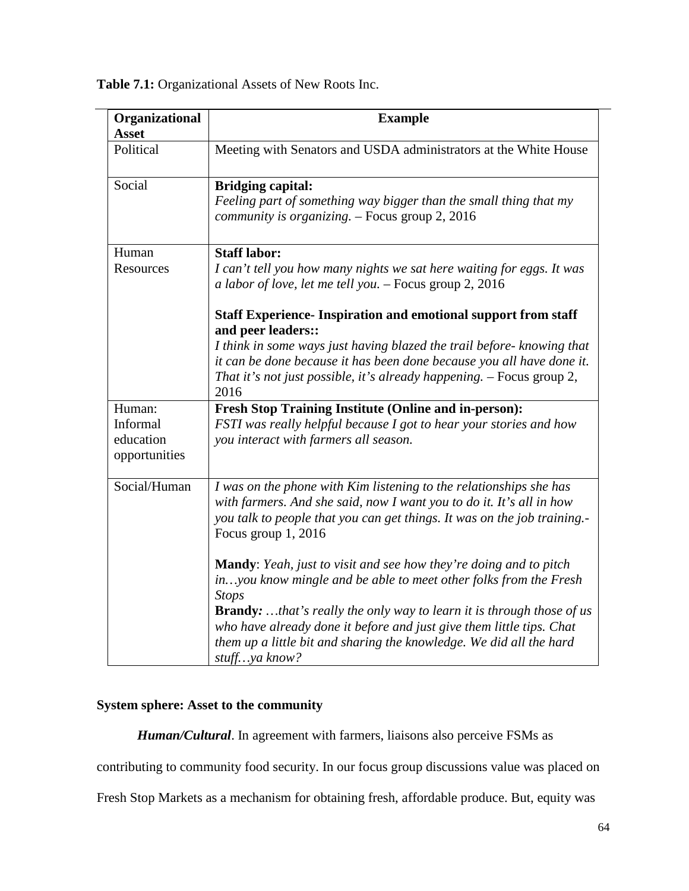**Table 7.1:** Organizational Assets of New Roots Inc.

| **Organizational Asset** | **Example** |
|---|---|
| Political | Meeting with Senators and USDA administrators at the White House |
| Social | **Bridging capital:** *Feeling part of something way bigger than the small thing that my community is organizing.* – Focus group 2, 2016 |
| Human Resources | **Staff labor:** *I can't tell you how many nights we sat here waiting for eggs. It was a labor of love, let me tell you.* – Focus group 2, 2016<br><br>**Staff Experience- Inspiration and emotional support from staff and peer leaders::** *I think in some ways just having blazed the trail before- knowing that it can be done because it has been done because you all have done it. That it's not just possible, it's already happening.* – Focus group 2, 2016 |
| Human: Informal education opportunities | **Fresh Stop Training Institute (Online and in-person):** *FSTI was really helpful because I got to hear your stories and how you interact with farmers all season.* |
| Social/Human | *I was on the phone with Kim listening to the relationships she has with farmers. And she said, now I want you to do it. It's all in how you talk to people that you can get things. It was on the job training.*- Focus group 1, 2016<br><br>**Mandy**: *Yeah, just to visit and see how they're doing and to pitch in…you know mingle and be able to meet other folks from the Fresh Stops*<br>**Brandy***: …that's really the only way to learn it is through those of us who have already done it before and just give them little tips. Chat them up a little bit and sharing the knowledge. We did all the hard stuff…ya know?* |

**System sphere: Asset to the community**

***Human/Cultural***. In agreement with farmers, liaisons also perceive FSMs as contributing to community food security. In our focus group discussions value was placed on Fresh Stop Markets as a mechanism for obtaining fresh, affordable produce. But, equity was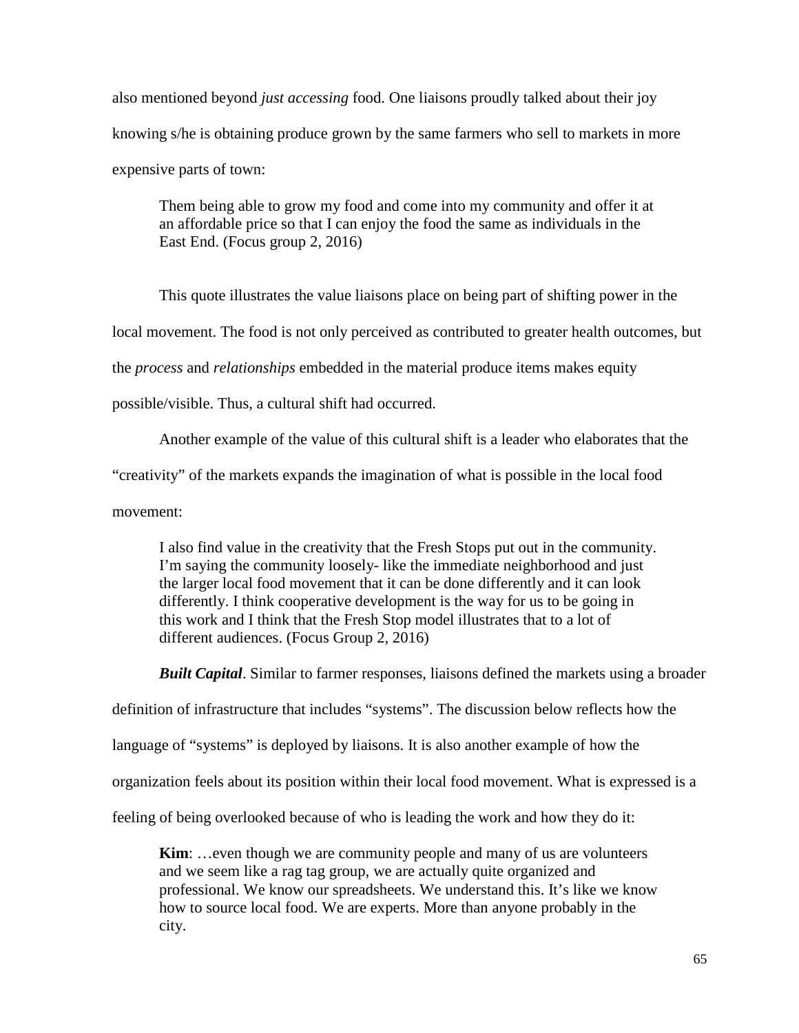also mentioned beyond *just accessing* food. One liaisons proudly talked about their joy knowing s/he is obtaining produce grown by the same farmers who sell to markets in more expensive parts of town:

> Them being able to grow my food and come into my community and offer it at an affordable price so that I can enjoy the food the same as individuals in the East End. (Focus group 2, 2016)

This quote illustrates the value liaisons place on being part of shifting power in the local movement. The food is not only perceived as contributed to greater health outcomes, but the *process* and *relationships* embedded in the material produce items makes equity possible/visible. Thus, a cultural shift had occurred.

Another example of the value of this cultural shift is a leader who elaborates that the "creativity" of the markets expands the imagination of what is possible in the local food movement:

> I also find value in the creativity that the Fresh Stops put out in the community. I'm saying the community loosely- like the immediate neighborhood and just the larger local food movement that it can be done differently and it can look differently. I think cooperative development is the way for us to be going in this work and I think that the Fresh Stop model illustrates that to a lot of different audiences. (Focus Group 2, 2016)

***Built Capital***. Similar to farmer responses, liaisons defined the markets using a broader definition of infrastructure that includes "systems". The discussion below reflects how the language of "systems" is deployed by liaisons. It is also another example of how the organization feels about its position within their local food movement. What is expressed is a feeling of being overlooked because of who is leading the work and how they do it:

> **Kim**: …even though we are community people and many of us are volunteers and we seem like a rag tag group, we are actually quite organized and professional. We know our spreadsheets. We understand this. It's like we know how to source local food. We are experts. More than anyone probably in the city.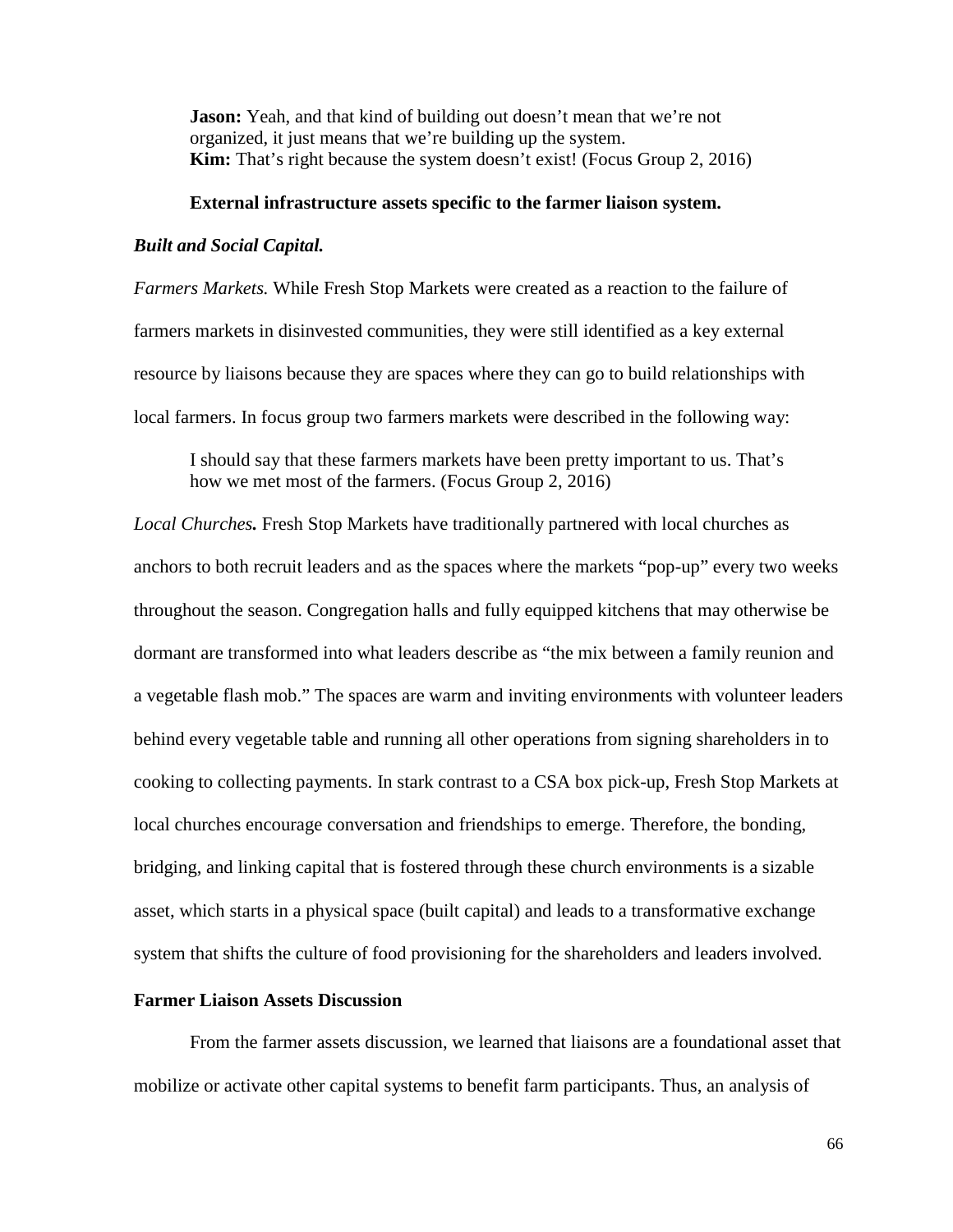> **Jason:** Yeah, and that kind of building out doesn't mean that we're not organized, it just means that we're building up the system.
> **Kim:** That's right because the system doesn't exist! (Focus Group 2, 2016)

#### External infrastructure assets specific to the farmer liaison system.

***Built and Social Capital.***

*Farmers Markets.* While Fresh Stop Markets were created as a reaction to the failure of farmers markets in disinvested communities, they were still identified as a key external resource by liaisons because they are spaces where they can go to build relationships with local farmers. In focus group two farmers markets were described in the following way:

> I should say that these farmers markets have been pretty important to us. That's how we met most of the farmers. (Focus Group 2, 2016)

*Local Churches.* Fresh Stop Markets have traditionally partnered with local churches as anchors to both recruit leaders and as the spaces where the markets "pop-up" every two weeks throughout the season. Congregation halls and fully equipped kitchens that may otherwise be dormant are transformed into what leaders describe as "the mix between a family reunion and a vegetable flash mob." The spaces are warm and inviting environments with volunteer leaders behind every vegetable table and running all other operations from signing shareholders in to cooking to collecting payments. In stark contrast to a CSA box pick-up, Fresh Stop Markets at local churches encourage conversation and friendships to emerge. Therefore, the bonding, bridging, and linking capital that is fostered through these church environments is a sizable asset, which starts in a physical space (built capital) and leads to a transformative exchange system that shifts the culture of food provisioning for the shareholders and leaders involved.

### Farmer Liaison Assets Discussion

From the farmer assets discussion, we learned that liaisons are a foundational asset that mobilize or activate other capital systems to benefit farm participants. Thus, an analysis of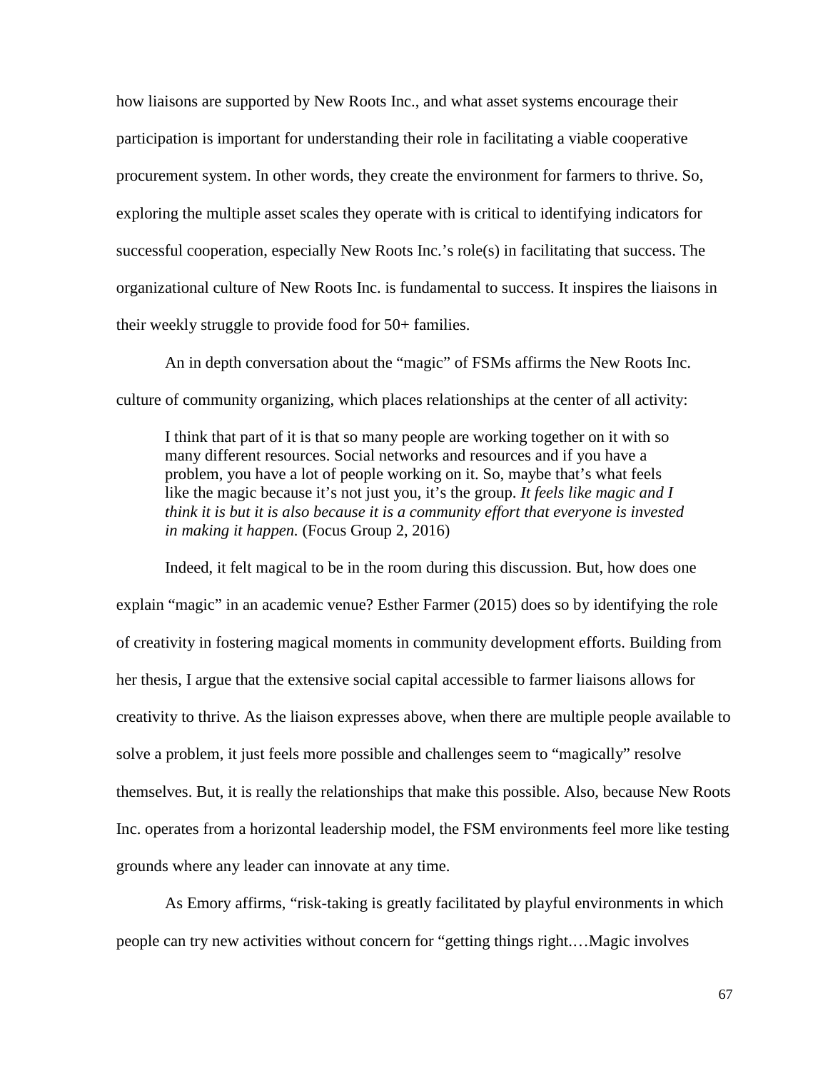how liaisons are supported by New Roots Inc., and what asset systems encourage their participation is important for understanding their role in facilitating a viable cooperative procurement system. In other words, they create the environment for farmers to thrive. So, exploring the multiple asset scales they operate with is critical to identifying indicators for successful cooperation, especially New Roots Inc.'s role(s) in facilitating that success. The organizational culture of New Roots Inc. is fundamental to success. It inspires the liaisons in their weekly struggle to provide food for 50+ families.

An in depth conversation about the "magic" of FSMs affirms the New Roots Inc. culture of community organizing, which places relationships at the center of all activity:

> I think that part of it is that so many people are working together on it with so many different resources. Social networks and resources and if you have a problem, you have a lot of people working on it. So, maybe that's what feels like the magic because it's not just you, it's the group. *It feels like magic and I think it is but it is also because it is a community effort that everyone is invested in making it happen.* (Focus Group 2, 2016)

Indeed, it felt magical to be in the room during this discussion. But, how does one explain "magic" in an academic venue? Esther Farmer (2015) does so by identifying the role of creativity in fostering magical moments in community development efforts. Building from her thesis, I argue that the extensive social capital accessible to farmer liaisons allows for creativity to thrive. As the liaison expresses above, when there are multiple people available to solve a problem, it just feels more possible and challenges seem to "magically" resolve themselves. But, it is really the relationships that make this possible. Also, because New Roots Inc. operates from a horizontal leadership model, the FSM environments feel more like testing grounds where any leader can innovate at any time.

As Emory affirms, "risk-taking is greatly facilitated by playful environments in which people can try new activities without concern for "getting things right.…Magic involves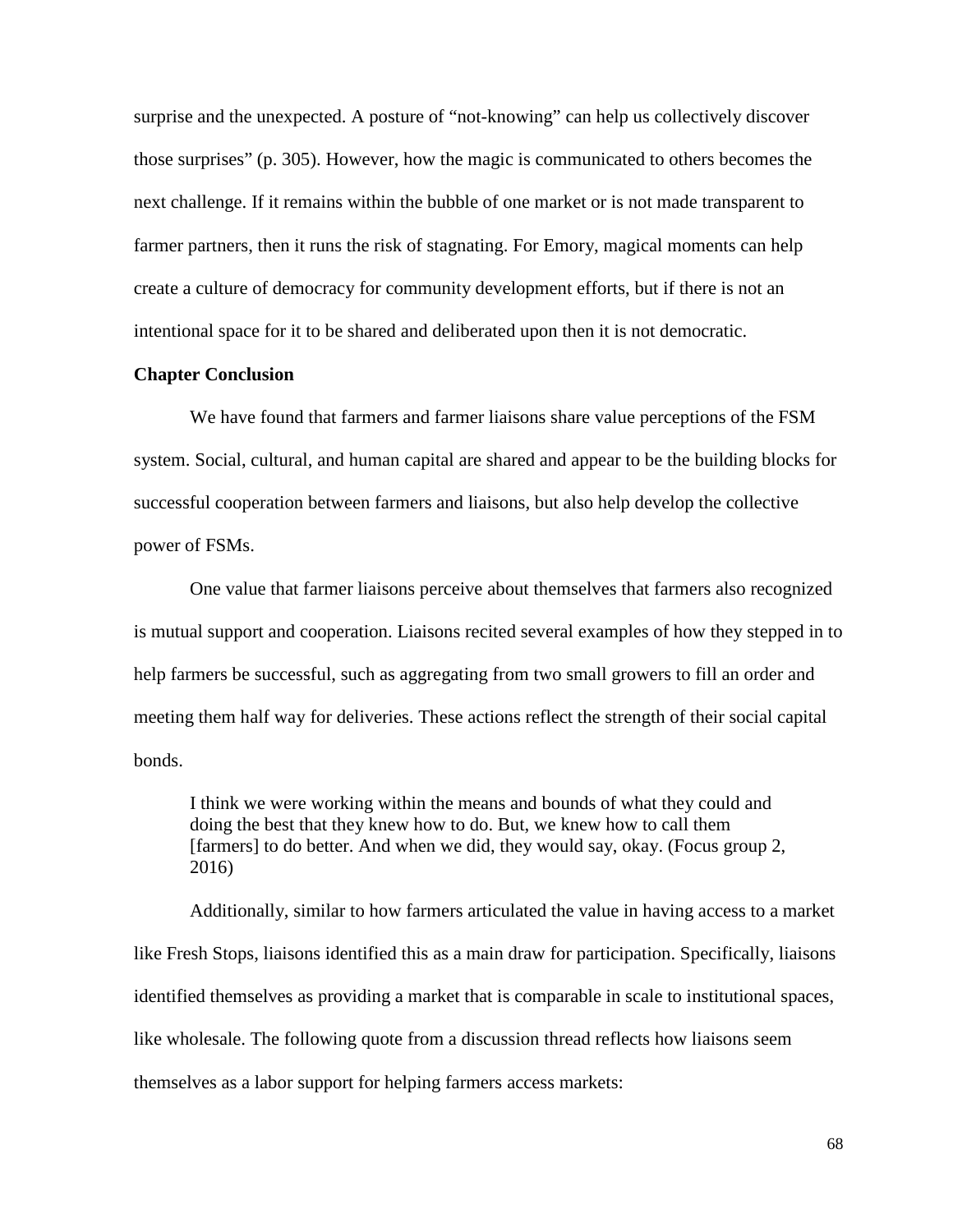surprise and the unexpected. A posture of “not-knowing” can help us collectively discover those surprises” (p. 305). However, how the magic is communicated to others becomes the next challenge. If it remains within the bubble of one market or is not made transparent to farmer partners, then it runs the risk of stagnating. For Emory, magical moments can help create a culture of democracy for community development efforts, but if there is not an intentional space for it to be shared and deliberated upon then it is not democratic.

**Chapter Conclusion**

We have found that farmers and farmer liaisons share value perceptions of the FSM system. Social, cultural, and human capital are shared and appear to be the building blocks for successful cooperation between farmers and liaisons, but also help develop the collective power of FSMs.

One value that farmer liaisons perceive about themselves that farmers also recognized is mutual support and cooperation. Liaisons recited several examples of how they stepped in to help farmers be successful, such as aggregating from two small growers to fill an order and meeting them half way for deliveries. These actions reflect the strength of their social capital bonds.

> I think we were working within the means and bounds of what they could and doing the best that they knew how to do. But, we knew how to call them [farmers] to do better. And when we did, they would say, okay. (Focus group 2, 2016)

Additionally, similar to how farmers articulated the value in having access to a market like Fresh Stops, liaisons identified this as a main draw for participation. Specifically, liaisons identified themselves as providing a market that is comparable in scale to institutional spaces, like wholesale. The following quote from a discussion thread reflects how liaisons seem themselves as a labor support for helping farmers access markets: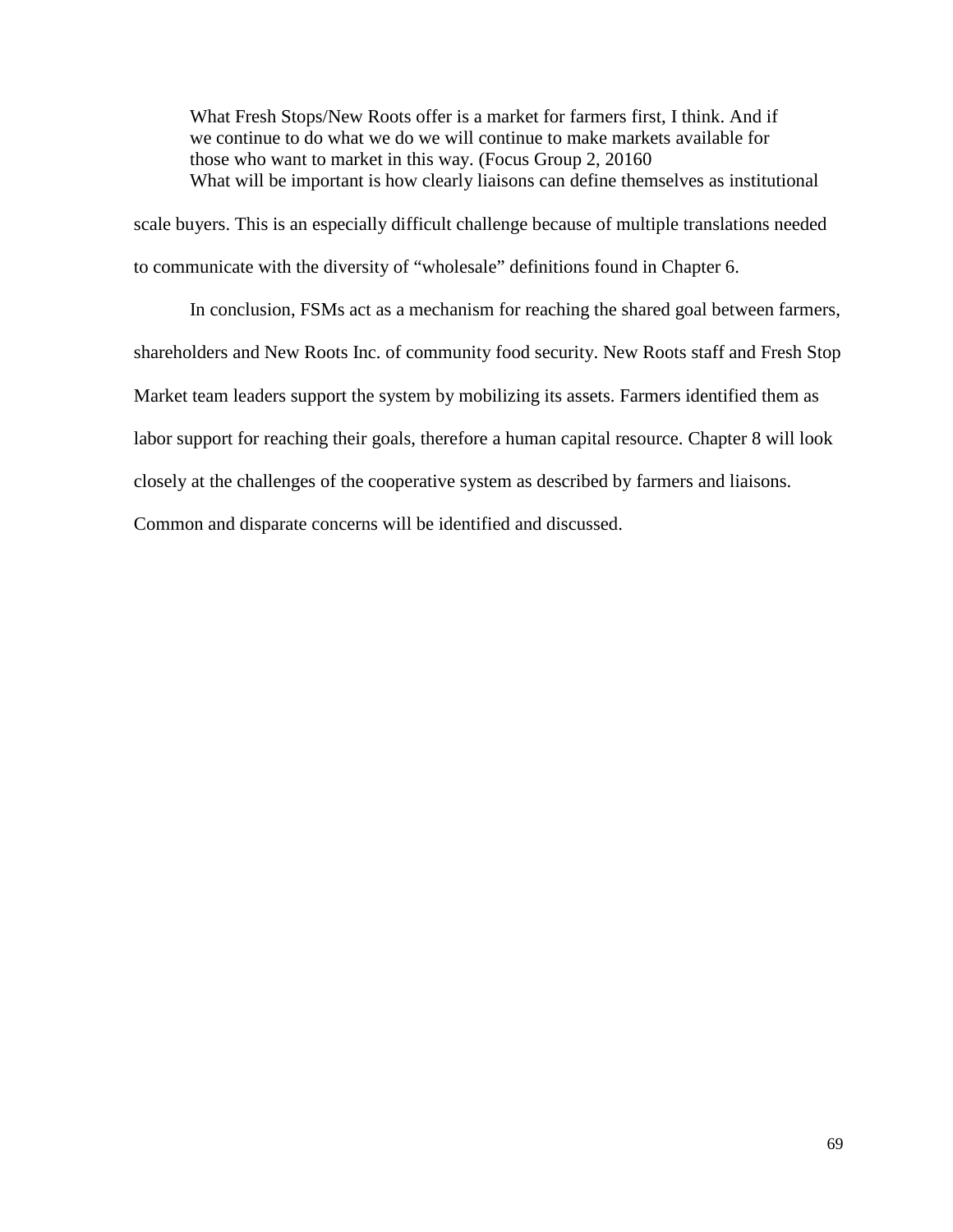> What Fresh Stops/New Roots offer is a market for farmers first, I think. And if we continue to do what we do we will continue to make markets available for those who want to market in this way. (Focus Group 2, 20160

What will be important is how clearly liaisons can define themselves as institutional scale buyers. This is an especially difficult challenge because of multiple translations needed to communicate with the diversity of "wholesale" definitions found in Chapter 6.

In conclusion, FSMs act as a mechanism for reaching the shared goal between farmers, shareholders and New Roots Inc. of community food security. New Roots staff and Fresh Stop Market team leaders support the system by mobilizing its assets. Farmers identified them as labor support for reaching their goals, therefore a human capital resource. Chapter 8 will look closely at the challenges of the cooperative system as described by farmers and liaisons. Common and disparate concerns will be identified and discussed.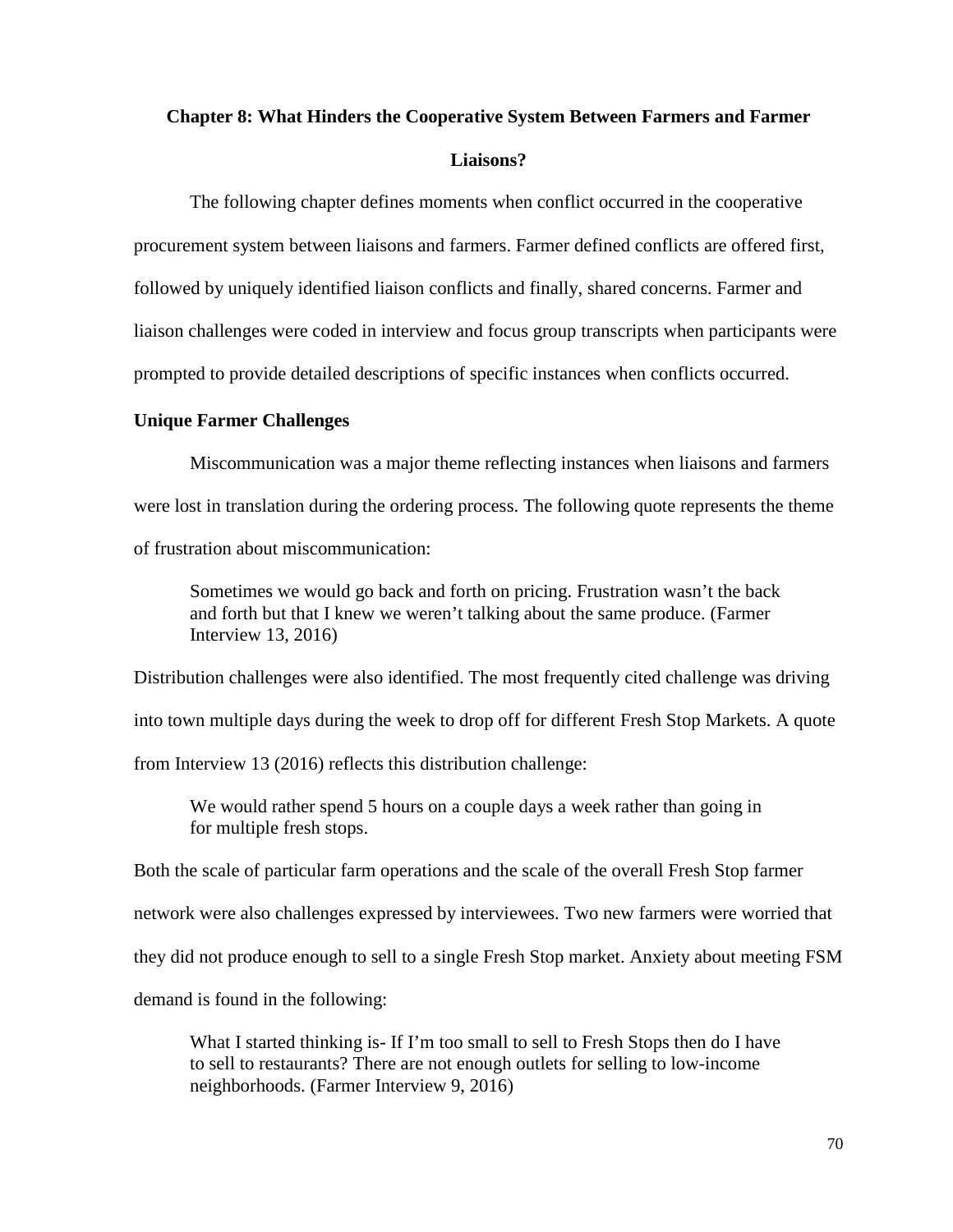# Chapter 8: What Hinders the Cooperative System Between Farmers and Farmer Liaisons?

The following chapter defines moments when conflict occurred in the cooperative procurement system between liaisons and farmers. Farmer defined conflicts are offered first, followed by uniquely identified liaison conflicts and finally, shared concerns. Farmer and liaison challenges were coded in interview and focus group transcripts when participants were prompted to provide detailed descriptions of specific instances when conflicts occurred.

## Unique Farmer Challenges

Miscommunication was a major theme reflecting instances when liaisons and farmers were lost in translation during the ordering process. The following quote represents the theme of frustration about miscommunication:

> Sometimes we would go back and forth on pricing. Frustration wasn't the back and forth but that I knew we weren't talking about the same produce. (Farmer Interview 13, 2016)

Distribution challenges were also identified. The most frequently cited challenge was driving into town multiple days during the week to drop off for different Fresh Stop Markets. A quote from Interview 13 (2016) reflects this distribution challenge:

> We would rather spend 5 hours on a couple days a week rather than going in for multiple fresh stops.

Both the scale of particular farm operations and the scale of the overall Fresh Stop farmer network were also challenges expressed by interviewees. Two new farmers were worried that they did not produce enough to sell to a single Fresh Stop market. Anxiety about meeting FSM demand is found in the following:

> What I started thinking is- If I'm too small to sell to Fresh Stops then do I have to sell to restaurants? There are not enough outlets for selling to low-income neighborhoods. (Farmer Interview 9, 2016)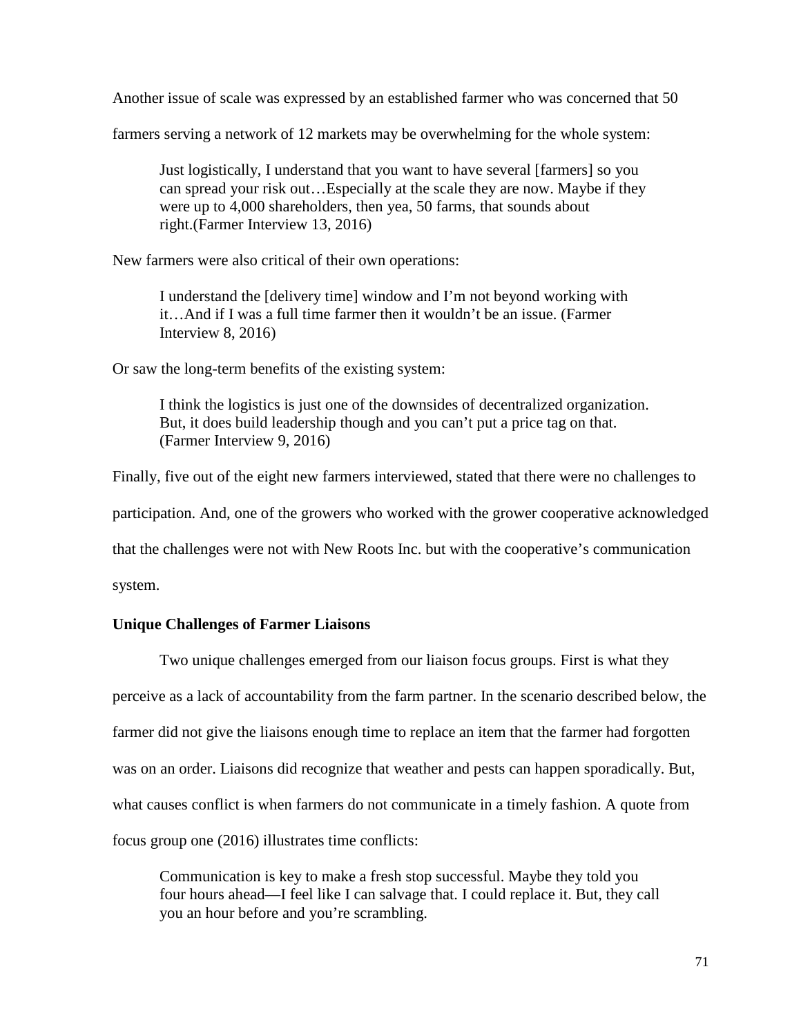Another issue of scale was expressed by an established farmer who was concerned that 50 farmers serving a network of 12 markets may be overwhelming for the whole system:

> Just logistically, I understand that you want to have several [farmers] so you can spread your risk out…Especially at the scale they are now. Maybe if they were up to 4,000 shareholders, then yea, 50 farms, that sounds about right.(Farmer Interview 13, 2016)

New farmers were also critical of their own operations:

> I understand the [delivery time] window and I'm not beyond working with it…And if I was a full time farmer then it wouldn't be an issue. (Farmer Interview 8, 2016)

Or saw the long-term benefits of the existing system:

> I think the logistics is just one of the downsides of decentralized organization. But, it does build leadership though and you can't put a price tag on that. (Farmer Interview 9, 2016)

Finally, five out of the eight new farmers interviewed, stated that there were no challenges to participation. And, one of the growers who worked with the grower cooperative acknowledged that the challenges were not with New Roots Inc. but with the cooperative's communication system.

### Unique Challenges of Farmer Liaisons

Two unique challenges emerged from our liaison focus groups. First is what they perceive as a lack of accountability from the farm partner. In the scenario described below, the farmer did not give the liaisons enough time to replace an item that the farmer had forgotten was on an order. Liaisons did recognize that weather and pests can happen sporadically. But, what causes conflict is when farmers do not communicate in a timely fashion. A quote from focus group one (2016) illustrates time conflicts:

> Communication is key to make a fresh stop successful. Maybe they told you four hours ahead—I feel like I can salvage that. I could replace it. But, they call you an hour before and you're scrambling.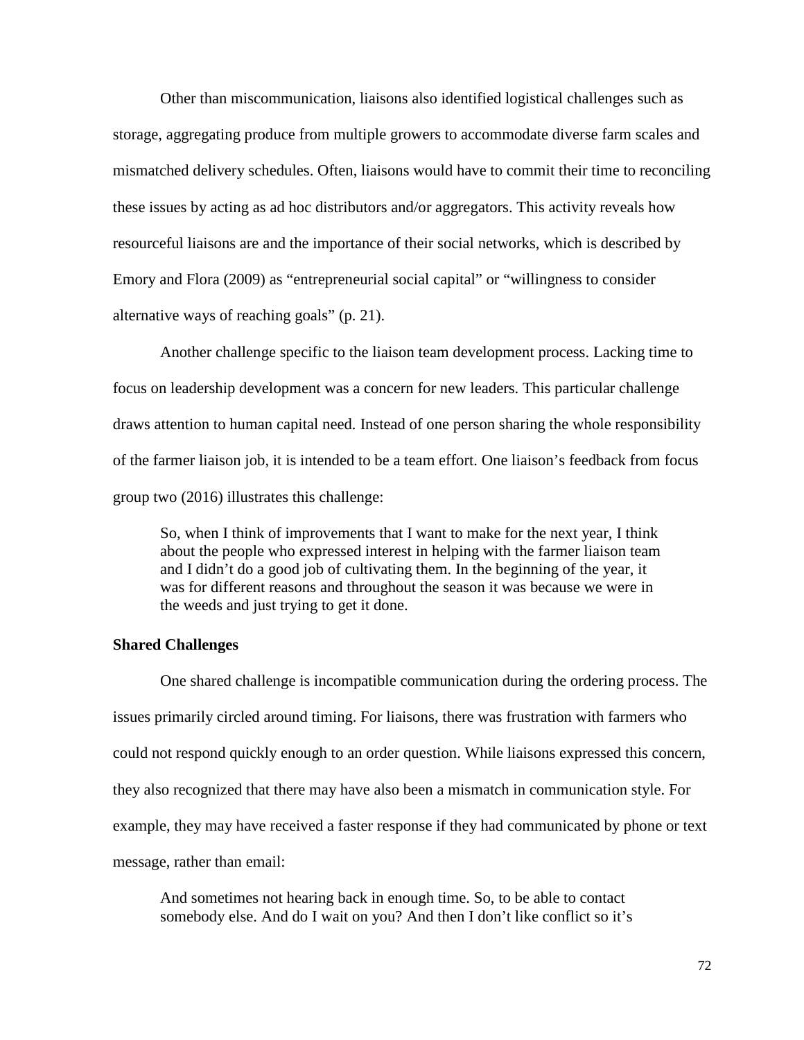Other than miscommunication, liaisons also identified logistical challenges such as storage, aggregating produce from multiple growers to accommodate diverse farm scales and mismatched delivery schedules. Often, liaisons would have to commit their time to reconciling these issues by acting as ad hoc distributors and/or aggregators. This activity reveals how resourceful liaisons are and the importance of their social networks, which is described by Emory and Flora (2009) as "entrepreneurial social capital" or "willingness to consider alternative ways of reaching goals" (p. 21).

Another challenge specific to the liaison team development process. Lacking time to focus on leadership development was a concern for new leaders. This particular challenge draws attention to human capital need. Instead of one person sharing the whole responsibility of the farmer liaison job, it is intended to be a team effort. One liaison's feedback from focus group two (2016) illustrates this challenge:

> So, when I think of improvements that I want to make for the next year, I think about the people who expressed interest in helping with the farmer liaison team and I didn't do a good job of cultivating them. In the beginning of the year, it was for different reasons and throughout the season it was because we were in the weeds and just trying to get it done.

**Shared Challenges**

One shared challenge is incompatible communication during the ordering process. The issues primarily circled around timing. For liaisons, there was frustration with farmers who could not respond quickly enough to an order question. While liaisons expressed this concern, they also recognized that there may have also been a mismatch in communication style. For example, they may have received a faster response if they had communicated by phone or text message, rather than email:

> And sometimes not hearing back in enough time. So, to be able to contact somebody else. And do I wait on you? And then I don't like conflict so it's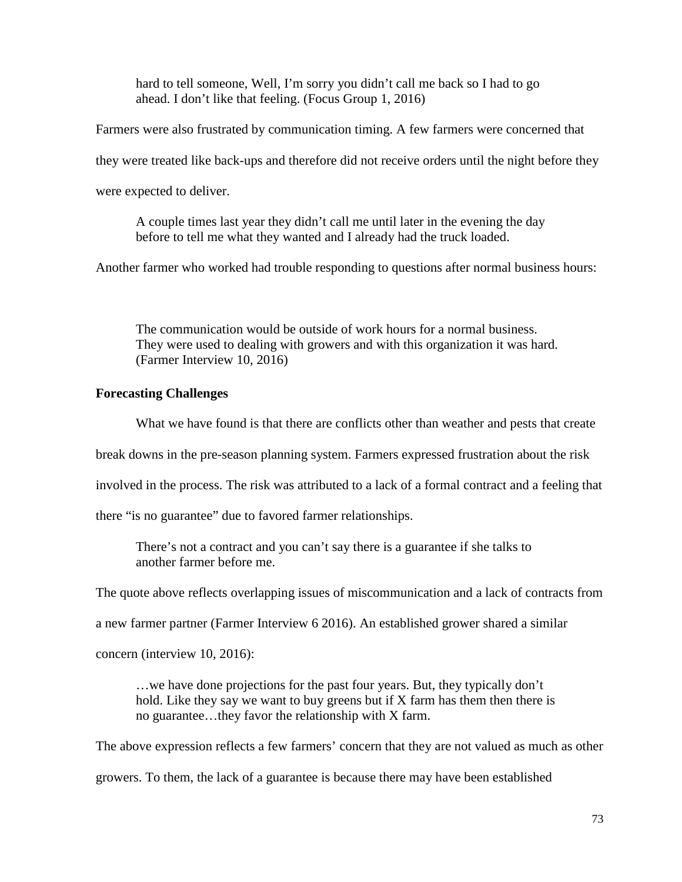hard to tell someone, Well, I'm sorry you didn't call me back so I had to go ahead. I don't like that feeling. (Focus Group 1, 2016)

Farmers were also frustrated by communication timing. A few farmers were concerned that they were treated like back-ups and therefore did not receive orders until the night before they were expected to deliver.

> A couple times last year they didn't call me until later in the evening the day before to tell me what they wanted and I already had the truck loaded.

Another farmer who worked had trouble responding to questions after normal business hours:

> The communication would be outside of work hours for a normal business. They were used to dealing with growers and with this organization it was hard. (Farmer Interview 10, 2016)

### Forecasting Challenges

What we have found is that there are conflicts other than weather and pests that create break downs in the pre-season planning system. Farmers expressed frustration about the risk involved in the process. The risk was attributed to a lack of a formal contract and a feeling that there "is no guarantee" due to favored farmer relationships.

> There's not a contract and you can't say there is a guarantee if she talks to another farmer before me.

The quote above reflects overlapping issues of miscommunication and a lack of contracts from a new farmer partner (Farmer Interview 6 2016). An established grower shared a similar concern (interview 10, 2016):

> …we have done projections for the past four years. But, they typically don't hold. Like they say we want to buy greens but if X farm has them then there is no guarantee…they favor the relationship with X farm.

The above expression reflects a few farmers' concern that they are not valued as much as other growers. To them, the lack of a guarantee is because there may have been established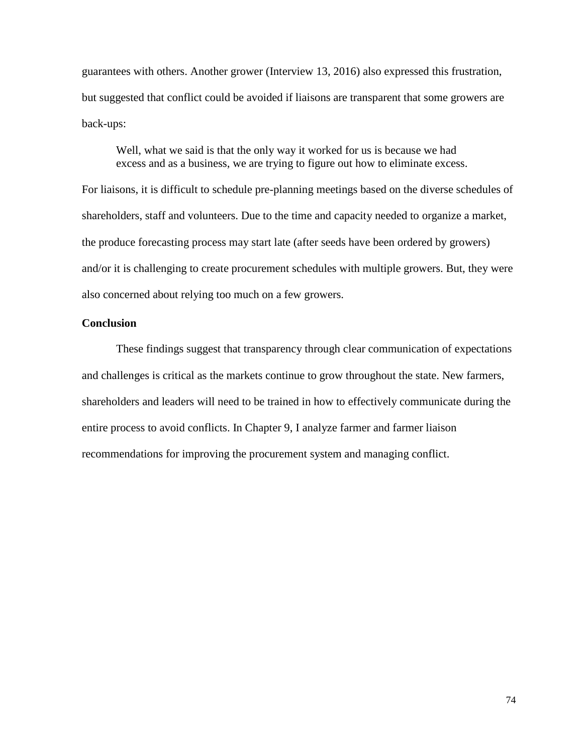guarantees with others. Another grower (Interview 13, 2016) also expressed this frustration, but suggested that conflict could be avoided if liaisons are transparent that some growers are back-ups:

> Well, what we said is that the only way it worked for us is because we had excess and as a business, we are trying to figure out how to eliminate excess.

For liaisons, it is difficult to schedule pre-planning meetings based on the diverse schedules of shareholders, staff and volunteers. Due to the time and capacity needed to organize a market, the produce forecasting process may start late (after seeds have been ordered by growers) and/or it is challenging to create procurement schedules with multiple growers. But, they were also concerned about relying too much on a few growers.

### Conclusion

These findings suggest that transparency through clear communication of expectations and challenges is critical as the markets continue to grow throughout the state. New farmers, shareholders and leaders will need to be trained in how to effectively communicate during the entire process to avoid conflicts. In Chapter 9, I analyze farmer and farmer liaison recommendations for improving the procurement system and managing conflict.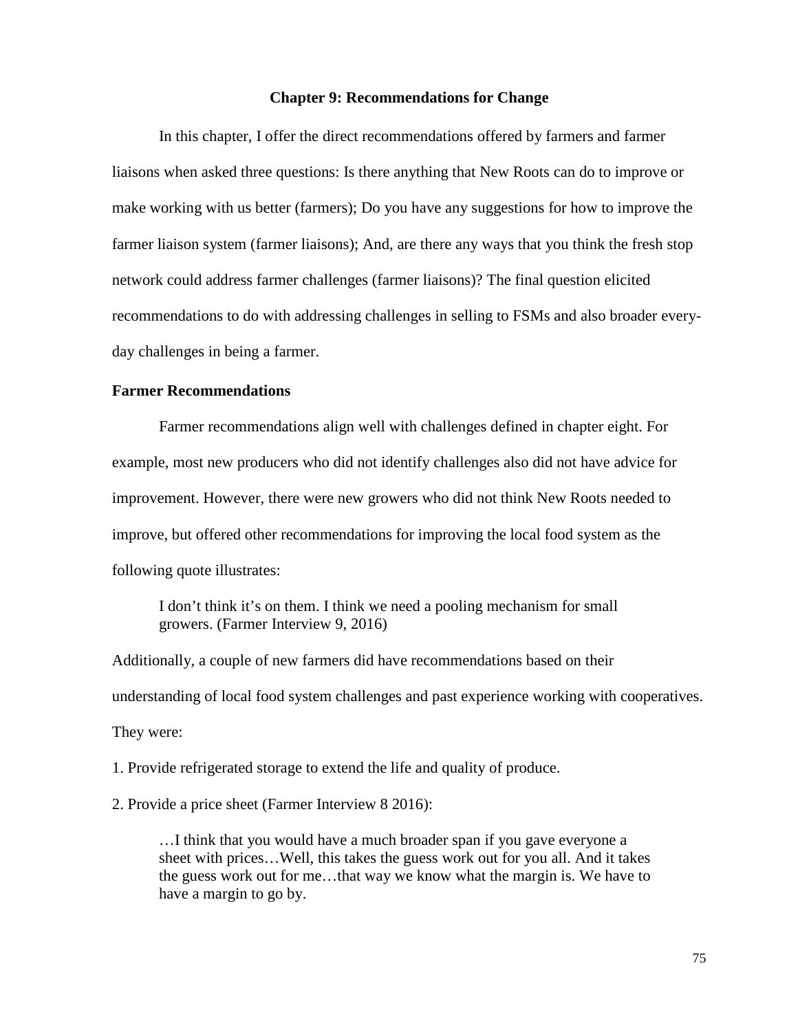# Chapter 9: Recommendations for Change

In this chapter, I offer the direct recommendations offered by farmers and farmer liaisons when asked three questions: Is there anything that New Roots can do to improve or make working with us better (farmers); Do you have any suggestions for how to improve the farmer liaison system (farmer liaisons); And, are there any ways that you think the fresh stop network could address farmer challenges (farmer liaisons)? The final question elicited recommendations to do with addressing challenges in selling to FSMs and also broader every-day challenges in being a farmer.

## Farmer Recommendations

Farmer recommendations align well with challenges defined in chapter eight. For example, most new producers who did not identify challenges also did not have advice for improvement. However, there were new growers who did not think New Roots needed to improve, but offered other recommendations for improving the local food system as the following quote illustrates:

> I don't think it's on them. I think we need a pooling mechanism for small growers. (Farmer Interview 9, 2016)

Additionally, a couple of new farmers did have recommendations based on their understanding of local food system challenges and past experience working with cooperatives. They were:

1. Provide refrigerated storage to extend the life and quality of produce.

2. Provide a price sheet (Farmer Interview 8 2016):

> …I think that you would have a much broader span if you gave everyone a sheet with prices…Well, this takes the guess work out for you all. And it takes the guess work out for me…that way we know what the margin is. We have to have a margin to go by.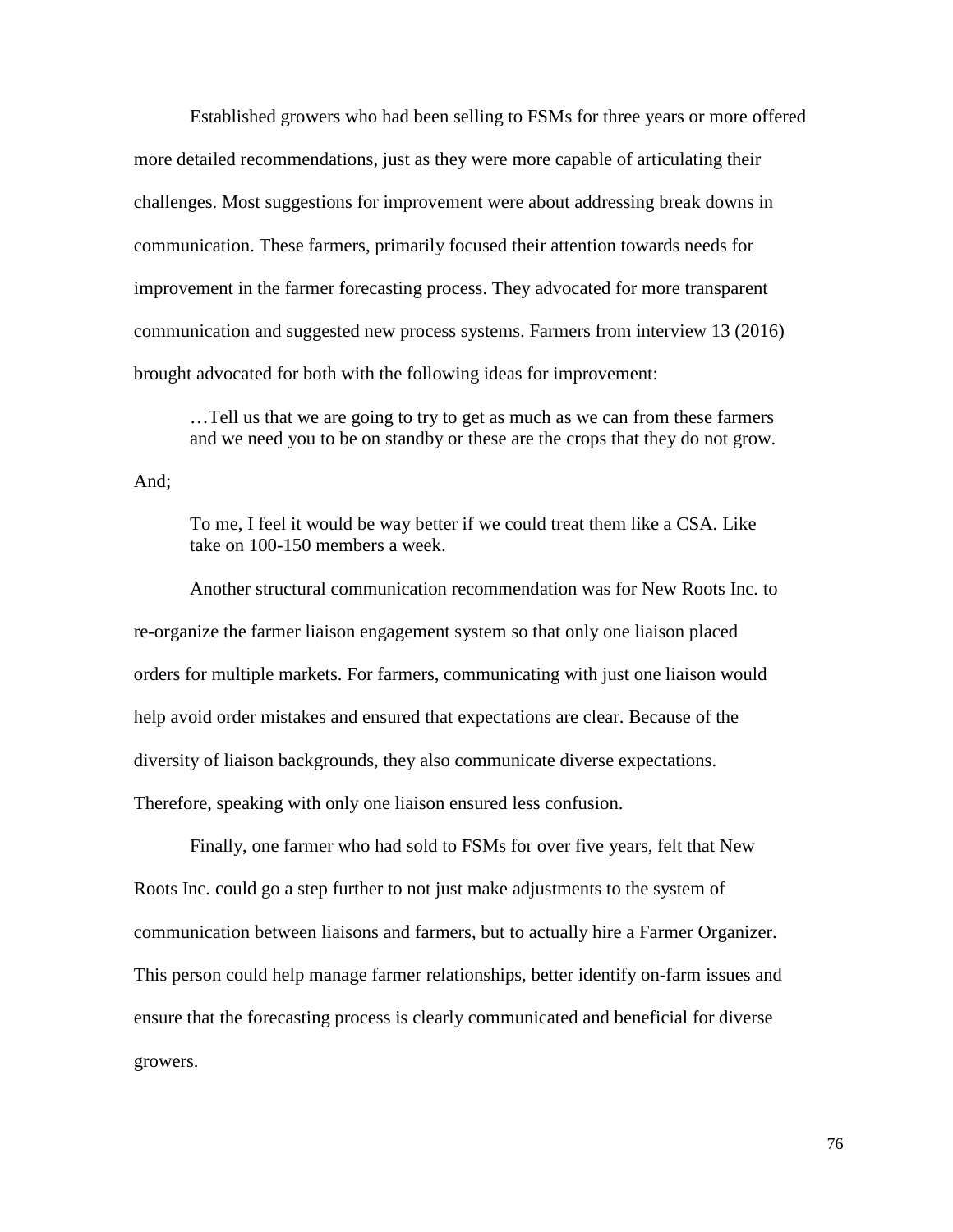Established growers who had been selling to FSMs for three years or more offered more detailed recommendations, just as they were more capable of articulating their challenges. Most suggestions for improvement were about addressing break downs in communication. These farmers, primarily focused their attention towards needs for improvement in the farmer forecasting process. They advocated for more transparent communication and suggested new process systems. Farmers from interview 13 (2016) brought advocated for both with the following ideas for improvement:

> …Tell us that we are going to try to get as much as we can from these farmers and we need you to be on standby or these are the crops that they do not grow.

And;

> To me, I feel it would be way better if we could treat them like a CSA. Like take on 100-150 members a week.

Another structural communication recommendation was for New Roots Inc. to re-organize the farmer liaison engagement system so that only one liaison placed orders for multiple markets. For farmers, communicating with just one liaison would help avoid order mistakes and ensured that expectations are clear. Because of the diversity of liaison backgrounds, they also communicate diverse expectations. Therefore, speaking with only one liaison ensured less confusion.

Finally, one farmer who had sold to FSMs for over five years, felt that New Roots Inc. could go a step further to not just make adjustments to the system of communication between liaisons and farmers, but to actually hire a Farmer Organizer. This person could help manage farmer relationships, better identify on-farm issues and ensure that the forecasting process is clearly communicated and beneficial for diverse growers.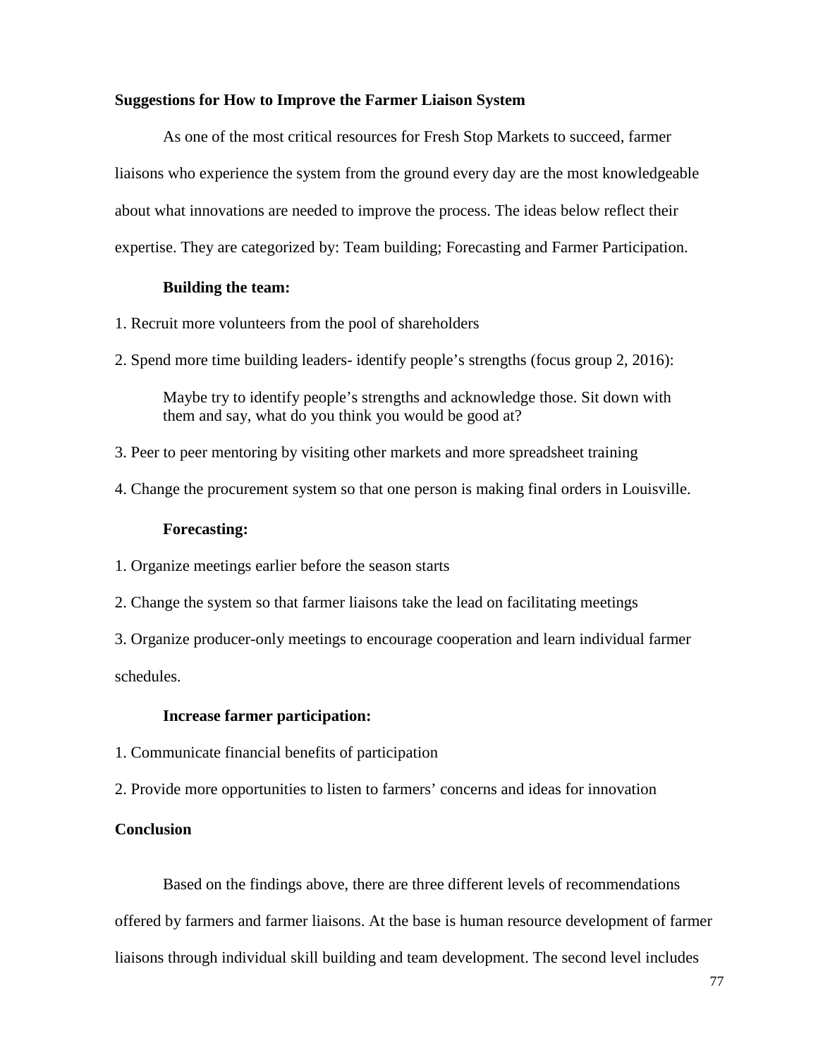## Suggestions for How to Improve the Farmer Liaison System

As one of the most critical resources for Fresh Stop Markets to succeed, farmer liaisons who experience the system from the ground every day are the most knowledgeable about what innovations are needed to improve the process. The ideas below reflect their expertise. They are categorized by: Team building; Forecasting and Farmer Participation.

### Building the team:

1. Recruit more volunteers from the pool of shareholders

2. Spend more time building leaders- identify people's strengths (focus group 2, 2016):

> Maybe try to identify people's strengths and acknowledge those. Sit down with them and say, what do you think you would be good at?

3. Peer to peer mentoring by visiting other markets and more spreadsheet training

4. Change the procurement system so that one person is making final orders in Louisville.

### Forecasting:

1. Organize meetings earlier before the season starts

2. Change the system so that farmer liaisons take the lead on facilitating meetings

3. Organize producer-only meetings to encourage cooperation and learn individual farmer schedules.

### Increase farmer participation:

1. Communicate financial benefits of participation

2. Provide more opportunities to listen to farmers' concerns and ideas for innovation

## Conclusion

Based on the findings above, there are three different levels of recommendations offered by farmers and farmer liaisons. At the base is human resource development of farmer liaisons through individual skill building and team development. The second level includes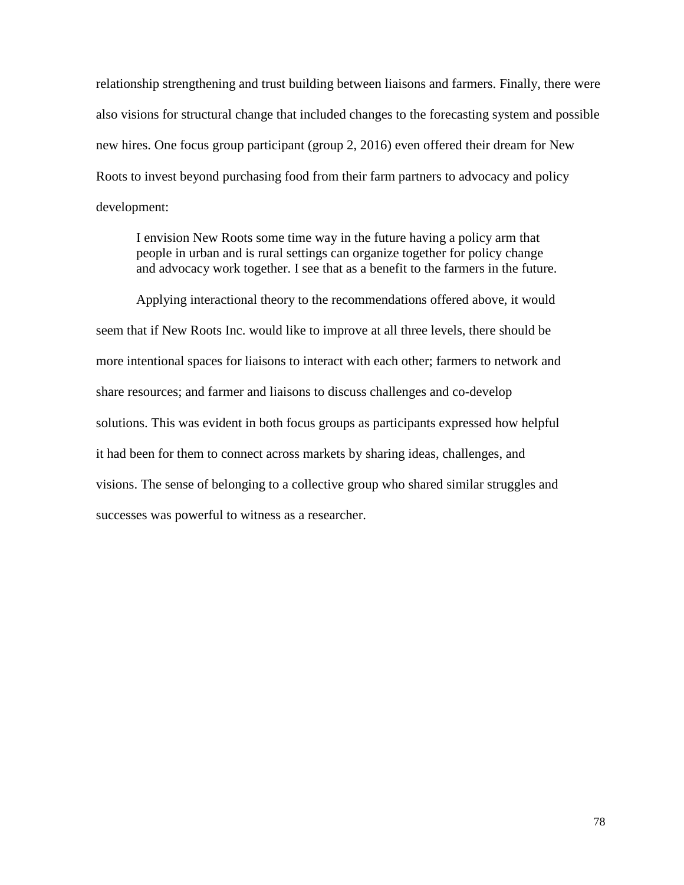relationship strengthening and trust building between liaisons and farmers. Finally, there were also visions for structural change that included changes to the forecasting system and possible new hires. One focus group participant (group 2, 2016) even offered their dream for New Roots to invest beyond purchasing food from their farm partners to advocacy and policy development:

> I envision New Roots some time way in the future having a policy arm that people in urban and is rural settings can organize together for policy change and advocacy work together. I see that as a benefit to the farmers in the future.

Applying interactional theory to the recommendations offered above, it would seem that if New Roots Inc. would like to improve at all three levels, there should be more intentional spaces for liaisons to interact with each other; farmers to network and share resources; and farmer and liaisons to discuss challenges and co-develop solutions. This was evident in both focus groups as participants expressed how helpful it had been for them to connect across markets by sharing ideas, challenges, and visions. The sense of belonging to a collective group who shared similar struggles and successes was powerful to witness as a researcher.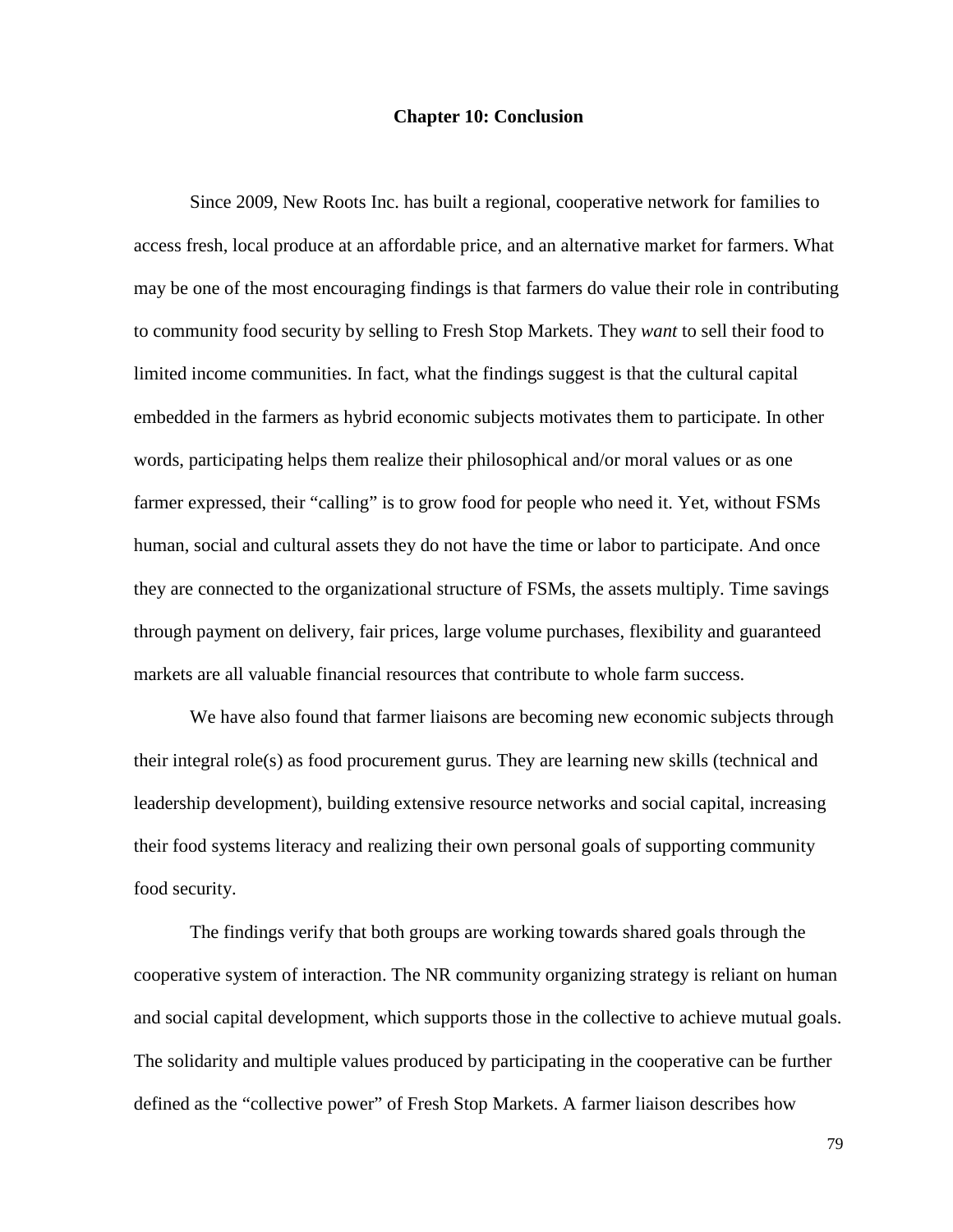# Chapter 10: Conclusion

Since 2009, New Roots Inc. has built a regional, cooperative network for families to access fresh, local produce at an affordable price, and an alternative market for farmers. What may be one of the most encouraging findings is that farmers do value their role in contributing to community food security by selling to Fresh Stop Markets. They *want* to sell their food to limited income communities. In fact, what the findings suggest is that the cultural capital embedded in the farmers as hybrid economic subjects motivates them to participate. In other words, participating helps them realize their philosophical and/or moral values or as one farmer expressed, their "calling" is to grow food for people who need it. Yet, without FSMs human, social and cultural assets they do not have the time or labor to participate. And once they are connected to the organizational structure of FSMs, the assets multiply. Time savings through payment on delivery, fair prices, large volume purchases, flexibility and guaranteed markets are all valuable financial resources that contribute to whole farm success.

We have also found that farmer liaisons are becoming new economic subjects through their integral role(s) as food procurement gurus. They are learning new skills (technical and leadership development), building extensive resource networks and social capital, increasing their food systems literacy and realizing their own personal goals of supporting community food security.

The findings verify that both groups are working towards shared goals through the cooperative system of interaction. The NR community organizing strategy is reliant on human and social capital development, which supports those in the collective to achieve mutual goals. The solidarity and multiple values produced by participating in the cooperative can be further defined as the "collective power" of Fresh Stop Markets. A farmer liaison describes how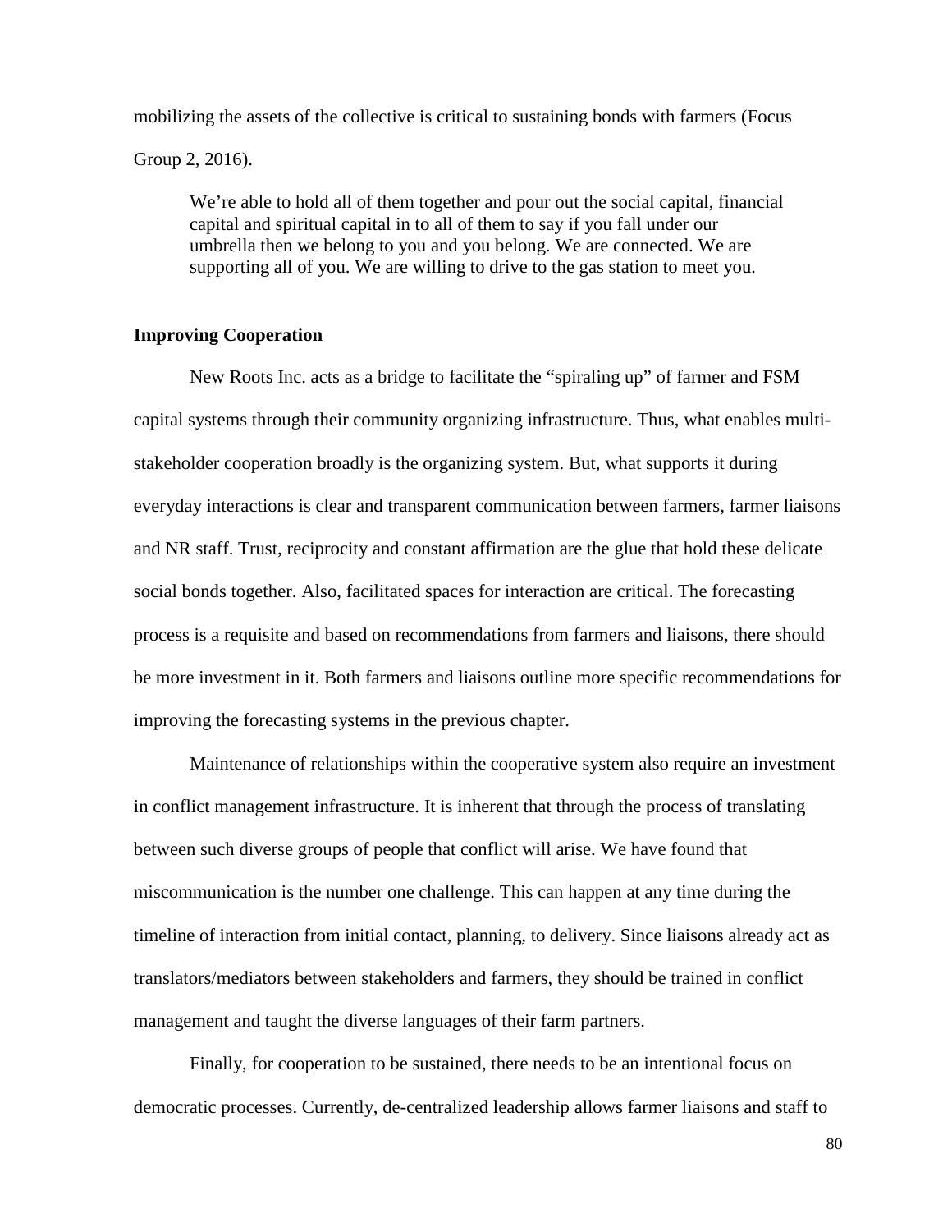mobilizing the assets of the collective is critical to sustaining bonds with farmers (Focus Group 2, 2016).

> We're able to hold all of them together and pour out the social capital, financial capital and spiritual capital in to all of them to say if you fall under our umbrella then we belong to you and you belong. We are connected. We are supporting all of you. We are willing to drive to the gas station to meet you.

**Improving Cooperation**

New Roots Inc. acts as a bridge to facilitate the "spiraling up" of farmer and FSM capital systems through their community organizing infrastructure. Thus, what enables multi-stakeholder cooperation broadly is the organizing system. But, what supports it during everyday interactions is clear and transparent communication between farmers, farmer liaisons and NR staff. Trust, reciprocity and constant affirmation are the glue that hold these delicate social bonds together. Also, facilitated spaces for interaction are critical. The forecasting process is a requisite and based on recommendations from farmers and liaisons, there should be more investment in it. Both farmers and liaisons outline more specific recommendations for improving the forecasting systems in the previous chapter.

Maintenance of relationships within the cooperative system also require an investment in conflict management infrastructure. It is inherent that through the process of translating between such diverse groups of people that conflict will arise. We have found that miscommunication is the number one challenge. This can happen at any time during the timeline of interaction from initial contact, planning, to delivery. Since liaisons already act as translators/mediators between stakeholders and farmers, they should be trained in conflict management and taught the diverse languages of their farm partners.

Finally, for cooperation to be sustained, there needs to be an intentional focus on democratic processes. Currently, de-centralized leadership allows farmer liaisons and staff to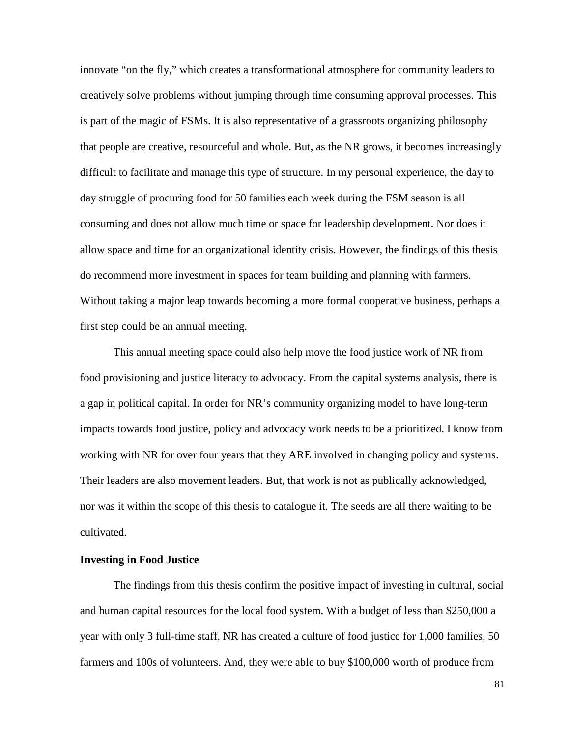innovate "on the fly," which creates a transformational atmosphere for community leaders to creatively solve problems without jumping through time consuming approval processes. This is part of the magic of FSMs. It is also representative of a grassroots organizing philosophy that people are creative, resourceful and whole. But, as the NR grows, it becomes increasingly difficult to facilitate and manage this type of structure. In my personal experience, the day to day struggle of procuring food for 50 families each week during the FSM season is all consuming and does not allow much time or space for leadership development. Nor does it allow space and time for an organizational identity crisis. However, the findings of this thesis do recommend more investment in spaces for team building and planning with farmers. Without taking a major leap towards becoming a more formal cooperative business, perhaps a first step could be an annual meeting.

This annual meeting space could also help move the food justice work of NR from food provisioning and justice literacy to advocacy. From the capital systems analysis, there is a gap in political capital. In order for NR's community organizing model to have long-term impacts towards food justice, policy and advocacy work needs to be a prioritized. I know from working with NR for over four years that they ARE involved in changing policy and systems. Their leaders are also movement leaders. But, that work is not as publically acknowledged, nor was it within the scope of this thesis to catalogue it. The seeds are all there waiting to be cultivated.

**Investing in Food Justice**

The findings from this thesis confirm the positive impact of investing in cultural, social and human capital resources for the local food system. With a budget of less than $250,000 a year with only 3 full-time staff, NR has created a culture of food justice for 1,000 families, 50 farmers and 100s of volunteers. And, they were able to buy $100,000 worth of produce from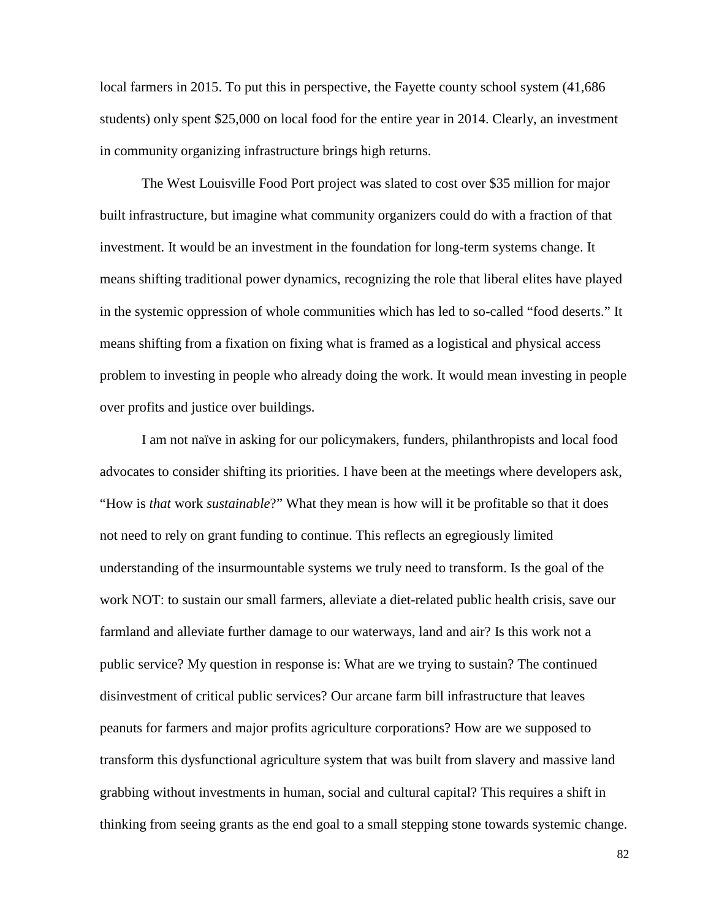local farmers in 2015. To put this in perspective, the Fayette county school system (41,686 students) only spent $25,000 on local food for the entire year in 2014. Clearly, an investment in community organizing infrastructure brings high returns.

The West Louisville Food Port project was slated to cost over $35 million for major built infrastructure, but imagine what community organizers could do with a fraction of that investment. It would be an investment in the foundation for long-term systems change. It means shifting traditional power dynamics, recognizing the role that liberal elites have played in the systemic oppression of whole communities which has led to so-called "food deserts." It means shifting from a fixation on fixing what is framed as a logistical and physical access problem to investing in people who already doing the work. It would mean investing in people over profits and justice over buildings.

I am not naïve in asking for our policymakers, funders, philanthropists and local food advocates to consider shifting its priorities. I have been at the meetings where developers ask, "How is *that* work *sustainable*?" What they mean is how will it be profitable so that it does not need to rely on grant funding to continue. This reflects an egregiously limited understanding of the insurmountable systems we truly need to transform. Is the goal of the work NOT: to sustain our small farmers, alleviate a diet-related public health crisis, save our farmland and alleviate further damage to our waterways, land and air? Is this work not a public service? My question in response is: What are we trying to sustain? The continued disinvestment of critical public services? Our arcane farm bill infrastructure that leaves peanuts for farmers and major profits agriculture corporations? How are we supposed to transform this dysfunctional agriculture system that was built from slavery and massive land grabbing without investments in human, social and cultural capital? This requires a shift in thinking from seeing grants as the end goal to a small stepping stone towards systemic change.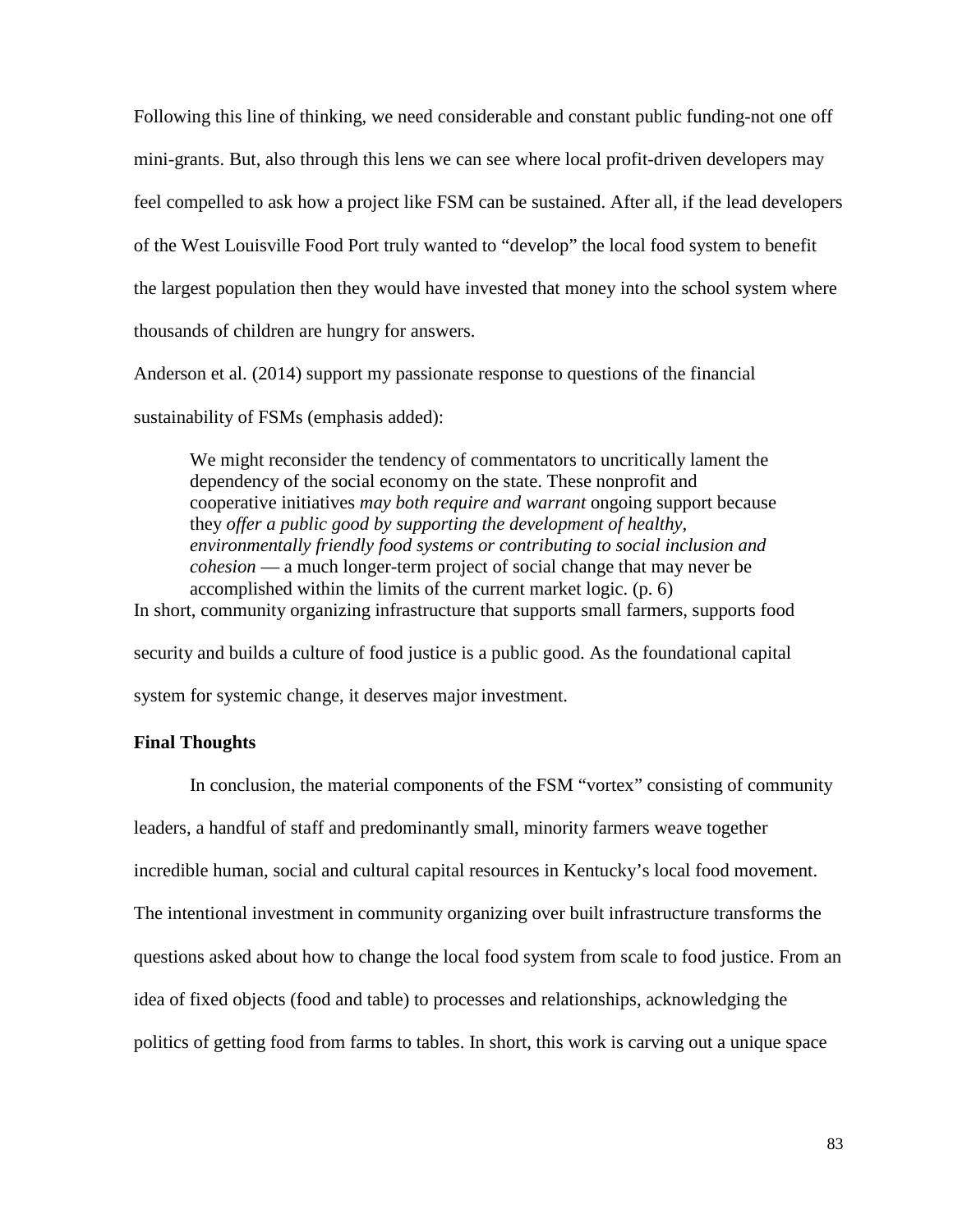Following this line of thinking, we need considerable and constant public funding-not one off mini-grants. But, also through this lens we can see where local profit-driven developers may feel compelled to ask how a project like FSM can be sustained. After all, if the lead developers of the West Louisville Food Port truly wanted to "develop" the local food system to benefit the largest population then they would have invested that money into the school system where thousands of children are hungry for answers.

Anderson et al. (2014) support my passionate response to questions of the financial sustainability of FSMs (emphasis added):

> We might reconsider the tendency of commentators to uncritically lament the dependency of the social economy on the state. These nonprofit and cooperative initiatives *may both require and warrant* ongoing support because they *offer a public good by supporting the development of healthy, environmentally friendly food systems or contributing to social inclusion and cohesion* — a much longer-term project of social change that may never be accomplished within the limits of the current market logic. (p. 6)

In short, community organizing infrastructure that supports small farmers, supports food security and builds a culture of food justice is a public good. As the foundational capital system for systemic change, it deserves major investment.

**Final Thoughts**

In conclusion, the material components of the FSM "vortex" consisting of community leaders, a handful of staff and predominantly small, minority farmers weave together incredible human, social and cultural capital resources in Kentucky's local food movement. The intentional investment in community organizing over built infrastructure transforms the questions asked about how to change the local food system from scale to food justice. From an idea of fixed objects (food and table) to processes and relationships, acknowledging the politics of getting food from farms to tables. In short, this work is carving out a unique space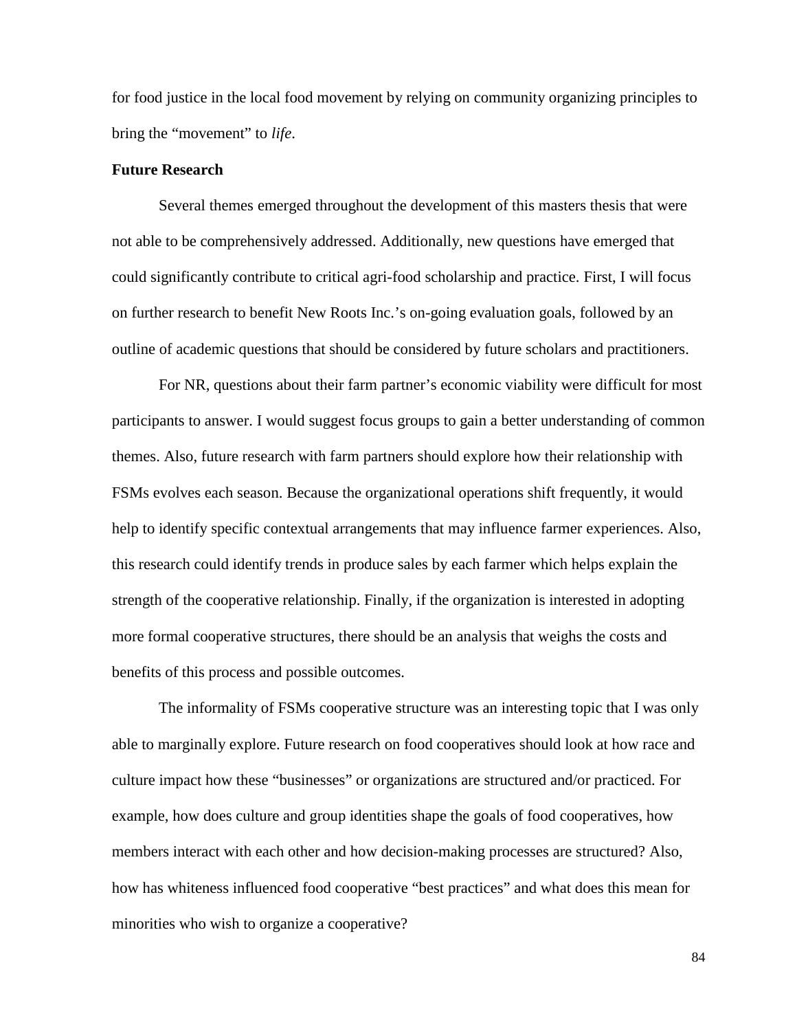for food justice in the local food movement by relying on community organizing principles to bring the "movement" to *life*.

**Future Research**

Several themes emerged throughout the development of this masters thesis that were not able to be comprehensively addressed. Additionally, new questions have emerged that could significantly contribute to critical agri-food scholarship and practice. First, I will focus on further research to benefit New Roots Inc.'s on-going evaluation goals, followed by an outline of academic questions that should be considered by future scholars and practitioners.

For NR, questions about their farm partner's economic viability were difficult for most participants to answer. I would suggest focus groups to gain a better understanding of common themes. Also, future research with farm partners should explore how their relationship with FSMs evolves each season. Because the organizational operations shift frequently, it would help to identify specific contextual arrangements that may influence farmer experiences. Also, this research could identify trends in produce sales by each farmer which helps explain the strength of the cooperative relationship. Finally, if the organization is interested in adopting more formal cooperative structures, there should be an analysis that weighs the costs and benefits of this process and possible outcomes.

The informality of FSMs cooperative structure was an interesting topic that I was only able to marginally explore. Future research on food cooperatives should look at how race and culture impact how these "businesses" or organizations are structured and/or practiced. For example, how does culture and group identities shape the goals of food cooperatives, how members interact with each other and how decision-making processes are structured? Also, how has whiteness influenced food cooperative "best practices" and what does this mean for minorities who wish to organize a cooperative?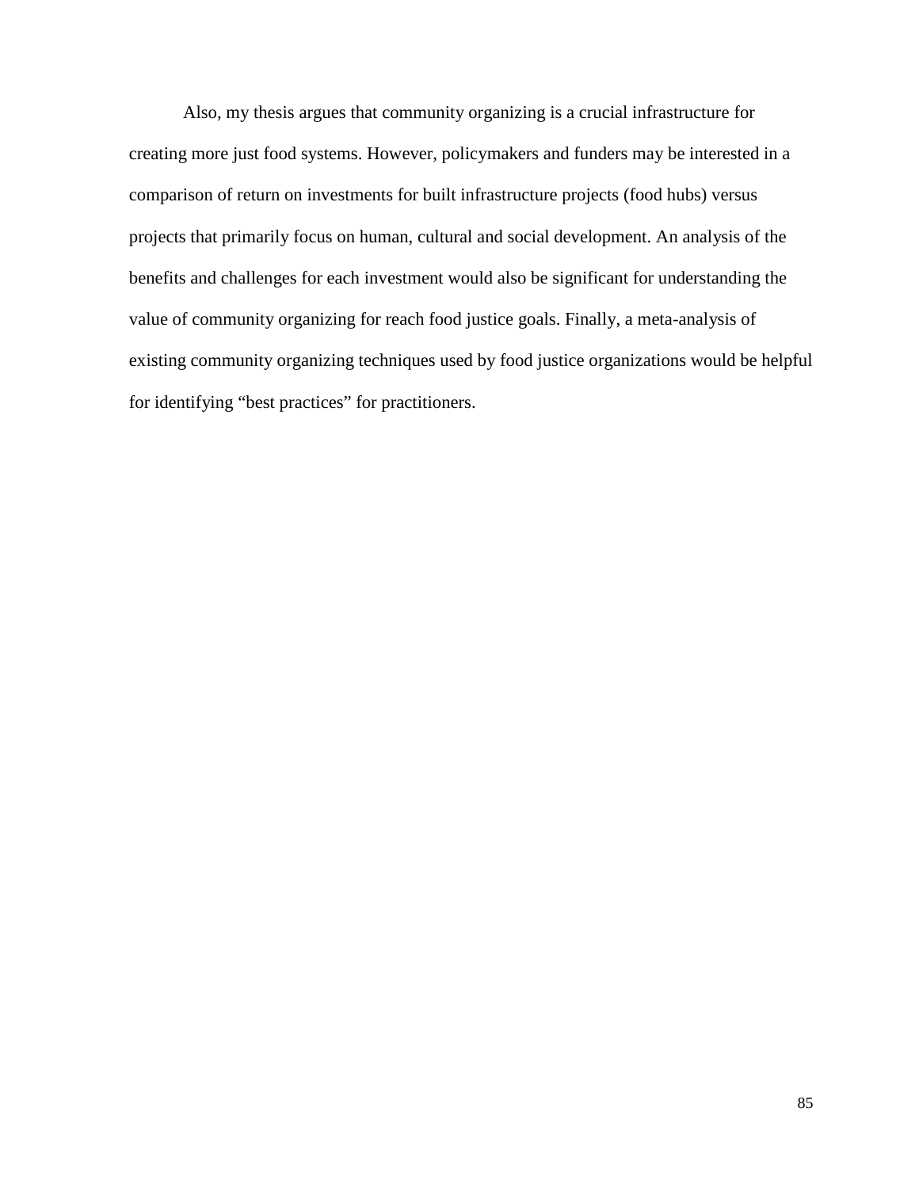Also, my thesis argues that community organizing is a crucial infrastructure for creating more just food systems. However, policymakers and funders may be interested in a comparison of return on investments for built infrastructure projects (food hubs) versus projects that primarily focus on human, cultural and social development. An analysis of the benefits and challenges for each investment would also be significant for understanding the value of community organizing for reach food justice goals. Finally, a meta-analysis of existing community organizing techniques used by food justice organizations would be helpful for identifying "best practices" for practitioners.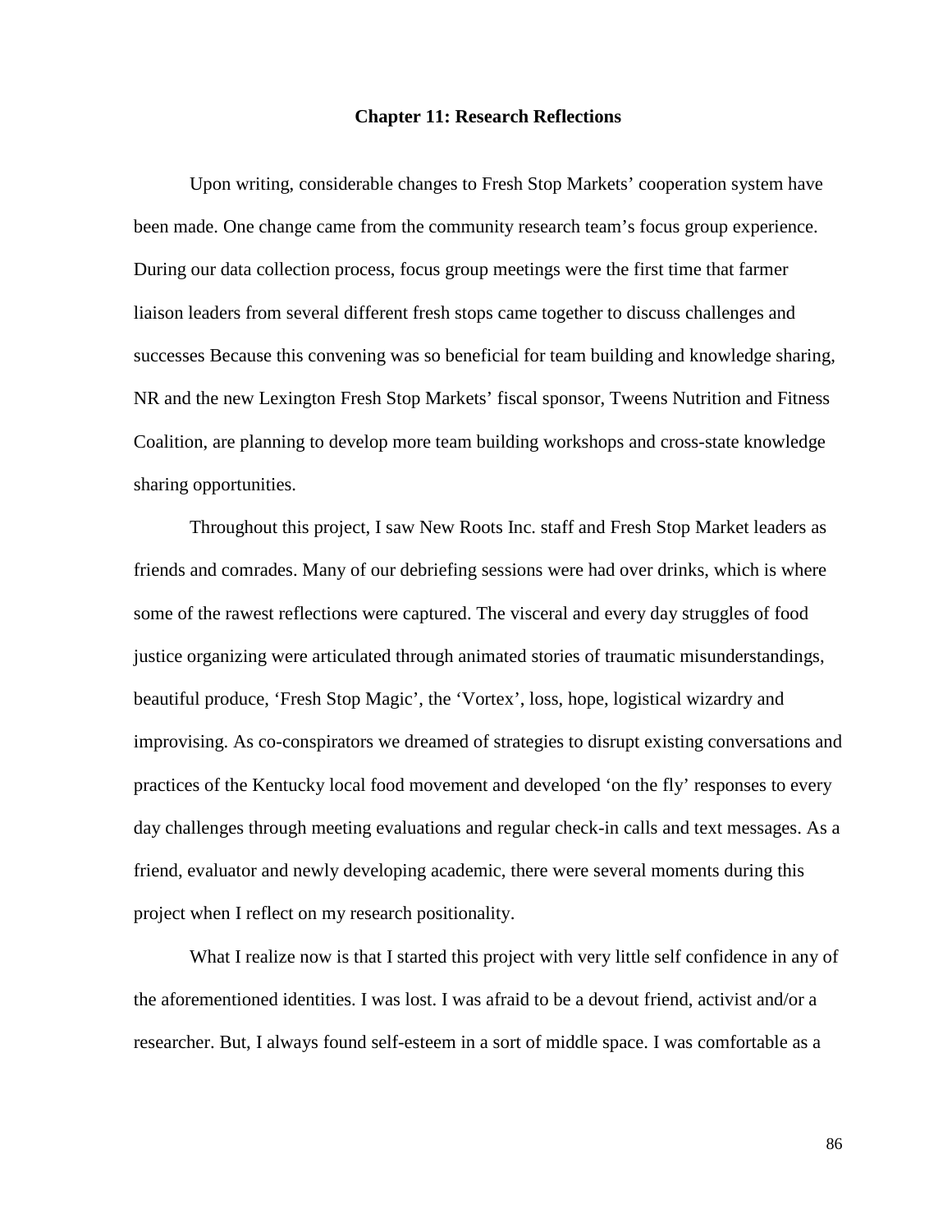# Chapter 11: Research Reflections

Upon writing, considerable changes to Fresh Stop Markets' cooperation system have been made. One change came from the community research team's focus group experience. During our data collection process, focus group meetings were the first time that farmer liaison leaders from several different fresh stops came together to discuss challenges and successes Because this convening was so beneficial for team building and knowledge sharing, NR and the new Lexington Fresh Stop Markets' fiscal sponsor, Tweens Nutrition and Fitness Coalition, are planning to develop more team building workshops and cross-state knowledge sharing opportunities.

Throughout this project, I saw New Roots Inc. staff and Fresh Stop Market leaders as friends and comrades. Many of our debriefing sessions were had over drinks, which is where some of the rawest reflections were captured. The visceral and every day struggles of food justice organizing were articulated through animated stories of traumatic misunderstandings, beautiful produce, 'Fresh Stop Magic', the 'Vortex', loss, hope, logistical wizardry and improvising. As co-conspirators we dreamed of strategies to disrupt existing conversations and practices of the Kentucky local food movement and developed 'on the fly' responses to every day challenges through meeting evaluations and regular check-in calls and text messages. As a friend, evaluator and newly developing academic, there were several moments during this project when I reflect on my research positionality.

What I realize now is that I started this project with very little self confidence in any of the aforementioned identities. I was lost. I was afraid to be a devout friend, activist and/or a researcher. But, I always found self-esteem in a sort of middle space. I was comfortable as a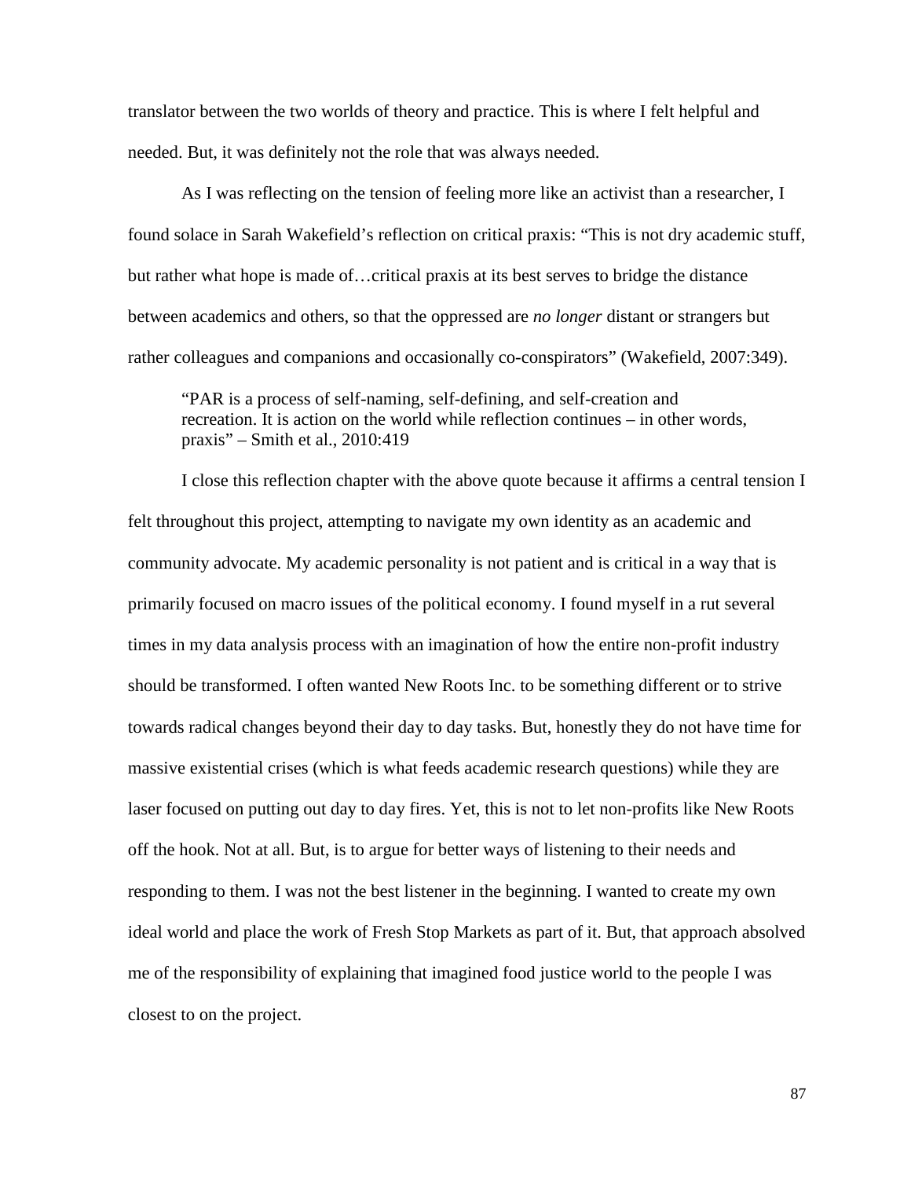translator between the two worlds of theory and practice. This is where I felt helpful and needed. But, it was definitely not the role that was always needed.

As I was reflecting on the tension of feeling more like an activist than a researcher, I found solace in Sarah Wakefield's reflection on critical praxis: "This is not dry academic stuff, but rather what hope is made of…critical praxis at its best serves to bridge the distance between academics and others, so that the oppressed are *no longer* distant or strangers but rather colleagues and companions and occasionally co-conspirators" (Wakefield, 2007:349).

> "PAR is a process of self-naming, self-defining, and self-creation and recreation. It is action on the world while reflection continues – in other words, praxis" – Smith et al., 2010:419

I close this reflection chapter with the above quote because it affirms a central tension I felt throughout this project, attempting to navigate my own identity as an academic and community advocate. My academic personality is not patient and is critical in a way that is primarily focused on macro issues of the political economy. I found myself in a rut several times in my data analysis process with an imagination of how the entire non-profit industry should be transformed. I often wanted New Roots Inc. to be something different or to strive towards radical changes beyond their day to day tasks. But, honestly they do not have time for massive existential crises (which is what feeds academic research questions) while they are laser focused on putting out day to day fires. Yet, this is not to let non-profits like New Roots off the hook. Not at all. But, is to argue for better ways of listening to their needs and responding to them. I was not the best listener in the beginning. I wanted to create my own ideal world and place the work of Fresh Stop Markets as part of it. But, that approach absolved me of the responsibility of explaining that imagined food justice world to the people I was closest to on the project.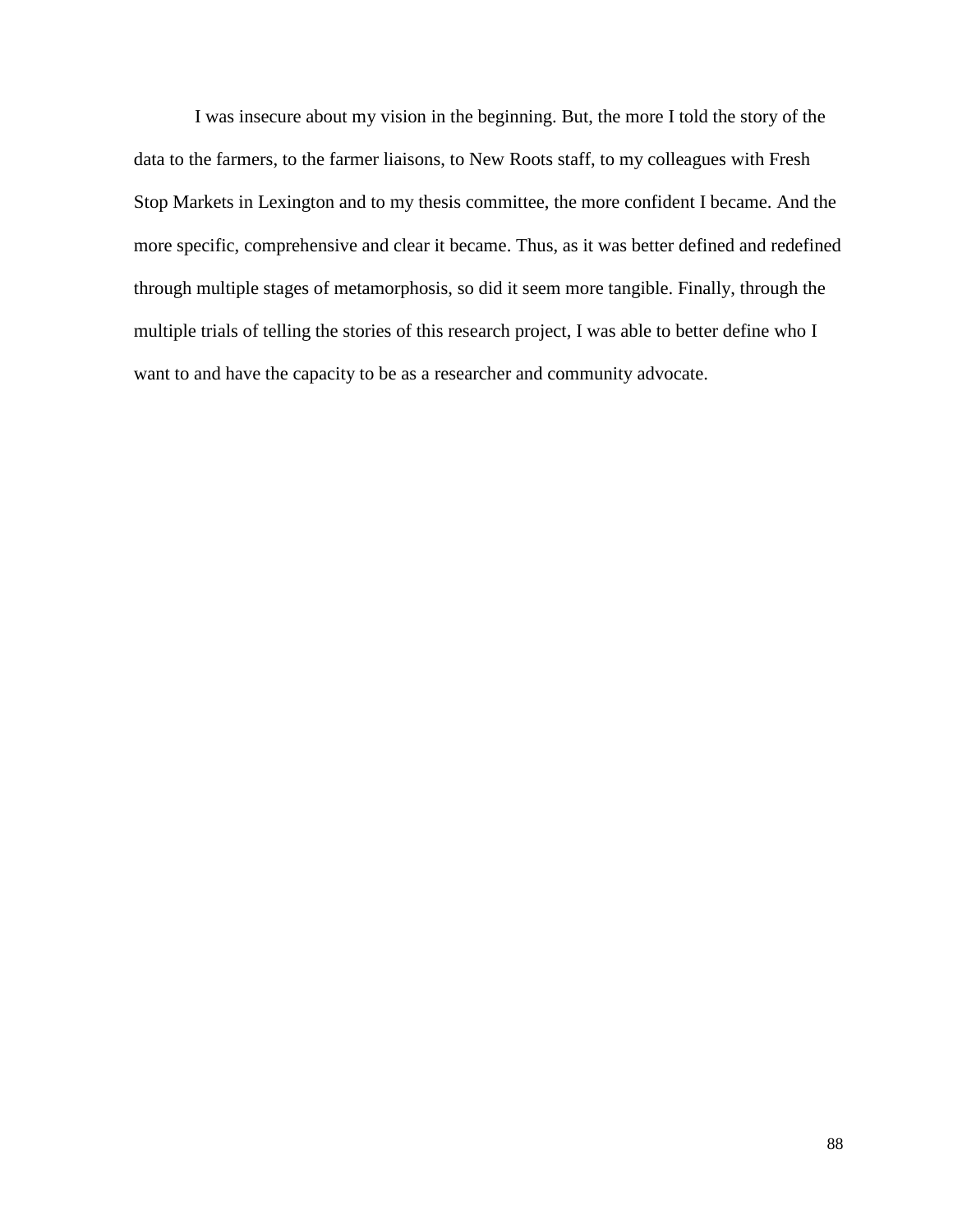I was insecure about my vision in the beginning. But, the more I told the story of the data to the farmers, to the farmer liaisons, to New Roots staff, to my colleagues with Fresh Stop Markets in Lexington and to my thesis committee, the more confident I became. And the more specific, comprehensive and clear it became. Thus, as it was better defined and redefined through multiple stages of metamorphosis, so did it seem more tangible. Finally, through the multiple trials of telling the stories of this research project, I was able to better define who I want to and have the capacity to be as a researcher and community advocate.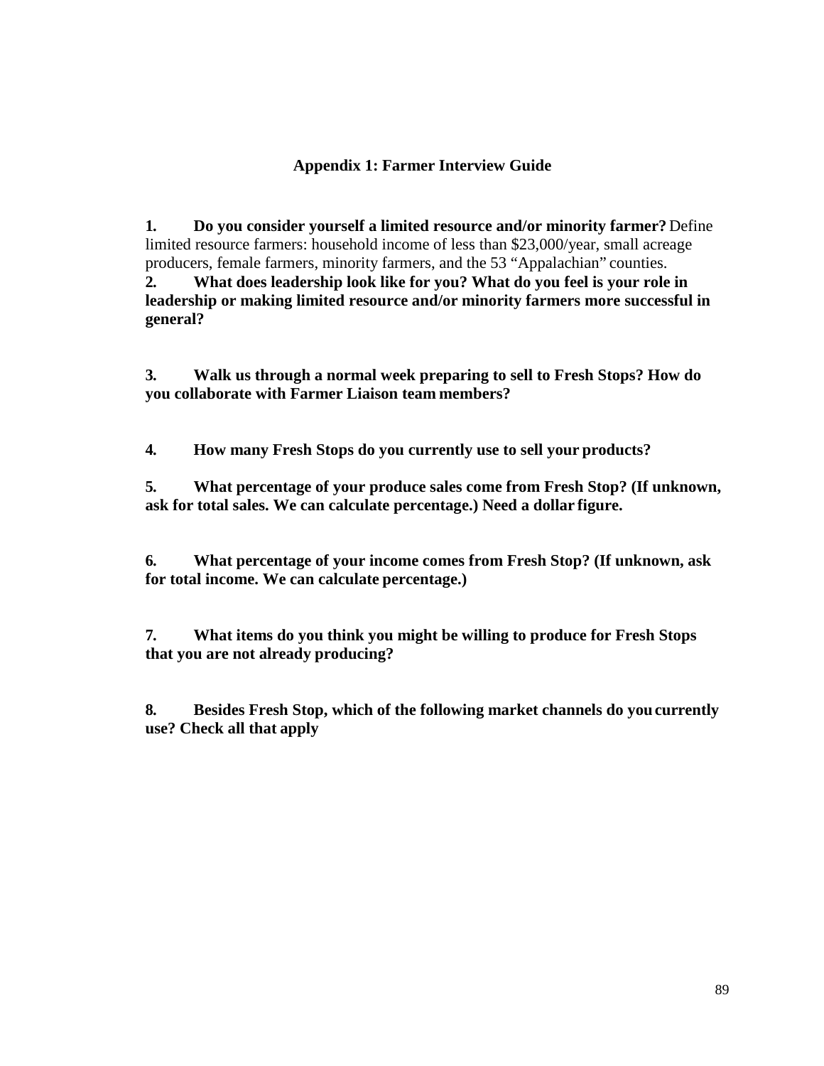## Appendix 1: Farmer Interview Guide

1. **Do you consider yourself a limited resource and/or minority farmer?** Define limited resource farmers: household income of less than $23,000/year, small acreage producers, female farmers, minority farmers, and the 53 "Appalachian" counties.

2. **What does leadership look like for you? What do you feel is your role in leadership or making limited resource and/or minority farmers more successful in general?**

3. **Walk us through a normal week preparing to sell to Fresh Stops? How do you collaborate with Farmer Liaison team members?**

4. **How many Fresh Stops do you currently use to sell your products?**

5. **What percentage of your produce sales come from Fresh Stop? (If unknown, ask for total sales. We can calculate percentage.) Need a dollar figure.**

6. **What percentage of your income comes from Fresh Stop? (If unknown, ask for total income. We can calculate percentage.)**

7. **What items do you think you might be willing to produce for Fresh Stops that you are not already producing?**

8. **Besides Fresh Stop, which of the following market channels do you currently use? Check all that apply**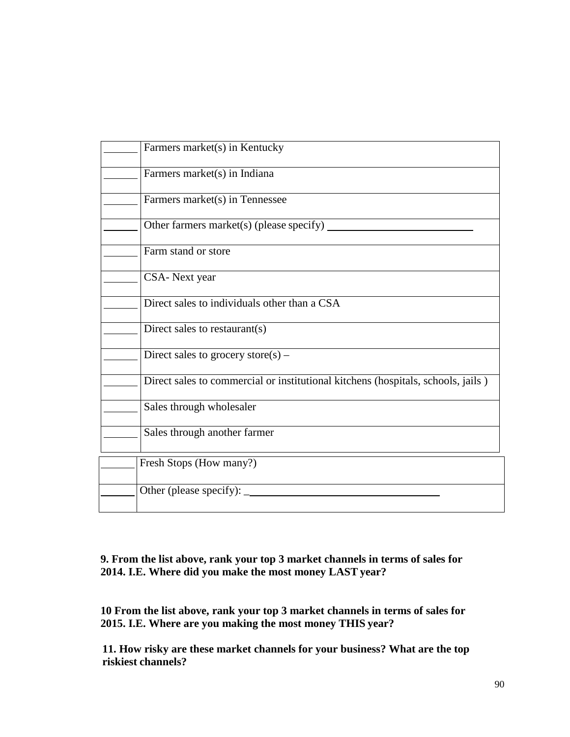| | |
|---|---|
| ______ | Farmers market(s) in Kentucky |
| ______ | Farmers market(s) in Indiana |
| ______ | Farmers market(s) in Tennessee |
| ______ | Other farmers market(s) (please specify) ____________________________ |
| ______ | Farm stand or store |
| ______ | CSA- Next year |
| ______ | Direct sales to individuals other than a CSA |
| ______ | Direct sales to restaurant(s) |
| ______ | Direct sales to grocery store(s) – |
| ______ | Direct sales to commercial or institutional kitchens (hospitals, schools, jails ) |
| ______ | Sales through wholesaler |
| ______ | Sales through another farmer |
| ______ | Fresh Stops (How many?) |
| ______ | Other (please specify): ____________________________________ |

**9. From the list above, rank your top 3 market channels in terms of sales for 2014. I.E. Where did you make the most money LAST year?**

**10 From the list above, rank your top 3 market channels in terms of sales for 2015. I.E. Where are you making the most money THIS year?**

**11. How risky are these market channels for your business? What are the top riskiest channels?**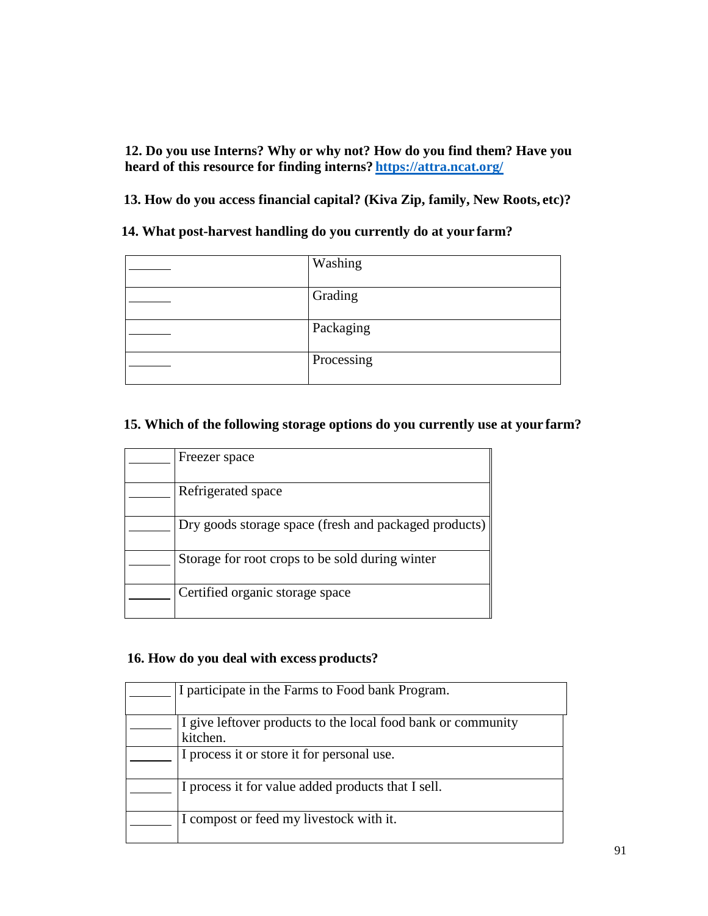**12. Do you use Interns? Why or why not? How do you find them? Have you heard of this resource for finding interns? [https://attra.ncat.org/](https://attra.ncat.org/)**

**13. How do you access financial capital? (Kiva Zip, family, New Roots, etc)?**

**14. What post-harvest handling do you currently do at your farm?**

| | |
|---|---|
| ______ | Washing |
| ______ | Grading |
| ______ | Packaging |
| ______ | Processing |

**15. Which of the following storage options do you currently use at your farm?**

| | |
|---|---|
| ______ | Freezer space |
| ______ | Refrigerated space |
| ______ | Dry goods storage space (fresh and packaged products) |
| ______ | Storage for root crops to be sold during winter |
| ______ | Certified organic storage space |

**16. How do you deal with excess products?**

| | |
|---|---|
| ______ | I participate in the Farms to Food bank Program. |
| ______ | I give leftover products to the local food bank or community kitchen. |
| ______ | I process it or store it for personal use. |
| ______ | I process it for value added products that I sell. |
| ______ | I compost or feed my livestock with it. |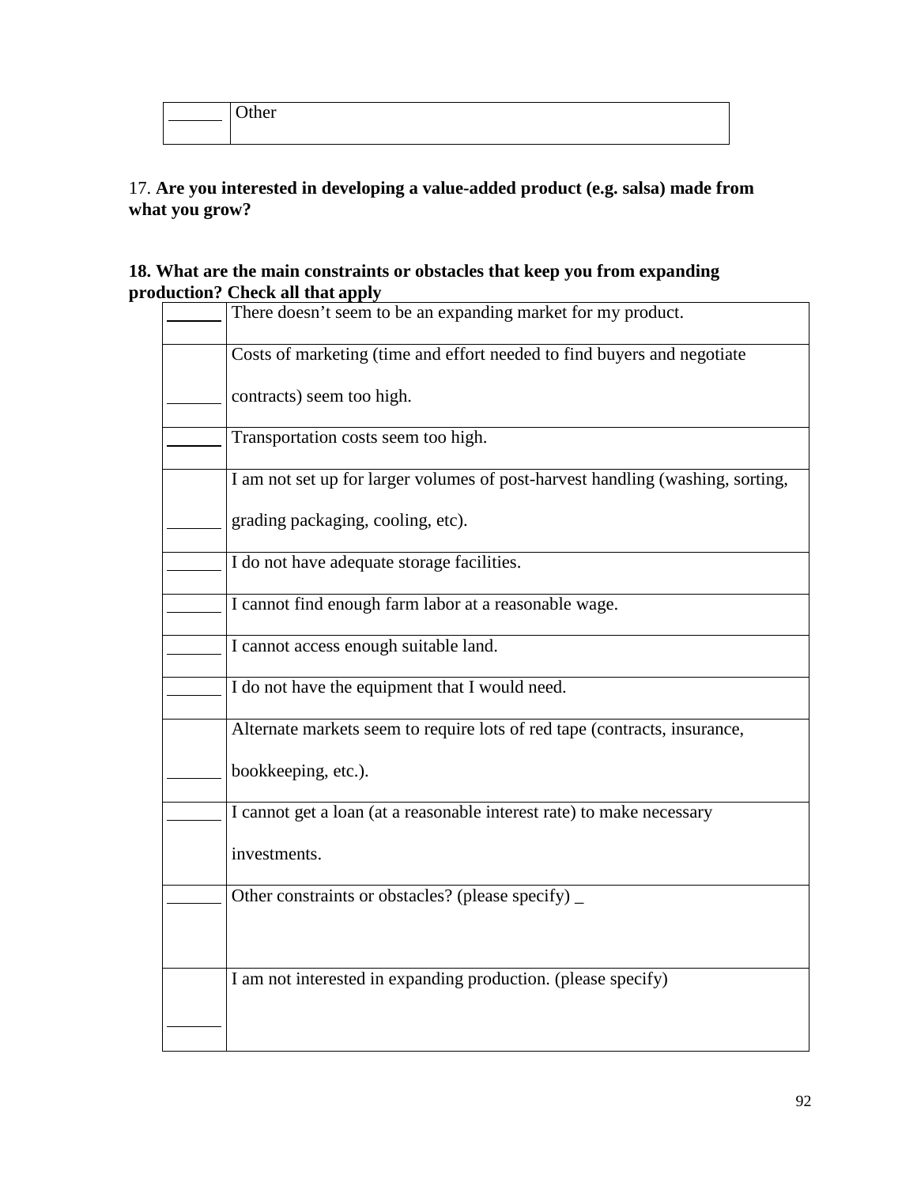| ______ | Other |
|---|---|

17. **Are you interested in developing a value-added product (e.g. salsa) made from what you grow?**

**18. What are the main constraints or obstacles that keep you from expanding production? Check all that apply**

| | |
|---|---|
| ______ | There doesn't seem to be an expanding market for my product. |
| ______ | Costs of marketing (time and effort needed to find buyers and negotiate contracts) seem too high. |
| ______ | Transportation costs seem too high. |
| ______ | I am not set up for larger volumes of post-harvest handling (washing, sorting, grading packaging, cooling, etc). |
| ______ | I do not have adequate storage facilities. |
| ______ | I cannot find enough farm labor at a reasonable wage. |
| ______ | I cannot access enough suitable land. |
| ______ | I do not have the equipment that I would need. |
| ______ | Alternate markets seem to require lots of red tape (contracts, insurance, bookkeeping, etc.). |
| ______ | I cannot get a loan (at a reasonable interest rate) to make necessary investments. |
| ______ | Other constraints or obstacles? (please specify) _ |
| ______ | I am not interested in expanding production. (please specify) |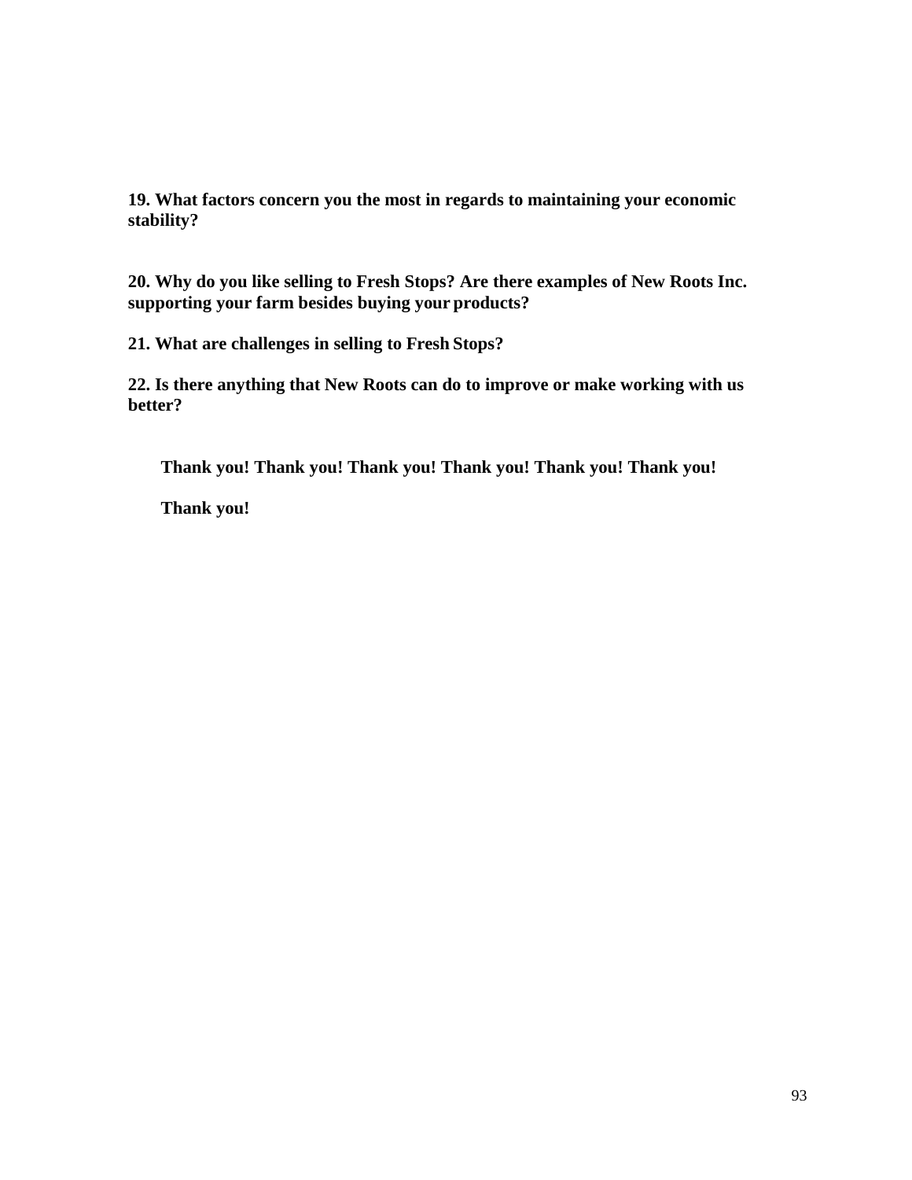**19. What factors concern you the most in regards to maintaining your economic stability?**

**20. Why do you like selling to Fresh Stops? Are there examples of New Roots Inc. supporting your farm besides buying your products?**

**21. What are challenges in selling to Fresh Stops?**

**22. Is there anything that New Roots can do to improve or make working with us better?**

**Thank you! Thank you! Thank you! Thank you! Thank you! Thank you!**

**Thank you!**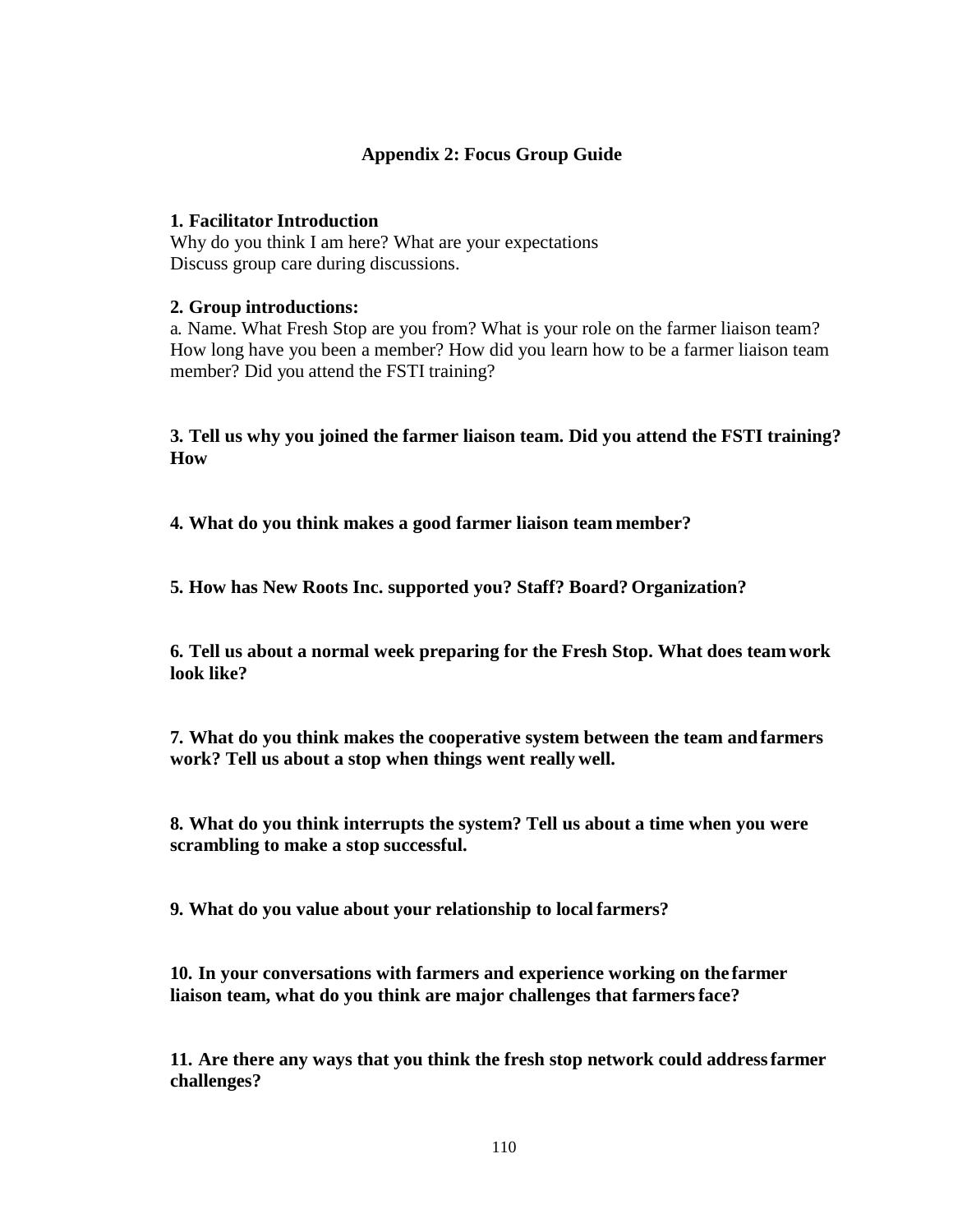## Appendix 2: Focus Group Guide

**1. Facilitator Introduction**

Why do you think I am here? What are your expectations
Discuss group care during discussions.

**2. Group introductions:**

a. Name. What Fresh Stop are you from? What is your role on the farmer liaison team? How long have you been a member? How did you learn how to be a farmer liaison team member? Did you attend the FSTI training?

**3. Tell us why you joined the farmer liaison team. Did you attend the FSTI training? How**

**4. What do you think makes a good farmer liaison team member?**

**5. How has New Roots Inc. supported you? Staff? Board? Organization?**

**6. Tell us about a normal week preparing for the Fresh Stop. What does team work look like?**

**7. What do you think makes the cooperative system between the team and farmers work? Tell us about a stop when things went really well.**

**8. What do you think interrupts the system? Tell us about a time when you were scrambling to make a stop successful.**

**9. What do you value about your relationship to local farmers?**

**10. In your conversations with farmers and experience working on the farmer liaison team, what do you think are major challenges that farmers face?**

**11. Are there any ways that you think the fresh stop network could address farmer challenges?**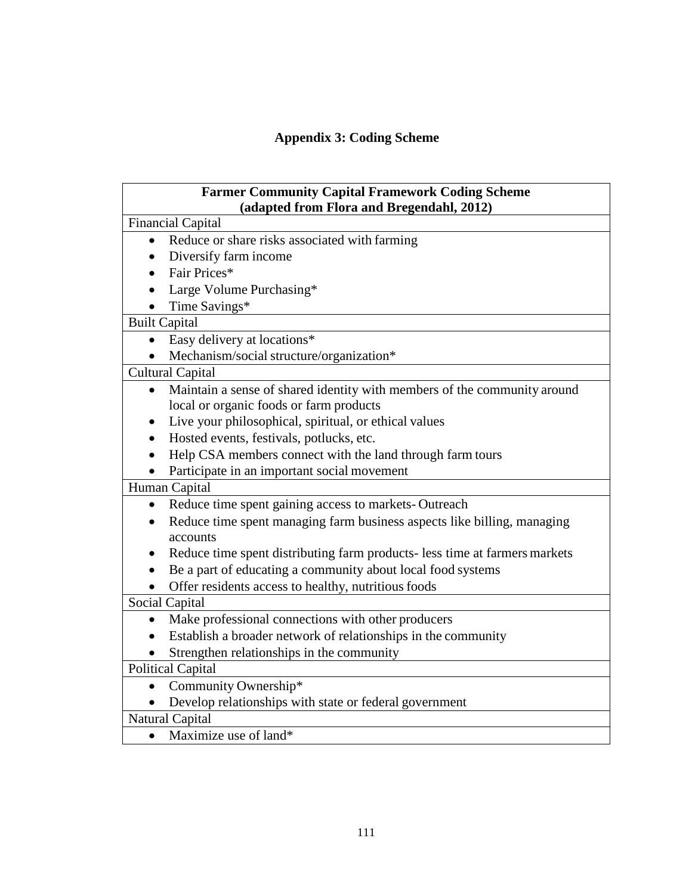# Appendix 3: Coding Scheme

| Farmer Community Capital Framework Coding Scheme (adapted from Flora and Bregendahl, 2012) |
|---|
| Financial Capital |
| • Reduce or share risks associated with farming<br>• Diversify farm income<br>• Fair Prices*<br>• Large Volume Purchasing*<br>• Time Savings* |
| Built Capital |
| • Easy delivery at locations*<br>• Mechanism/social structure/organization* |
| Cultural Capital |
| • Maintain a sense of shared identity with members of the community around local or organic foods or farm products<br>• Live your philosophical, spiritual, or ethical values<br>• Hosted events, festivals, potlucks, etc.<br>• Help CSA members connect with the land through farm tours<br>• Participate in an important social movement |
| Human Capital |
| • Reduce time spent gaining access to markets- Outreach<br>• Reduce time spent managing farm business aspects like billing, managing accounts<br>• Reduce time spent distributing farm products- less time at farmers markets<br>• Be a part of educating a community about local food systems<br>• Offer residents access to healthy, nutritious foods |
| Social Capital |
| • Make professional connections with other producers<br>• Establish a broader network of relationships in the community<br>• Strengthen relationships in the community |
| Political Capital |
| • Community Ownership*<br>• Develop relationships with state or federal government |
| Natural Capital |
| • Maximize use of land* |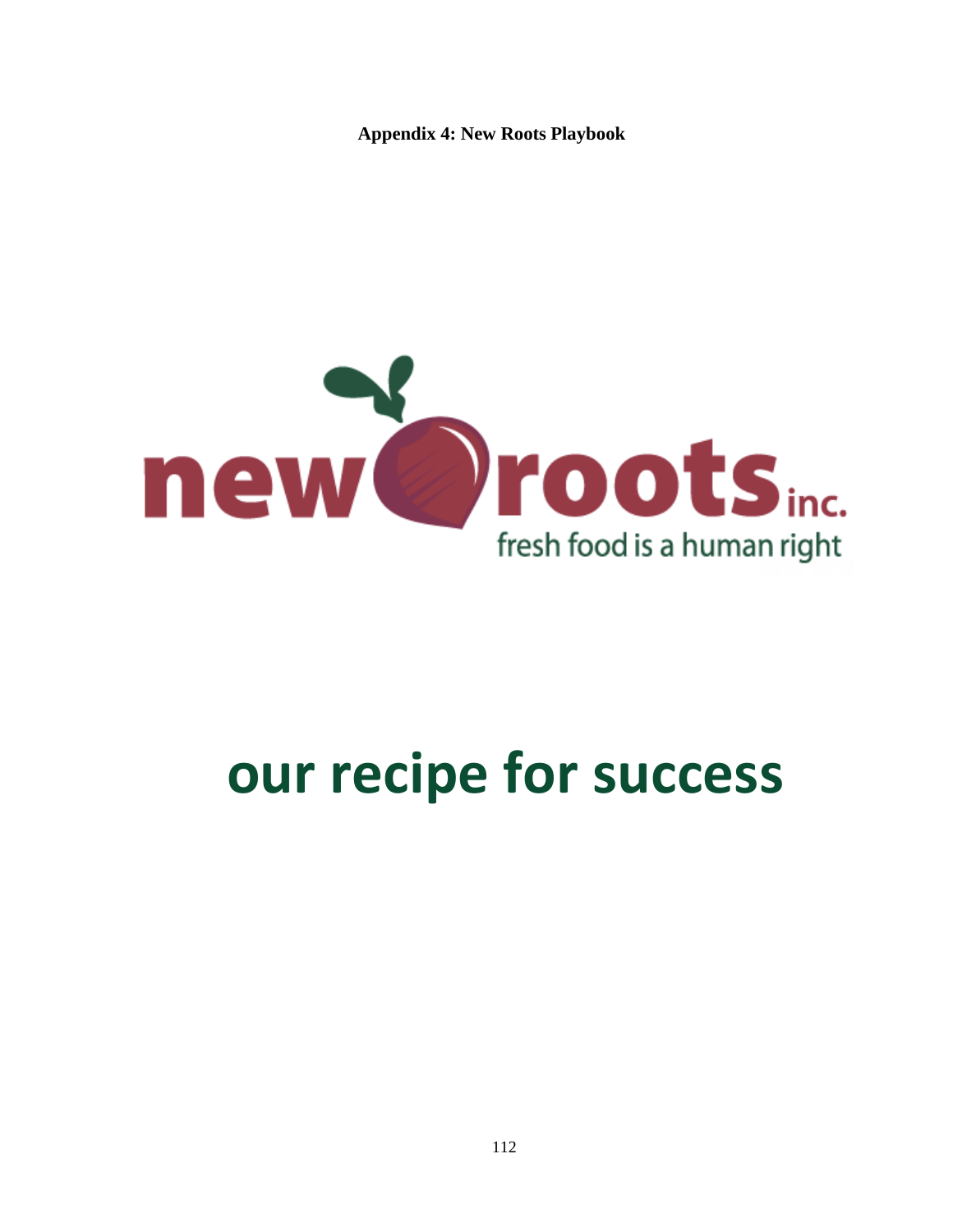**Appendix 4: New Roots Playbook**

new roots inc.

fresh food is a human right

# our recipe for success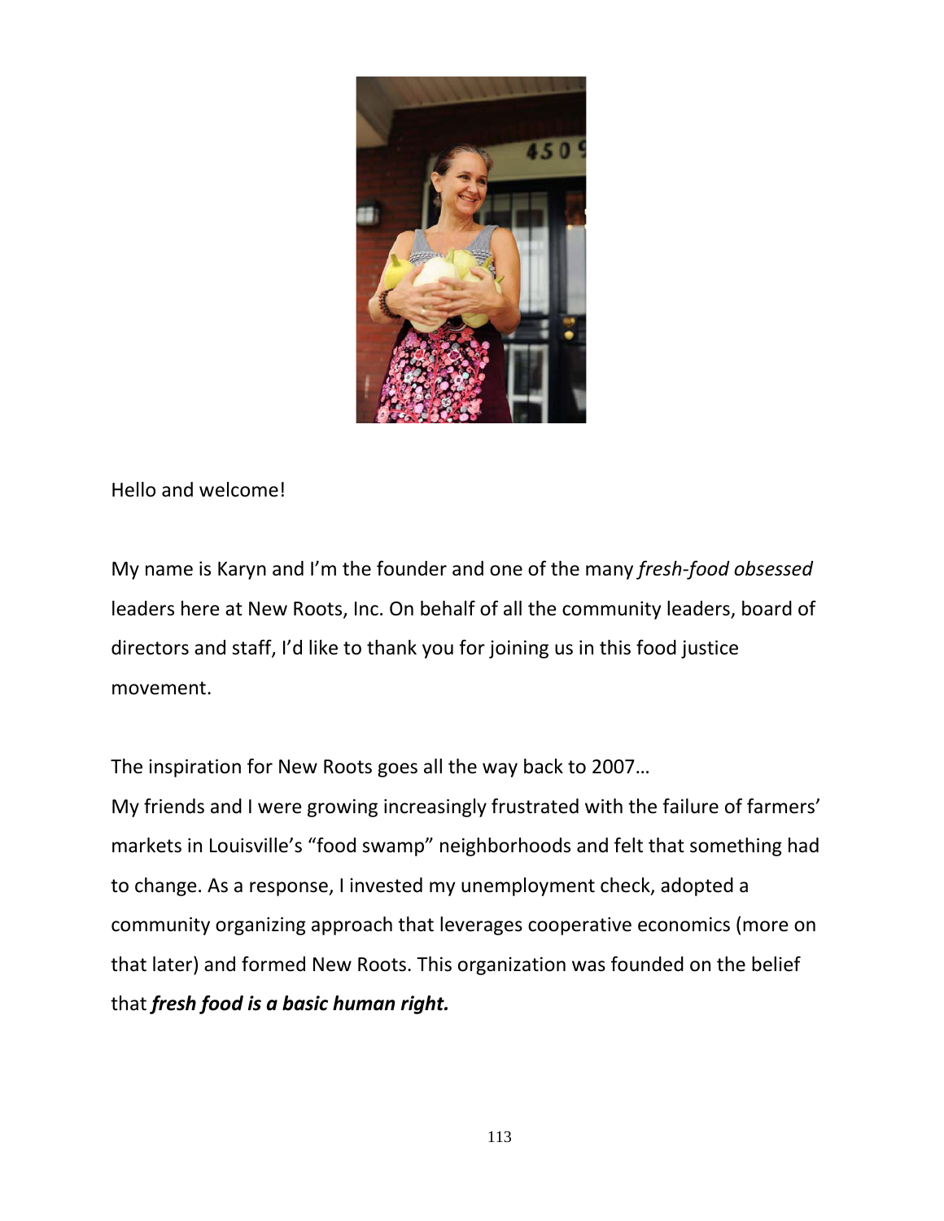Hello and welcome!

My name is Karyn and I'm the founder and one of the many *fresh-food obsessed* leaders here at New Roots, Inc. On behalf of all the community leaders, board of directors and staff, I'd like to thank you for joining us in this food justice movement.

The inspiration for New Roots goes all the way back to 2007…

My friends and I were growing increasingly frustrated with the failure of farmers' markets in Louisville's "food swamp" neighborhoods and felt that something had to change. As a response, I invested my unemployment check, adopted a community organizing approach that leverages cooperative economics (more on that later) and formed New Roots. This organization was founded on the belief that ***fresh food is a basic human right.***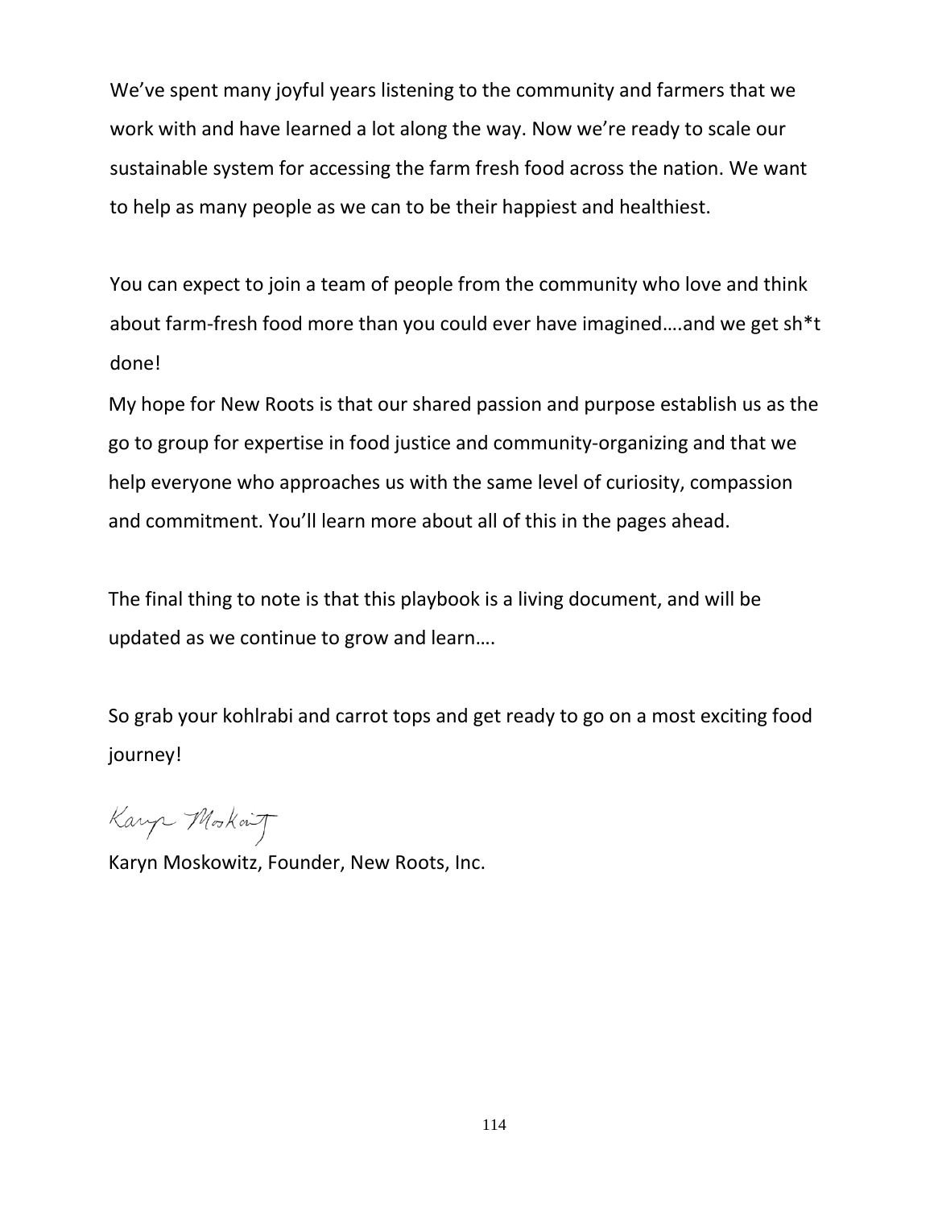We've spent many joyful years listening to the community and farmers that we work with and have learned a lot along the way. Now we're ready to scale our sustainable system for accessing the farm fresh food across the nation. We want to help as many people as we can to be their happiest and healthiest.

You can expect to join a team of people from the community who love and think about farm-fresh food more than you could ever have imagined….and we get sh*t done!

My hope for New Roots is that our shared passion and purpose establish us as the go to group for expertise in food justice and community-organizing and that we help everyone who approaches us with the same level of curiosity, compassion and commitment. You'll learn more about all of this in the pages ahead.

The final thing to note is that this playbook is a living document, and will be updated as we continue to grow and learn….

So grab your kohlrabi and carrot tops and get ready to go on a most exciting food journey!

Karyn Moskowitz

Karyn Moskowitz, Founder, New Roots, Inc.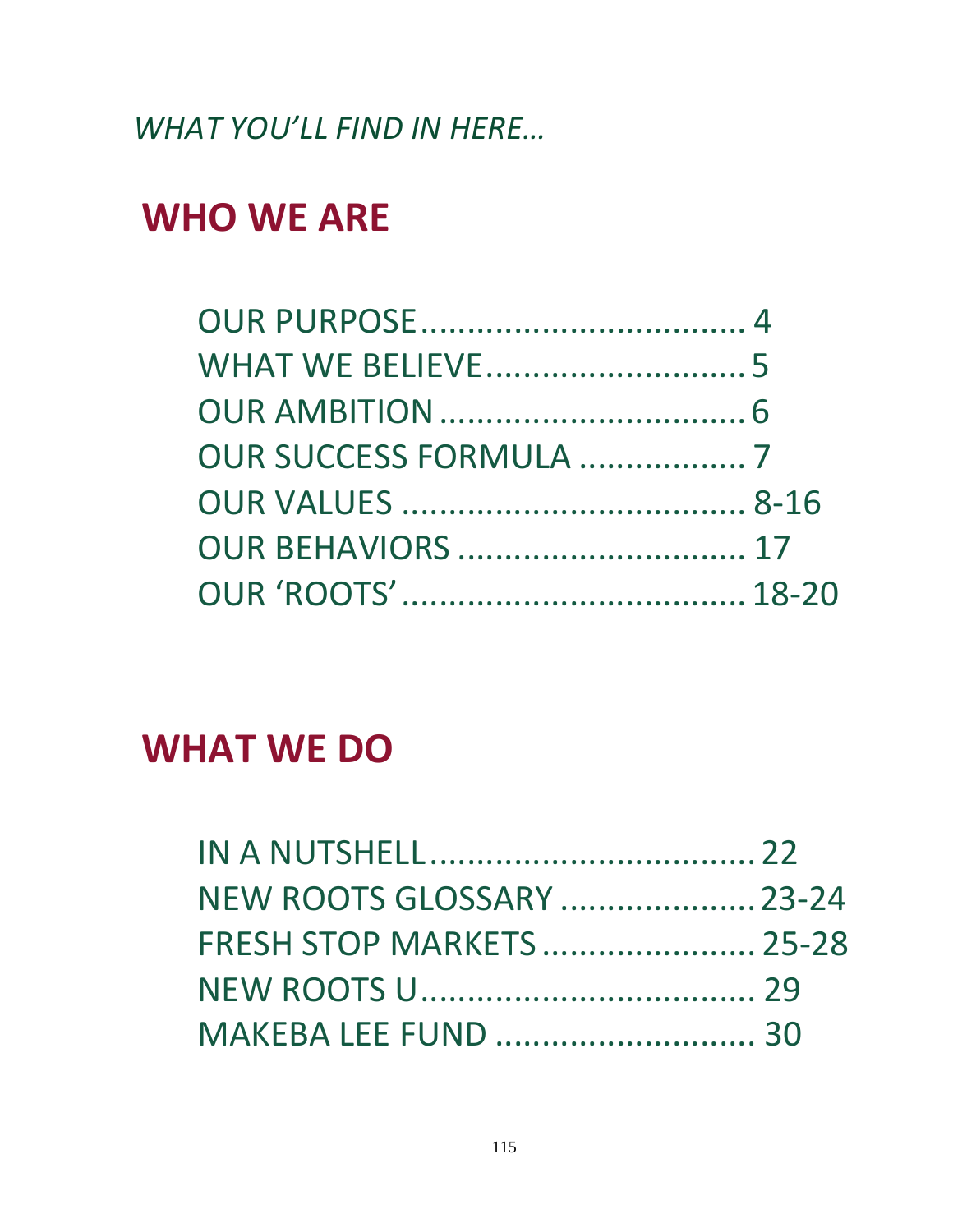*WHAT YOU'LL FIND IN HERE…*

## WHO WE ARE

OUR PURPOSE.................................. 4
WHAT WE BELIEVE............................5
OUR AMBITION.................................6
OUR SUCCESS FORMULA .................. 7
OUR VALUES ................................... 8-16
OUR BEHAVIORS ............................. 17
OUR 'ROOTS'................................... 18-20

## WHAT WE DO

IN A NUTSHELL.................................22
NEW ROOTS GLOSSARY ....................23-24
FRESH STOP MARKETS......................25-28
NEW ROOTS U.................................. 29
MAKEBA LEE FUND .......................... 30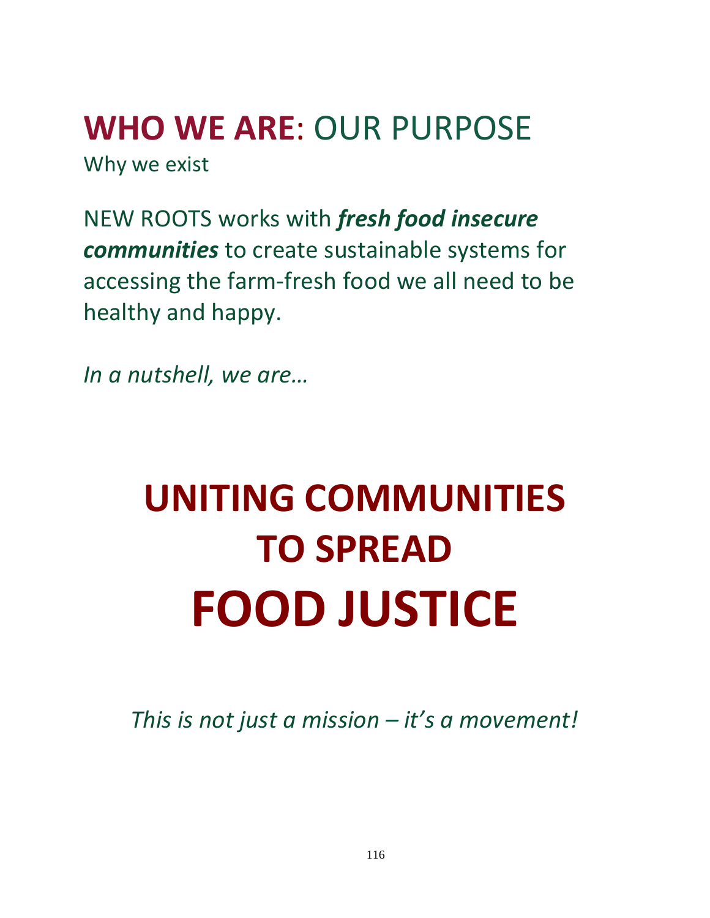# **WHO WE ARE**: OUR PURPOSE

Why we exist

NEW ROOTS works with ***fresh food insecure communities*** to create sustainable systems for accessing the farm-fresh food we all need to be healthy and happy.

*In a nutshell, we are…*

# **UNITING COMMUNITIES TO SPREAD FOOD JUSTICE**

*This is not just a mission – it's a movement!*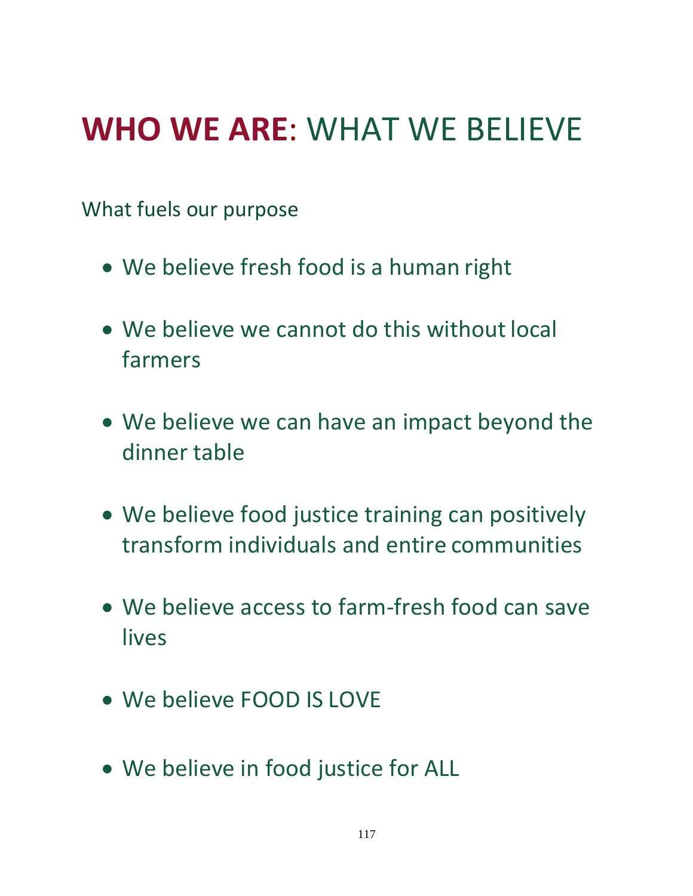# **WHO WE ARE**: WHAT WE BELIEVE

What fuels our purpose

- We believe fresh food is a human right
- We believe we cannot do this without local farmers
- We believe we can have an impact beyond the dinner table
- We believe food justice training can positively transform individuals and entire communities
- We believe access to farm-fresh food can save lives
- We believe FOOD IS LOVE
- We believe in food justice for ALL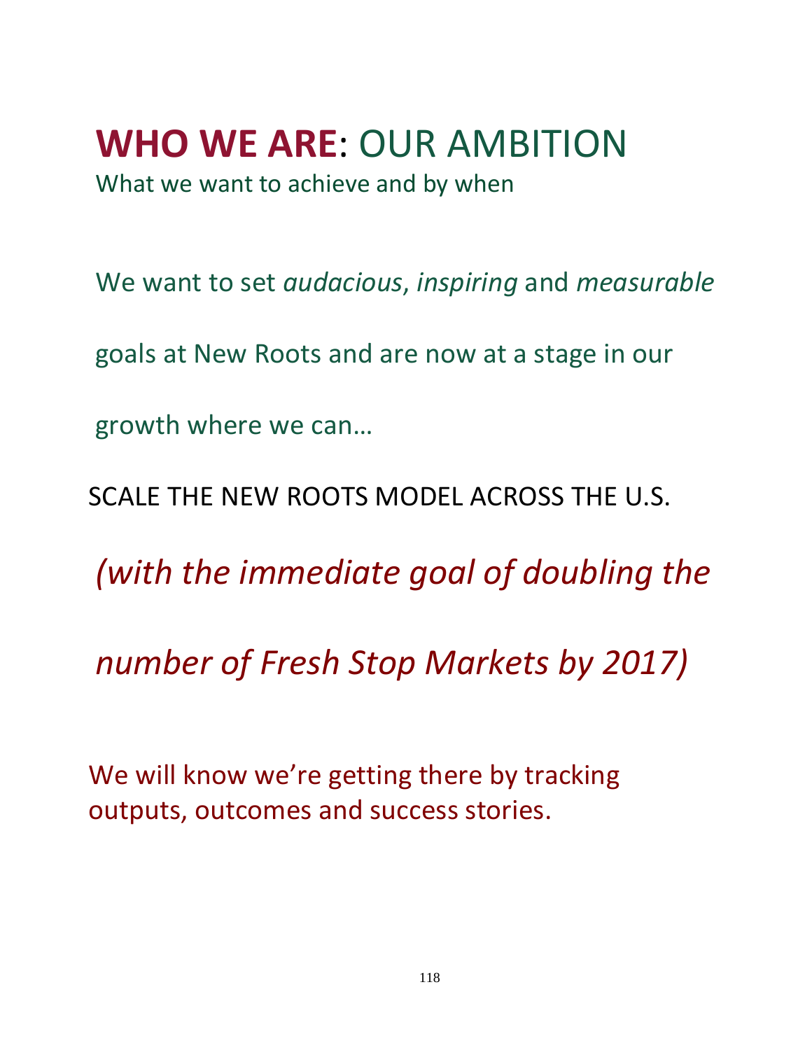# **WHO WE ARE**: OUR AMBITION

What we want to achieve and by when

We want to set *audacious*, *inspiring* and *measurable* goals at New Roots and are now at a stage in our growth where we can…

SCALE THE NEW ROOTS MODEL ACROSS THE U.S.

*(with the immediate goal of doubling the number of Fresh Stop Markets by 2017)*

We will know we're getting there by tracking outputs, outcomes and success stories.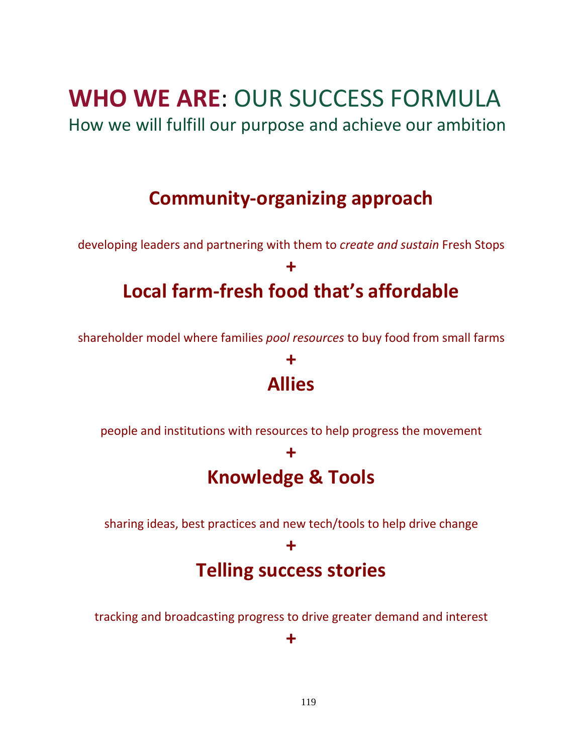# **WHO WE ARE**: OUR SUCCESS FORMULA

How we will fulfill our purpose and achieve our ambition

## Community-organizing approach

developing leaders and partnering with them to *create and sustain* Fresh Stops

**+**

## Local farm-fresh food that's affordable

shareholder model where families *pool resources* to buy food from small farms

**+**

## Allies

people and institutions with resources to help progress the movement

**+**

## Knowledge & Tools

sharing ideas, best practices and new tech/tools to help drive change

**+**

## Telling success stories

tracking and broadcasting progress to drive greater demand and interest

**+**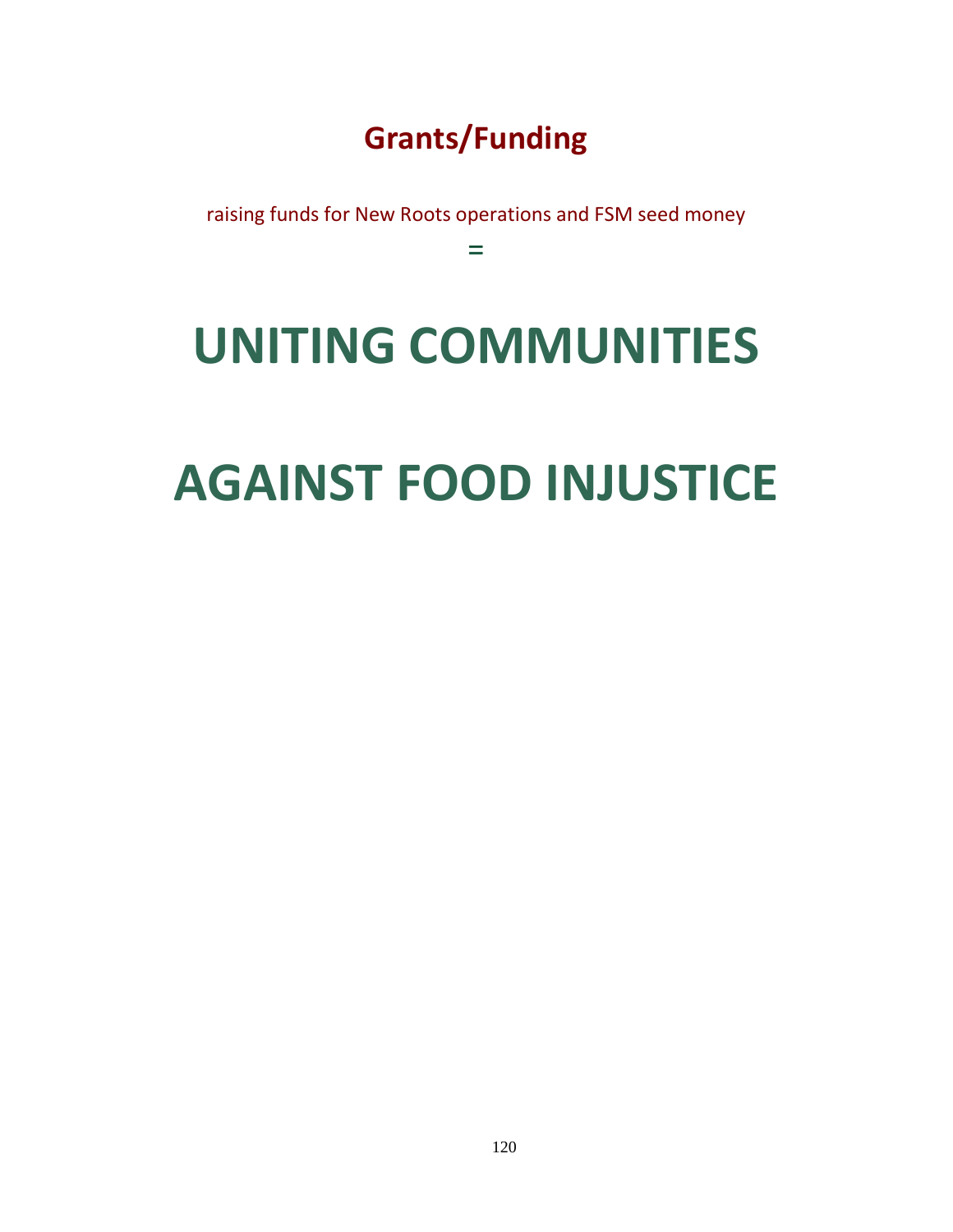# Grants/Funding

raising funds for New Roots operations and FSM seed money

=

# UNITING COMMUNITIES

# AGAINST FOOD INJUSTICE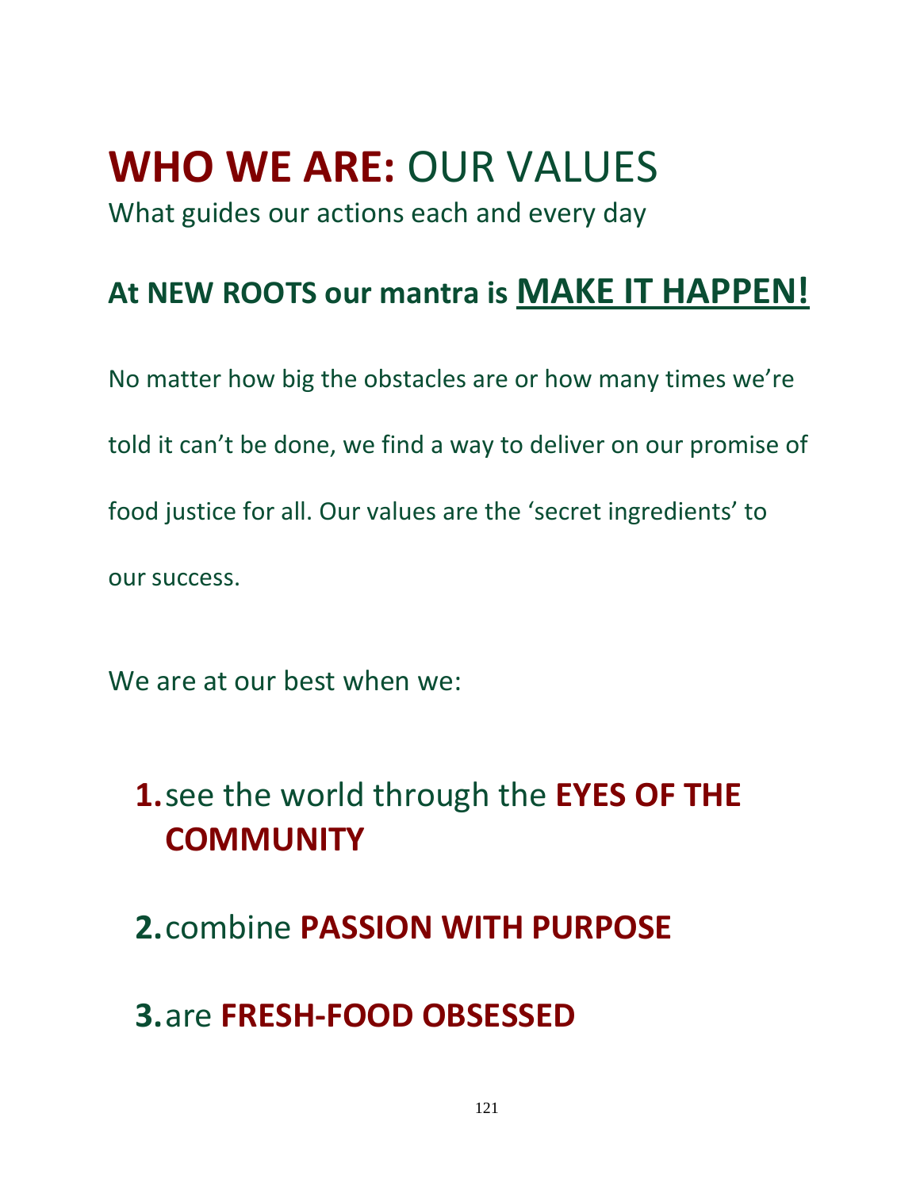# **WHO WE ARE:** OUR VALUES

What guides our actions each and every day

## At NEW ROOTS our mantra is MAKE IT HAPPEN!

No matter how big the obstacles are or how many times we're told it can't be done, we find a way to deliver on our promise of food justice for all. Our values are the 'secret ingredients' to our success.

We are at our best when we:

1. see the world through the **EYES OF THE COMMUNITY**
2. combine **PASSION WITH PURPOSE**
3. are **FRESH-FOOD OBSESSED**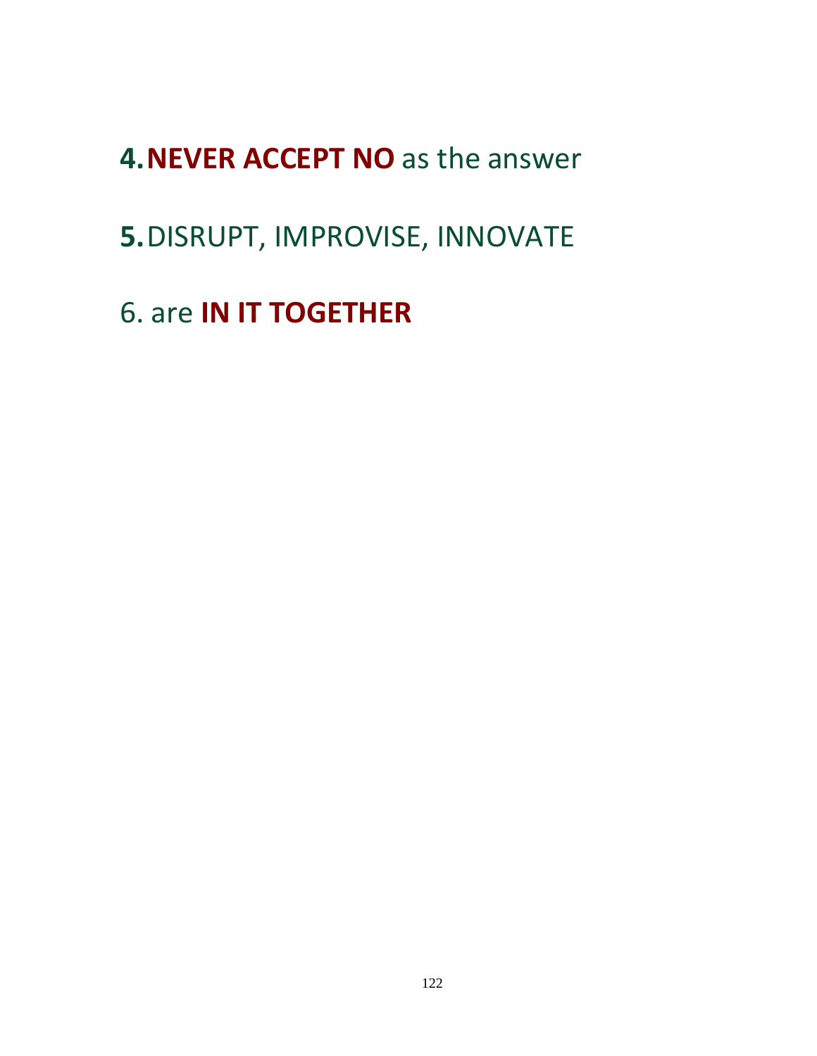**4.** **NEVER ACCEPT NO** as the answer

**5.** DISRUPT, IMPROVISE, INNOVATE

6. are **IN IT TOGETHER**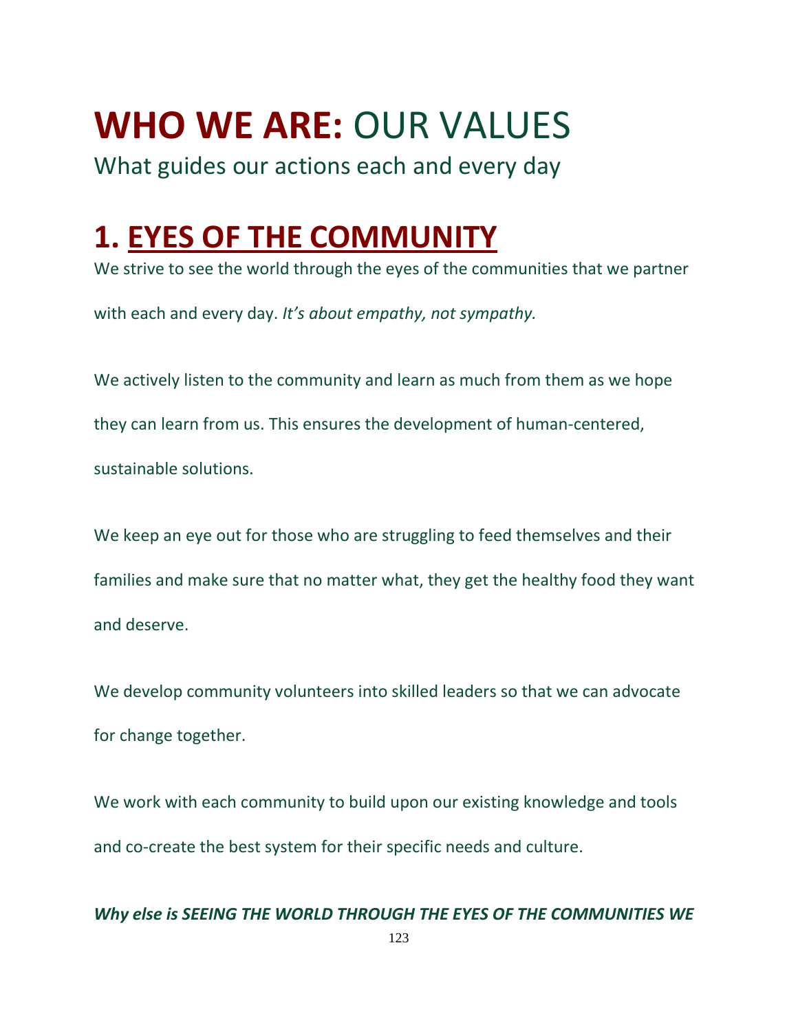# **WHO WE ARE:** OUR VALUES

What guides our actions each and every day

## 1. EYES OF THE COMMUNITY

We strive to see the world through the eyes of the communities that we partner with each and every day. *It's about empathy, not sympathy.*

We actively listen to the community and learn as much from them as we hope they can learn from us. This ensures the development of human-centered, sustainable solutions.

We keep an eye out for those who are struggling to feed themselves and their families and make sure that no matter what, they get the healthy food they want and deserve.

We develop community volunteers into skilled leaders so that we can advocate for change together.

We work with each community to build upon our existing knowledge and tools and co-create the best system for their specific needs and culture.

***Why else is SEEING THE WORLD THROUGH THE EYES OF THE COMMUNITIES WE***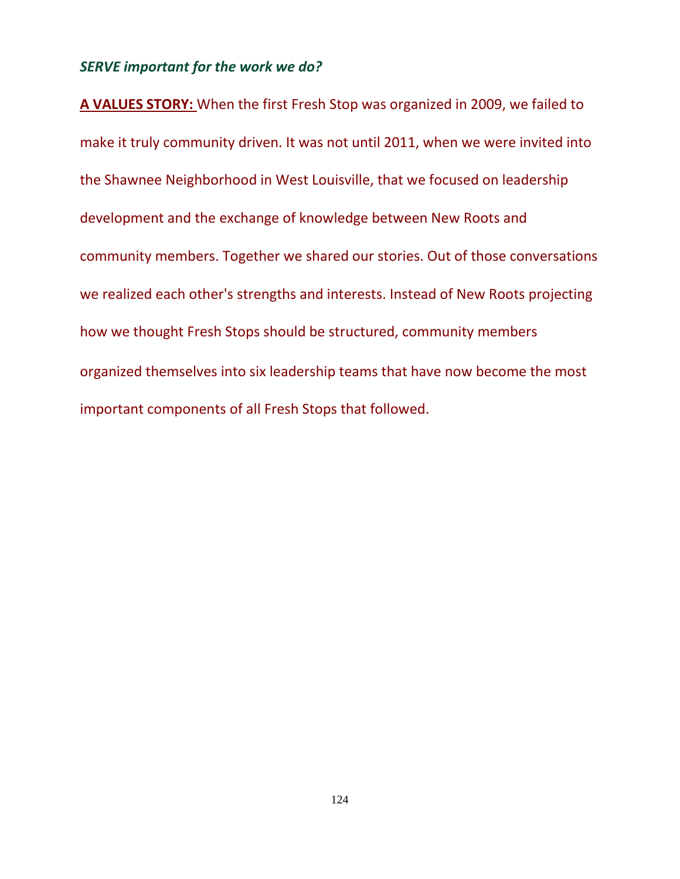***SERVE important for the work we do?***

**A VALUES STORY:** When the first Fresh Stop was organized in 2009, we failed to make it truly community driven. It was not until 2011, when we were invited into the Shawnee Neighborhood in West Louisville, that we focused on leadership development and the exchange of knowledge between New Roots and community members. Together we shared our stories. Out of those conversations we realized each other's strengths and interests. Instead of New Roots projecting how we thought Fresh Stops should be structured, community members organized themselves into six leadership teams that have now become the most important components of all Fresh Stops that followed.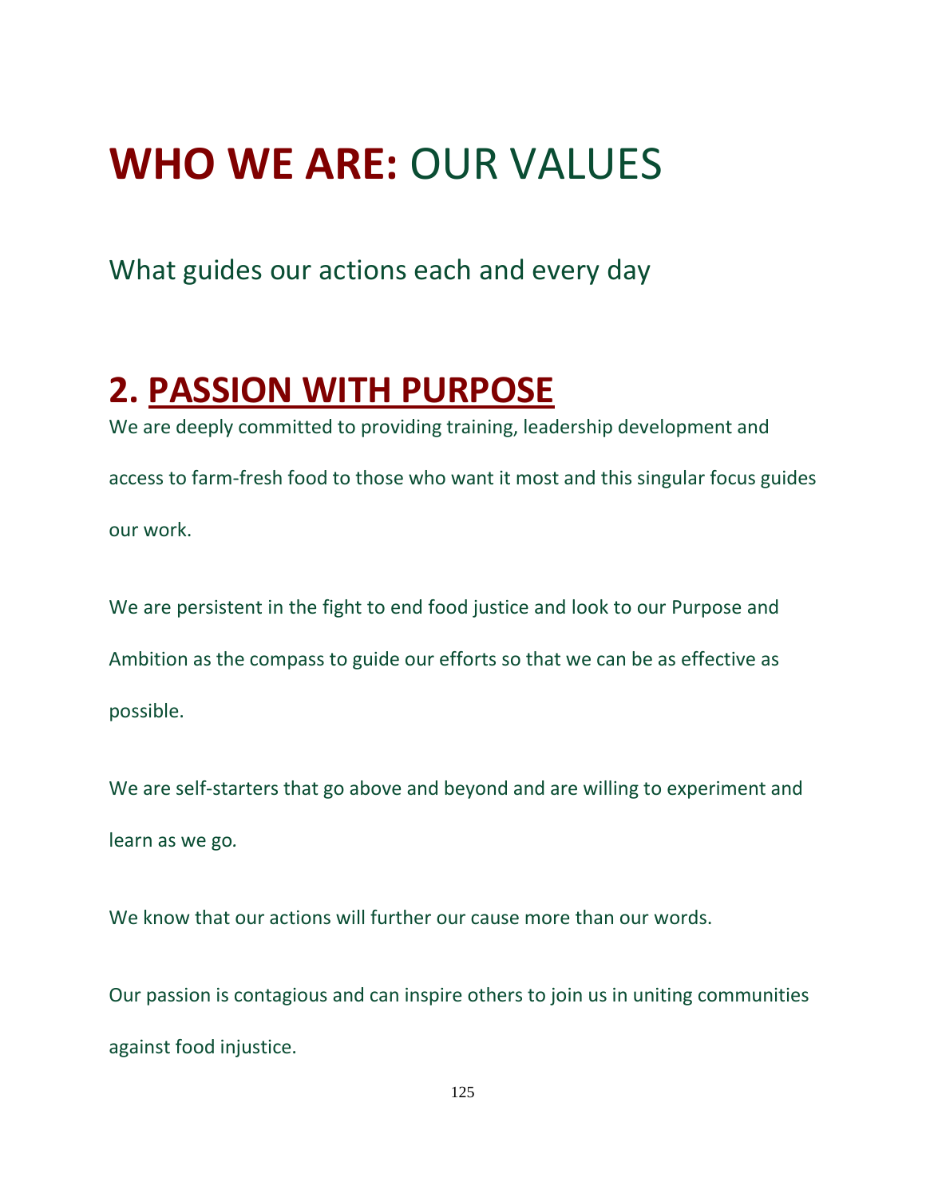# **WHO WE ARE:** OUR VALUES

What guides our actions each and every day

## 2. PASSION WITH PURPOSE

We are deeply committed to providing training, leadership development and access to farm-fresh food to those who want it most and this singular focus guides our work.

We are persistent in the fight to end food justice and look to our Purpose and Ambition as the compass to guide our efforts so that we can be as effective as possible.

We are self-starters that go above and beyond and are willing to experiment and learn as we go.

We know that our actions will further our cause more than our words.

Our passion is contagious and can inspire others to join us in uniting communities against food injustice.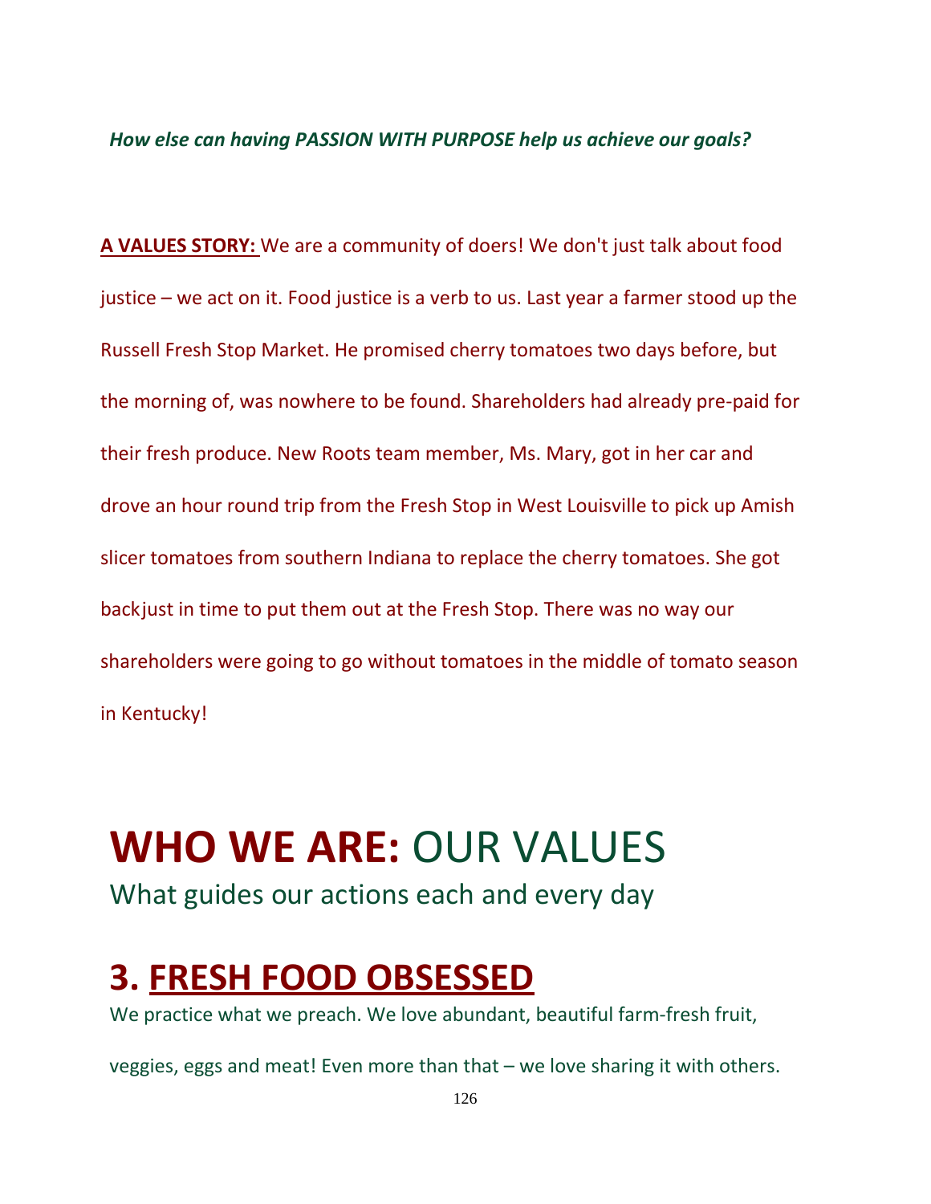***How else can having PASSION WITH PURPOSE help us achieve our goals?***

**A VALUES STORY:** We are a community of doers! We don't just talk about food justice – we act on it. Food justice is a verb to us. Last year a farmer stood up the Russell Fresh Stop Market. He promised cherry tomatoes two days before, but the morning of, was nowhere to be found. Shareholders had already pre-paid for their fresh produce. New Roots team member, Ms. Mary, got in her car and drove an hour round trip from the Fresh Stop in West Louisville to pick up Amish slicer tomatoes from southern Indiana to replace the cherry tomatoes. She got backjust in time to put them out at the Fresh Stop. There was no way our shareholders were going to go without tomatoes in the middle of tomato season in Kentucky!

# **WHO WE ARE:** OUR VALUES

What guides our actions each and every day

## 3. FRESH FOOD OBSESSED

We practice what we preach. We love abundant, beautiful farm-fresh fruit, veggies, eggs and meat! Even more than that – we love sharing it with others.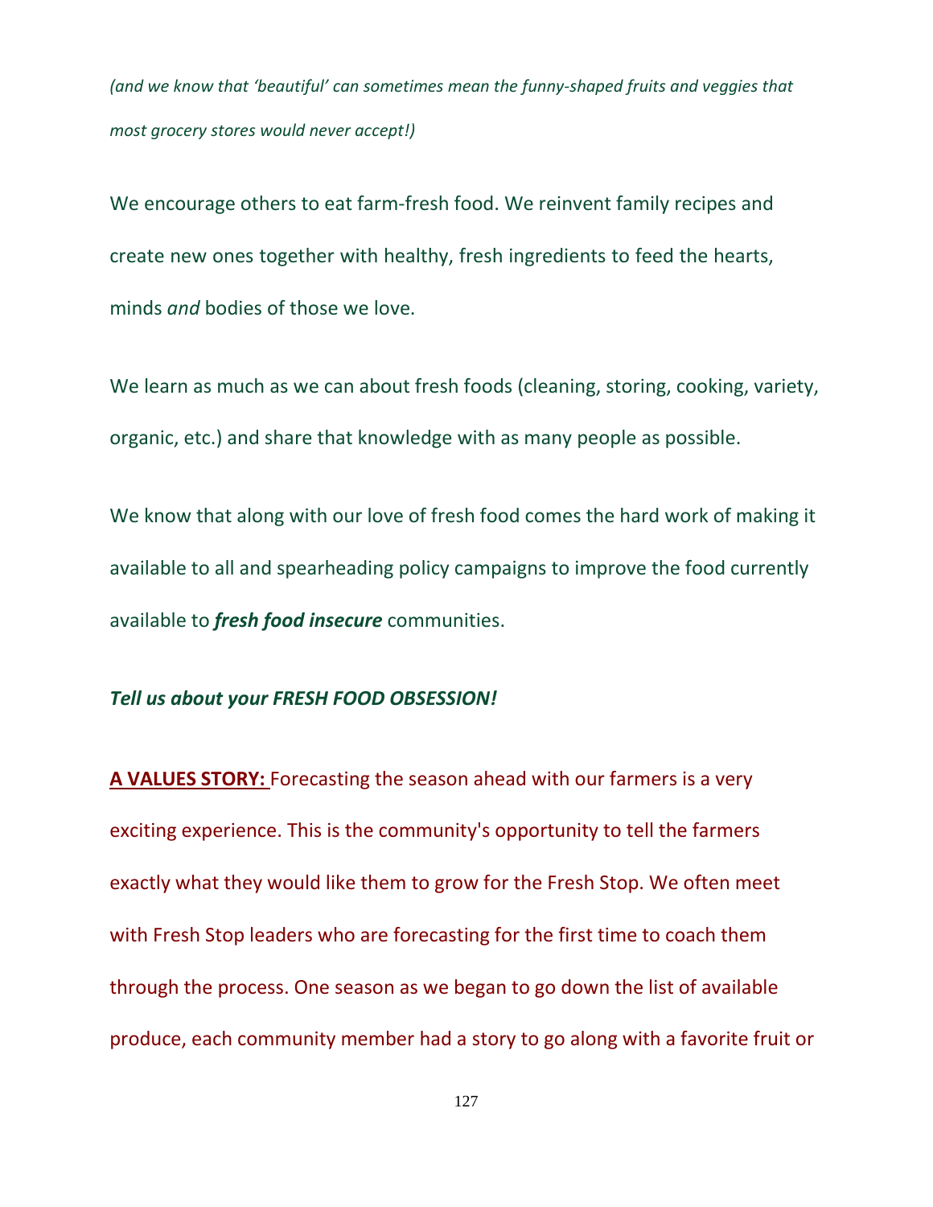*(and we know that 'beautiful' can sometimes mean the funny-shaped fruits and veggies that most grocery stores would never accept!)*

We encourage others to eat farm-fresh food. We reinvent family recipes and create new ones together with healthy, fresh ingredients to feed the hearts, minds *and* bodies of those we love.

We learn as much as we can about fresh foods (cleaning, storing, cooking, variety, organic, etc.) and share that knowledge with as many people as possible.

We know that along with our love of fresh food comes the hard work of making it available to all and spearheading policy campaigns to improve the food currently available to ***fresh food insecure*** communities.

***Tell us about your FRESH FOOD OBSESSION!***

**A VALUES STORY:** Forecasting the season ahead with our farmers is a very exciting experience. This is the community's opportunity to tell the farmers exactly what they would like them to grow for the Fresh Stop. We often meet with Fresh Stop leaders who are forecasting for the first time to coach them through the process. One season as we began to go down the list of available produce, each community member had a story to go along with a favorite fruit or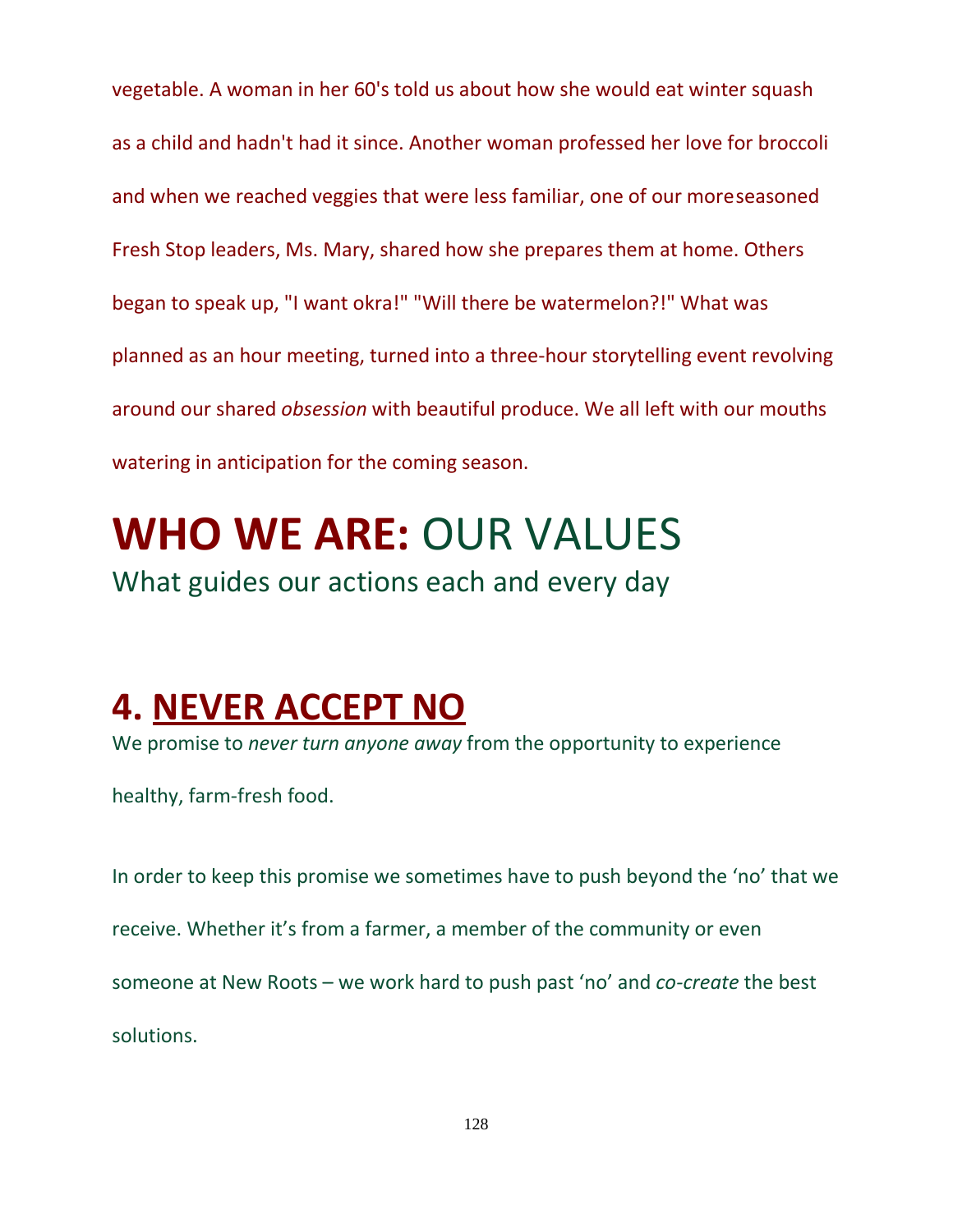vegetable. A woman in her 60's told us about how she would eat winter squash as a child and hadn't had it since. Another woman professed her love for broccoli and when we reached veggies that were less familiar, one of our moreseasoned Fresh Stop leaders, Ms. Mary, shared how she prepares them at home. Others began to speak up, "I want okra!" "Will there be watermelon?!" What was planned as an hour meeting, turned into a three-hour storytelling event revolving around our shared *obsession* with beautiful produce. We all left with our mouths watering in anticipation for the coming season.

# **WHO WE ARE:** OUR VALUES

What guides our actions each and every day

## **4. NEVER ACCEPT NO**

We promise to *never turn anyone away* from the opportunity to experience healthy, farm-fresh food.

In order to keep this promise we sometimes have to push beyond the ‘no’ that we receive. Whether it’s from a farmer, a member of the community or even someone at New Roots – we work hard to push past ‘no’ and *co-create* the best solutions.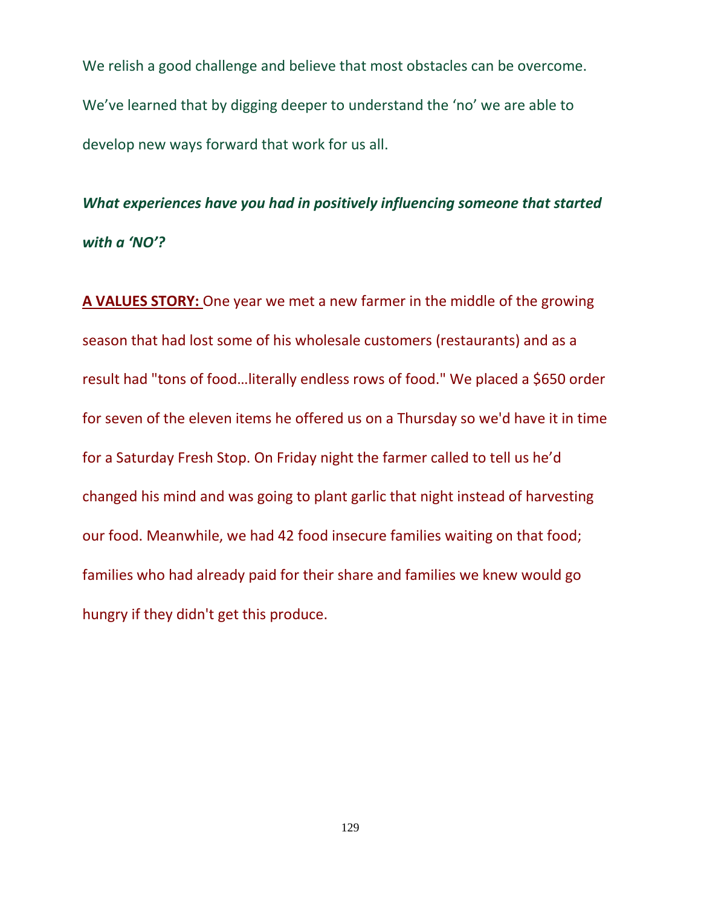We relish a good challenge and believe that most obstacles can be overcome. We've learned that by digging deeper to understand the 'no' we are able to develop new ways forward that work for us all.

***What experiences have you had in positively influencing someone that started with a 'NO'?***

**A VALUES STORY:** One year we met a new farmer in the middle of the growing season that had lost some of his wholesale customers (restaurants) and as a result had "tons of food…literally endless rows of food." We placed a $650 order for seven of the eleven items he offered us on a Thursday so we'd have it in time for a Saturday Fresh Stop. On Friday night the farmer called to tell us he'd changed his mind and was going to plant garlic that night instead of harvesting our food. Meanwhile, we had 42 food insecure families waiting on that food; families who had already paid for their share and families we knew would go hungry if they didn't get this produce.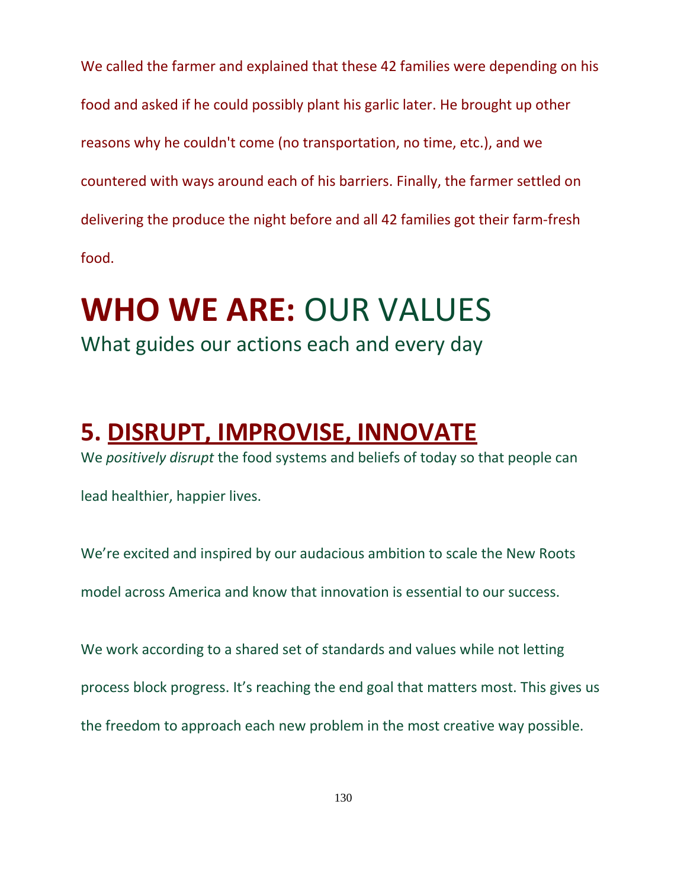We called the farmer and explained that these 42 families were depending on his food and asked if he could possibly plant his garlic later. He brought up other reasons why he couldn't come (no transportation, no time, etc.), and we countered with ways around each of his barriers. Finally, the farmer settled on delivering the produce the night before and all 42 families got their farm-fresh food.

# **WHO WE ARE:** OUR VALUES

What guides our actions each and every day

## 5. DISRUPT, IMPROVISE, INNOVATE

We *positively disrupt* the food systems and beliefs of today so that people can lead healthier, happier lives.

We're excited and inspired by our audacious ambition to scale the New Roots model across America and know that innovation is essential to our success.

We work according to a shared set of standards and values while not letting process block progress. It's reaching the end goal that matters most. This gives us the freedom to approach each new problem in the most creative way possible.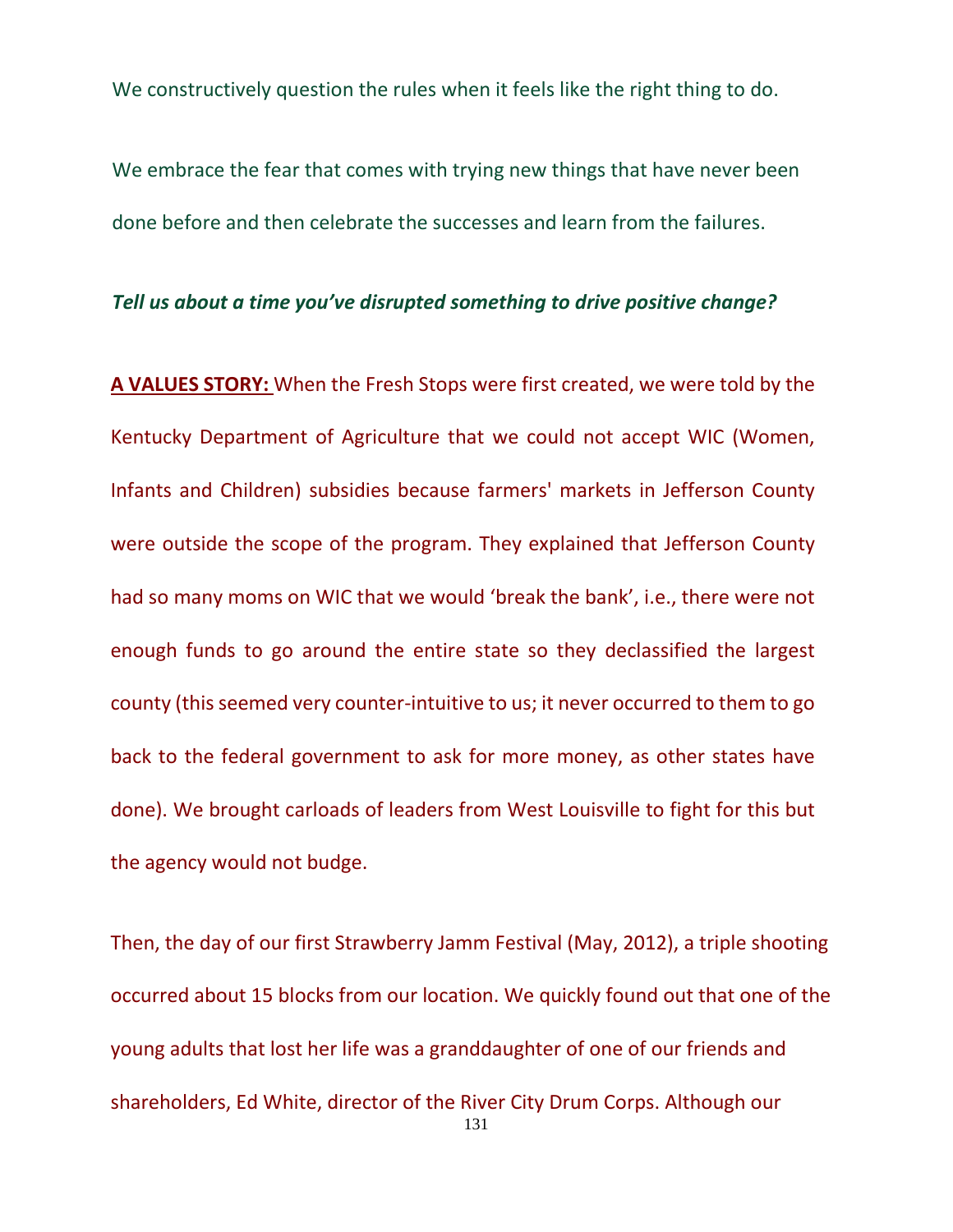We constructively question the rules when it feels like the right thing to do.

We embrace the fear that comes with trying new things that have never been done before and then celebrate the successes and learn from the failures.

***Tell us about a time you've disrupted something to drive positive change?***

**A VALUES STORY:** When the Fresh Stops were first created, we were told by the Kentucky Department of Agriculture that we could not accept WIC (Women, Infants and Children) subsidies because farmers' markets in Jefferson County were outside the scope of the program. They explained that Jefferson County had so many moms on WIC that we would 'break the bank', i.e., there were not enough funds to go around the entire state so they declassified the largest county (this seemed very counter-intuitive to us; it never occurred to them to go back to the federal government to ask for more money, as other states have done). We brought carloads of leaders from West Louisville to fight for this but the agency would not budge.

Then, the day of our first Strawberry Jamm Festival (May, 2012), a triple shooting occurred about 15 blocks from our location. We quickly found out that one of the young adults that lost her life was a granddaughter of one of our friends and shareholders, Ed White, director of the River City Drum Corps. Although our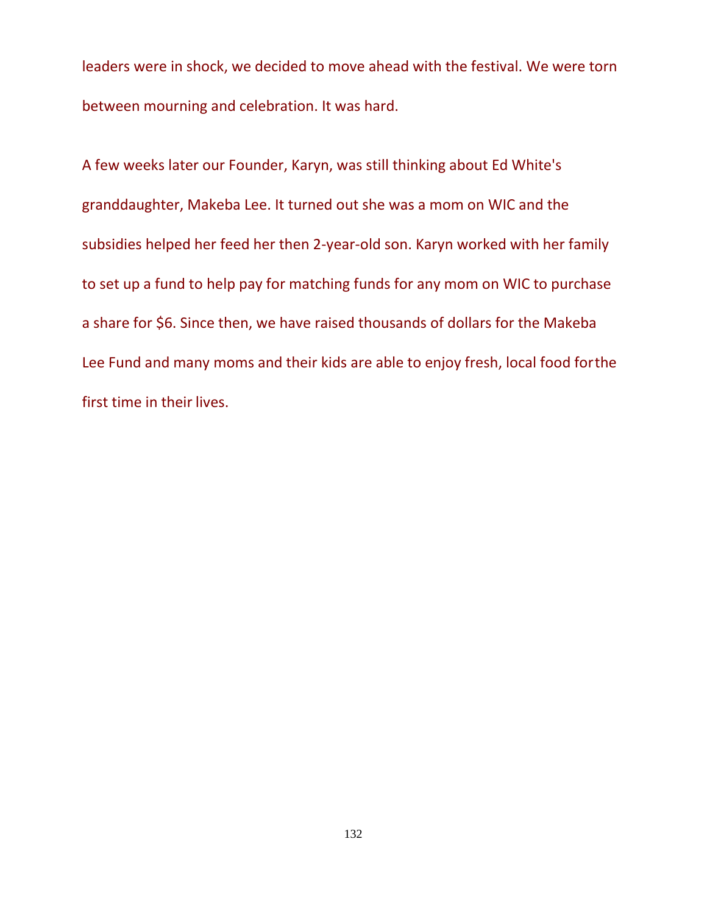leaders were in shock, we decided to move ahead with the festival. We were torn between mourning and celebration. It was hard.

A few weeks later our Founder, Karyn, was still thinking about Ed White's granddaughter, Makeba Lee. It turned out she was a mom on WIC and the subsidies helped her feed her then 2-year-old son. Karyn worked with her family to set up a fund to help pay for matching funds for any mom on WIC to purchase a share for $6. Since then, we have raised thousands of dollars for the Makeba Lee Fund and many moms and their kids are able to enjoy fresh, local food for the first time in their lives.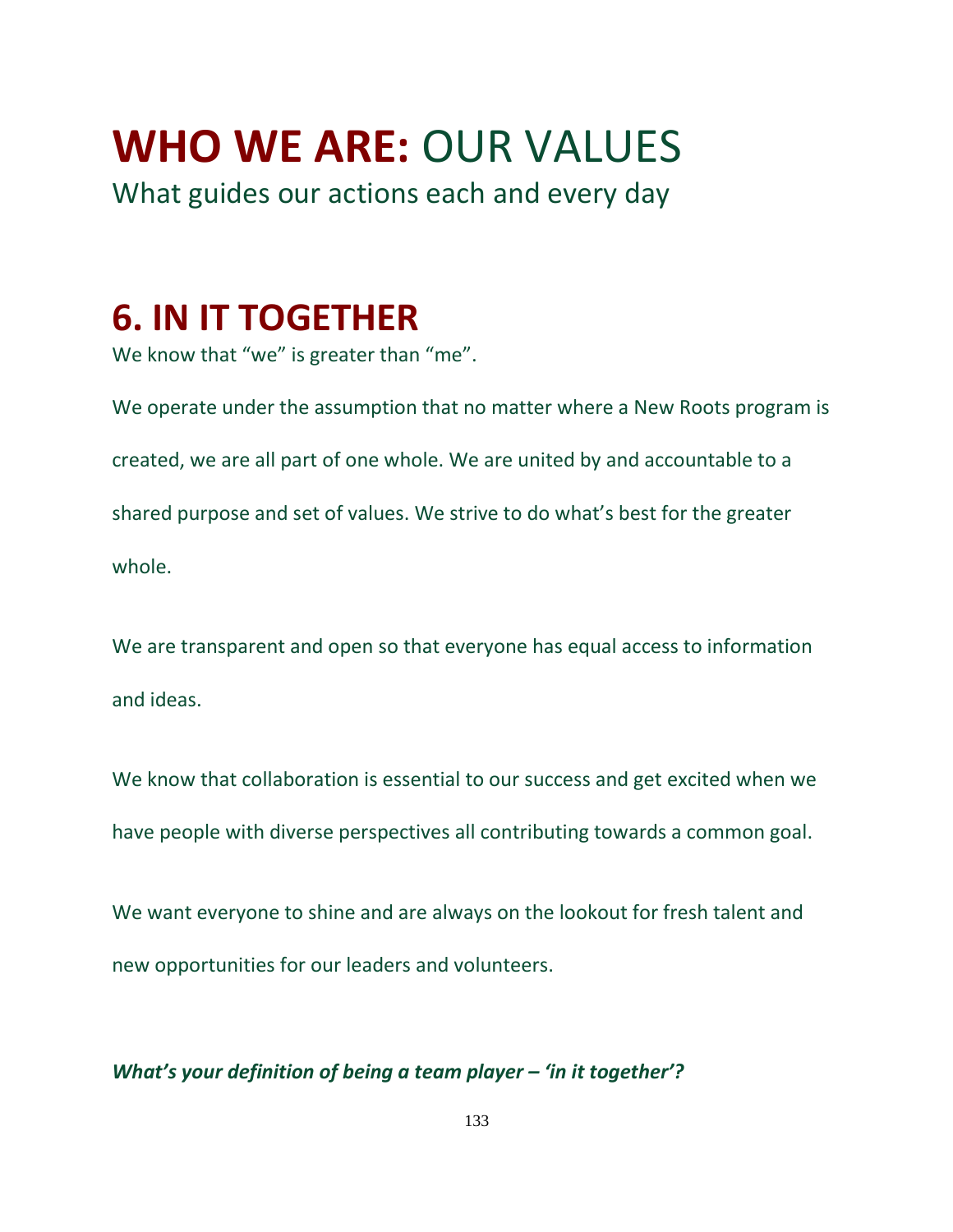# **WHO WE ARE:** OUR VALUES

What guides our actions each and every day

## 6. IN IT TOGETHER

We know that "we" is greater than "me".

We operate under the assumption that no matter where a New Roots program is created, we are all part of one whole. We are united by and accountable to a shared purpose and set of values. We strive to do what's best for the greater whole.

We are transparent and open so that everyone has equal access to information and ideas.

We know that collaboration is essential to our success and get excited when we have people with diverse perspectives all contributing towards a common goal.

We want everyone to shine and are always on the lookout for fresh talent and new opportunities for our leaders and volunteers.

***What's your definition of being a team player – 'in it together'?***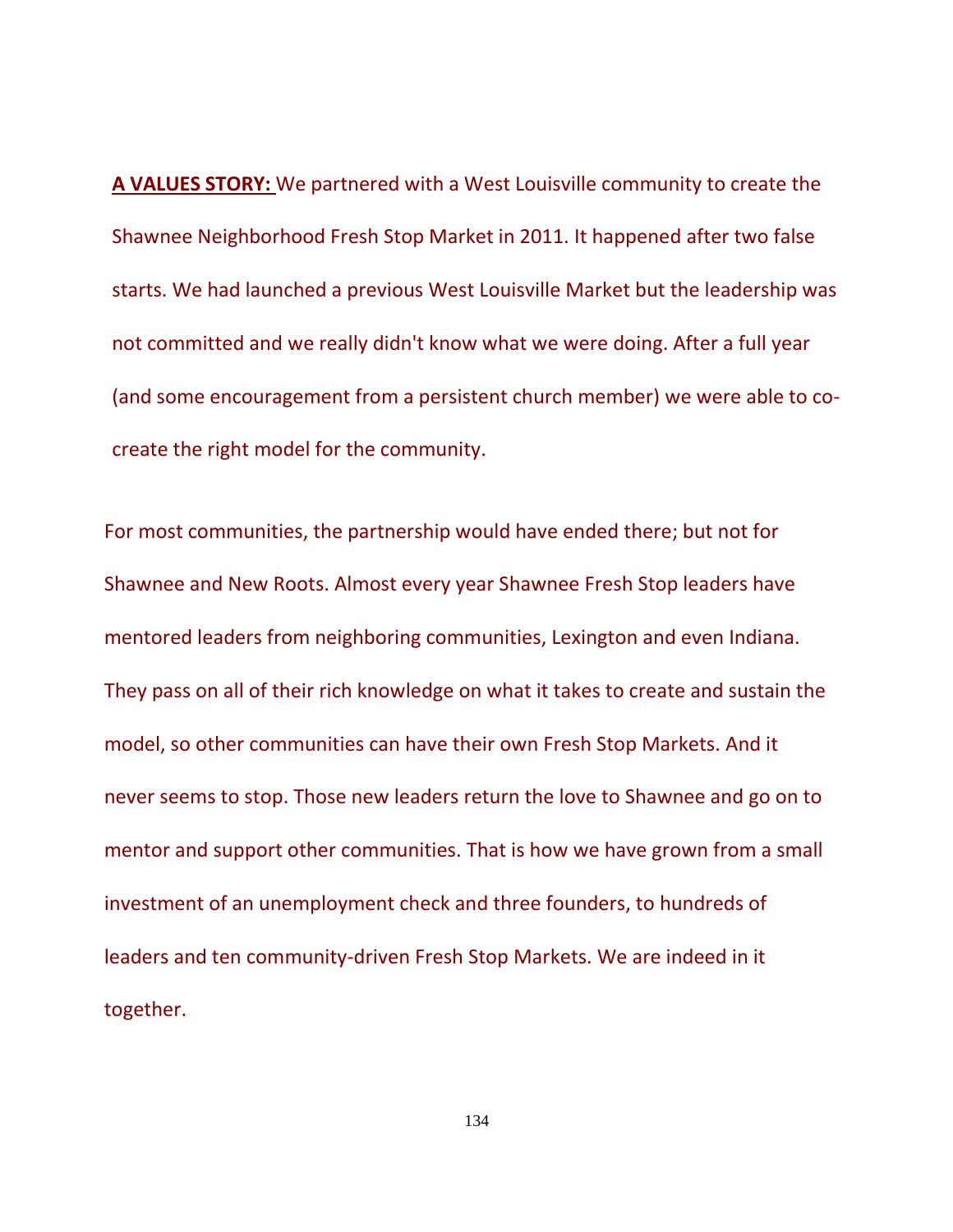**A VALUES STORY:** We partnered with a West Louisville community to create the Shawnee Neighborhood Fresh Stop Market in 2011. It happened after two false starts. We had launched a previous West Louisville Market but the leadership was not committed and we really didn't know what we were doing. After a full year (and some encouragement from a persistent church member) we were able to co-create the right model for the community.

For most communities, the partnership would have ended there; but not for Shawnee and New Roots. Almost every year Shawnee Fresh Stop leaders have mentored leaders from neighboring communities, Lexington and even Indiana. They pass on all of their rich knowledge on what it takes to create and sustain the model, so other communities can have their own Fresh Stop Markets. And it never seems to stop. Those new leaders return the love to Shawnee and go on to mentor and support other communities. That is how we have grown from a small investment of an unemployment check and three founders, to hundreds of leaders and ten community-driven Fresh Stop Markets. We are indeed in it together.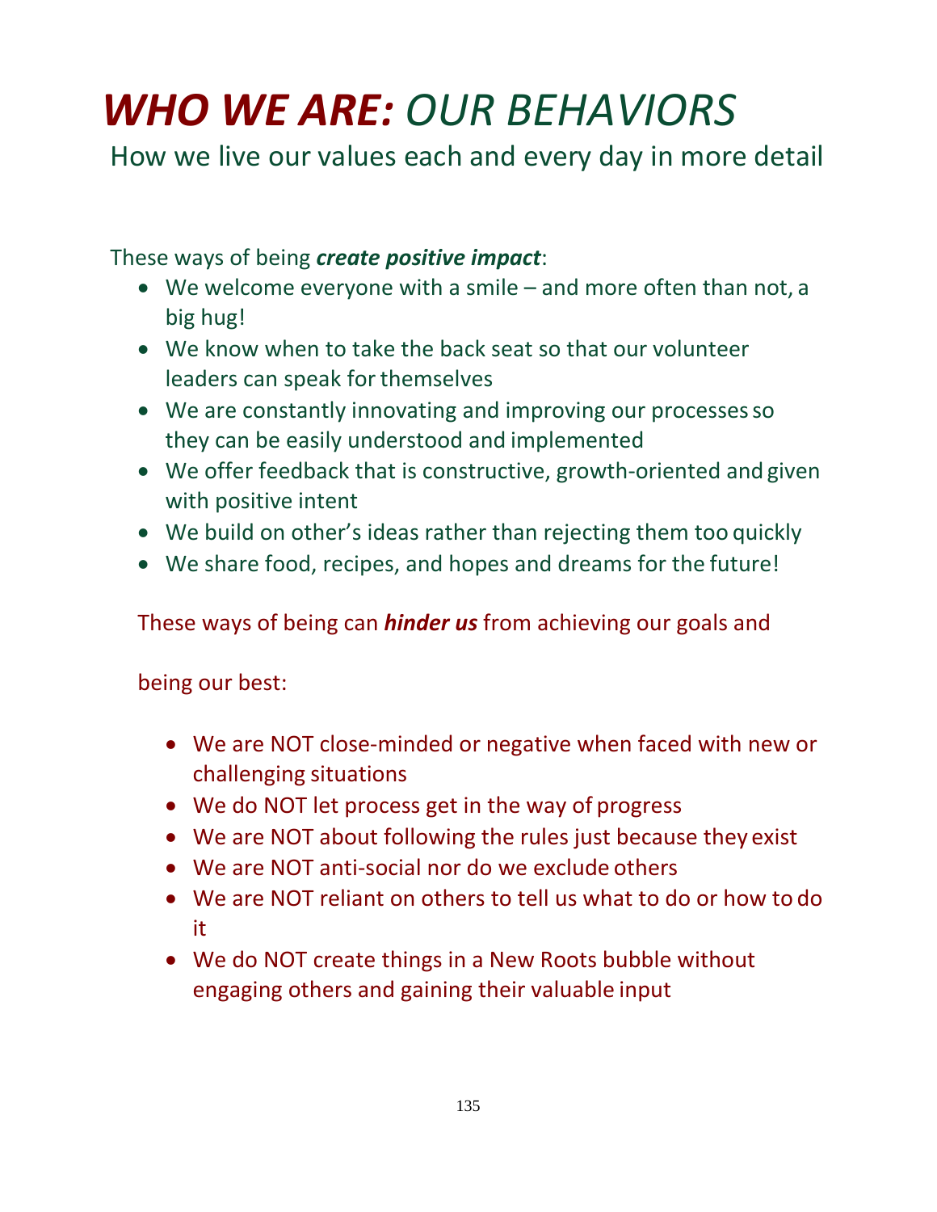# ***WHO WE ARE:*** *OUR BEHAVIORS*

## How we live our values each and every day in more detail

These ways of being ***create positive impact***:

- We welcome everyone with a smile – and more often than not, a big hug!
- We know when to take the back seat so that our volunteer leaders can speak for themselves
- We are constantly innovating and improving our processes so they can be easily understood and implemented
- We offer feedback that is constructive, growth-oriented and given with positive intent
- We build on other's ideas rather than rejecting them too quickly
- We share food, recipes, and hopes and dreams for the future!

These ways of being can ***hinder us*** from achieving our goals and

being our best:

- We are NOT close-minded or negative when faced with new or challenging situations
- We do NOT let process get in the way of progress
- We are NOT about following the rules just because they exist
- We are NOT anti-social nor do we exclude others
- We are NOT reliant on others to tell us what to do or how to do it
- We do NOT create things in a New Roots bubble without engaging others and gaining their valuable input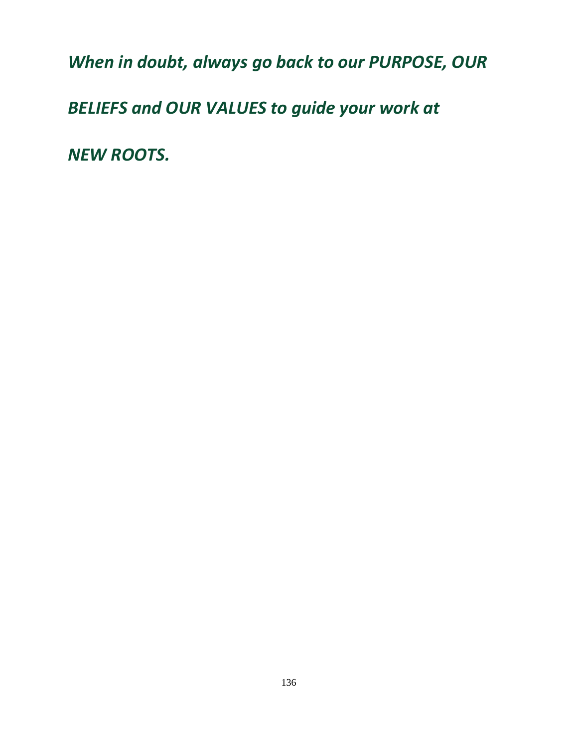***When in doubt, always go back to our PURPOSE, OUR BELIEFS and OUR VALUES to guide your work at NEW ROOTS.***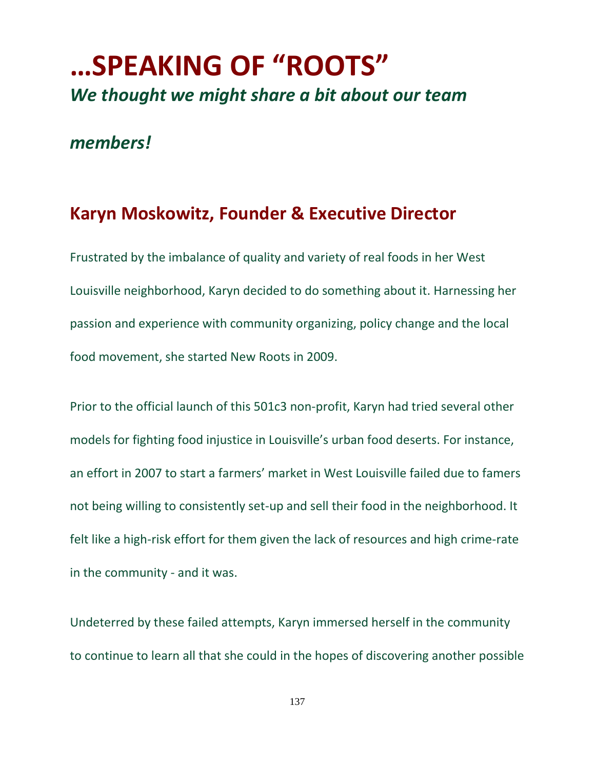# …SPEAKING OF "ROOTS"

## *We thought we might share a bit about our team members!*

## Karyn Moskowitz, Founder & Executive Director

Frustrated by the imbalance of quality and variety of real foods in her West Louisville neighborhood, Karyn decided to do something about it. Harnessing her passion and experience with community organizing, policy change and the local food movement, she started New Roots in 2009.

Prior to the official launch of this 501c3 non-profit, Karyn had tried several other models for fighting food injustice in Louisville's urban food deserts. For instance, an effort in 2007 to start a farmers' market in West Louisville failed due to famers not being willing to consistently set-up and sell their food in the neighborhood. It felt like a high-risk effort for them given the lack of resources and high crime-rate in the community - and it was.

Undeterred by these failed attempts, Karyn immersed herself in the community to continue to learn all that she could in the hopes of discovering another possible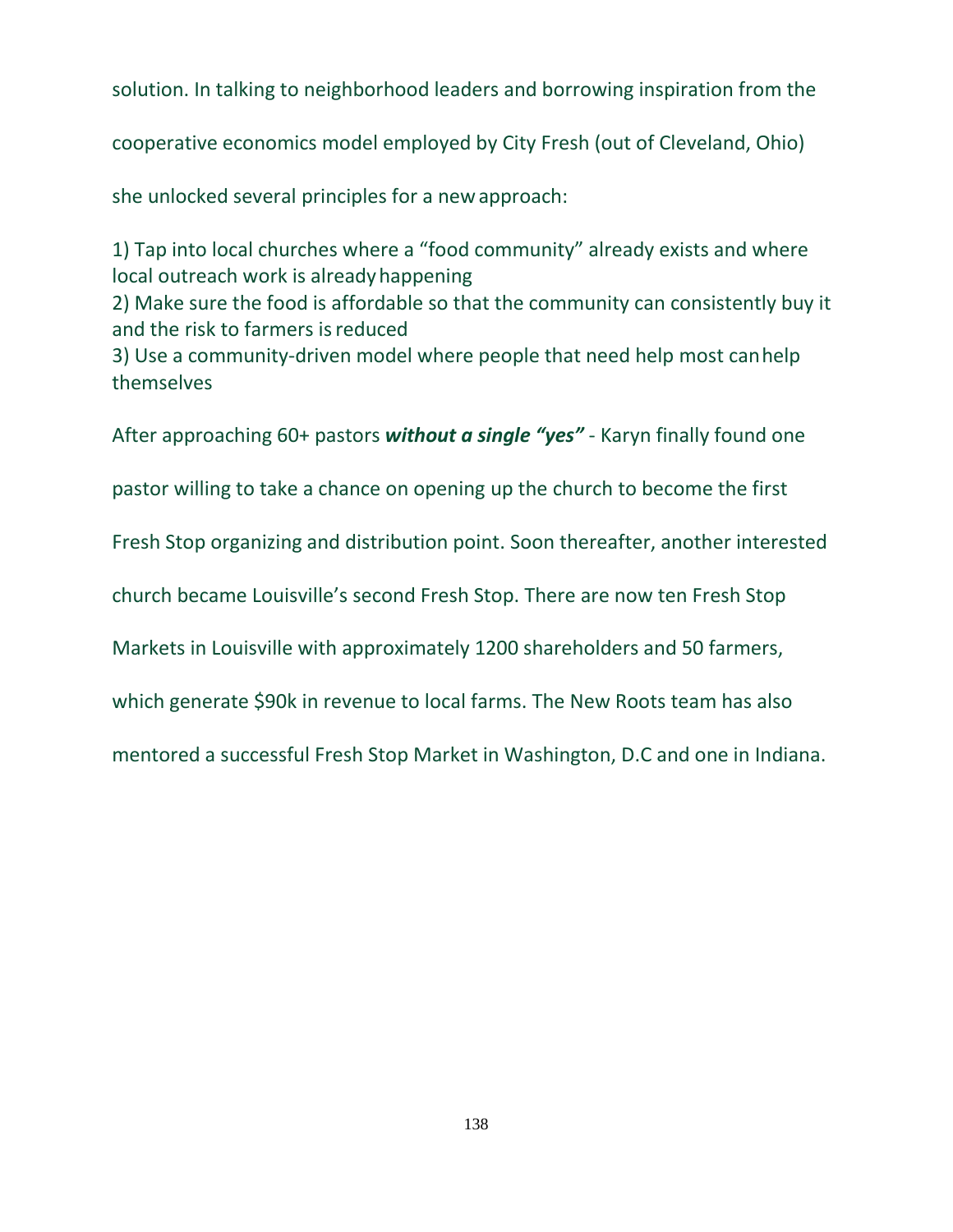solution. In talking to neighborhood leaders and borrowing inspiration from the cooperative economics model employed by City Fresh (out of Cleveland, Ohio) she unlocked several principles for a new approach:

1) Tap into local churches where a "food community" already exists and where local outreach work is already happening
2) Make sure the food is affordable so that the community can consistently buy it and the risk to farmers is reduced
3) Use a community-driven model where people that need help most can help themselves

After approaching 60+ pastors ***without a single "yes"*** - Karyn finally found one pastor willing to take a chance on opening up the church to become the first Fresh Stop organizing and distribution point. Soon thereafter, another interested church became Louisville's second Fresh Stop. There are now ten Fresh Stop Markets in Louisville with approximately 1200 shareholders and 50 farmers, which generate $90k in revenue to local farms. The New Roots team has also mentored a successful Fresh Stop Market in Washington, D.C and one in Indiana.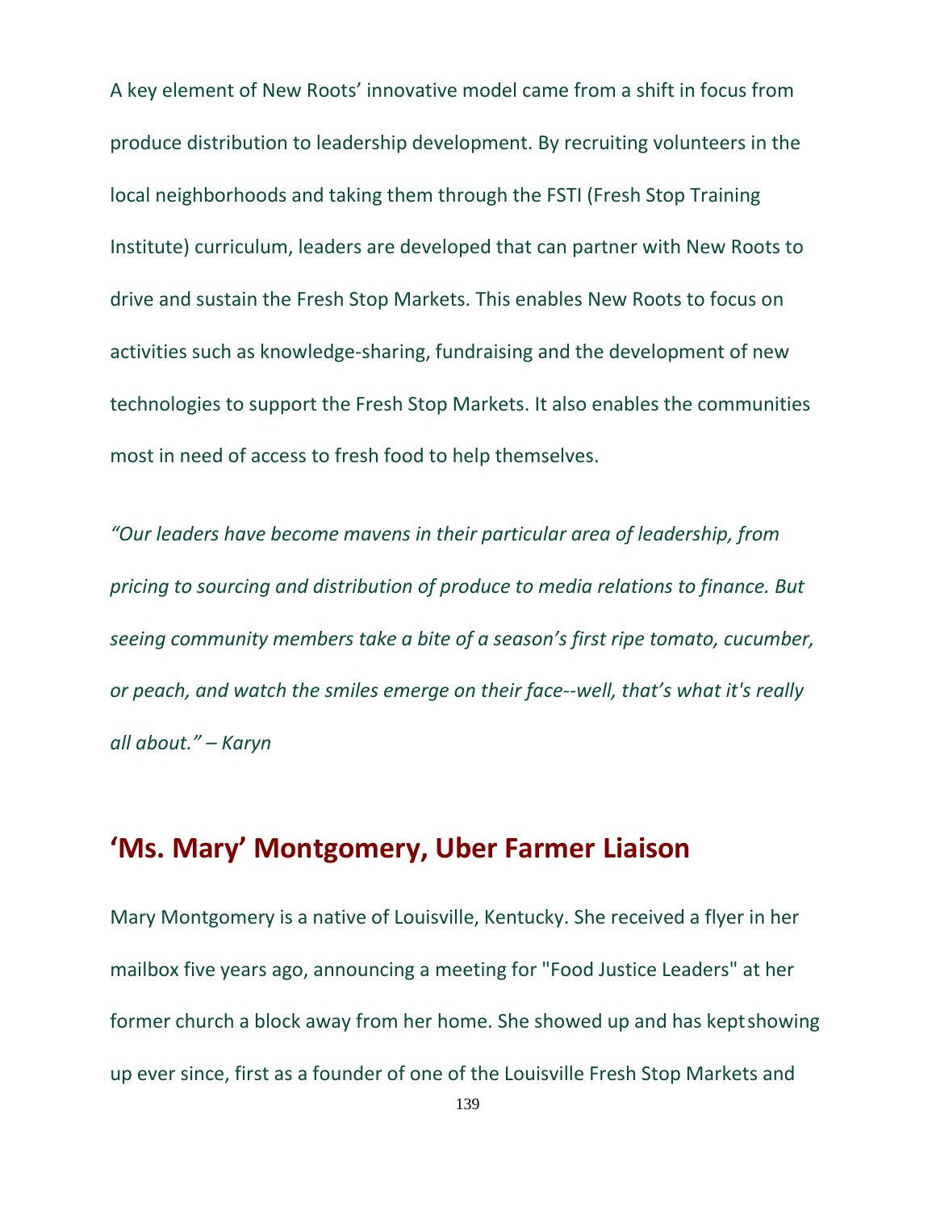A key element of New Roots' innovative model came from a shift in focus from produce distribution to leadership development. By recruiting volunteers in the local neighborhoods and taking them through the FSTI (Fresh Stop Training Institute) curriculum, leaders are developed that can partner with New Roots to drive and sustain the Fresh Stop Markets. This enables New Roots to focus on activities such as knowledge-sharing, fundraising and the development of new technologies to support the Fresh Stop Markets. It also enables the communities most in need of access to fresh food to help themselves.

*"Our leaders have become mavens in their particular area of leadership, from pricing to sourcing and distribution of produce to media relations to finance. But seeing community members take a bite of a season's first ripe tomato, cucumber, or peach, and watch the smiles emerge on their face--well, that's what it's really all about." – Karyn*

## 'Ms. Mary' Montgomery, Uber Farmer Liaison

Mary Montgomery is a native of Louisville, Kentucky. She received a flyer in her mailbox five years ago, announcing a meeting for "Food Justice Leaders" at her former church a block away from her home. She showed up and has kept showing up ever since, first as a founder of one of the Louisville Fresh Stop Markets and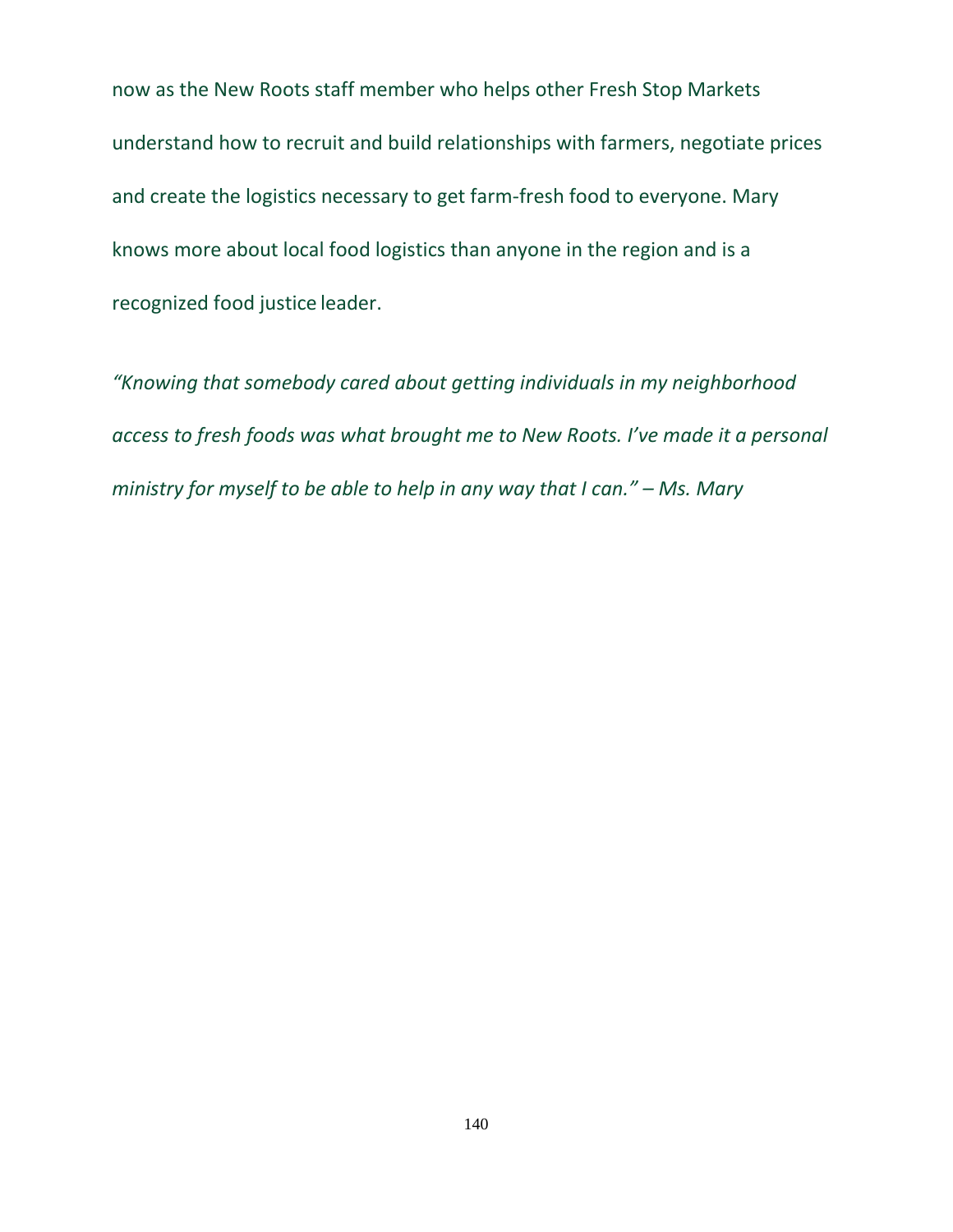now as the New Roots staff member who helps other Fresh Stop Markets understand how to recruit and build relationships with farmers, negotiate prices and create the logistics necessary to get farm-fresh food to everyone. Mary knows more about local food logistics than anyone in the region and is a recognized food justice leader.

*"Knowing that somebody cared about getting individuals in my neighborhood access to fresh foods was what brought me to New Roots. I've made it a personal ministry for myself to be able to help in any way that I can." – Ms. Mary*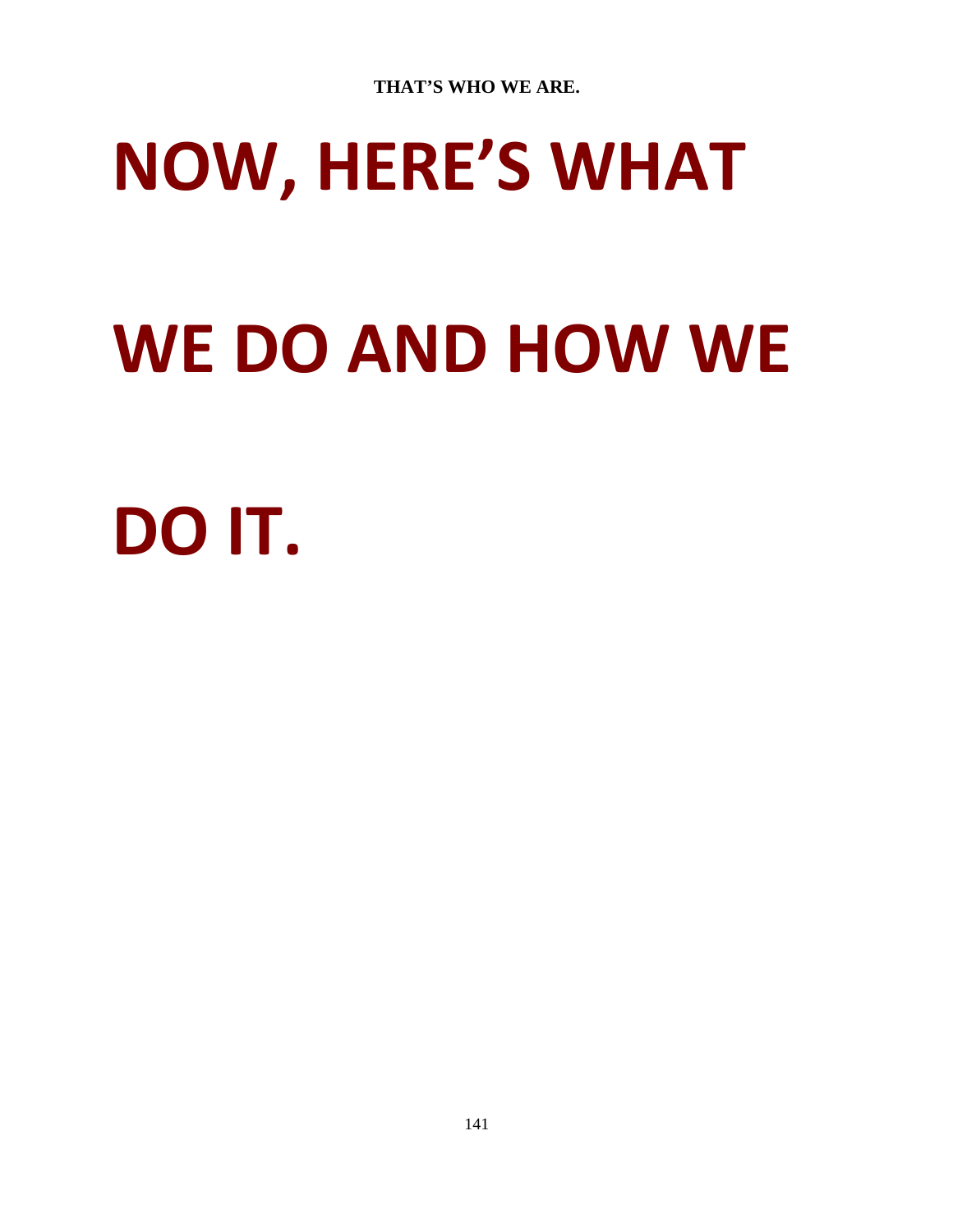**THAT'S WHO WE ARE.**

# NOW, HERE'S WHAT WE DO AND HOW WE DO IT.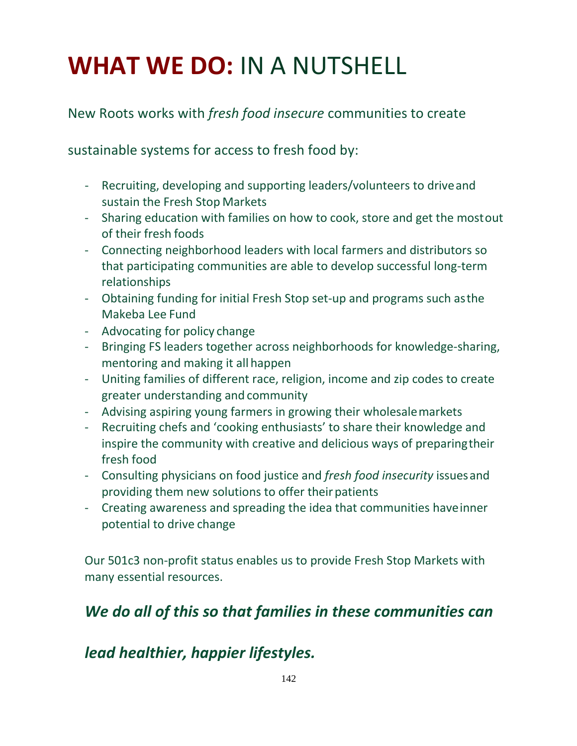# **WHAT WE DO:** IN A NUTSHELL

New Roots works with *fresh food insecure* communities to create sustainable systems for access to fresh food by:

- Recruiting, developing and supporting leaders/volunteers to drive and sustain the Fresh Stop Markets
- Sharing education with families on how to cook, store and get the most out of their fresh foods
- Connecting neighborhood leaders with local farmers and distributors so that participating communities are able to develop successful long-term relationships
- Obtaining funding for initial Fresh Stop set-up and programs such as the Makeba Lee Fund
- Advocating for policy change
- Bringing FS leaders together across neighborhoods for knowledge-sharing, mentoring and making it all happen
- Uniting families of different race, religion, income and zip codes to create greater understanding and community
- Advising aspiring young farmers in growing their wholesale markets
- Recruiting chefs and 'cooking enthusiasts' to share their knowledge and inspire the community with creative and delicious ways of preparing their fresh food
- Consulting physicians on food justice and *fresh food insecurity* issues and providing them new solutions to offer their patients
- Creating awareness and spreading the idea that communities have inner potential to drive change

Our 501c3 non-profit status enables us to provide Fresh Stop Markets with many essential resources.

***We do all of this so that families in these communities can lead healthier, happier lifestyles.***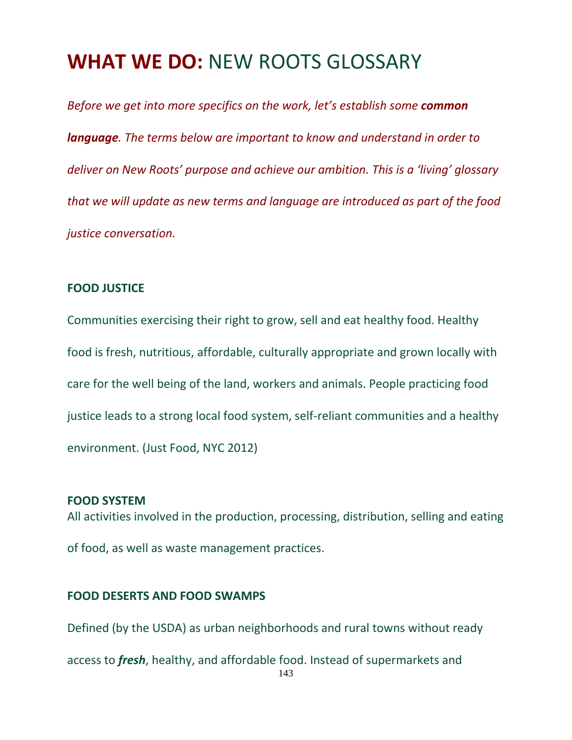# **WHAT WE DO:** NEW ROOTS GLOSSARY

*Before we get into more specifics on the work, let's establish some **common language**. The terms below are important to know and understand in order to deliver on New Roots' purpose and achieve our ambition. This is a 'living' glossary that we will update as new terms and language are introduced as part of the food justice conversation.*

**FOOD JUSTICE**

Communities exercising their right to grow, sell and eat healthy food. Healthy food is fresh, nutritious, affordable, culturally appropriate and grown locally with care for the well being of the land, workers and animals. People practicing food justice leads to a strong local food system, self-reliant communities and a healthy environment. (Just Food, NYC 2012)

**FOOD SYSTEM**

All activities involved in the production, processing, distribution, selling and eating of food, as well as waste management practices.

**FOOD DESERTS AND FOOD SWAMPS**

Defined (by the USDA) as urban neighborhoods and rural towns without ready access to ***fresh***, healthy, and affordable food. Instead of supermarkets and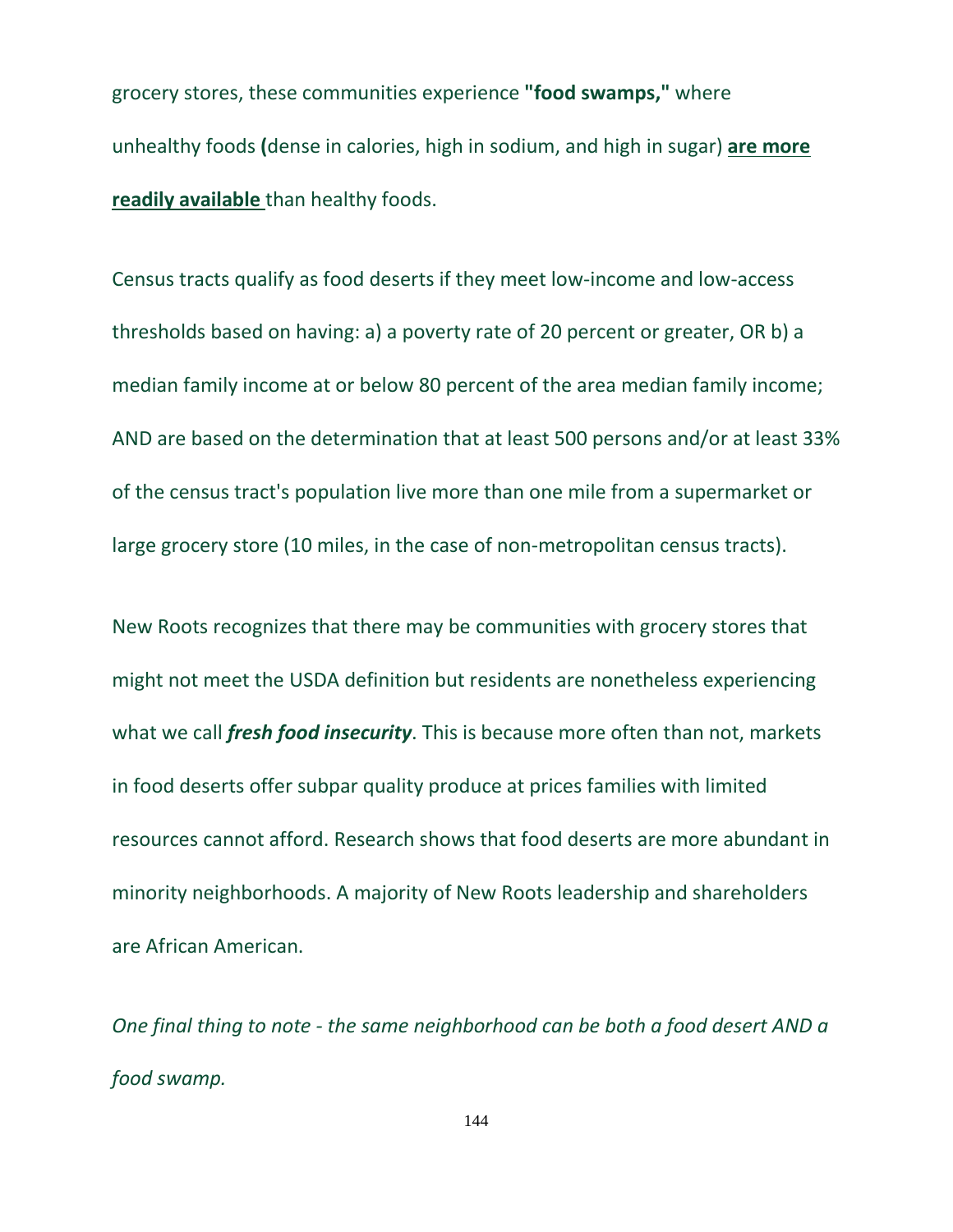grocery stores, these communities experience **"food swamps,"** where unhealthy foods **(**dense in calories, high in sodium, and high in sugar) **<u>are more readily available</u>** than healthy foods.

Census tracts qualify as food deserts if they meet low-income and low-access thresholds based on having: a) a poverty rate of 20 percent or greater, OR b) a median family income at or below 80 percent of the area median family income; AND are based on the determination that at least 500 persons and/or at least 33% of the census tract's population live more than one mile from a supermarket or large grocery store (10 miles, in the case of non-metropolitan census tracts).

New Roots recognizes that there may be communities with grocery stores that might not meet the USDA definition but residents are nonetheless experiencing what we call ***fresh food insecurity***. This is because more often than not, markets in food deserts offer subpar quality produce at prices families with limited resources cannot afford. Research shows that food deserts are more abundant in minority neighborhoods. A majority of New Roots leadership and shareholders are African American.

*One final thing to note - the same neighborhood can be both a food desert AND a food swamp.*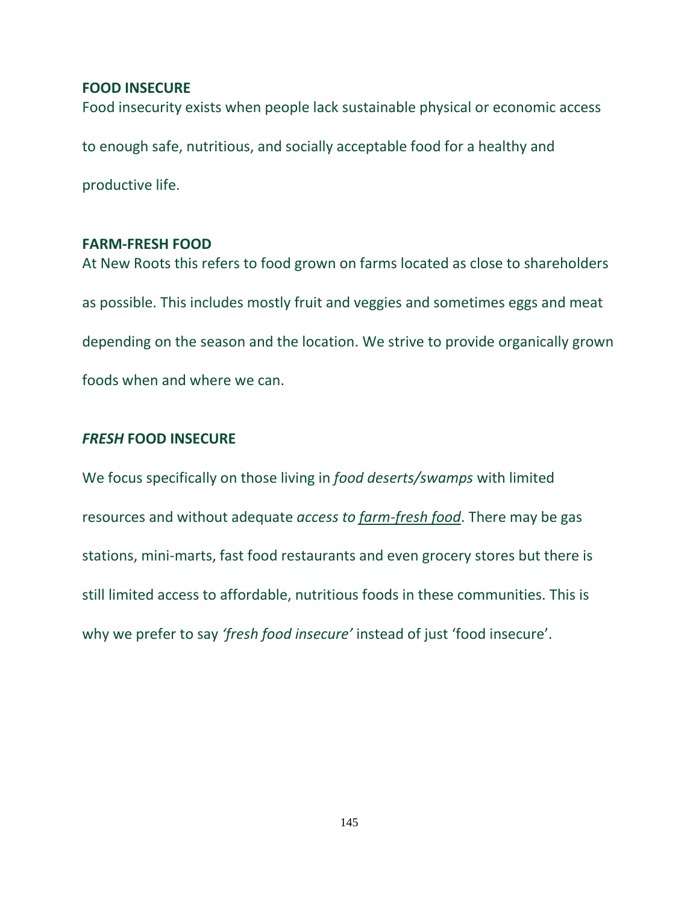**FOOD INSECURE**

Food insecurity exists when people lack sustainable physical or economic access to enough safe, nutritious, and socially acceptable food for a healthy and productive life.

**FARM-FRESH FOOD**

At New Roots this refers to food grown on farms located as close to shareholders as possible. This includes mostly fruit and veggies and sometimes eggs and meat depending on the season and the location. We strive to provide organically grown foods when and where we can.

***FRESH* FOOD INSECURE**

We focus specifically on those living in *food deserts/swamps* with limited resources and without adequate *access to* <u>*farm-fresh food*</u>. There may be gas stations, mini-marts, fast food restaurants and even grocery stores but there is still limited access to affordable, nutritious foods in these communities. This is why we prefer to say *'fresh food insecure'* instead of just 'food insecure'.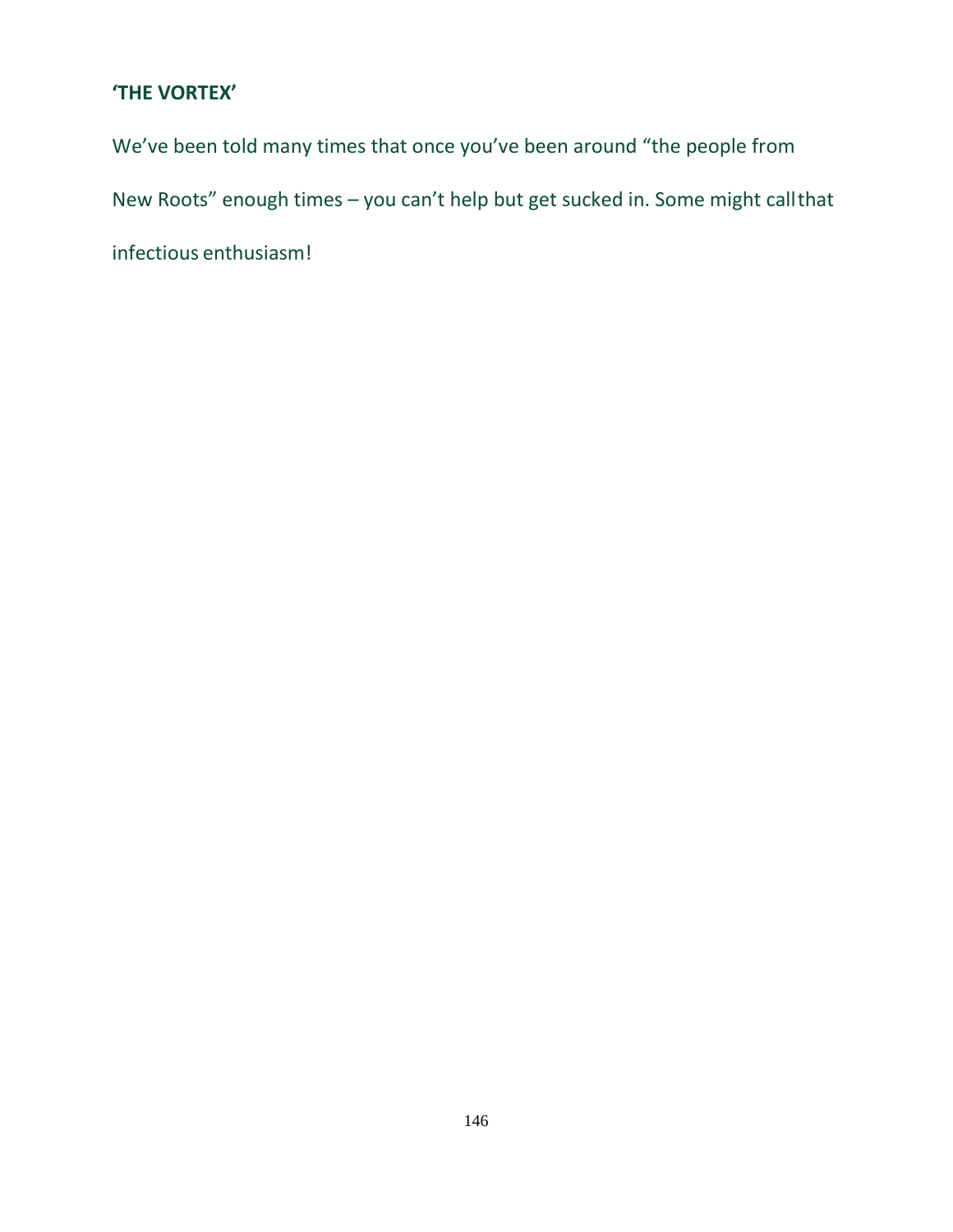**'THE VORTEX'**

We've been told many times that once you've been around "the people from New Roots" enough times – you can't help but get sucked in. Some might call that infectious enthusiasm!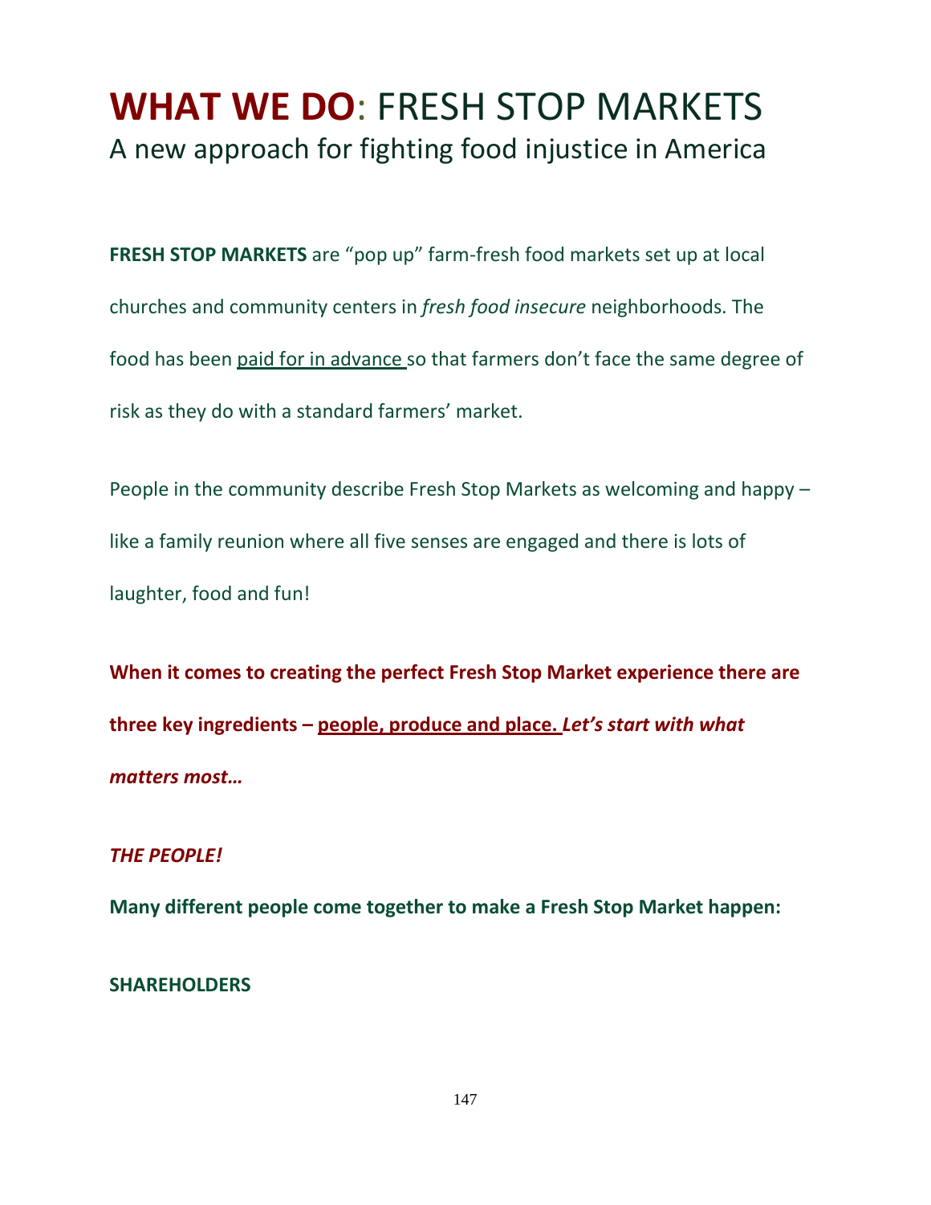# **WHAT WE DO**: FRESH STOP MARKETS

## A new approach for fighting food injustice in America

**FRESH STOP MARKETS** are "pop up" farm-fresh food markets set up at local churches and community centers in *fresh food insecure* neighborhoods. The food has been <u>paid for in advance</u> so that farmers don't face the same degree of risk as they do with a standard farmers' market.

People in the community describe Fresh Stop Markets as welcoming and happy – like a family reunion where all five senses are engaged and there is lots of laughter, food and fun!

**When it comes to creating the perfect Fresh Stop Market experience there are three key ingredients – <u>people, produce and place.</u>** ***Let's start with what matters most…***

***THE PEOPLE!***

**Many different people come together to make a Fresh Stop Market happen:**

**SHAREHOLDERS**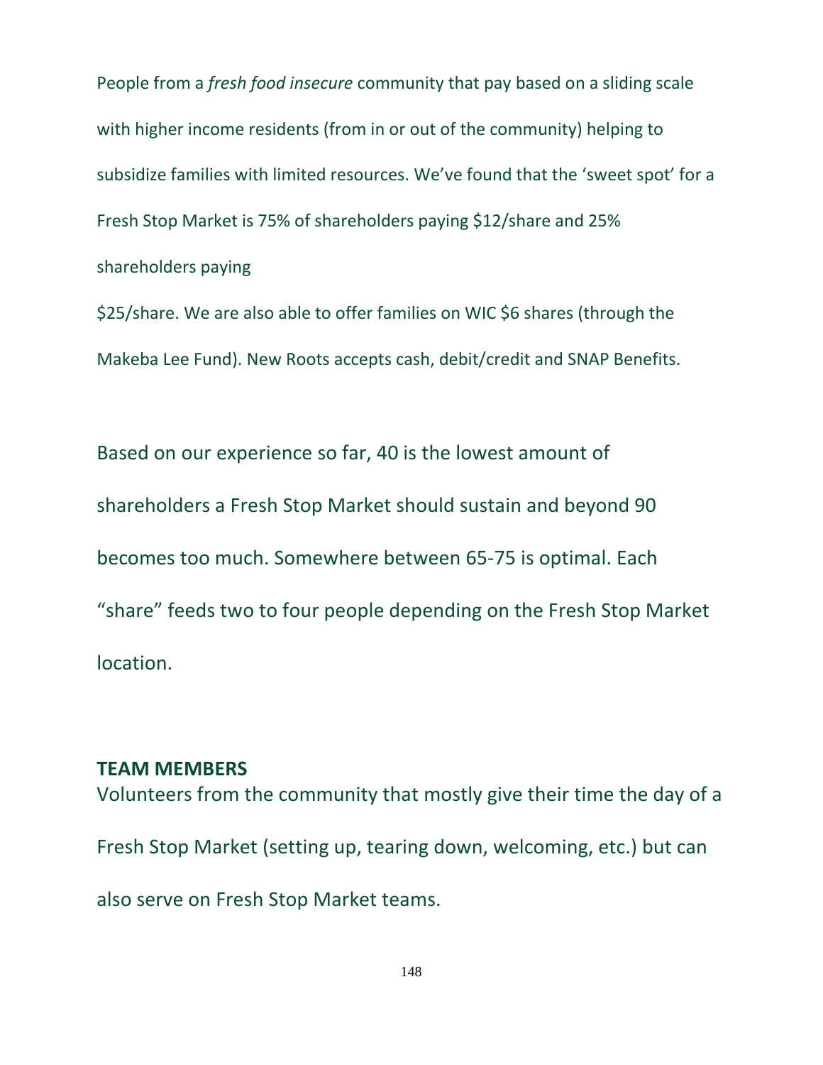People from a *fresh food insecure* community that pay based on a sliding scale with higher income residents (from in or out of the community) helping to subsidize families with limited resources. We've found that the 'sweet spot' for a Fresh Stop Market is 75% of shareholders paying $12/share and 25% shareholders paying
$25/share. We are also able to offer families on WIC $6 shares (through the Makeba Lee Fund). New Roots accepts cash, debit/credit and SNAP Benefits.

Based on our experience so far, 40 is the lowest amount of shareholders a Fresh Stop Market should sustain and beyond 90 becomes too much. Somewhere between 65-75 is optimal. Each "share" feeds two to four people depending on the Fresh Stop Market location.

**TEAM MEMBERS**
Volunteers from the community that mostly give their time the day of a Fresh Stop Market (setting up, tearing down, welcoming, etc.) but can also serve on Fresh Stop Market teams.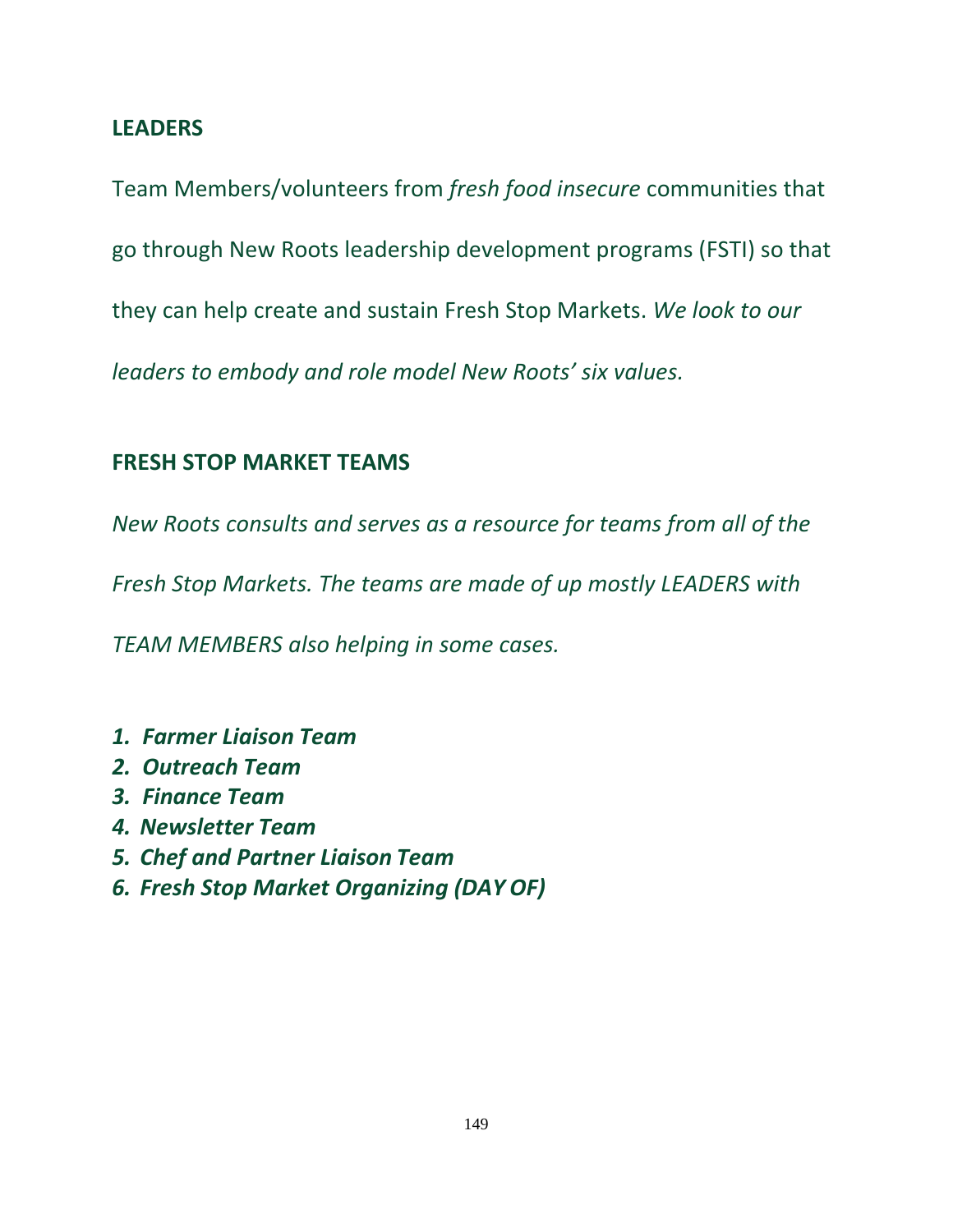## LEADERS

Team Members/volunteers from *fresh food insecure* communities that go through New Roots leadership development programs (FSTI) so that they can help create and sustain Fresh Stop Markets. *We look to our leaders to embody and role model New Roots' six values.*

## FRESH STOP MARKET TEAMS

*New Roots consults and serves as a resource for teams from all of the Fresh Stop Markets. The teams are made of up mostly LEADERS with TEAM MEMBERS also helping in some cases.*

1. ***Farmer Liaison Team***
2. ***Outreach Team***
3. ***Finance Team***
4. ***Newsletter Team***
5. ***Chef and Partner Liaison Team***
6. ***Fresh Stop Market Organizing (DAY OF)***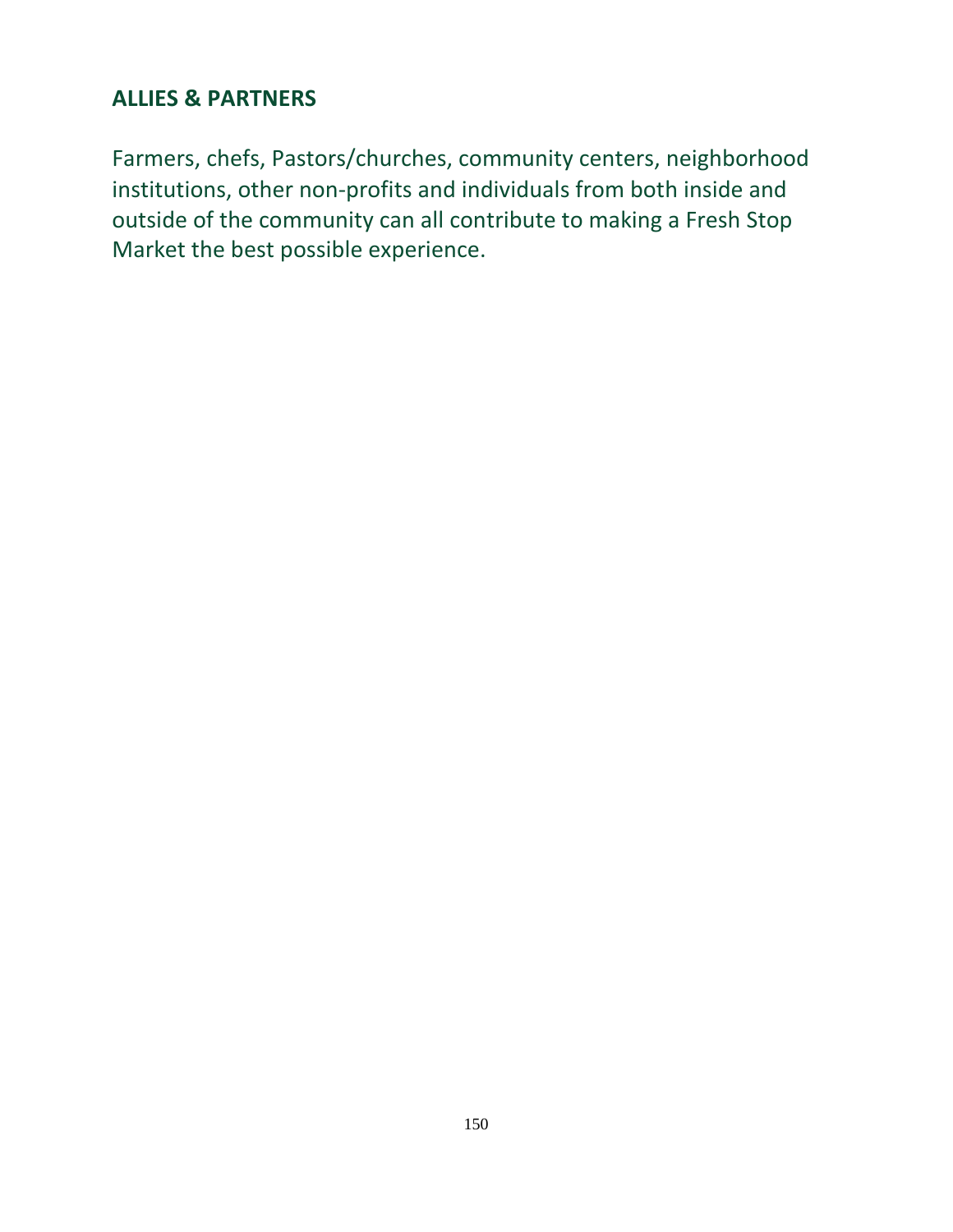## ALLIES & PARTNERS

Farmers, chefs, Pastors/churches, community centers, neighborhood institutions, other non-profits and individuals from both inside and outside of the community can all contribute to making a Fresh Stop Market the best possible experience.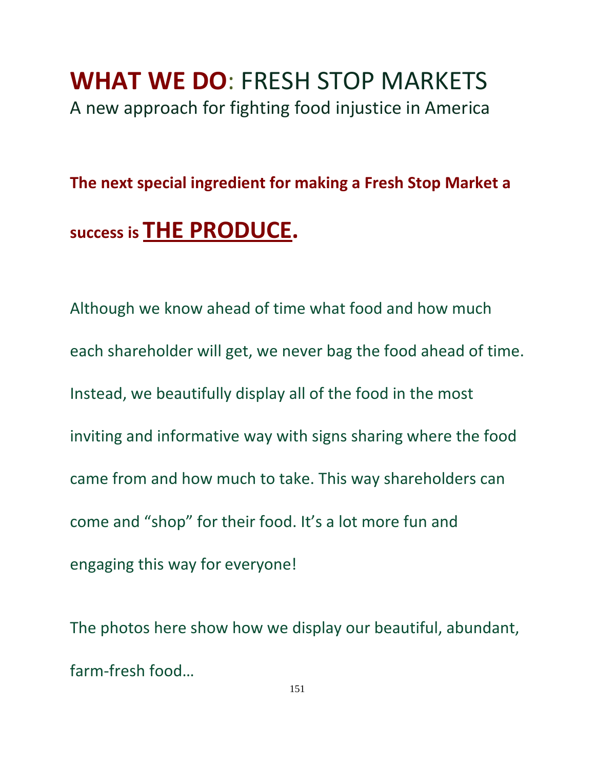# **WHAT WE DO**: FRESH STOP MARKETS

A new approach for fighting food injustice in America

**The next special ingredient for making a Fresh Stop Market a success is <u>THE PRODUCE</u>.**

Although we know ahead of time what food and how much each shareholder will get, we never bag the food ahead of time. Instead, we beautifully display all of the food in the most inviting and informative way with signs sharing where the food came from and how much to take. This way shareholders can come and "shop" for their food. It's a lot more fun and engaging this way for everyone!

The photos here show how we display our beautiful, abundant, farm-fresh food…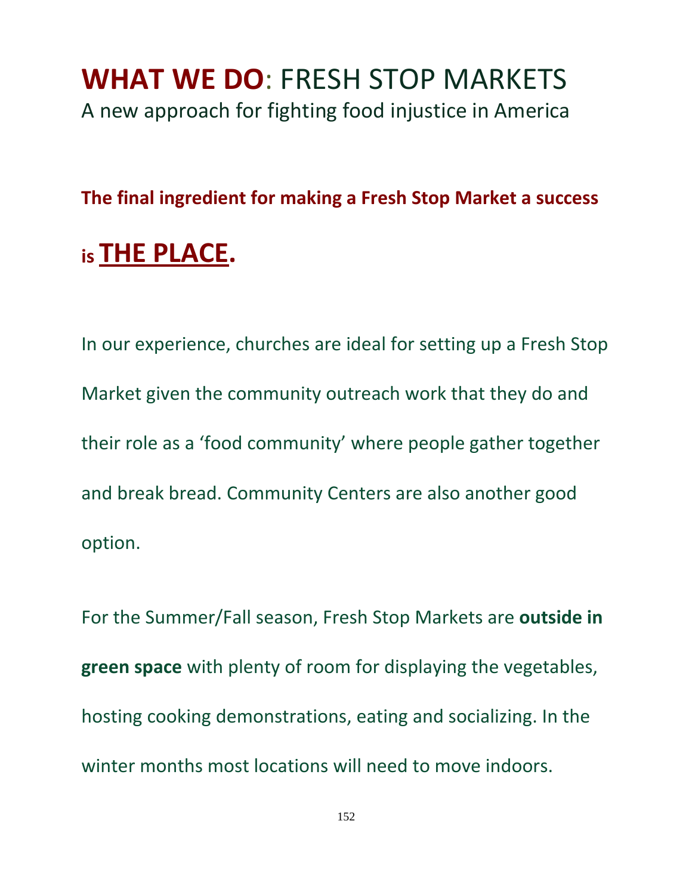# **WHAT WE DO**: FRESH STOP MARKETS

A new approach for fighting food injustice in America

**The final ingredient for making a Fresh Stop Market a success**

**is THE PLACE.**

In our experience, churches are ideal for setting up a Fresh Stop Market given the community outreach work that they do and their role as a 'food community' where people gather together and break bread. Community Centers are also another good option.

For the Summer/Fall season, Fresh Stop Markets are **outside in green space** with plenty of room for displaying the vegetables, hosting cooking demonstrations, eating and socializing. In the winter months most locations will need to move indoors.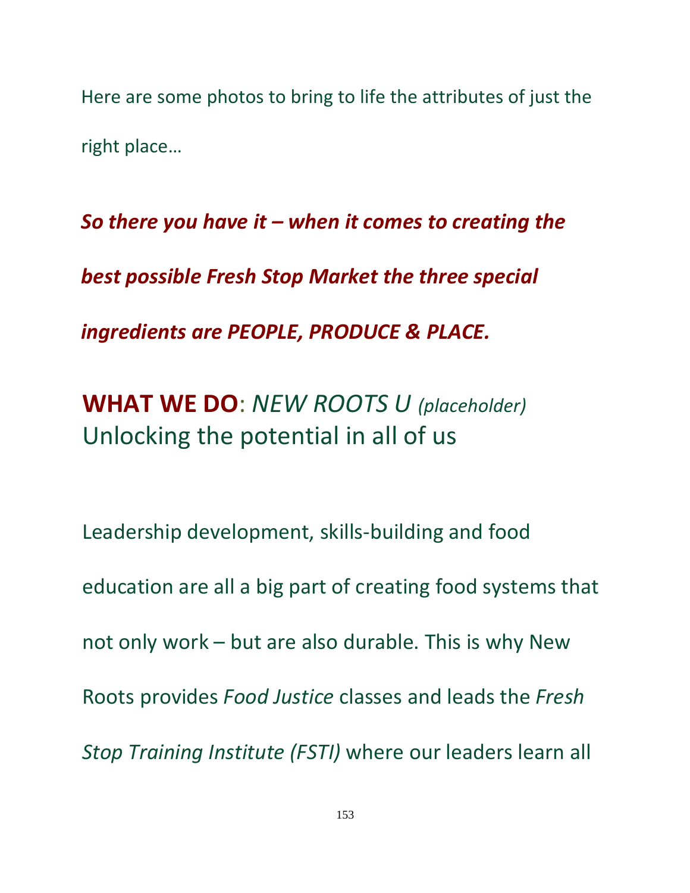Here are some photos to bring to life the attributes of just the right place…

***So there you have it – when it comes to creating the best possible Fresh Stop Market the three special ingredients are PEOPLE, PRODUCE & PLACE.***

## **WHAT WE DO**: *NEW ROOTS U* *(placeholder)* Unlocking the potential in all of us

Leadership development, skills-building and food education are all a big part of creating food systems that not only work – but are also durable. This is why New Roots provides *Food Justice* classes and leads the *Fresh Stop Training Institute (FSTI)* where our leaders learn all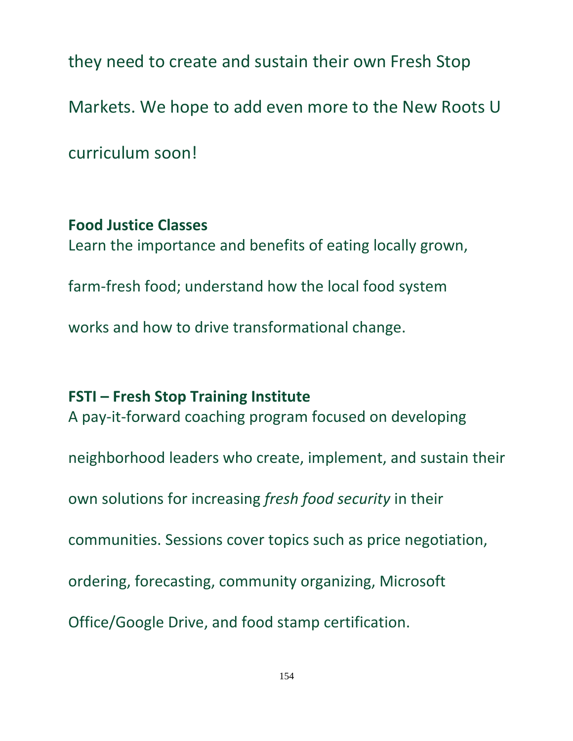they need to create and sustain their own Fresh Stop Markets. We hope to add even more to the New Roots U curriculum soon!

**Food Justice Classes**
Learn the importance and benefits of eating locally grown, farm-fresh food; understand how the local food system works and how to drive transformational change.

**FSTI – Fresh Stop Training Institute**
A pay-it-forward coaching program focused on developing neighborhood leaders who create, implement, and sustain their own solutions for increasing *fresh food security* in their communities. Sessions cover topics such as price negotiation, ordering, forecasting, community organizing, Microsoft Office/Google Drive, and food stamp certification.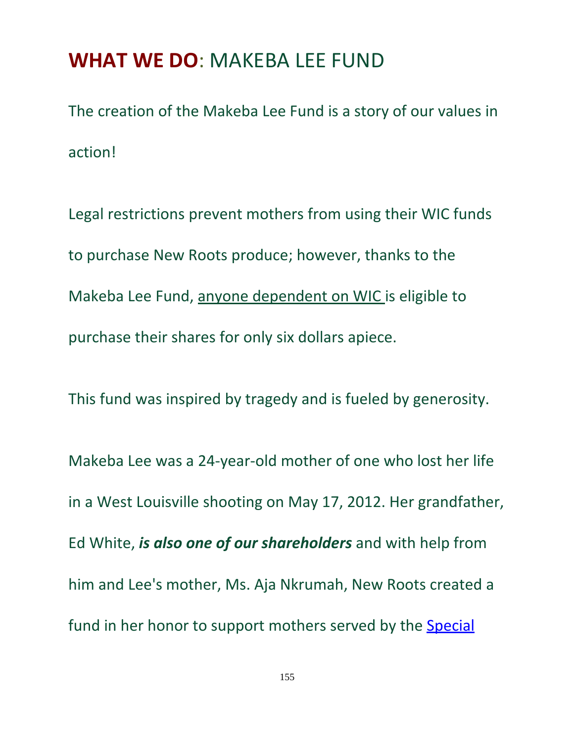## WHAT WE DO: MAKEBA LEE FUND

The creation of the Makeba Lee Fund is a story of our values in action!

Legal restrictions prevent mothers from using their WIC funds to purchase New Roots produce; however, thanks to the Makeba Lee Fund, anyone dependent on WIC is eligible to purchase their shares for only six dollars apiece.

This fund was inspired by tragedy and is fueled by generosity.

Makeba Lee was a 24-year-old mother of one who lost her life in a West Louisville shooting on May 17, 2012. Her grandfather, Ed White, ***is also one of our shareholders*** and with help from him and Lee's mother, Ms. Aja Nkrumah, New Roots created a fund in her honor to support mothers served by the Special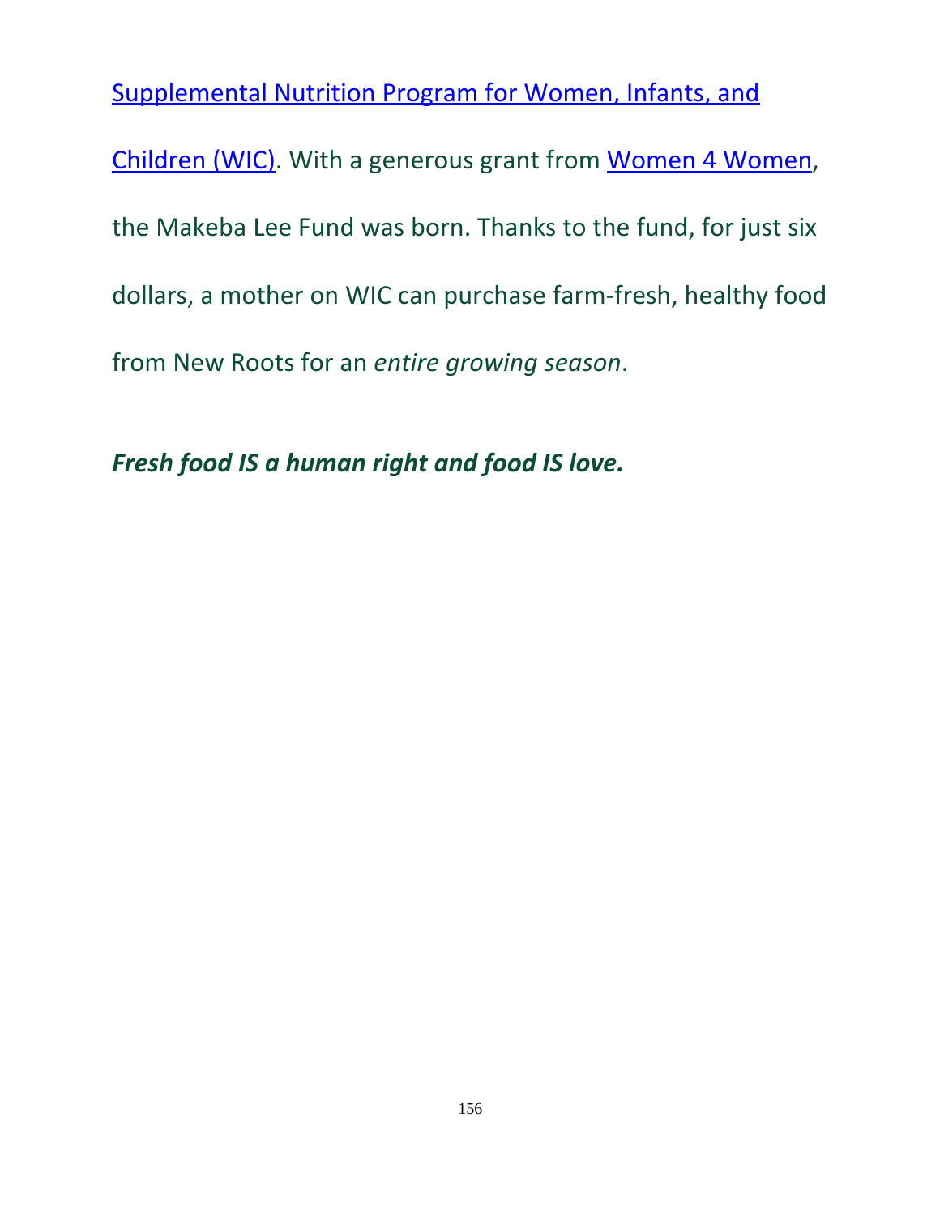Supplemental Nutrition Program for Women, Infants, and Children (WIC). With a generous grant from Women 4 Women, the Makeba Lee Fund was born. Thanks to the fund, for just six dollars, a mother on WIC can purchase farm-fresh, healthy food from New Roots for an *entire growing season*.

***Fresh food IS a human right and food IS love.***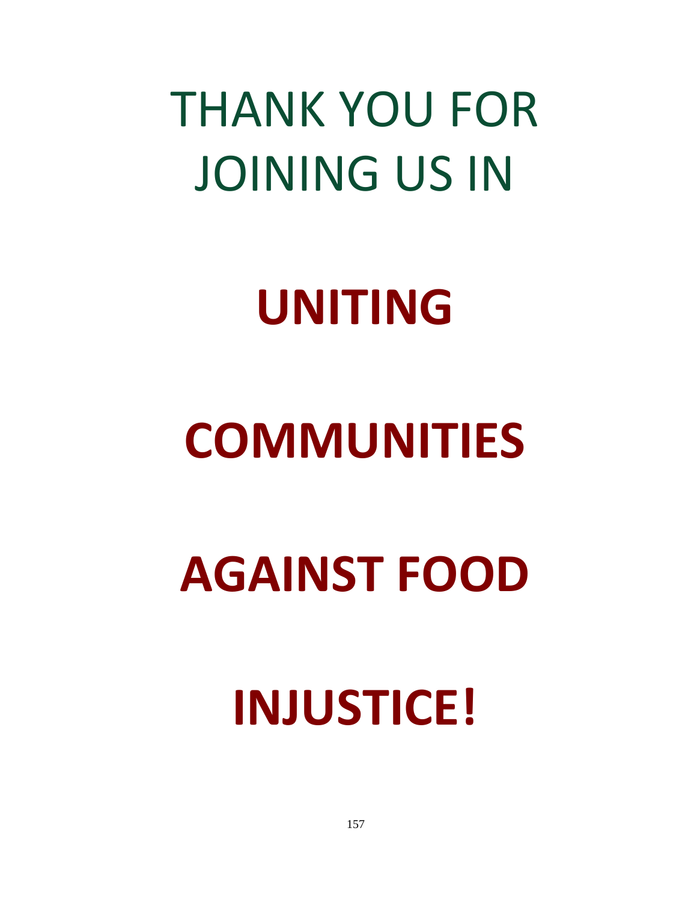# THANK YOU FOR JOINING US IN

# **UNITING**

# **COMMUNITIES**

# **AGAINST FOOD**

# **INJUSTICE!**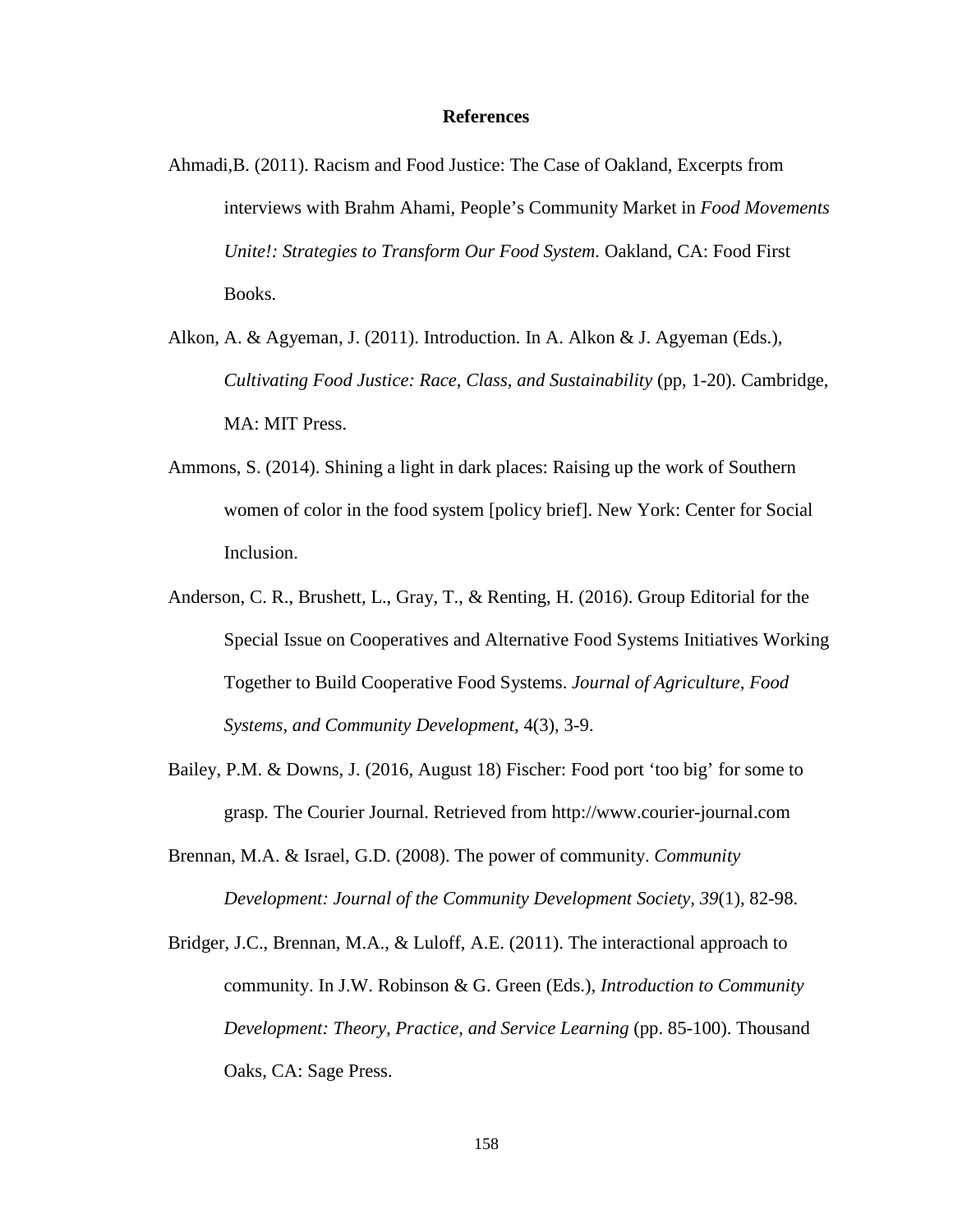# References

Ahmadi,B. (2011). Racism and Food Justice: The Case of Oakland, Excerpts from interviews with Brahm Ahami, People's Community Market in *Food Movements Unite!: Strategies to Transform Our Food System*. Oakland, CA: Food First Books.

Alkon, A. & Agyeman, J. (2011). Introduction. In A. Alkon & J. Agyeman (Eds.), *Cultivating Food Justice: Race, Class, and Sustainability* (pp, 1-20). Cambridge, MA: MIT Press.

Ammons, S. (2014). Shining a light in dark places: Raising up the work of Southern women of color in the food system [policy brief]. New York: Center for Social Inclusion.

Anderson, C. R., Brushett, L., Gray, T., & Renting, H. (2016). Group Editorial for the Special Issue on Cooperatives and Alternative Food Systems Initiatives Working Together to Build Cooperative Food Systems. *Journal of Agriculture, Food Systems, and Community Development*, 4(3), 3-9.

Bailey, P.M. & Downs, J. (2016, August 18) Fischer: Food port 'too big' for some to grasp. The Courier Journal. Retrieved from http://www.courier-journal.com

Brennan, M.A. & Israel, G.D. (2008). The power of community. *Community Development: Journal of the Community Development Society, 39*(1), 82-98.

Bridger, J.C., Brennan, M.A., & Luloff, A.E. (2011). The interactional approach to community. In J.W. Robinson & G. Green (Eds.), *Introduction to Community Development: Theory, Practice, and Service Learning* (pp. 85-100). Thousand Oaks, CA: Sage Press.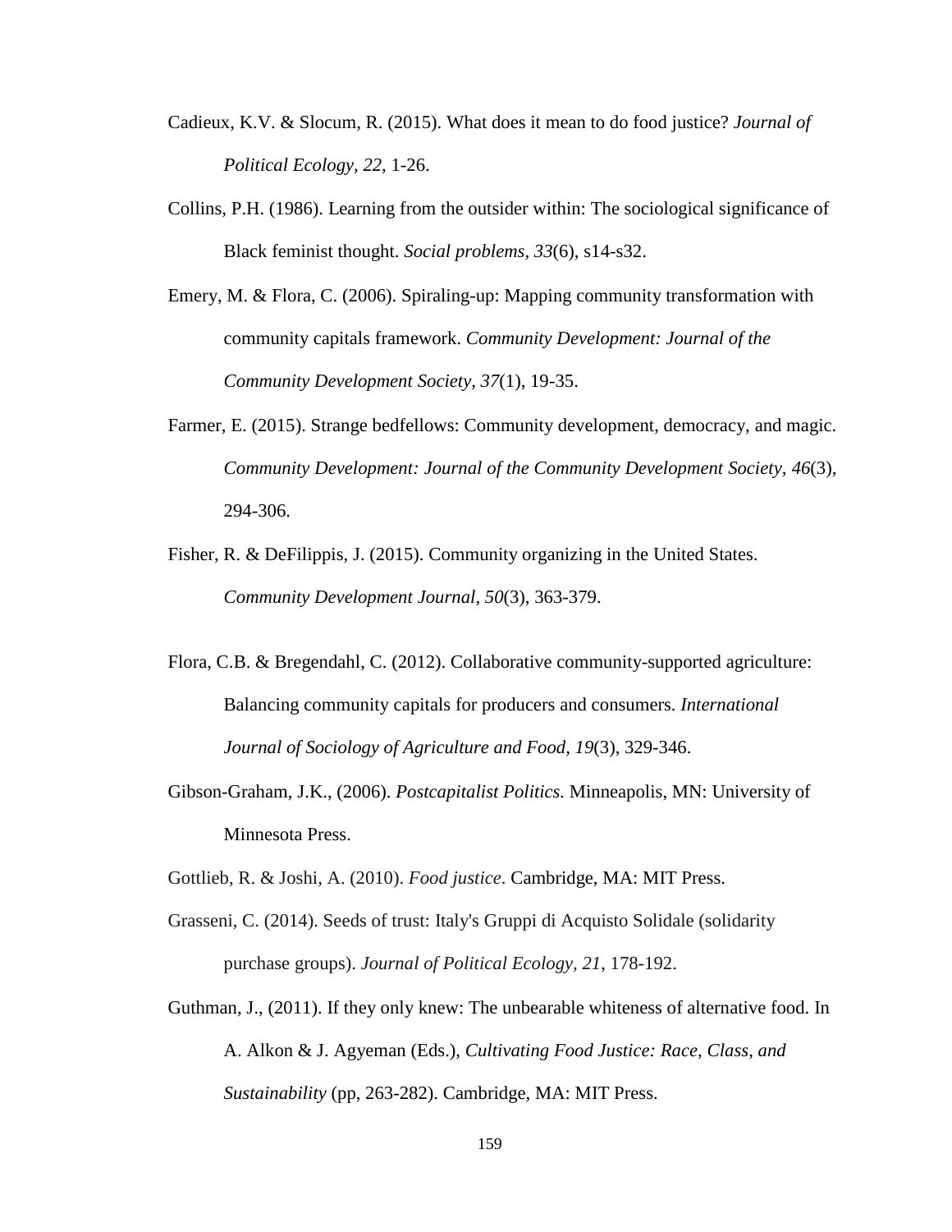Cadieux, K.V. & Slocum, R. (2015). What does it mean to do food justice? *Journal of Political Ecology, 22,* 1-26.

Collins, P.H. (1986). Learning from the outsider within: The sociological significance of Black feminist thought. *Social problems*, *33*(6), s14-s32.

Emery, M. & Flora, C. (2006). Spiraling-up: Mapping community transformation with community capitals framework. *Community Development: Journal of the Community Development Society*, *37*(1), 19-35.

Farmer, E. (2015). Strange bedfellows: Community development, democracy, and magic. *Community Development: Journal of the Community Development Society, 46*(3), 294-306.

Fisher, R. & DeFilippis, J. (2015). Community organizing in the United States. *Community Development Journal*, *50*(3), 363-379.

Flora, C.B. & Bregendahl, C. (2012). Collaborative community-supported agriculture: Balancing community capitals for producers and consumers. *International Journal of Sociology of Agriculture and Food, 19*(3), 329-346.

Gibson-Graham, J.K., (2006). *Postcapitalist Politics.* Minneapolis, MN: University of Minnesota Press.

Gottlieb, R. & Joshi, A. (2010). *Food justice*. Cambridge, MA: MIT Press.

Grasseni, C. (2014). Seeds of trust: Italy's Gruppi di Acquisto Solidale (solidarity purchase groups). *Journal of Political Ecology*, *21*, 178-192.

Guthman, J., (2011). If they only knew: The unbearable whiteness of alternative food. In A. Alkon & J. Agyeman (Eds.), *Cultivating Food Justice: Race, Class, and Sustainability* (pp, 263-282). Cambridge, MA: MIT Press.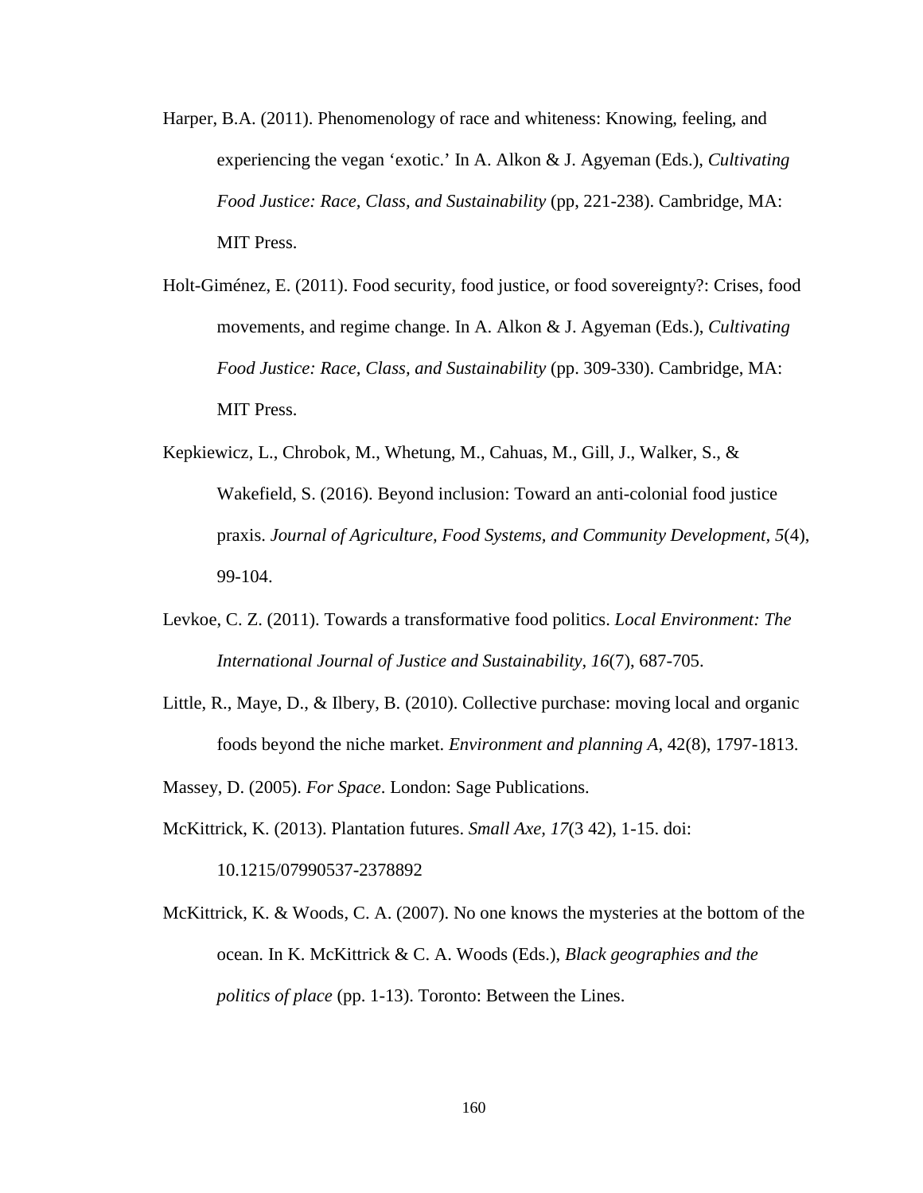Harper, B.A. (2011). Phenomenology of race and whiteness: Knowing, feeling, and experiencing the vegan 'exotic.' In A. Alkon & J. Agyeman (Eds.), *Cultivating Food Justice: Race, Class, and Sustainability* (pp, 221-238). Cambridge, MA: MIT Press.

Holt-Giménez, E. (2011). Food security, food justice, or food sovereignty?: Crises, food movements, and regime change. In A. Alkon & J. Agyeman (Eds.), *Cultivating Food Justice: Race, Class, and Sustainability* (pp. 309-330). Cambridge, MA: MIT Press.

Kepkiewicz, L., Chrobok, M., Whetung, M., Cahuas, M., Gill, J., Walker, S., & Wakefield, S. (2016). Beyond inclusion: Toward an anti-colonial food justice praxis. *Journal of Agriculture, Food Systems, and Community Development, 5*(4), 99-104.

Levkoe, C. Z. (2011). Towards a transformative food politics. *Local Environment: The International Journal of Justice and Sustainability, 16*(7), 687-705.

Little, R., Maye, D., & Ilbery, B. (2010). Collective purchase: moving local and organic foods beyond the niche market. *Environment and planning A*, 42(8), 1797-1813.

Massey, D. (2005). *For Space*. London: Sage Publications.

McKittrick, K. (2013). Plantation futures. *Small Axe, 17*(3 42), 1-15. doi: 10.1215/07990537-2378892

McKittrick, K. & Woods, C. A. (2007). No one knows the mysteries at the bottom of the ocean. In K. McKittrick & C. A. Woods (Eds.), *Black geographies and the politics of place* (pp. 1-13). Toronto: Between the Lines.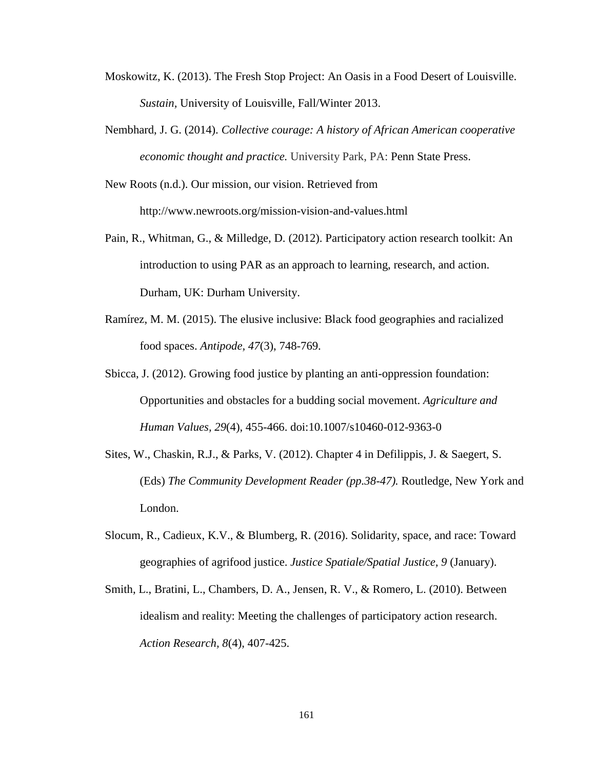Moskowitz, K. (2013). The Fresh Stop Project: An Oasis in a Food Desert of Louisville. *Sustain*, University of Louisville, Fall/Winter 2013.

Nembhard, J. G. (2014). *Collective courage: A history of African American cooperative economic thought and practice.* University Park, PA: Penn State Press.

New Roots (n.d.). Our mission, our vision. Retrieved from http://www.newroots.org/mission-vision-and-values.html

Pain, R., Whitman, G., & Milledge, D. (2012). Participatory action research toolkit: An introduction to using PAR as an approach to learning, research, and action. Durham, UK: Durham University.

Ramírez, M. M. (2015). The elusive inclusive: Black food geographies and racialized food spaces. *Antipode, 47*(3), 748-769.

Sbicca, J. (2012). Growing food justice by planting an anti-oppression foundation: Opportunities and obstacles for a budding social movement. *Agriculture and Human Values, 29*(4), 455-466. doi:10.1007/s10460-012-9363-0

Sites, W., Chaskin, R.J., & Parks, V. (2012). Chapter 4 in Defilippis, J. & Saegert, S. (Eds) *The Community Development Reader (pp.38-47).* Routledge, New York and London.

Slocum, R., Cadieux, K.V., & Blumberg, R. (2016). Solidarity, space, and race: Toward geographies of agrifood justice. *Justice Spatiale/Spatial Justice, 9* (January).

Smith, L., Bratini, L., Chambers, D. A., Jensen, R. V., & Romero, L. (2010). Between idealism and reality: Meeting the challenges of participatory action research. *Action Research, 8*(4), 407-425.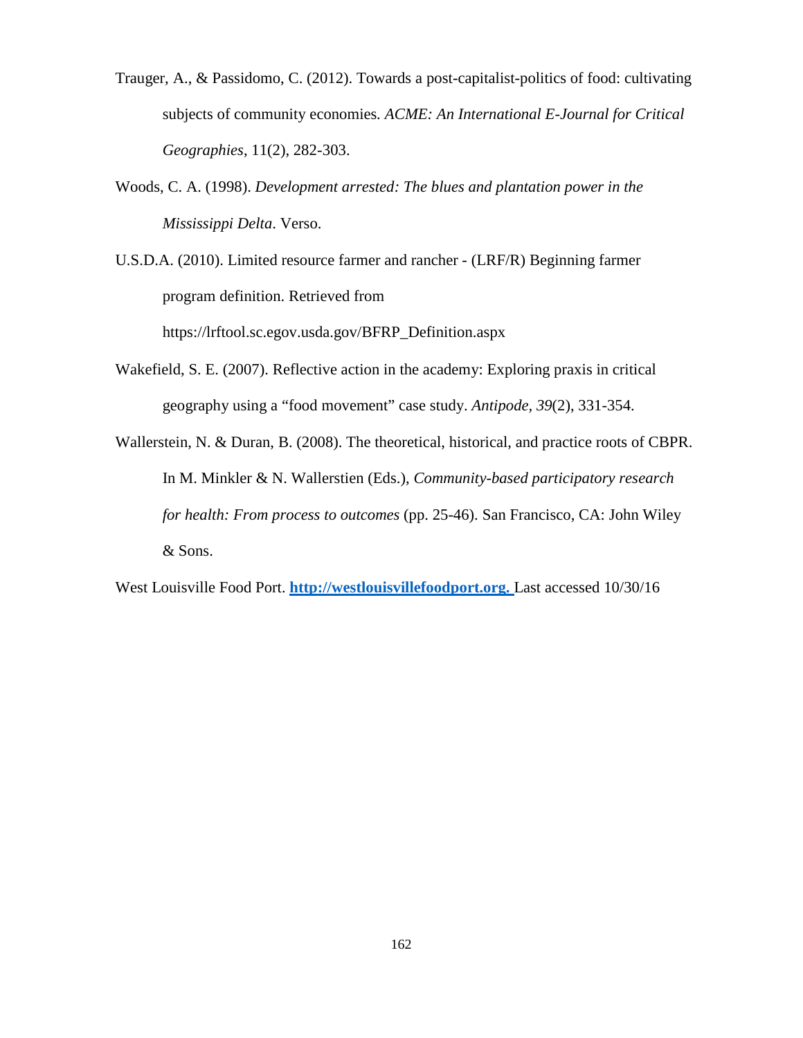Trauger, A., & Passidomo, C. (2012). Towards a post-capitalist-politics of food: cultivating subjects of community economies. *ACME: An International E-Journal for Critical Geographies*, 11(2), 282-303.

Woods, C. A. (1998). *Development arrested: The blues and plantation power in the Mississippi Delta*. Verso.

U.S.D.A. (2010). Limited resource farmer and rancher - (LRF/R) Beginning farmer program definition. Retrieved from https://lrftool.sc.egov.usda.gov/BFRP_Definition.aspx

Wakefield, S. E. (2007). Reflective action in the academy: Exploring praxis in critical geography using a "food movement" case study. *Antipode, 39*(2), 331-354.

Wallerstein, N. & Duran, B. (2008). The theoretical, historical, and practice roots of CBPR. In M. Minkler & N. Wallerstien (Eds.), *Community-based participatory research for health: From process to outcomes* (pp. 25-46). San Francisco, CA: John Wiley & Sons.

West Louisville Food Port. **http://westlouisvillefoodport.org.** Last accessed 10/30/16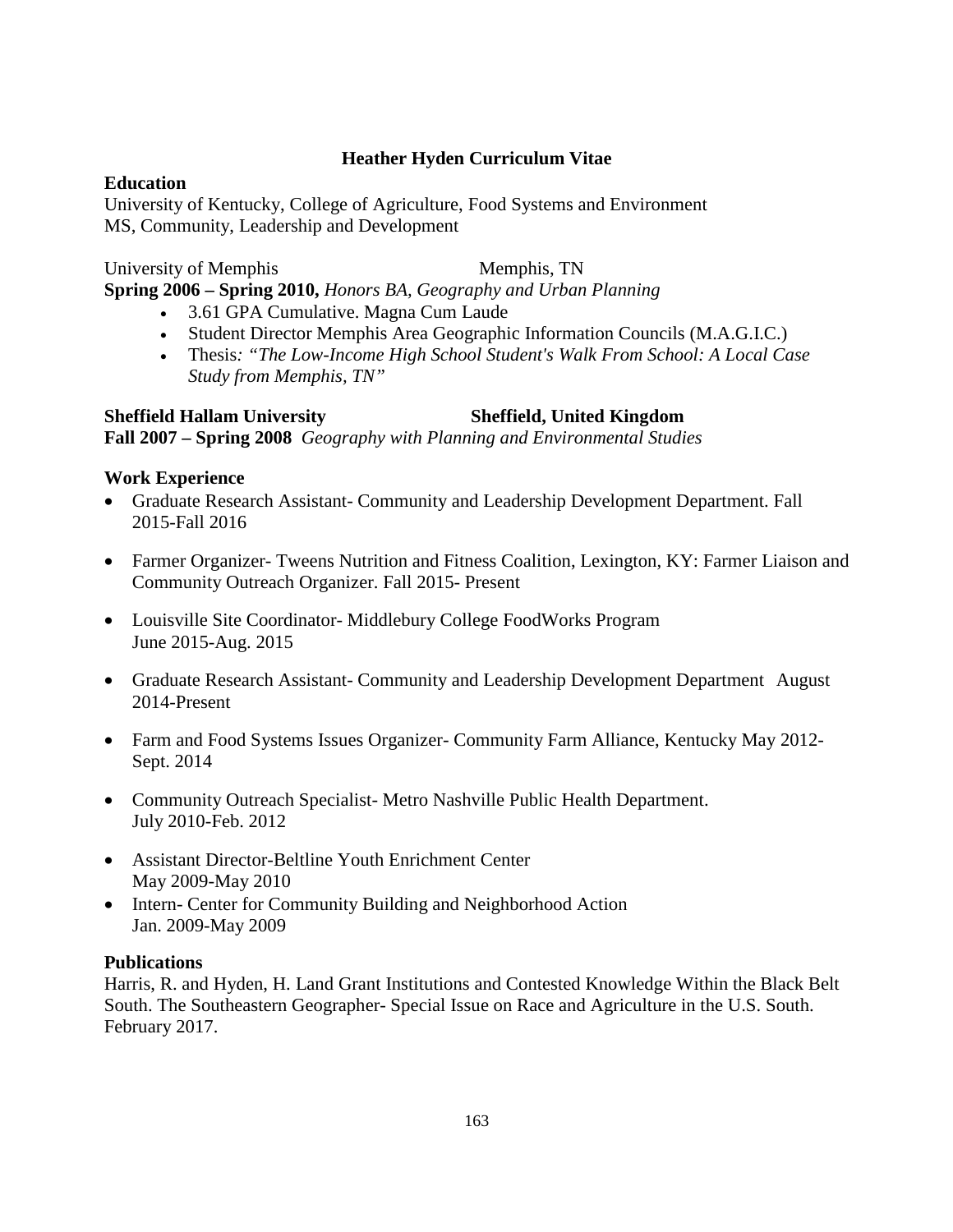# Heather Hyden Curriculum Vitae

## Education

University of Kentucky, College of Agriculture, Food Systems and Environment
MS, Community, Leadership and Development

University of Memphis Memphis, TN
**Spring 2006 – Spring 2010,** *Honors BA, Geography and Urban Planning*

- 3.61 GPA Cumulative. Magna Cum Laude
- Student Director Memphis Area Geographic Information Councils (M.A.G.I.C.)
- Thesis*: "The Low-Income High School Student's Walk From School: A Local Case Study from Memphis, TN"*

**Sheffield Hallam University Sheffield, United Kingdom**
**Fall 2007 – Spring 2008** *Geography with Planning and Environmental Studies*

## Work Experience

- Graduate Research Assistant- Community and Leadership Development Department. Fall 2015-Fall 2016
- Farmer Organizer- Tweens Nutrition and Fitness Coalition, Lexington, KY: Farmer Liaison and Community Outreach Organizer. Fall 2015- Present
- Louisville Site Coordinator- Middlebury College FoodWorks Program June 2015-Aug. 2015
- Graduate Research Assistant- Community and Leadership Development Department August 2014-Present
- Farm and Food Systems Issues Organizer- Community Farm Alliance, Kentucky May 2012-Sept. 2014
- Community Outreach Specialist- Metro Nashville Public Health Department. July 2010-Feb. 2012
- Assistant Director-Beltline Youth Enrichment Center May 2009-May 2010
- Intern- Center for Community Building and Neighborhood Action Jan. 2009-May 2009

## Publications

Harris, R. and Hyden, H. Land Grant Institutions and Contested Knowledge Within the Black Belt South. The Southeastern Geographer- Special Issue on Race and Agriculture in the U.S. South. February 2017.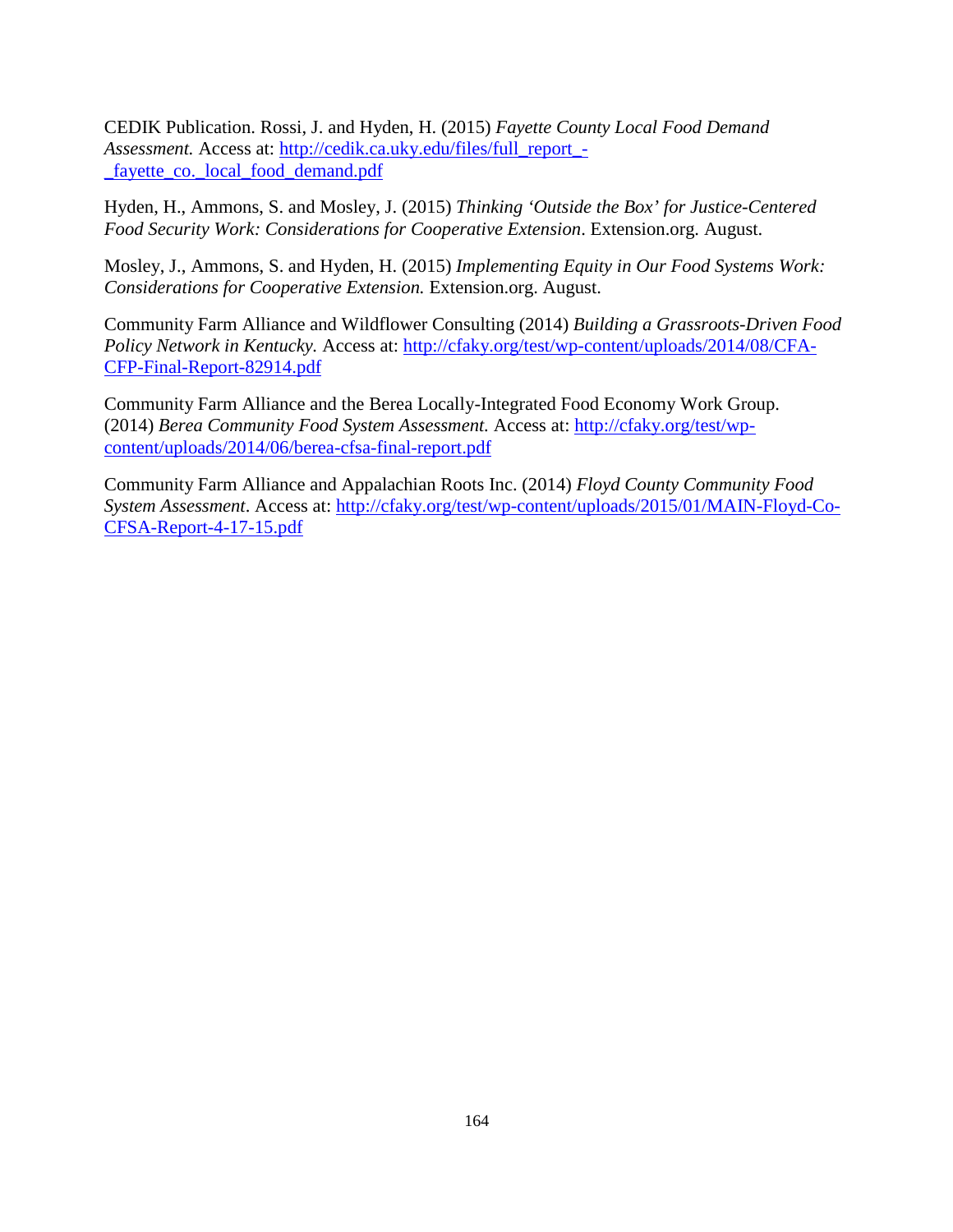CEDIK Publication. Rossi, J. and Hyden, H. (2015) *Fayette County Local Food Demand Assessment.* Access at: http://cedik.ca.uky.edu/files/full_report_-_fayette_co._local_food_demand.pdf

Hyden, H., Ammons, S. and Mosley, J. (2015) *Thinking 'Outside the Box' for Justice-Centered Food Security Work: Considerations for Cooperative Extension*. Extension.org. August.

Mosley, J., Ammons, S. and Hyden, H. (2015) *Implementing Equity in Our Food Systems Work: Considerations for Cooperative Extension.* Extension.org. August.

Community Farm Alliance and Wildflower Consulting (2014) *Building a Grassroots-Driven Food Policy Network in Kentucky.* Access at: http://cfaky.org/test/wp-content/uploads/2014/08/CFA-CFP-Final-Report-82914.pdf

Community Farm Alliance and the Berea Locally-Integrated Food Economy Work Group. (2014) *Berea Community Food System Assessment.* Access at: http://cfaky.org/test/wp-content/uploads/2014/06/berea-cfsa-final-report.pdf

Community Farm Alliance and Appalachian Roots Inc. (2014) *Floyd County Community Food System Assessment*. Access at: http://cfaky.org/test/wp-content/uploads/2015/01/MAIN-Floyd-Co-CFSA-Report-4-17-15.pdf